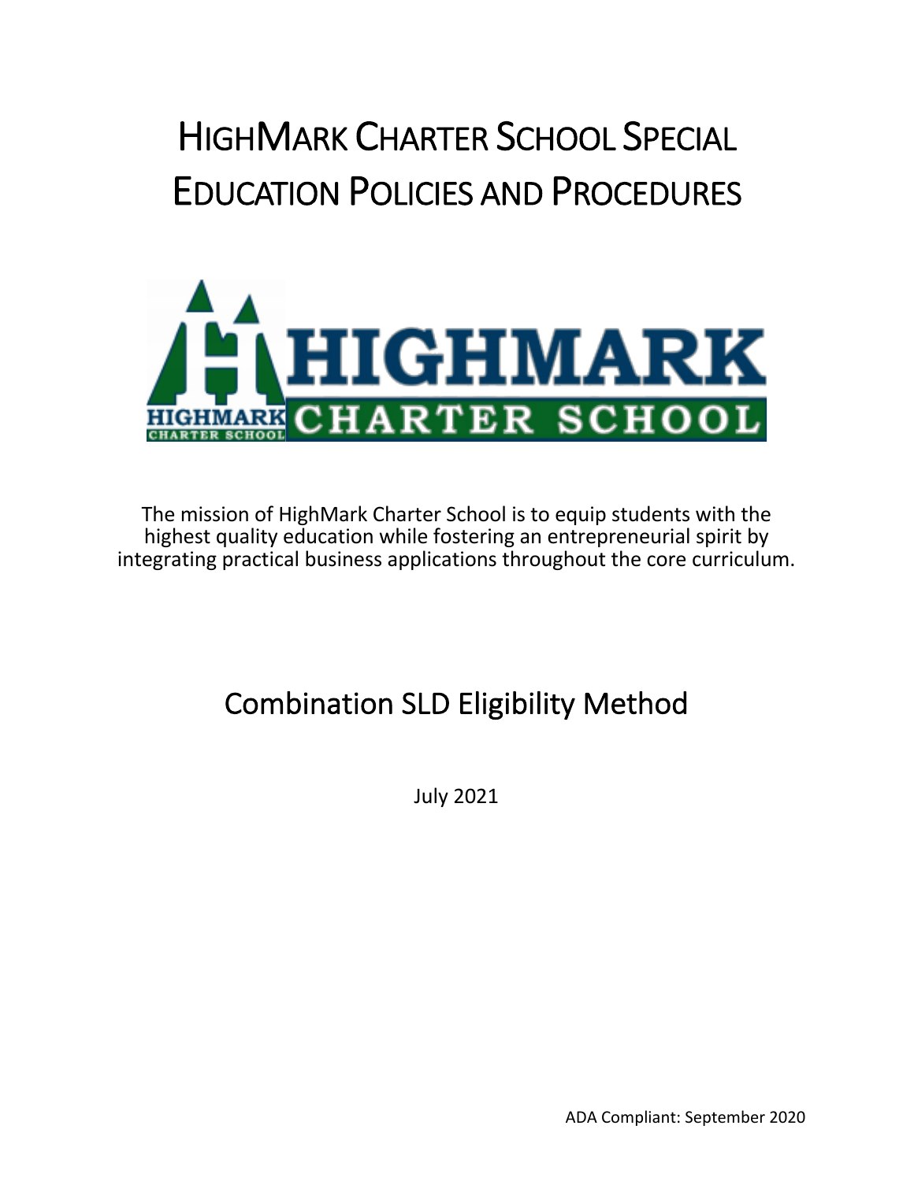# HighMark Charter School Special Education Policies and Procedures

The mission of HighMark Charter School is to equip students with the highest quality education while fostering an entrepreneurial spirit by integrating practical business applications throughout the core curriculum.

## Combination SLD Eligibility Method

July 2021

ADA Compliant: September 2020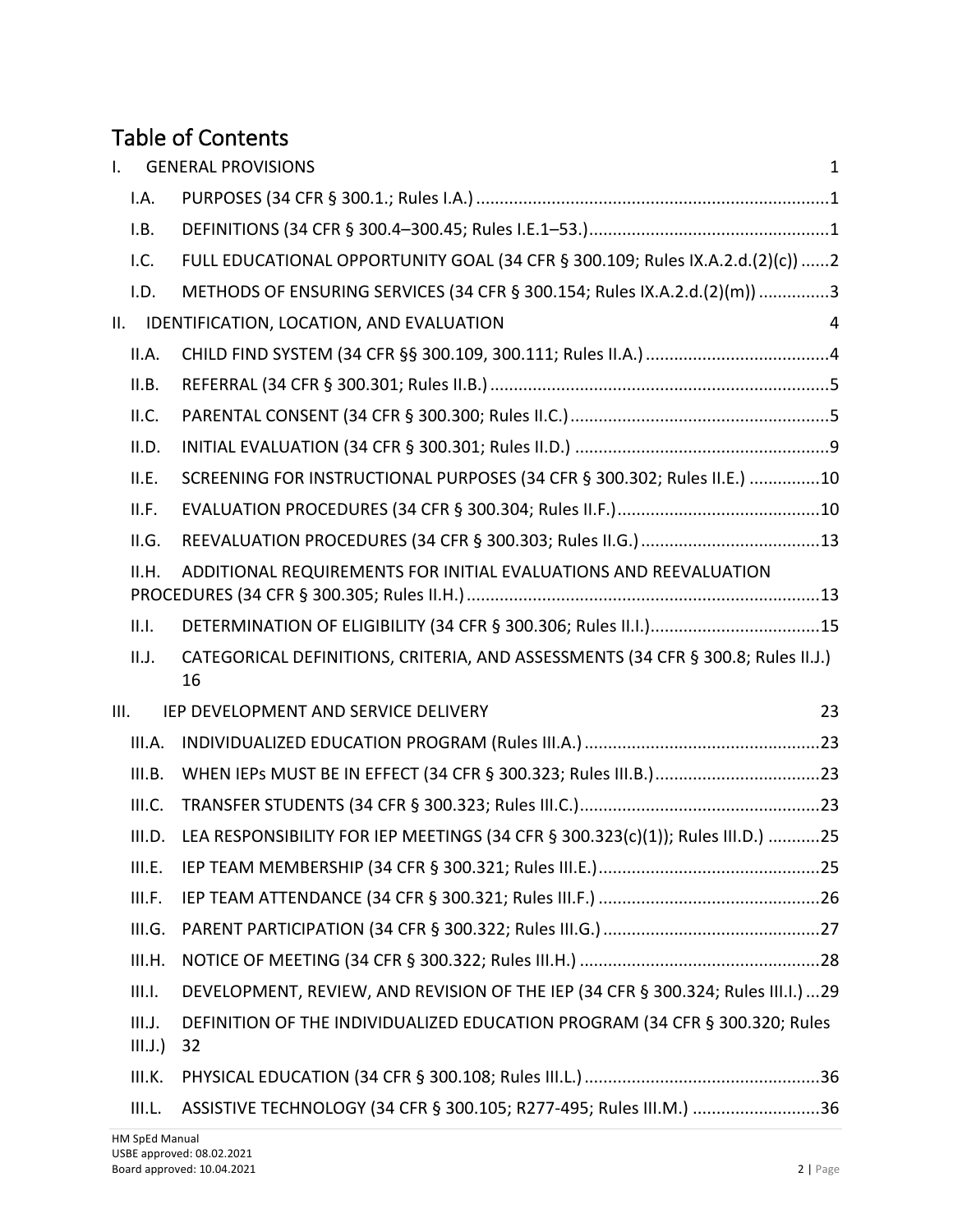# Table of Contents

I. GENERAL PROVISIONS 1

- I.A. PURPOSES (34 CFR § 300.1.; Rules I.A.) ....................1
- I.B. DEFINITIONS (34 CFR § 300.4–300.45; Rules I.E.1–53.) ....................1
- I.C. FULL EDUCATIONAL OPPORTUNITY GOAL (34 CFR § 300.109; Rules IX.A.2.d.(2)(c)) ......2
- I.D. METHODS OF ENSURING SERVICES (34 CFR § 300.154; Rules IX.A.2.d.(2)(m)) ..............3

II. IDENTIFICATION, LOCATION, AND EVALUATION 4

- II.A. CHILD FIND SYSTEM (34 CFR §§ 300.109, 300.111; Rules II.A.) ....................4
- II.B. REFERRAL (34 CFR § 300.301; Rules II.B.) ....................5
- II.C. PARENTAL CONSENT (34 CFR § 300.300; Rules II.C.) ....................5
- II.D. INITIAL EVALUATION (34 CFR § 300.301; Rules II.D.) ....................9
- II.E. SCREENING FOR INSTRUCTIONAL PURPOSES (34 CFR § 300.302; Rules II.E.) ..............10
- II.F. EVALUATION PROCEDURES (34 CFR § 300.304; Rules II.F.) ....................10
- II.G. REEVALUATION PROCEDURES (34 CFR § 300.303; Rules II.G.) ....................13
- II.H. ADDITIONAL REQUIREMENTS FOR INITIAL EVALUATIONS AND REEVALUATION PROCEDURES (34 CFR § 300.305; Rules II.H.) ....................13
- II.I. DETERMINATION OF ELIGIBILITY (34 CFR § 300.306; Rules II.I.) ....................15
- II.J. CATEGORICAL DEFINITIONS, CRITERIA, AND ASSESSMENTS (34 CFR § 300.8; Rules II.J.) 16

III. IEP DEVELOPMENT AND SERVICE DELIVERY 23

- III.A. INDIVIDUALIZED EDUCATION PROGRAM (Rules III.A.) ....................23
- III.B. WHEN IEPs MUST BE IN EFFECT (34 CFR § 300.323; Rules III.B.) ....................23
- III.C. TRANSFER STUDENTS (34 CFR § 300.323; Rules III.C.) ....................23
- III.D. LEA RESPONSIBILITY FOR IEP MEETINGS (34 CFR § 300.323(c)(1)); Rules III.D.) ...........25
- III.E. IEP TEAM MEMBERSHIP (34 CFR § 300.321; Rules III.E.) ....................25
- III.F. IEP TEAM ATTENDANCE (34 CFR § 300.321; Rules III.F.) ....................26
- III.G. PARENT PARTICIPATION (34 CFR § 300.322; Rules III.G.) ....................27
- III.H. NOTICE OF MEETING (34 CFR § 300.322; Rules III.H.) ....................28
- III.I. DEVELOPMENT, REVIEW, AND REVISION OF THE IEP (34 CFR § 300.324; Rules III.I.) ...29
- III.J. DEFINITION OF THE INDIVIDUALIZED EDUCATION PROGRAM (34 CFR § 300.320; Rules III.J.) 32
- III.K. PHYSICAL EDUCATION (34 CFR § 300.108; Rules III.L.) ....................36
- III.L. ASSISTIVE TECHNOLOGY (34 CFR § 300.105; R277-495; Rules III.M.) ...........................36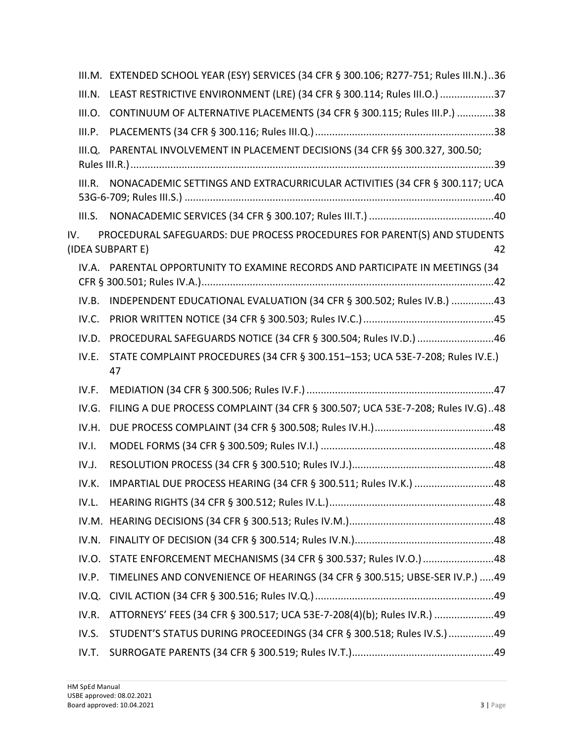III.M. EXTENDED SCHOOL YEAR (ESY) SERVICES (34 CFR § 300.106; R277-751; Rules III.N.)..36

III.N. LEAST RESTRICTIVE ENVIRONMENT (LRE) (34 CFR § 300.114; Rules III.O.)...................37

III.O. CONTINUUM OF ALTERNATIVE PLACEMENTS (34 CFR § 300.115; Rules III.P.) .............38

III.P. PLACEMENTS (34 CFR § 300.116; Rules III.Q.)...............................................................38

III.Q. PARENTAL INVOLVEMENT IN PLACEMENT DECISIONS (34 CFR §§ 300.327, 300.50; Rules III.R.)...............................................................................................................................39

III.R. NONACADEMIC SETTINGS AND EXTRACURRICULAR ACTIVITIES (34 CFR § 300.117; UCA 53G-6-709; Rules III.S.) ............................................................................................................40

III.S. NONACADEMIC SERVICES (34 CFR § 300.107; Rules III.T.) ............................................40

IV. PROCEDURAL SAFEGUARDS: DUE PROCESS PROCEDURES FOR PARENT(S) AND STUDENTS (IDEA SUBPART E) 42

IV.A. PARENTAL OPPORTUNITY TO EXAMINE RECORDS AND PARTICIPATE IN MEETINGS (34 CFR § 300.501; Rules IV.A.).......................................................................................................42

IV.B. INDEPENDENT EDUCATIONAL EVALUATION (34 CFR § 300.502; Rules IV.B.) ...............43

IV.C. PRIOR WRITTEN NOTICE (34 CFR § 300.503; Rules IV.C.)..............................................45

IV.D. PROCEDURAL SAFEGUARDS NOTICE (34 CFR § 300.504; Rules IV.D.)...........................46

IV.E. STATE COMPLAINT PROCEDURES (34 CFR § 300.151–153; UCA 53E-7-208; Rules IV.E.) 47

IV.F. MEDIATION (34 CFR § 300.506; Rules IV.F.)..................................................................47

IV.G. FILING A DUE PROCESS COMPLAINT (34 CFR § 300.507; UCA 53E-7-208; Rules IV.G)..48

IV.H. DUE PROCESS COMPLAINT (34 CFR § 300.508; Rules IV.H.)..........................................48

IV.I. MODEL FORMS (34 CFR § 300.509; Rules IV.I.) .............................................................48

IV.J. RESOLUTION PROCESS (34 CFR § 300.510; Rules IV.J.)..................................................48

IV.K. IMPARTIAL DUE PROCESS HEARING (34 CFR § 300.511; Rules IV.K.) ............................48

IV.L. HEARING RIGHTS (34 CFR § 300.512; Rules IV.L.)..........................................................48

IV.M. HEARING DECISIONS (34 CFR § 300.513; Rules IV.M.)...................................................48

IV.N. FINALITY OF DECISION (34 CFR § 300.514; Rules IV.N.).................................................48

IV.O. STATE ENFORCEMENT MECHANISMS (34 CFR § 300.537; Rules IV.O.).........................48

IV.P. TIMELINES AND CONVENIENCE OF HEARINGS (34 CFR § 300.515; UBSE-SER IV.P.) .....49

IV.Q. CIVIL ACTION (34 CFR § 300.516; Rules IV.Q.)...............................................................49

IV.R. ATTORNEYS' FEES (34 CFR § 300.517; UCA 53E-7-208(4)(b); Rules IV.R.) .....................49

IV.S. STUDENT'S STATUS DURING PROCEEDINGS (34 CFR § 300.518; Rules IV.S.)................49

IV.T. SURROGATE PARENTS (34 CFR § 300.519; Rules IV.T.)..................................................49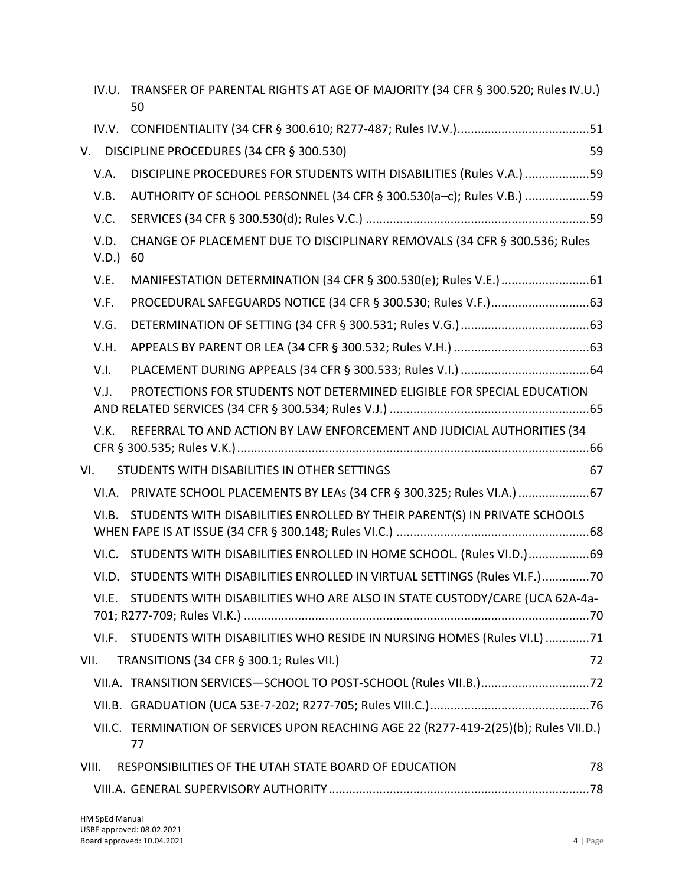IV.U. TRANSFER OF PARENTAL RIGHTS AT AGE OF MAJORITY (34 CFR § 300.520; Rules IV.U.) 50

IV.V. CONFIDENTIALITY (34 CFR § 300.610; R277-487; Rules IV.V.) ....... 51

V. DISCIPLINE PROCEDURES (34 CFR § 300.530) 59

V.A. DISCIPLINE PROCEDURES FOR STUDENTS WITH DISABILITIES (Rules V.A.) ....... 59

V.B. AUTHORITY OF SCHOOL PERSONNEL (34 CFR § 300.530(a–c); Rules V.B.) ....... 59

V.C. SERVICES (34 CFR § 300.530(d); Rules V.C.) ....... 59

V.D. CHANGE OF PLACEMENT DUE TO DISCIPLINARY REMOVALS (34 CFR § 300.536; Rules V.D.) 60

V.E. MANIFESTATION DETERMINATION (34 CFR § 300.530(e); Rules V.E.) ....... 61

V.F. PROCEDURAL SAFEGUARDS NOTICE (34 CFR § 300.530; Rules V.F.) ....... 63

V.G. DETERMINATION OF SETTING (34 CFR § 300.531; Rules V.G.) ....... 63

V.H. APPEALS BY PARENT OR LEA (34 CFR § 300.532; Rules V.H.) ....... 63

V.I. PLACEMENT DURING APPEALS (34 CFR § 300.533; Rules V.I.) ....... 64

V.J. PROTECTIONS FOR STUDENTS NOT DETERMINED ELIGIBLE FOR SPECIAL EDUCATION AND RELATED SERVICES (34 CFR § 300.534; Rules V.J.) ....... 65

V.K. REFERRAL TO AND ACTION BY LAW ENFORCEMENT AND JUDICIAL AUTHORITIES (34 CFR § 300.535; Rules V.K.) ....... 66

VI. STUDENTS WITH DISABILITIES IN OTHER SETTINGS 67

VI.A. PRIVATE SCHOOL PLACEMENTS BY LEAs (34 CFR § 300.325; Rules VI.A.) ....... 67

VI.B. STUDENTS WITH DISABILITIES ENROLLED BY THEIR PARENT(S) IN PRIVATE SCHOOLS WHEN FAPE IS AT ISSUE (34 CFR § 300.148; Rules VI.C.) ....... 68

VI.C. STUDENTS WITH DISABILITIES ENROLLED IN HOME SCHOOL. (Rules VI.D.) ....... 69

VI.D. STUDENTS WITH DISABILITIES ENROLLED IN VIRTUAL SETTINGS (Rules VI.F.) ....... 70

VI.E. STUDENTS WITH DISABILITIES WHO ARE ALSO IN STATE CUSTODY/CARE (UCA 62A-4a-701; R277-709; Rules VI.K.) ....... 70

VI.F. STUDENTS WITH DISABILITIES WHO RESIDE IN NURSING HOMES (Rules VI.L) ....... 71

VII. TRANSITIONS (34 CFR § 300.1; Rules VII.) 72

VII.A. TRANSITION SERVICES—SCHOOL TO POST-SCHOOL (Rules VII.B.) ....... 72

VII.B. GRADUATION (UCA 53E-7-202; R277-705; Rules VIII.C.) ....... 76

VII.C. TERMINATION OF SERVICES UPON REACHING AGE 22 (R277-419-2(25)(b); Rules VII.D.) 77

VIII. RESPONSIBILITIES OF THE UTAH STATE BOARD OF EDUCATION 78

VIII.A. GENERAL SUPERVISORY AUTHORITY ....... 78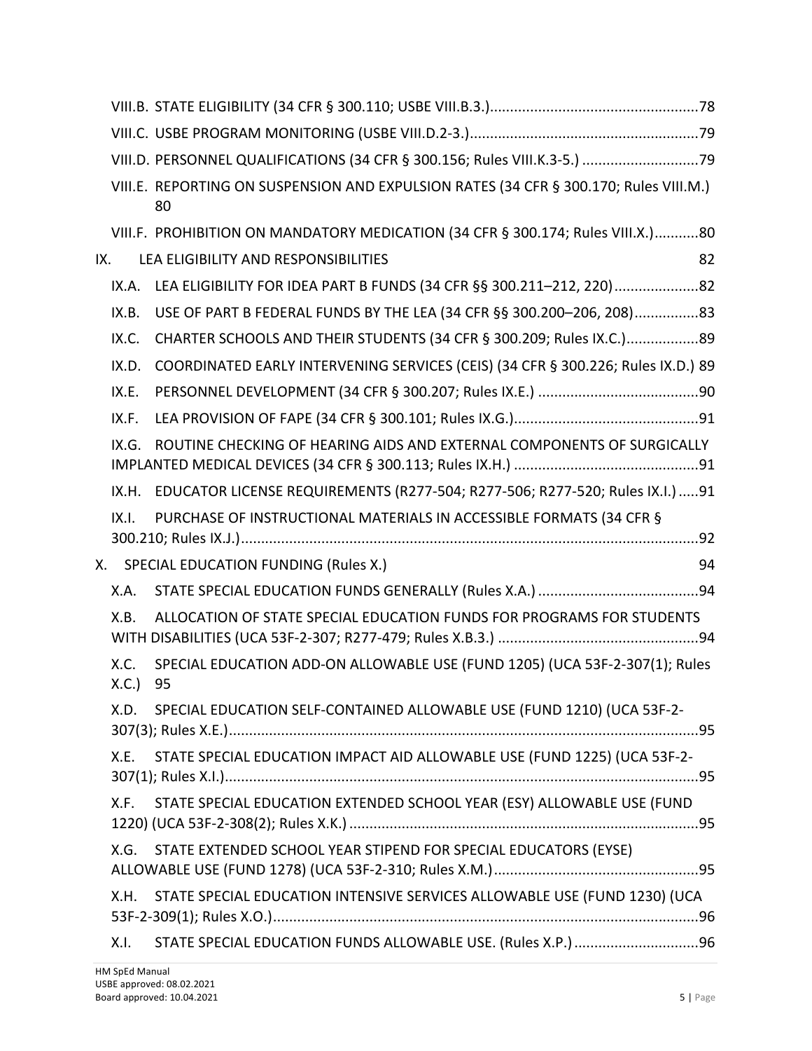VIII.B. STATE ELIGIBILITY (34 CFR § 300.110; USBE VIII.B.3.) ....................................................78

VIII.C. USBE PROGRAM MONITORING (USBE VIII.D.2-3.) .........................................................79

VIII.D. PERSONNEL QUALIFICATIONS (34 CFR § 300.156; Rules VIII.K.3-5.) .............................79

VIII.E. REPORTING ON SUSPENSION AND EXPULSION RATES (34 CFR § 300.170; Rules VIII.M.) 80

VIII.F. PROHIBITION ON MANDATORY MEDICATION (34 CFR § 300.174; Rules VIII.X.) ...........80

IX. LEA ELIGIBILITY AND RESPONSIBILITIES 82

IX.A. LEA ELIGIBILITY FOR IDEA PART B FUNDS (34 CFR §§ 300.211–212, 220) .....................82

IX.B. USE OF PART B FEDERAL FUNDS BY THE LEA (34 CFR §§ 300.200–206, 208) ................83

IX.C. CHARTER SCHOOLS AND THEIR STUDENTS (34 CFR § 300.209; Rules IX.C.) ..................89

IX.D. COORDINATED EARLY INTERVENING SERVICES (CEIS) (34 CFR § 300.226; Rules IX.D.) 89

IX.E. PERSONNEL DEVELOPMENT (34 CFR § 300.207; Rules IX.E.) ........................................90

IX.F. LEA PROVISION OF FAPE (34 CFR § 300.101; Rules IX.G.) ..............................................91

IX.G. ROUTINE CHECKING OF HEARING AIDS AND EXTERNAL COMPONENTS OF SURGICALLY IMPLANTED MEDICAL DEVICES (34 CFR § 300.113; Rules IX.H.) ..............................................91

IX.H. EDUCATOR LICENSE REQUIREMENTS (R277-504; R277-506; R277-520; Rules IX.I.) .....91

IX.I. PURCHASE OF INSTRUCTIONAL MATERIALS IN ACCESSIBLE FORMATS (34 CFR § 300.210; Rules IX.J.) .................................................................................................................92

X. SPECIAL EDUCATION FUNDING (Rules X.) 94

X.A. STATE SPECIAL EDUCATION FUNDS GENERALLY (Rules X.A.) ........................................94

X.B. ALLOCATION OF STATE SPECIAL EDUCATION FUNDS FOR PROGRAMS FOR STUDENTS WITH DISABILITIES (UCA 53F-2-307; R277-479; Rules X.B.3.) ..................................................94

X.C. SPECIAL EDUCATION ADD-ON ALLOWABLE USE (FUND 1205) (UCA 53F-2-307(1); Rules X.C.) 95

X.D. SPECIAL EDUCATION SELF-CONTAINED ALLOWABLE USE (FUND 1210) (UCA 53F-2-307(3); Rules X.E.) .....................................................................................................................95

X.E. STATE SPECIAL EDUCATION IMPACT AID ALLOWABLE USE (FUND 1225) (UCA 53F-2-307(1); Rules X.I.) ......................................................................................................................95

X.F. STATE SPECIAL EDUCATION EXTENDED SCHOOL YEAR (ESY) ALLOWABLE USE (FUND 1220) (UCA 53F-2-308(2); Rules X.K.) .......................................................................................95

X.G. STATE EXTENDED SCHOOL YEAR STIPEND FOR SPECIAL EDUCATORS (EYSE) ALLOWABLE USE (FUND 1278) (UCA 53F-2-310; Rules X.M.) ...................................................95

X.H. STATE SPECIAL EDUCATION INTENSIVE SERVICES ALLOWABLE USE (FUND 1230) (UCA 53F-2-309(1); Rules X.O.) ..........................................................................................................96

X.I. STATE SPECIAL EDUCATION FUNDS ALLOWABLE USE. (Rules X.P.) ...............................96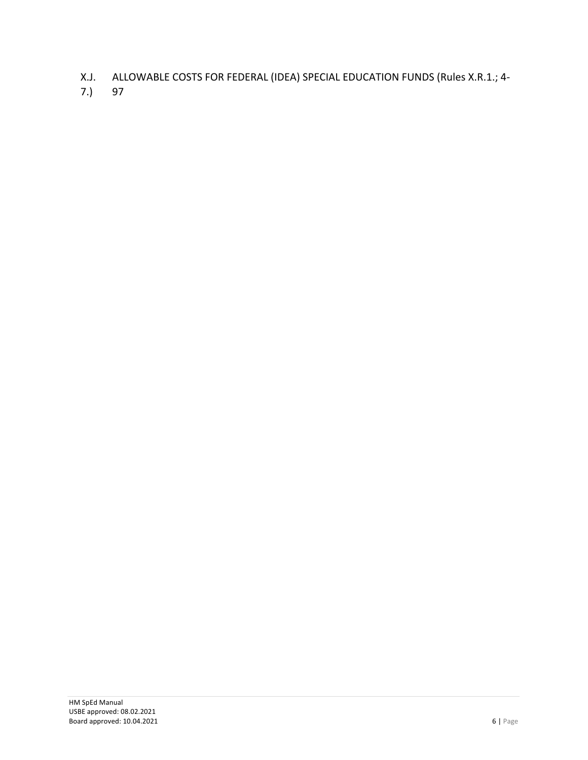X.J. ALLOWABLE COSTS FOR FEDERAL (IDEA) SPECIAL EDUCATION FUNDS (Rules X.R.1.; 4-7.) 97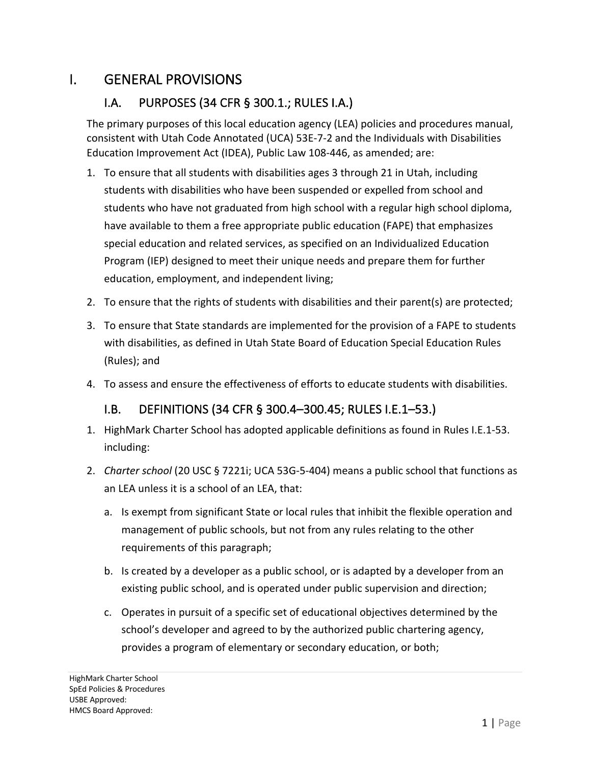# I. GENERAL PROVISIONS

## I.A. PURPOSES (34 CFR § 300.1.; RULES I.A.)

The primary purposes of this local education agency (LEA) policies and procedures manual, consistent with Utah Code Annotated (UCA) 53E-7-2 and the Individuals with Disabilities Education Improvement Act (IDEA), Public Law 108-446, as amended; are:

1. To ensure that all students with disabilities ages 3 through 21 in Utah, including students with disabilities who have been suspended or expelled from school and students who have not graduated from high school with a regular high school diploma, have available to them a free appropriate public education (FAPE) that emphasizes special education and related services, as specified on an Individualized Education Program (IEP) designed to meet their unique needs and prepare them for further education, employment, and independent living;
2. To ensure that the rights of students with disabilities and their parent(s) are protected;
3. To ensure that State standards are implemented for the provision of a FAPE to students with disabilities, as defined in Utah State Board of Education Special Education Rules (Rules); and
4. To assess and ensure the effectiveness of efforts to educate students with disabilities.

## I.B. DEFINITIONS (34 CFR § 300.4–300.45; RULES I.E.1–53.)

1. HighMark Charter School has adopted applicable definitions as found in Rules I.E.1-53. including:
2. *Charter school* (20 USC § 7221i; UCA 53G-5-404) means a public school that functions as an LEA unless it is a school of an LEA, that:
   a. Is exempt from significant State or local rules that inhibit the flexible operation and management of public schools, but not from any rules relating to the other requirements of this paragraph;
   b. Is created by a developer as a public school, or is adapted by a developer from an existing public school, and is operated under public supervision and direction;
   c. Operates in pursuit of a specific set of educational objectives determined by the school's developer and agreed to by the authorized public chartering agency, provides a program of elementary or secondary education, or both;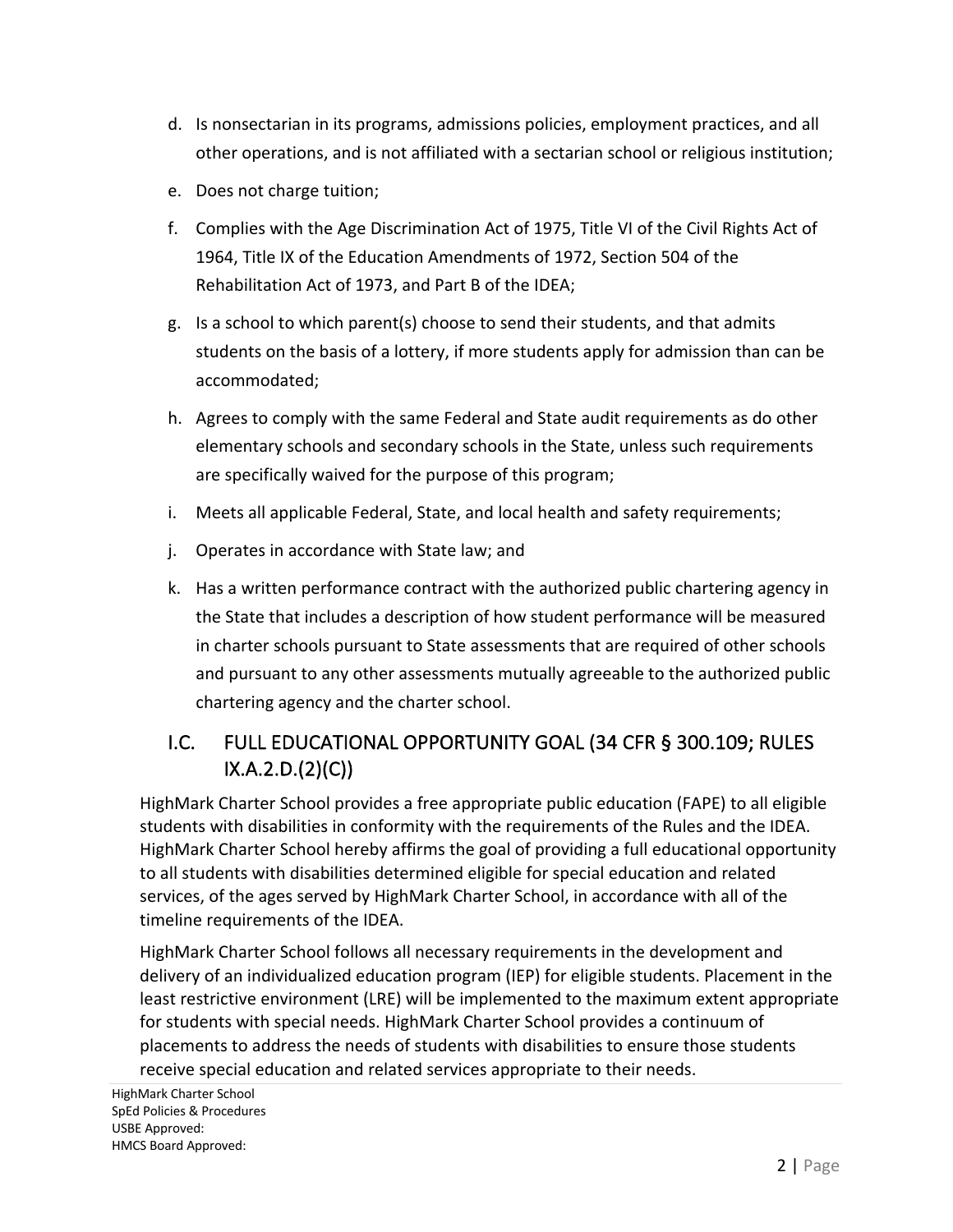d. Is nonsectarian in its programs, admissions policies, employment practices, and all other operations, and is not affiliated with a sectarian school or religious institution;

e. Does not charge tuition;

f. Complies with the Age Discrimination Act of 1975, Title VI of the Civil Rights Act of 1964, Title IX of the Education Amendments of 1972, Section 504 of the Rehabilitation Act of 1973, and Part B of the IDEA;

g. Is a school to which parent(s) choose to send their students, and that admits students on the basis of a lottery, if more students apply for admission than can be accommodated;

h. Agrees to comply with the same Federal and State audit requirements as do other elementary schools and secondary schools in the State, unless such requirements are specifically waived for the purpose of this program;

i. Meets all applicable Federal, State, and local health and safety requirements;

j. Operates in accordance with State law; and

k. Has a written performance contract with the authorized public chartering agency in the State that includes a description of how student performance will be measured in charter schools pursuant to State assessments that are required of other schools and pursuant to any other assessments mutually agreeable to the authorized public chartering agency and the charter school.

## I.C. FULL EDUCATIONAL OPPORTUNITY GOAL (34 CFR § 300.109; RULES IX.A.2.D.(2)(C))

HighMark Charter School provides a free appropriate public education (FAPE) to all eligible students with disabilities in conformity with the requirements of the Rules and the IDEA. HighMark Charter School hereby affirms the goal of providing a full educational opportunity to all students with disabilities determined eligible for special education and related services, of the ages served by HighMark Charter School, in accordance with all of the timeline requirements of the IDEA.

HighMark Charter School follows all necessary requirements in the development and delivery of an individualized education program (IEP) for eligible students. Placement in the least restrictive environment (LRE) will be implemented to the maximum extent appropriate for students with special needs. HighMark Charter School provides a continuum of placements to address the needs of students with disabilities to ensure those students receive special education and related services appropriate to their needs.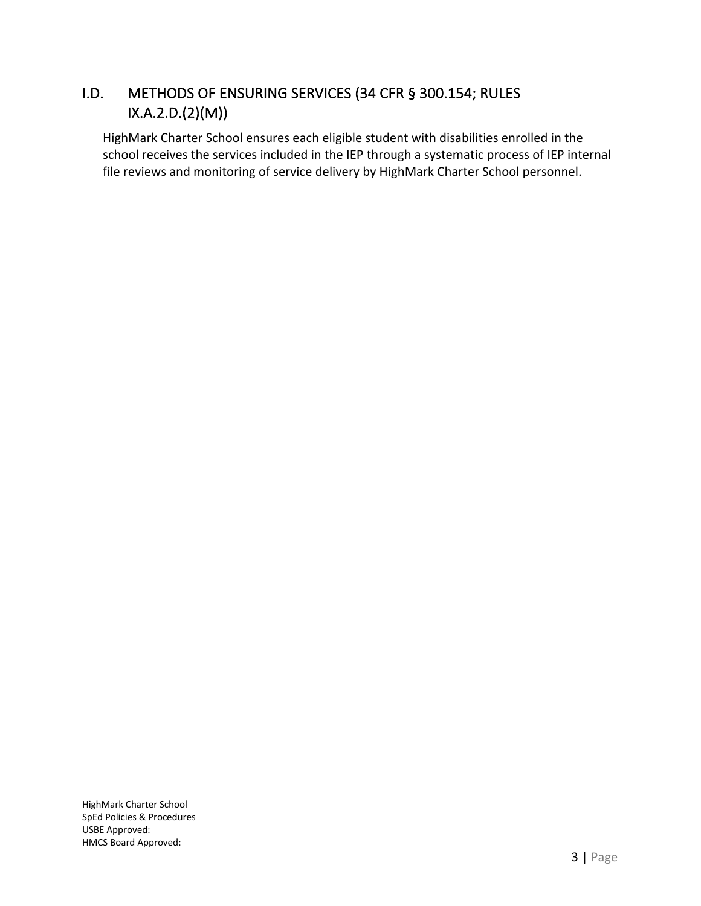## I.D. METHODS OF ENSURING SERVICES (34 CFR § 300.154; RULES IX.A.2.D.(2)(M))

HighMark Charter School ensures each eligible student with disabilities enrolled in the school receives the services included in the IEP through a systematic process of IEP internal file reviews and monitoring of service delivery by HighMark Charter School personnel.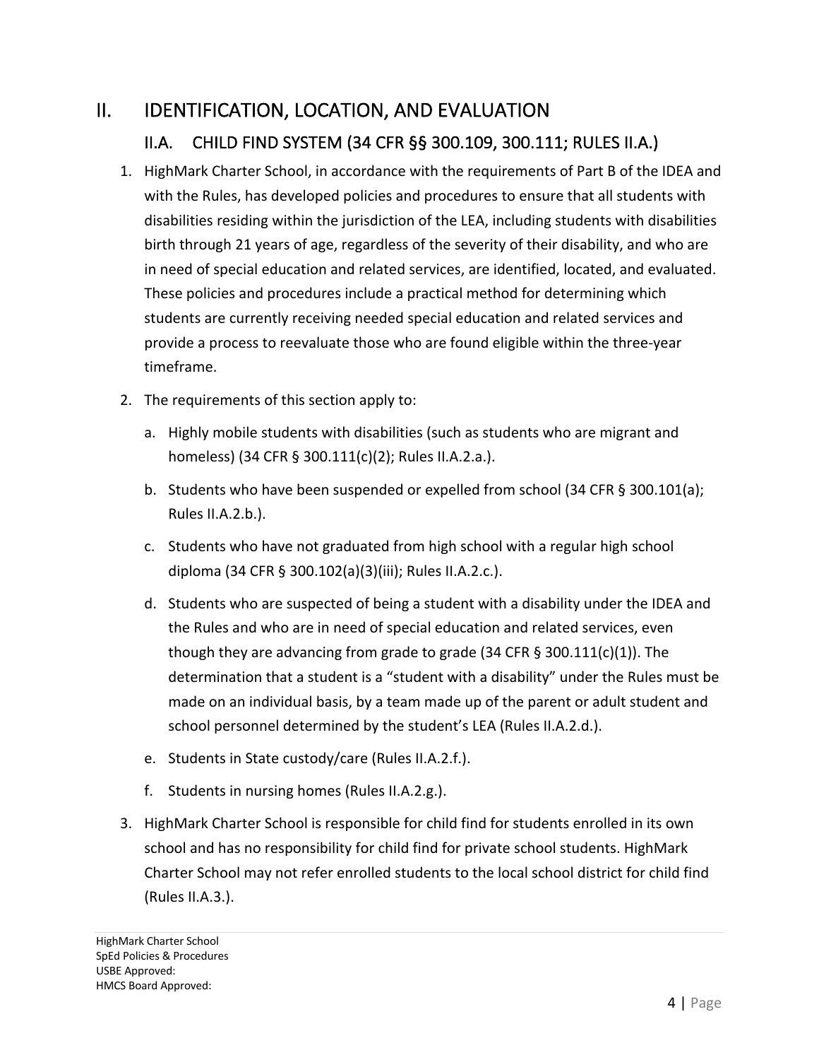# II. IDENTIFICATION, LOCATION, AND EVALUATION

## II.A. CHILD FIND SYSTEM (34 CFR §§ 300.109, 300.111; RULES II.A.)

1. HighMark Charter School, in accordance with the requirements of Part B of the IDEA and with the Rules, has developed policies and procedures to ensure that all students with disabilities residing within the jurisdiction of the LEA, including students with disabilities birth through 21 years of age, regardless of the severity of their disability, and who are in need of special education and related services, are identified, located, and evaluated. These policies and procedures include a practical method for determining which students are currently receiving needed special education and related services and provide a process to reevaluate those who are found eligible within the three-year timeframe.

2. The requirements of this section apply to:

   a. Highly mobile students with disabilities (such as students who are migrant and homeless) (34 CFR § 300.111(c)(2); Rules II.A.2.a.).

   b. Students who have been suspended or expelled from school (34 CFR § 300.101(a); Rules II.A.2.b.).

   c. Students who have not graduated from high school with a regular high school diploma (34 CFR § 300.102(a)(3)(iii); Rules II.A.2.c.).

   d. Students who are suspected of being a student with a disability under the IDEA and the Rules and who are in need of special education and related services, even though they are advancing from grade to grade (34 CFR § 300.111(c)(1)). The determination that a student is a "student with a disability" under the Rules must be made on an individual basis, by a team made up of the parent or adult student and school personnel determined by the student's LEA (Rules II.A.2.d.).

   e. Students in State custody/care (Rules II.A.2.f.).

   f. Students in nursing homes (Rules II.A.2.g.).

3. HighMark Charter School is responsible for child find for students enrolled in its own school and has no responsibility for child find for private school students. HighMark Charter School may not refer enrolled students to the local school district for child find (Rules II.A.3.).

HighMark Charter School
SpEd Policies & Procedures
USBE Approved:
HMCS Board Approved: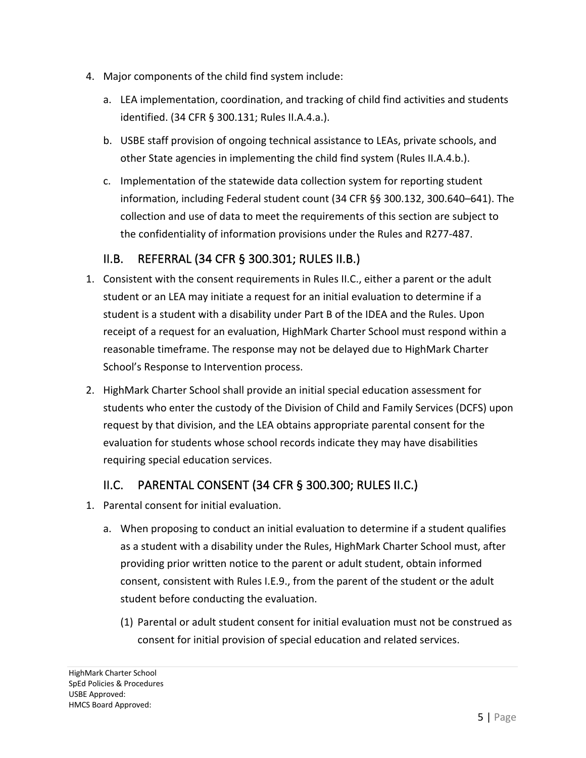4. Major components of the child find system include:
   a. LEA implementation, coordination, and tracking of child find activities and students identified. (34 CFR § 300.131; Rules II.A.4.a.).
   b. USBE staff provision of ongoing technical assistance to LEAs, private schools, and other State agencies in implementing the child find system (Rules II.A.4.b.).
   c. Implementation of the statewide data collection system for reporting student information, including Federal student count (34 CFR §§ 300.132, 300.640–641). The collection and use of data to meet the requirements of this section are subject to the confidentiality of information provisions under the Rules and R277-487.

## II.B. REFERRAL (34 CFR § 300.301; RULES II.B.)

1. Consistent with the consent requirements in Rules II.C., either a parent or the adult student or an LEA may initiate a request for an initial evaluation to determine if a student is a student with a disability under Part B of the IDEA and the Rules. Upon receipt of a request for an evaluation, HighMark Charter School must respond within a reasonable timeframe. The response may not be delayed due to HighMark Charter School's Response to Intervention process.
2. HighMark Charter School shall provide an initial special education assessment for students who enter the custody of the Division of Child and Family Services (DCFS) upon request by that division, and the LEA obtains appropriate parental consent for the evaluation for students whose school records indicate they may have disabilities requiring special education services.

## II.C. PARENTAL CONSENT (34 CFR § 300.300; RULES II.C.)

1. Parental consent for initial evaluation.
   a. When proposing to conduct an initial evaluation to determine if a student qualifies as a student with a disability under the Rules, HighMark Charter School must, after providing prior written notice to the parent or adult student, obtain informed consent, consistent with Rules I.E.9., from the parent of the student or the adult student before conducting the evaluation.
      (1) Parental or adult student consent for initial evaluation must not be construed as consent for initial provision of special education and related services.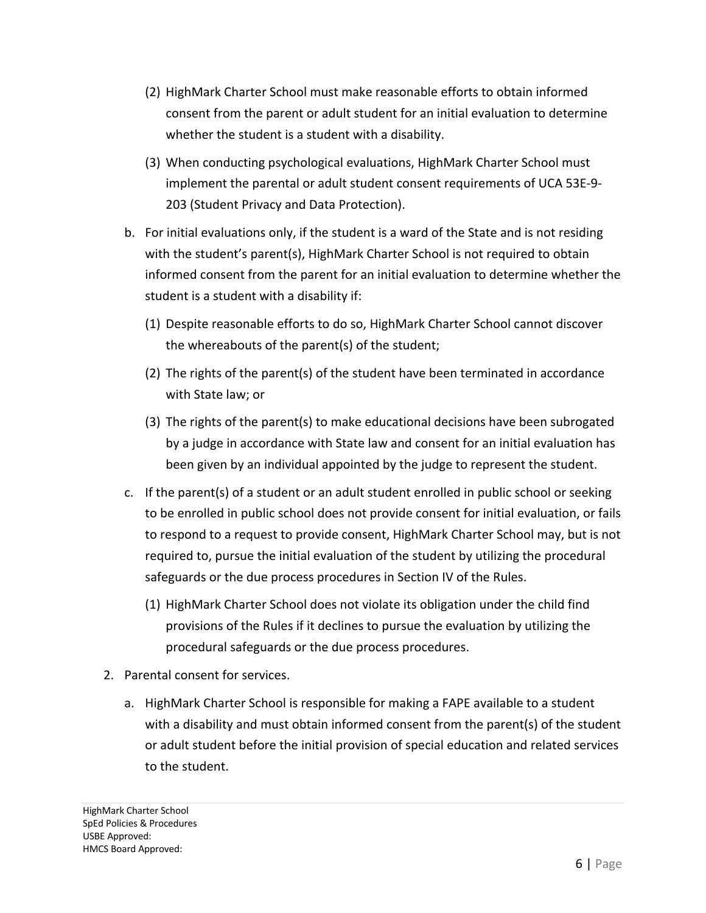(2) HighMark Charter School must make reasonable efforts to obtain informed consent from the parent or adult student for an initial evaluation to determine whether the student is a student with a disability.

(3) When conducting psychological evaluations, HighMark Charter School must implement the parental or adult student consent requirements of UCA 53E-9-203 (Student Privacy and Data Protection).

b. For initial evaluations only, if the student is a ward of the State and is not residing with the student's parent(s), HighMark Charter School is not required to obtain informed consent from the parent for an initial evaluation to determine whether the student is a student with a disability if:

(1) Despite reasonable efforts to do so, HighMark Charter School cannot discover the whereabouts of the parent(s) of the student;

(2) The rights of the parent(s) of the student have been terminated in accordance with State law; or

(3) The rights of the parent(s) to make educational decisions have been subrogated by a judge in accordance with State law and consent for an initial evaluation has been given by an individual appointed by the judge to represent the student.

c. If the parent(s) of a student or an adult student enrolled in public school or seeking to be enrolled in public school does not provide consent for initial evaluation, or fails to respond to a request to provide consent, HighMark Charter School may, but is not required to, pursue the initial evaluation of the student by utilizing the procedural safeguards or the due process procedures in Section IV of the Rules.

(1) HighMark Charter School does not violate its obligation under the child find provisions of the Rules if it declines to pursue the evaluation by utilizing the procedural safeguards or the due process procedures.

2. Parental consent for services.

a. HighMark Charter School is responsible for making a FAPE available to a student with a disability and must obtain informed consent from the parent(s) of the student or adult student before the initial provision of special education and related services to the student.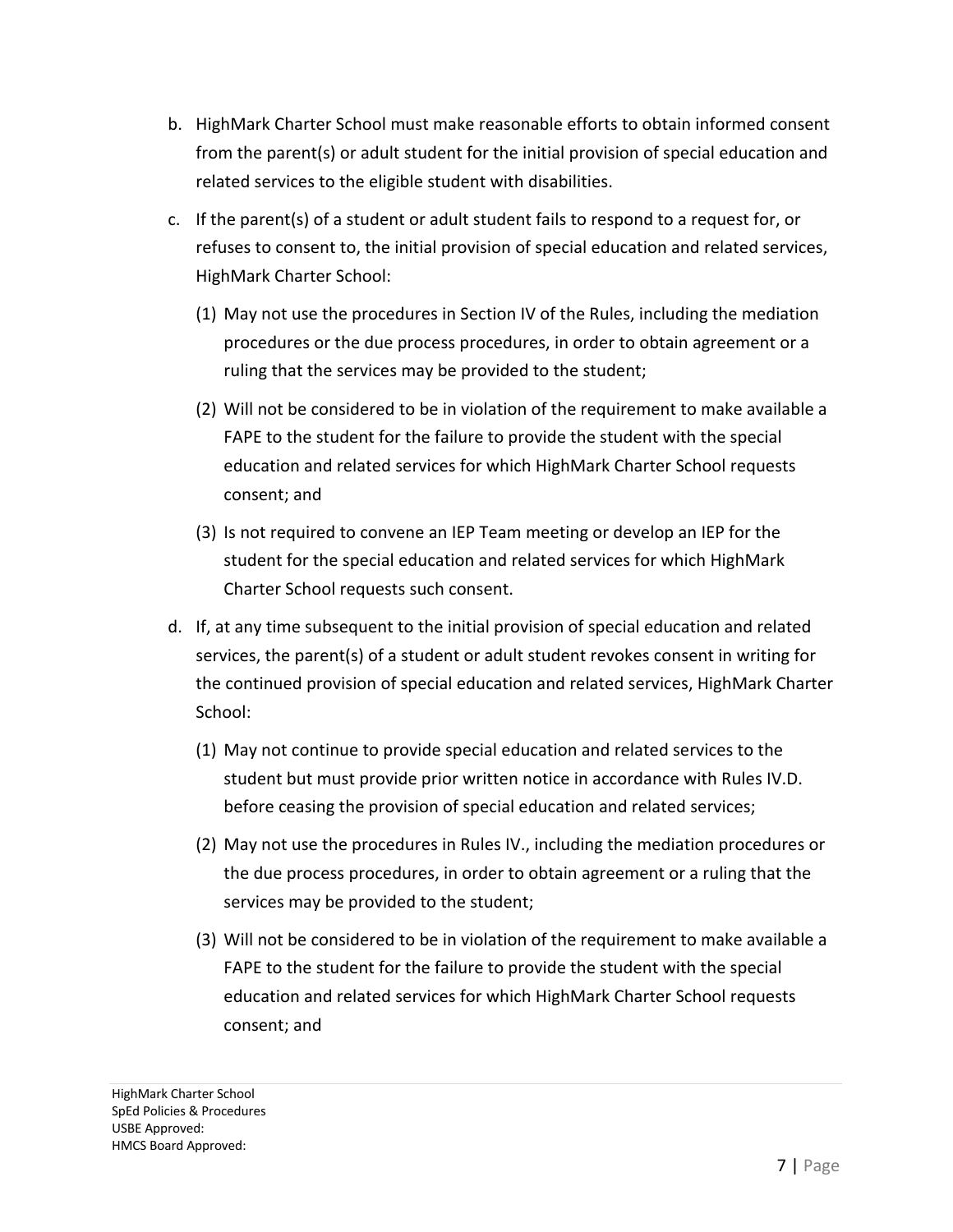b. HighMark Charter School must make reasonable efforts to obtain informed consent from the parent(s) or adult student for the initial provision of special education and related services to the eligible student with disabilities.

c. If the parent(s) of a student or adult student fails to respond to a request for, or refuses to consent to, the initial provision of special education and related services, HighMark Charter School:

   (1) May not use the procedures in Section IV of the Rules, including the mediation procedures or the due process procedures, in order to obtain agreement or a ruling that the services may be provided to the student;

   (2) Will not be considered to be in violation of the requirement to make available a FAPE to the student for the failure to provide the student with the special education and related services for which HighMark Charter School requests consent; and

   (3) Is not required to convene an IEP Team meeting or develop an IEP for the student for the special education and related services for which HighMark Charter School requests such consent.

d. If, at any time subsequent to the initial provision of special education and related services, the parent(s) of a student or adult student revokes consent in writing for the continued provision of special education and related services, HighMark Charter School:

   (1) May not continue to provide special education and related services to the student but must provide prior written notice in accordance with Rules IV.D. before ceasing the provision of special education and related services;

   (2) May not use the procedures in Rules IV., including the mediation procedures or the due process procedures, in order to obtain agreement or a ruling that the services may be provided to the student;

   (3) Will not be considered to be in violation of the requirement to make available a FAPE to the student for the failure to provide the student with the special education and related services for which HighMark Charter School requests consent; and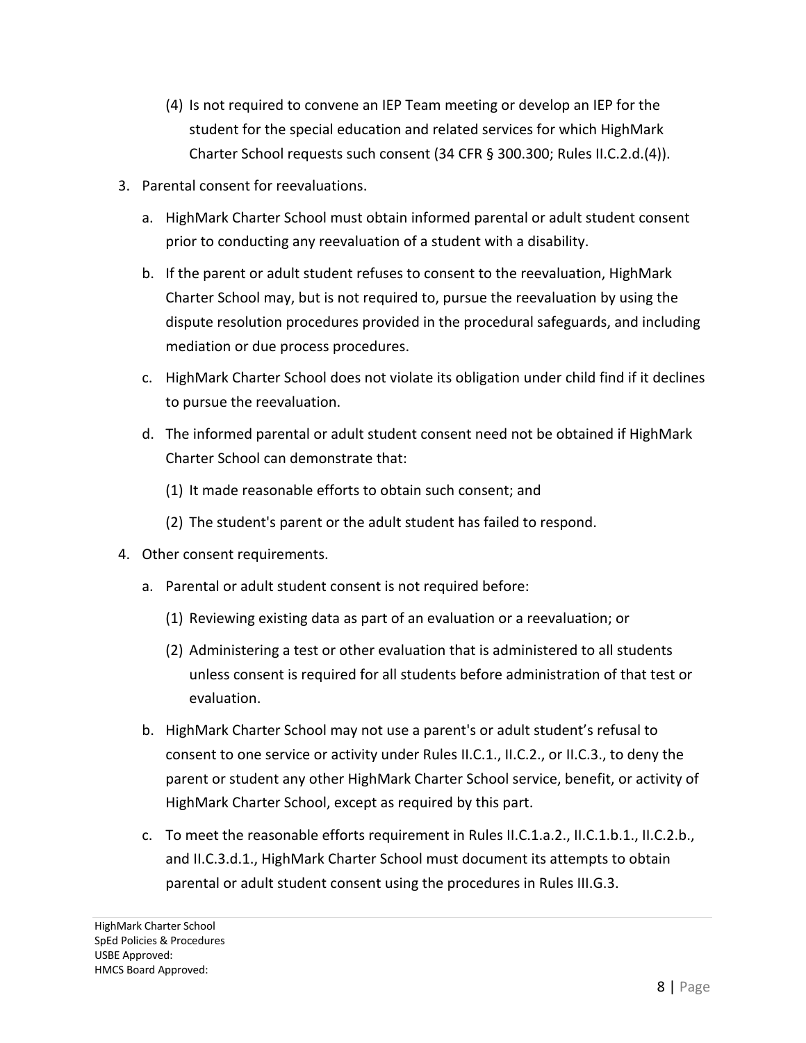(4) Is not required to convene an IEP Team meeting or develop an IEP for the student for the special education and related services for which HighMark Charter School requests such consent (34 CFR § 300.300; Rules II.C.2.d.(4)).

3. Parental consent for reevaluations.

   a. HighMark Charter School must obtain informed parental or adult student consent prior to conducting any reevaluation of a student with a disability.

   b. If the parent or adult student refuses to consent to the reevaluation, HighMark Charter School may, but is not required to, pursue the reevaluation by using the dispute resolution procedures provided in the procedural safeguards, and including mediation or due process procedures.

   c. HighMark Charter School does not violate its obligation under child find if it declines to pursue the reevaluation.

   d. The informed parental or adult student consent need not be obtained if HighMark Charter School can demonstrate that:

      (1) It made reasonable efforts to obtain such consent; and

      (2) The student's parent or the adult student has failed to respond.

4. Other consent requirements.

   a. Parental or adult student consent is not required before:

      (1) Reviewing existing data as part of an evaluation or a reevaluation; or

      (2) Administering a test or other evaluation that is administered to all students unless consent is required for all students before administration of that test or evaluation.

   b. HighMark Charter School may not use a parent's or adult student's refusal to consent to one service or activity under Rules II.C.1., II.C.2., or II.C.3., to deny the parent or student any other HighMark Charter School service, benefit, or activity of HighMark Charter School, except as required by this part.

   c. To meet the reasonable efforts requirement in Rules II.C.1.a.2., II.C.1b.b.1., II.C.2.b., and II.C.3.d.1., HighMark Charter School must document its attempts to obtain parental or adult student consent using the procedures in Rules III.G.3.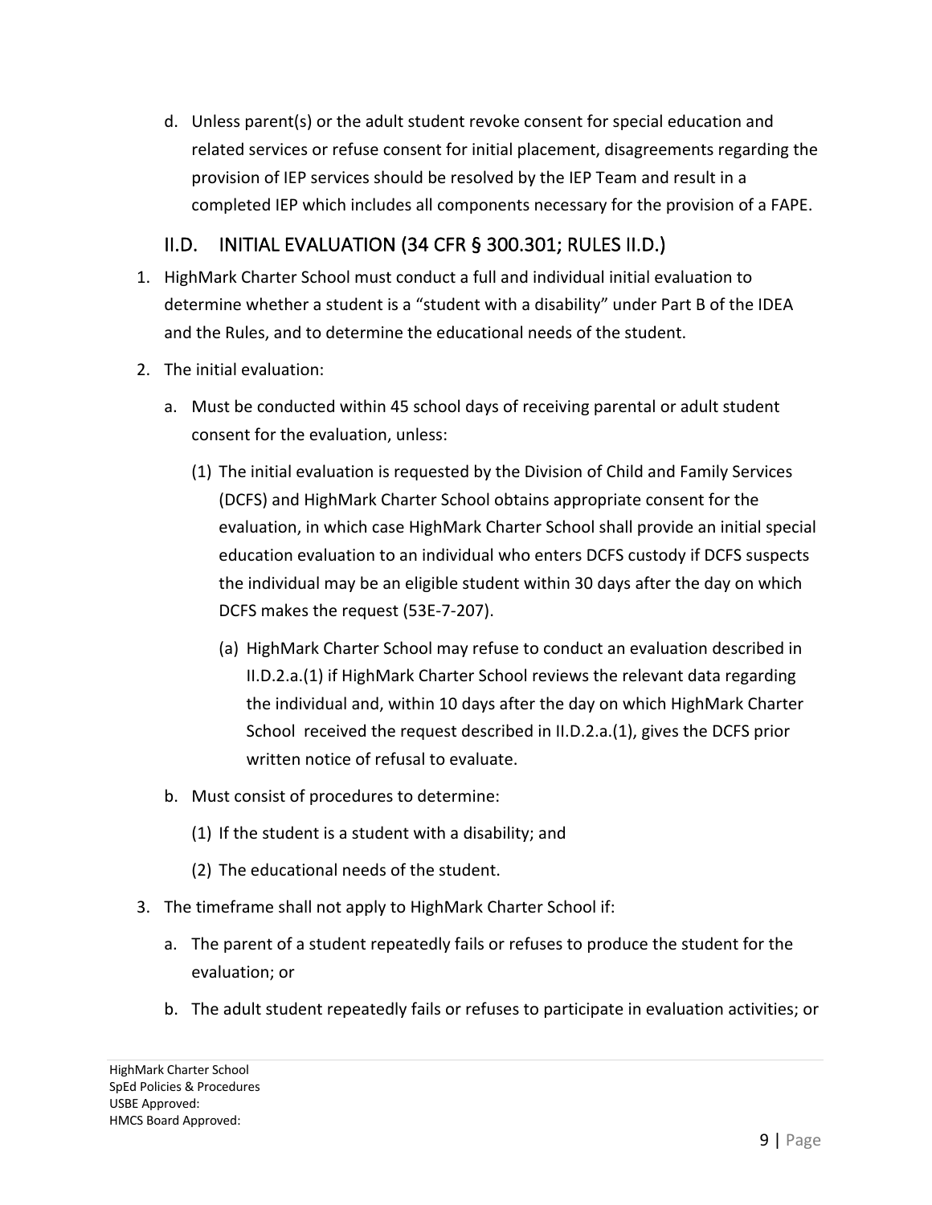d. Unless parent(s) or the adult student revoke consent for special education and related services or refuse consent for initial placement, disagreements regarding the provision of IEP services should be resolved by the IEP Team and result in a completed IEP which includes all components necessary for the provision of a FAPE.

## II.D. INITIAL EVALUATION (34 CFR § 300.301; RULES II.D.)

1. HighMark Charter School must conduct a full and individual initial evaluation to determine whether a student is a "student with a disability" under Part B of the IDEA and the Rules, and to determine the educational needs of the student.
2. The initial evaluation:
   a. Must be conducted within 45 school days of receiving parental or adult student consent for the evaluation, unless:
      (1) The initial evaluation is requested by the Division of Child and Family Services (DCFS) and HighMark Charter School obtains appropriate consent for the evaluation, in which case HighMark Charter School shall provide an initial special education evaluation to an individual who enters DCFS custody if DCFS suspects the individual may be an eligible student within 30 days after the day on which DCFS makes the request (53E-7-207).
         (a) HighMark Charter School may refuse to conduct an evaluation described in II.D.2.a.(1) if HighMark Charter School reviews the relevant data regarding the individual and, within 10 days after the day on which HighMark Charter School received the request described in II.D.2.a.(1), gives the DCFS prior written notice of refusal to evaluate.
   b. Must consist of procedures to determine:
      (1) If the student is a student with a disability; and
      (2) The educational needs of the student.
3. The timeframe shall not apply to HighMark Charter School if:
   a. The parent of a student repeatedly fails or refuses to produce the student for the evaluation; or
   b. The adult student repeatedly fails or refuses to participate in evaluation activities; or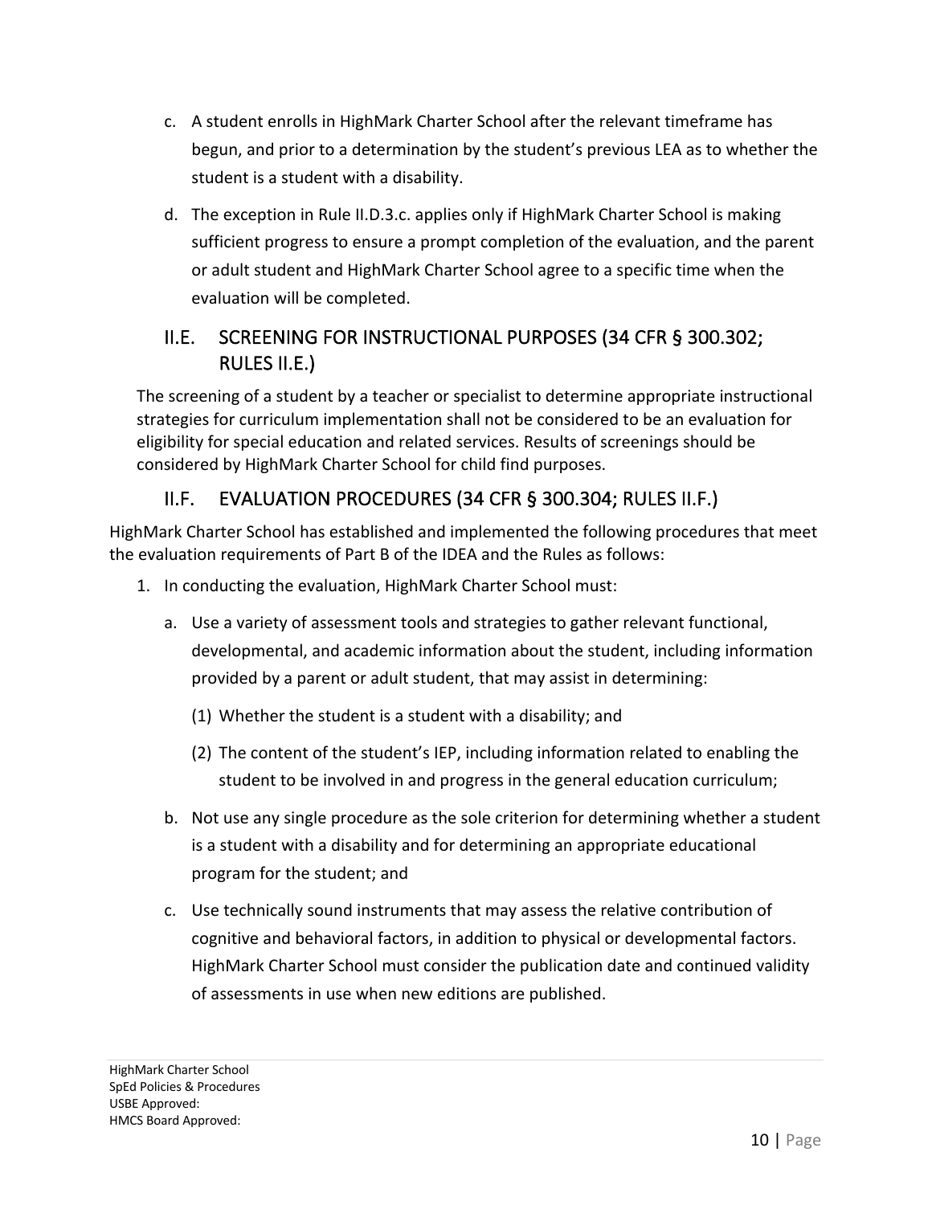c. A student enrolls in HighMark Charter School after the relevant timeframe has begun, and prior to a determination by the student's previous LEA as to whether the student is a student with a disability.

d. The exception in Rule II.D.3.c. applies only if HighMark Charter School is making sufficient progress to ensure a prompt completion of the evaluation, and the parent or adult student and HighMark Charter School agree to a specific time when the evaluation will be completed.

## II.E. SCREENING FOR INSTRUCTIONAL PURPOSES (34 CFR § 300.302; RULES II.E.)

The screening of a student by a teacher or specialist to determine appropriate instructional strategies for curriculum implementation shall not be considered to be an evaluation for eligibility for special education and related services. Results of screenings should be considered by HighMark Charter School for child find purposes.

## II.F. EVALUATION PROCEDURES (34 CFR § 300.304; RULES II.F.)

HighMark Charter School has established and implemented the following procedures that meet the evaluation requirements of Part B of the IDEA and the Rules as follows:

1. In conducting the evaluation, HighMark Charter School must:

   a. Use a variety of assessment tools and strategies to gather relevant functional, developmental, and academic information about the student, including information provided by a parent or adult student, that may assist in determining:

      (1) Whether the student is a student with a disability; and

      (2) The content of the student's IEP, including information related to enabling the student to be involved in and progress in the general education curriculum;

   b. Not use any single procedure as the sole criterion for determining whether a student is a student with a disability and for determining an appropriate educational program for the student; and

   c. Use technically sound instruments that may assess the relative contribution of cognitive and behavioral factors, in addition to physical or developmental factors. HighMark Charter School must consider the publication date and continued validity of assessments in use when new editions are published.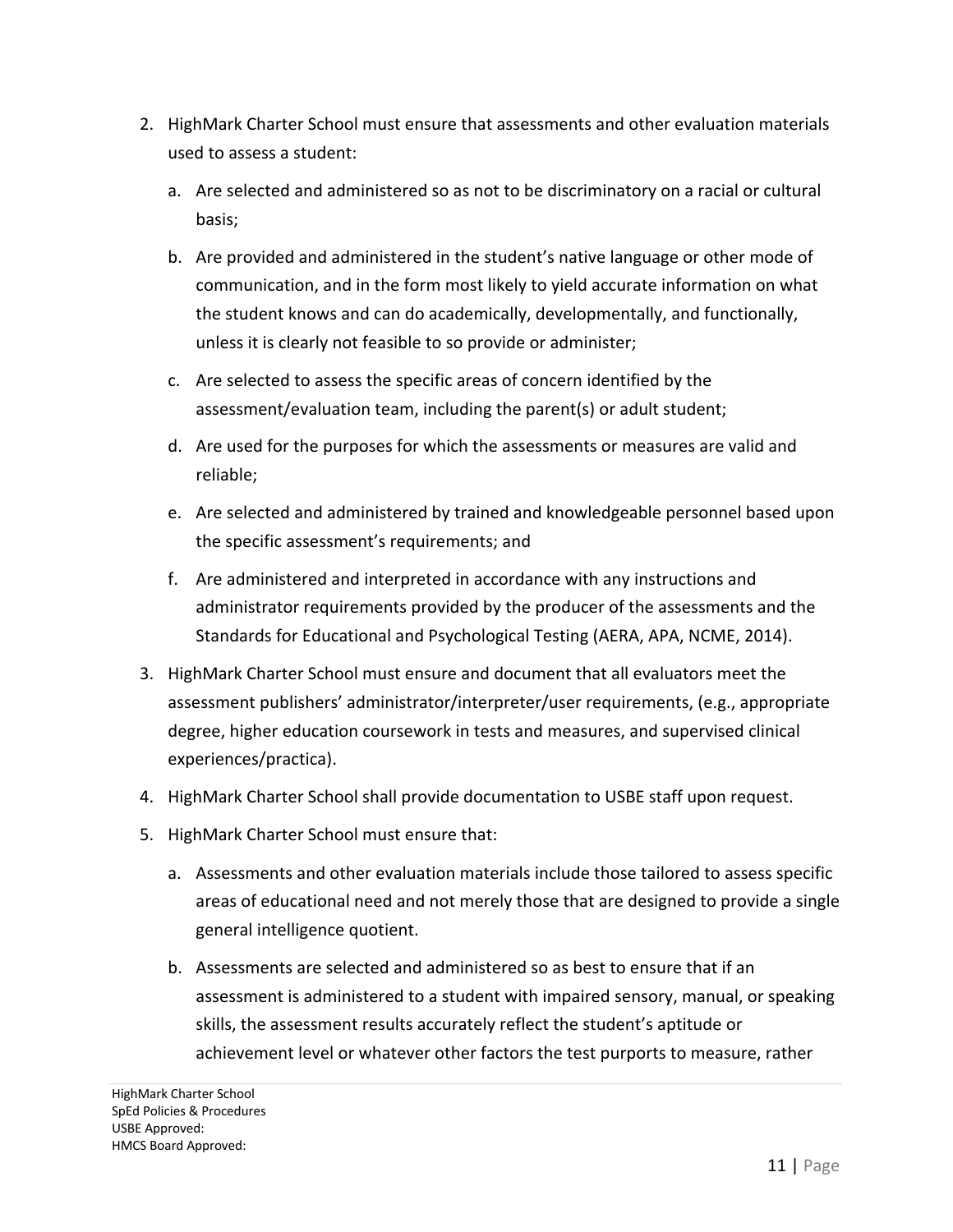2. HighMark Charter School must ensure that assessments and other evaluation materials used to assess a student:

   a. Are selected and administered so as not to be discriminatory on a racial or cultural basis;

   b. Are provided and administered in the student's native language or other mode of communication, and in the form most likely to yield accurate information on what the student knows and can do academically, developmentally, and functionally, unless it is clearly not feasible to so provide or administer;

   c. Are selected to assess the specific areas of concern identified by the assessment/evaluation team, including the parent(s) or adult student;

   d. Are used for the purposes for which the assessments or measures are valid and reliable;

   e. Are selected and administered by trained and knowledgeable personnel based upon the specific assessment's requirements; and

   f. Are administered and interpreted in accordance with any instructions and administrator requirements provided by the producer of the assessments and the Standards for Educational and Psychological Testing (AERA, APA, NCME, 2014).

3. HighMark Charter School must ensure and document that all evaluators meet the assessment publishers' administrator/interpreter/user requirements, (e.g., appropriate degree, higher education coursework in tests and measures, and supervised clinical experiences/practica).

4. HighMark Charter School shall provide documentation to USBE staff upon request.

5. HighMark Charter School must ensure that:

   a. Assessments and other evaluation materials include those tailored to assess specific areas of educational need and not merely those that are designed to provide a single general intelligence quotient.

   b. Assessments are selected and administered so as best to ensure that if an assessment is administered to a student with impaired sensory, manual, or speaking skills, the assessment results accurately reflect the student's aptitude or achievement level or whatever other factors the test purports to measure, rather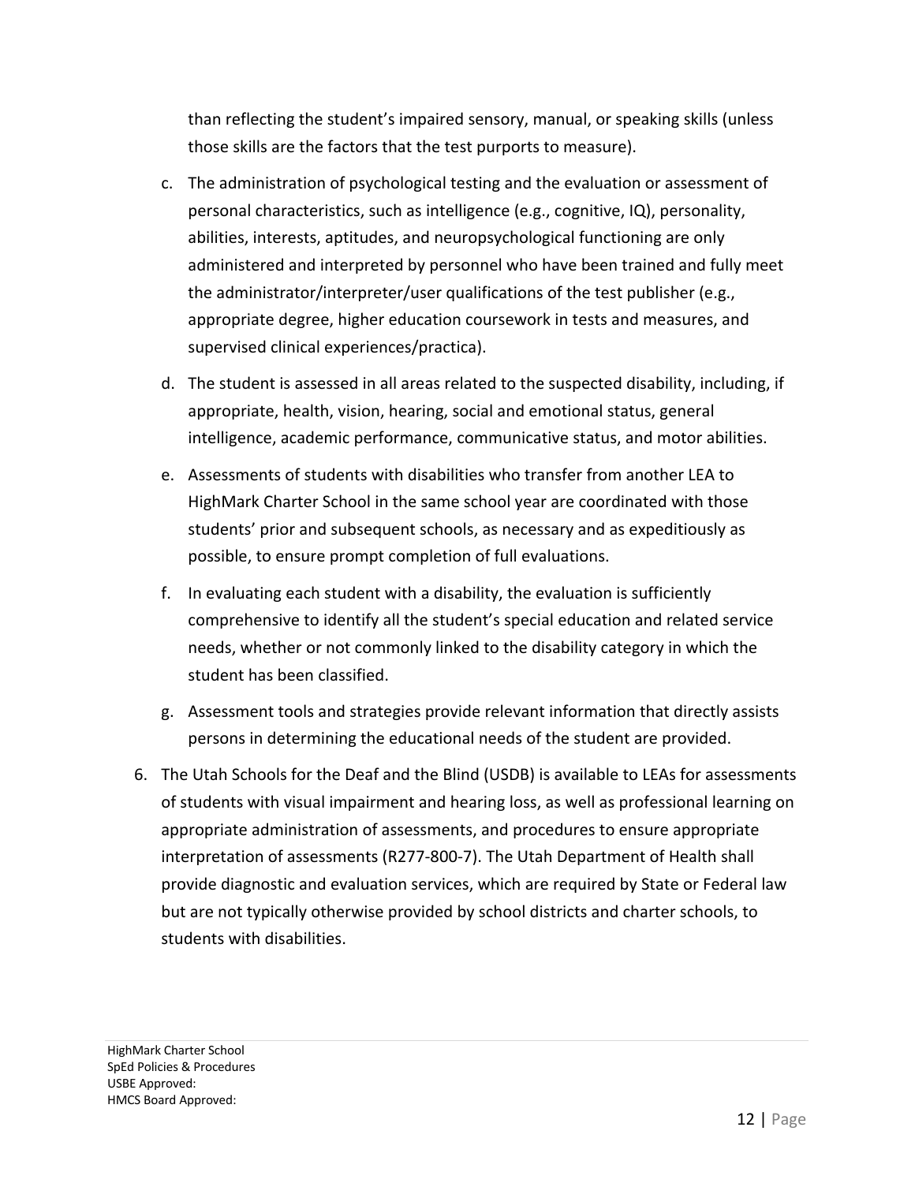than reflecting the student's impaired sensory, manual, or speaking skills (unless those skills are the factors that the test purports to measure).

c. The administration of psychological testing and the evaluation or assessment of personal characteristics, such as intelligence (e.g., cognitive, IQ), personality, abilities, interests, aptitudes, and neuropsychological functioning are only administered and interpreted by personnel who have been trained and fully meet the administrator/interpreter/user qualifications of the test publisher (e.g., appropriate degree, higher education coursework in tests and measures, and supervised clinical experiences/practica).

d. The student is assessed in all areas related to the suspected disability, including, if appropriate, health, vision, hearing, social and emotional status, general intelligence, academic performance, communicative status, and motor abilities.

e. Assessments of students with disabilities who transfer from another LEA to HighMark Charter School in the same school year are coordinated with those students' prior and subsequent schools, as necessary and as expeditiously as possible, to ensure prompt completion of full evaluations.

f. In evaluating each student with a disability, the evaluation is sufficiently comprehensive to identify all the student's special education and related service needs, whether or not commonly linked to the disability category in which the student has been classified.

g. Assessment tools and strategies provide relevant information that directly assists persons in determining the educational needs of the student are provided.

6. The Utah Schools for the Deaf and the Blind (USDB) is available to LEAs for assessments of students with visual impairment and hearing loss, as well as professional learning on appropriate administration of assessments, and procedures to ensure appropriate interpretation of assessments (R277-800-7). The Utah Department of Health shall provide diagnostic and evaluation services, which are required by State or Federal law but are not typically otherwise provided by school districts and charter schools, to students with disabilities.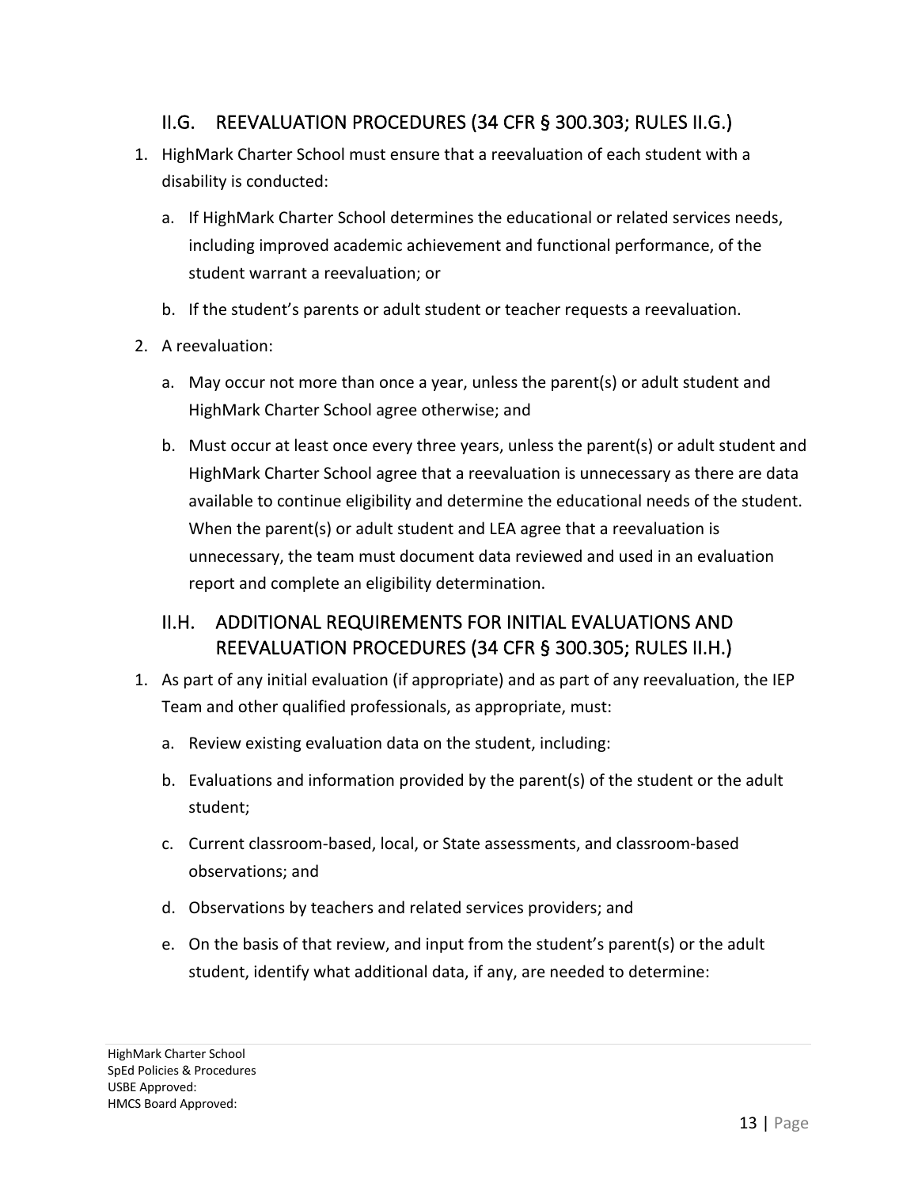## II.G. REEVALUATION PROCEDURES (34 CFR § 300.303; RULES II.G.)

1. HighMark Charter School must ensure that a reevaluation of each student with a disability is conducted:
   a. If HighMark Charter School determines the educational or related services needs, including improved academic achievement and functional performance, of the student warrant a reevaluation; or
   b. If the student's parents or adult student or teacher requests a reevaluation.
2. A reevaluation:
   a. May occur not more than once a year, unless the parent(s) or adult student and HighMark Charter School agree otherwise; and
   b. Must occur at least once every three years, unless the parent(s) or adult student and HighMark Charter School agree that a reevaluation is unnecessary as there are data available to continue eligibility and determine the educational needs of the student. When the parent(s) or adult student and LEA agree that a reevaluation is unnecessary, the team must document data reviewed and used in an evaluation report and complete an eligibility determination.

## II.H. ADDITIONAL REQUIREMENTS FOR INITIAL EVALUATIONS AND REEVALUATION PROCEDURES (34 CFR § 300.305; RULES II.H.)

1. As part of any initial evaluation (if appropriate) and as part of any reevaluation, the IEP Team and other qualified professionals, as appropriate, must:
   a. Review existing evaluation data on the student, including:
   b. Evaluations and information provided by the parent(s) of the student or the adult student;
   c. Current classroom-based, local, or State assessments, and classroom-based observations; and
   d. Observations by teachers and related services providers; and
   e. On the basis of that review, and input from the student's parent(s) or the adult student, identify what additional data, if any, are needed to determine: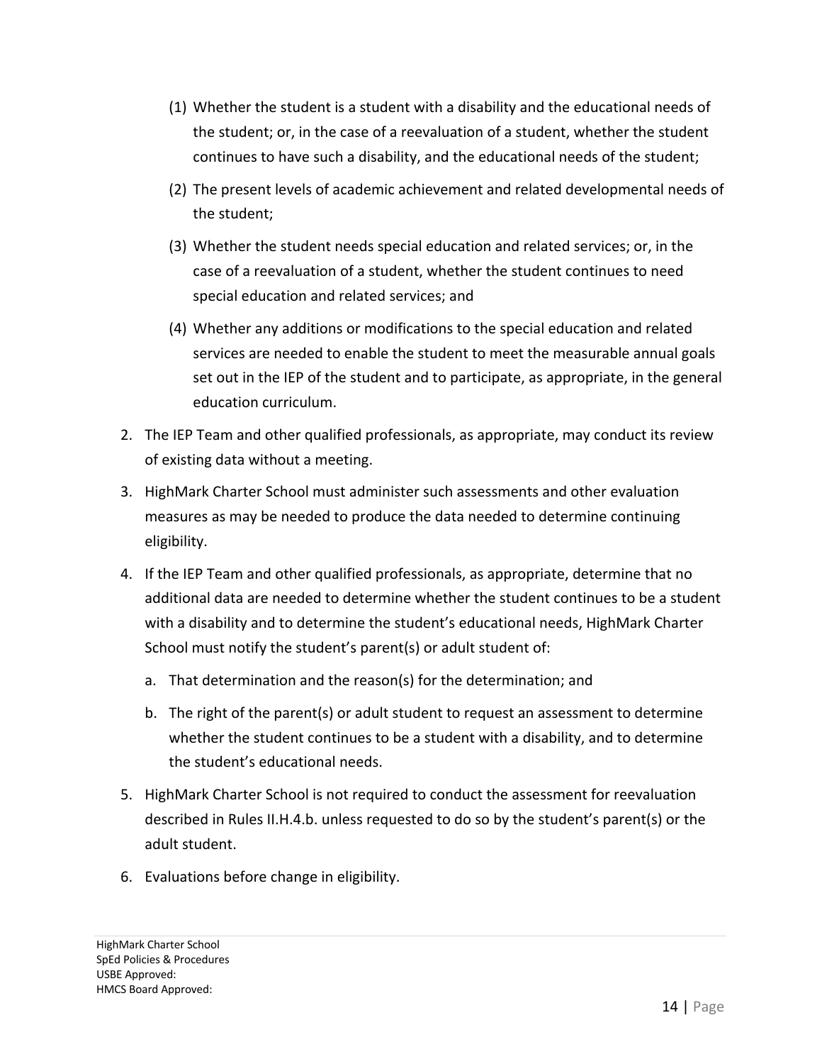(1) Whether the student is a student with a disability and the educational needs of the student; or, in the case of a reevaluation of a student, whether the student continues to have such a disability, and the educational needs of the student;

(2) The present levels of academic achievement and related developmental needs of the student;

(3) Whether the student needs special education and related services; or, in the case of a reevaluation of a student, whether the student continues to need special education and related services; and

(4) Whether any additions or modifications to the special education and related services are needed to enable the student to meet the measurable annual goals set out in the IEP of the student and to participate, as appropriate, in the general education curriculum.

2. The IEP Team and other qualified professionals, as appropriate, may conduct its review of existing data without a meeting.
3. HighMark Charter School must administer such assessments and other evaluation measures as may be needed to produce the data needed to determine continuing eligibility.
4. If the IEP Team and other qualified professionals, as appropriate, determine that no additional data are needed to determine whether the student continues to be a student with a disability and to determine the student's educational needs, HighMark Charter School must notify the student's parent(s) or adult student of:
   a. That determination and the reason(s) for the determination; and
   b. The right of the parent(s) or adult student to request an assessment to determine whether the student continues to be a student with a disability, and to determine the student's educational needs.
5. HighMark Charter School is not required to conduct the assessment for reevaluation described in Rules II.H.4.b. unless requested to do so by the student's parent(s) or the adult student.
6. Evaluations before change in eligibility.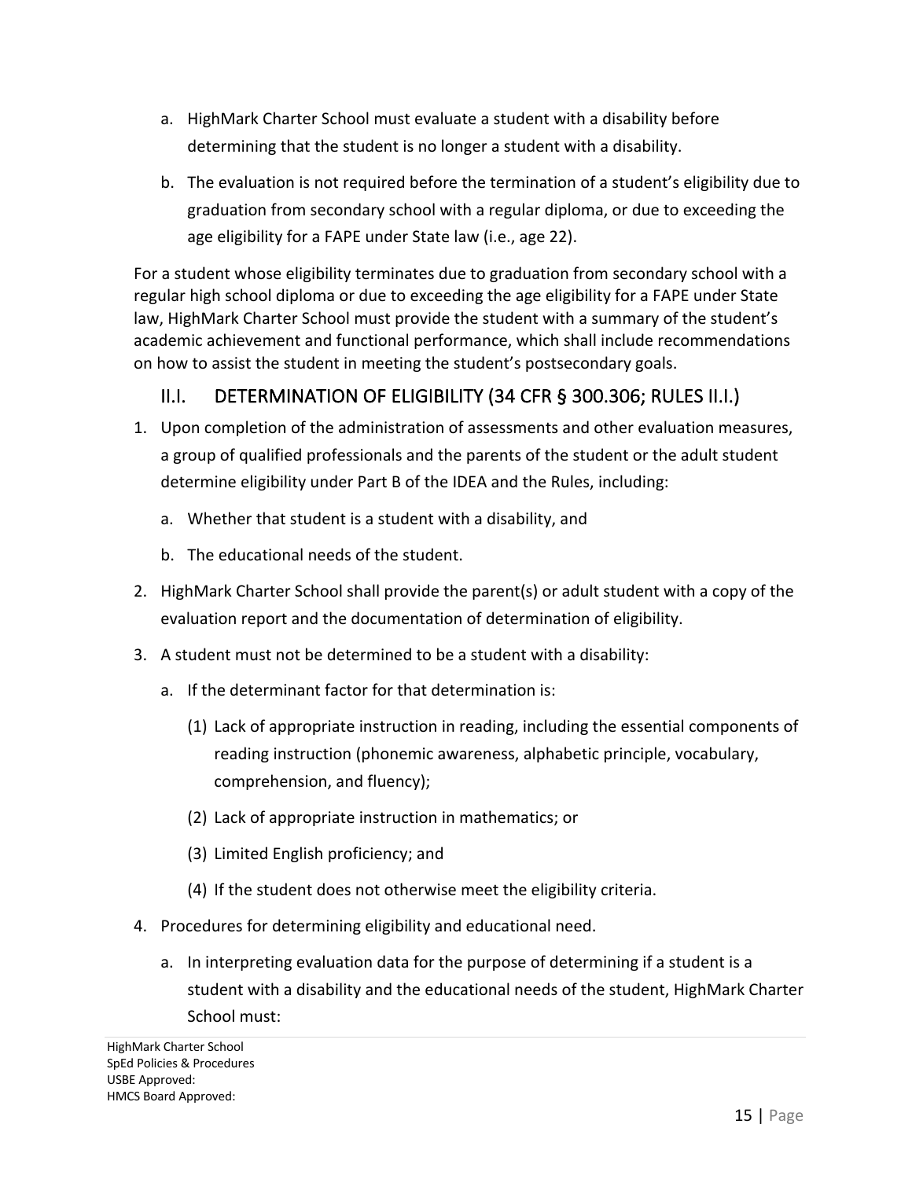a. HighMark Charter School must evaluate a student with a disability before determining that the student is no longer a student with a disability.

b. The evaluation is not required before the termination of a student's eligibility due to graduation from secondary school with a regular diploma, or due to exceeding the age eligibility for a FAPE under State law (i.e., age 22).

For a student whose eligibility terminates due to graduation from secondary school with a regular high school diploma or due to exceeding the age eligibility for a FAPE under State law, HighMark Charter School must provide the student with a summary of the student's academic achievement and functional performance, which shall include recommendations on how to assist the student in meeting the student's postsecondary goals.

## II.I. DETERMINATION OF ELIGIBILITY (34 CFR § 300.306; RULES II.I.)

1. Upon completion of the administration of assessments and other evaluation measures, a group of qualified professionals and the parents of the student or the adult student determine eligibility under Part B of the IDEA and the Rules, including:
   a. Whether that student is a student with a disability, and
   b. The educational needs of the student.
2. HighMark Charter School shall provide the parent(s) or adult student with a copy of the evaluation report and the documentation of determination of eligibility.
3. A student must not be determined to be a student with a disability:
   a. If the determinant factor for that determination is:
      (1) Lack of appropriate instruction in reading, including the essential components of reading instruction (phonemic awareness, alphabetic principle, vocabulary, comprehension, and fluency);
      (2) Lack of appropriate instruction in mathematics; or
      (3) Limited English proficiency; and
      (4) If the student does not otherwise meet the eligibility criteria.
4. Procedures for determining eligibility and educational need.
   a. In interpreting evaluation data for the purpose of determining if a student is a student with a disability and the educational needs of the student, HighMark Charter School must: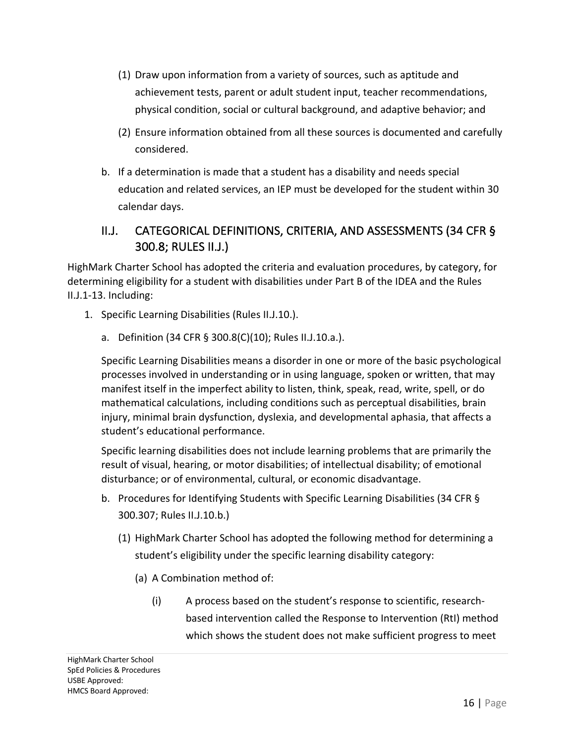(1) Draw upon information from a variety of sources, such as aptitude and achievement tests, parent or adult student input, teacher recommendations, physical condition, social or cultural background, and adaptive behavior; and

(2) Ensure information obtained from all these sources is documented and carefully considered.

b. If a determination is made that a student has a disability and needs special education and related services, an IEP must be developed for the student within 30 calendar days.

## II.J. CATEGORICAL DEFINITIONS, CRITERIA, AND ASSESSMENTS (34 CFR § 300.8; RULES II.J.)

HighMark Charter School has adopted the criteria and evaluation procedures, by category, for determining eligibility for a student with disabilities under Part B of the IDEA and the Rules II.J.1-13. Including:

1. Specific Learning Disabilities (Rules II.J.10.).

   a. Definition (34 CFR § 300.8(C)(10); Rules II.J.10.a.).

   Specific Learning Disabilities means a disorder in one or more of the basic psychological processes involved in understanding or in using language, spoken or written, that may manifest itself in the imperfect ability to listen, think, speak, read, write, spell, or do mathematical calculations, including conditions such as perceptual disabilities, brain injury, minimal brain dysfunction, dyslexia, and developmental aphasia, that affects a student's educational performance.

   Specific learning disabilities does not include learning problems that are primarily the result of visual, hearing, or motor disabilities; of intellectual disability; of emotional disturbance; or of environmental, cultural, or economic disadvantage.

   b. Procedures for Identifying Students with Specific Learning Disabilities (34 CFR § 300.307; Rules II.J.10.b.)

      (1) HighMark Charter School has adopted the following method for determining a student's eligibility under the specific learning disability category:

         (a) A Combination method of:

            (i) A process based on the student's response to scientific, research-based intervention called the Response to Intervention (RtI) method which shows the student does not make sufficient progress to meet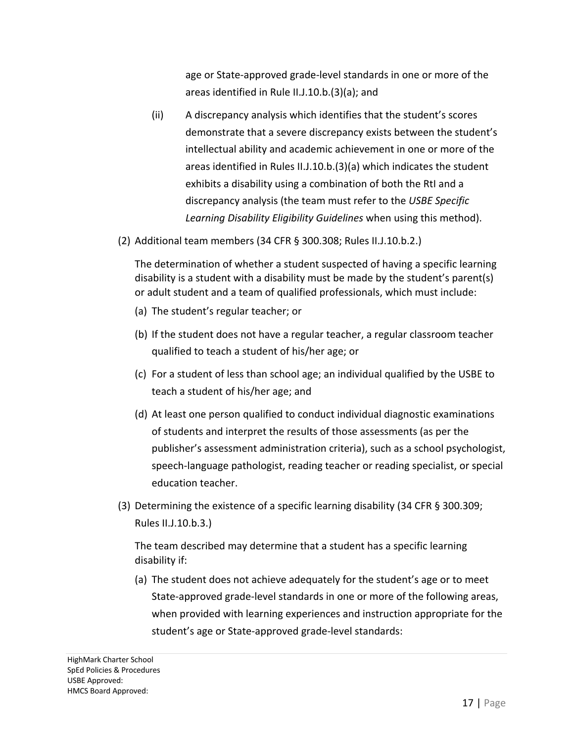age or State-approved grade-level standards in one or more of the areas identified in Rule II.J.10.b.(3)(a); and

(ii) A discrepancy analysis which identifies that the student's scores demonstrate that a severe discrepancy exists between the student's intellectual ability and academic achievement in one or more of the areas identified in Rules II.J.10.b.(3)(a) which indicates the student exhibits a disability using a combination of both the RtI and a discrepancy analysis (the team must refer to the *USBE Specific Learning Disability Eligibility Guidelines* when using this method).

(2) Additional team members (34 CFR § 300.308; Rules II.J.10.b.2.)

The determination of whether a student suspected of having a specific learning disability is a student with a disability must be made by the student's parent(s) or adult student and a team of qualified professionals, which must include:

(a) The student's regular teacher; or

(b) If the student does not have a regular teacher, a regular classroom teacher qualified to teach a student of his/her age; or

(c) For a student of less than school age; an individual qualified by the USBE to teach a student of his/her age; and

(d) At least one person qualified to conduct individual diagnostic examinations of students and interpret the results of those assessments (as per the publisher's assessment administration criteria), such as a school psychologist, speech-language pathologist, reading teacher or reading specialist, or special education teacher.

(3) Determining the existence of a specific learning disability (34 CFR § 300.309; Rules II.J.10.b.3.)

The team described may determine that a student has a specific learning disability if:

(a) The student does not achieve adequately for the student's age or to meet State-approved grade-level standards in one or more of the following areas, when provided with learning experiences and instruction appropriate for the student's age or State-approved grade-level standards: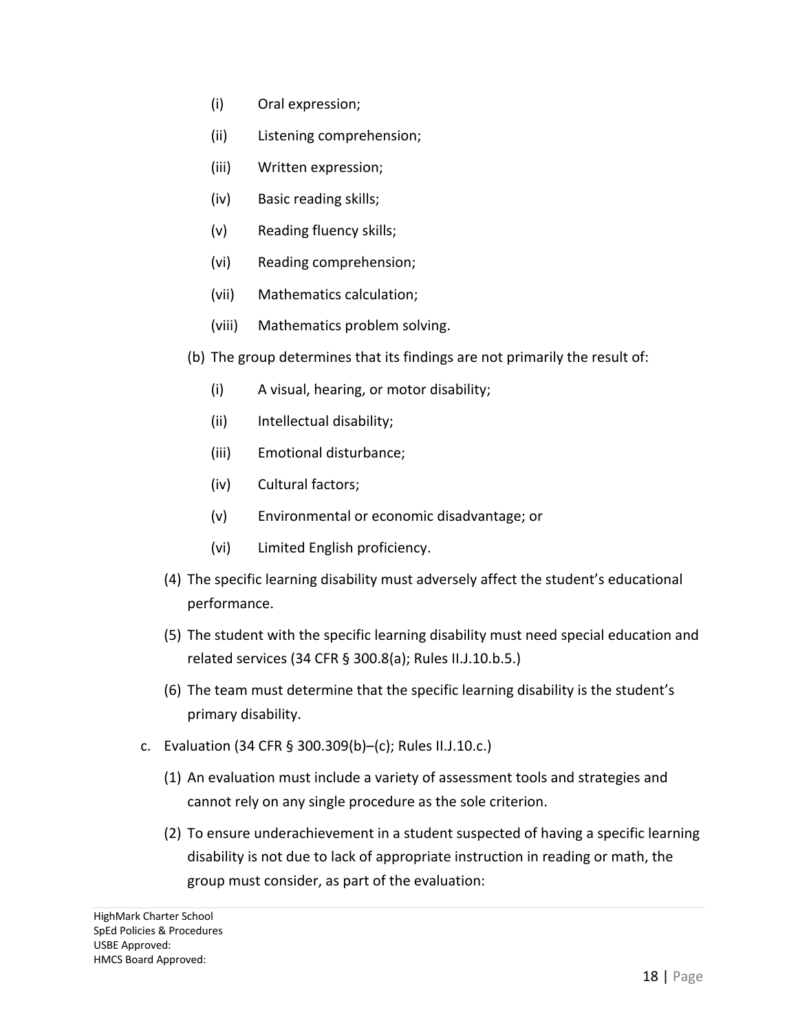(i) Oral expression;

(ii) Listening comprehension;

(iii) Written expression;

(iv) Basic reading skills;

(v) Reading fluency skills;

(vi) Reading comprehension;

(vii) Mathematics calculation;

(viii) Mathematics problem solving.

(b) The group determines that its findings are not primarily the result of:

(i) A visual, hearing, or motor disability;

(ii) Intellectual disability;

(iii) Emotional disturbance;

(iv) Cultural factors;

(v) Environmental or economic disadvantage; or

(vi) Limited English proficiency.

(4) The specific learning disability must adversely affect the student's educational performance.

(5) The student with the specific learning disability must need special education and related services (34 CFR § 300.8(a); Rules II.J.10.b.5.)

(6) The team must determine that the specific learning disability is the student's primary disability.

c. Evaluation (34 CFR § 300.309(b)–(c); Rules II.J.10.c.)

(1) An evaluation must include a variety of assessment tools and strategies and cannot rely on any single procedure as the sole criterion.

(2) To ensure underachievement in a student suspected of having a specific learning disability is not due to lack of appropriate instruction in reading or math, the group must consider, as part of the evaluation: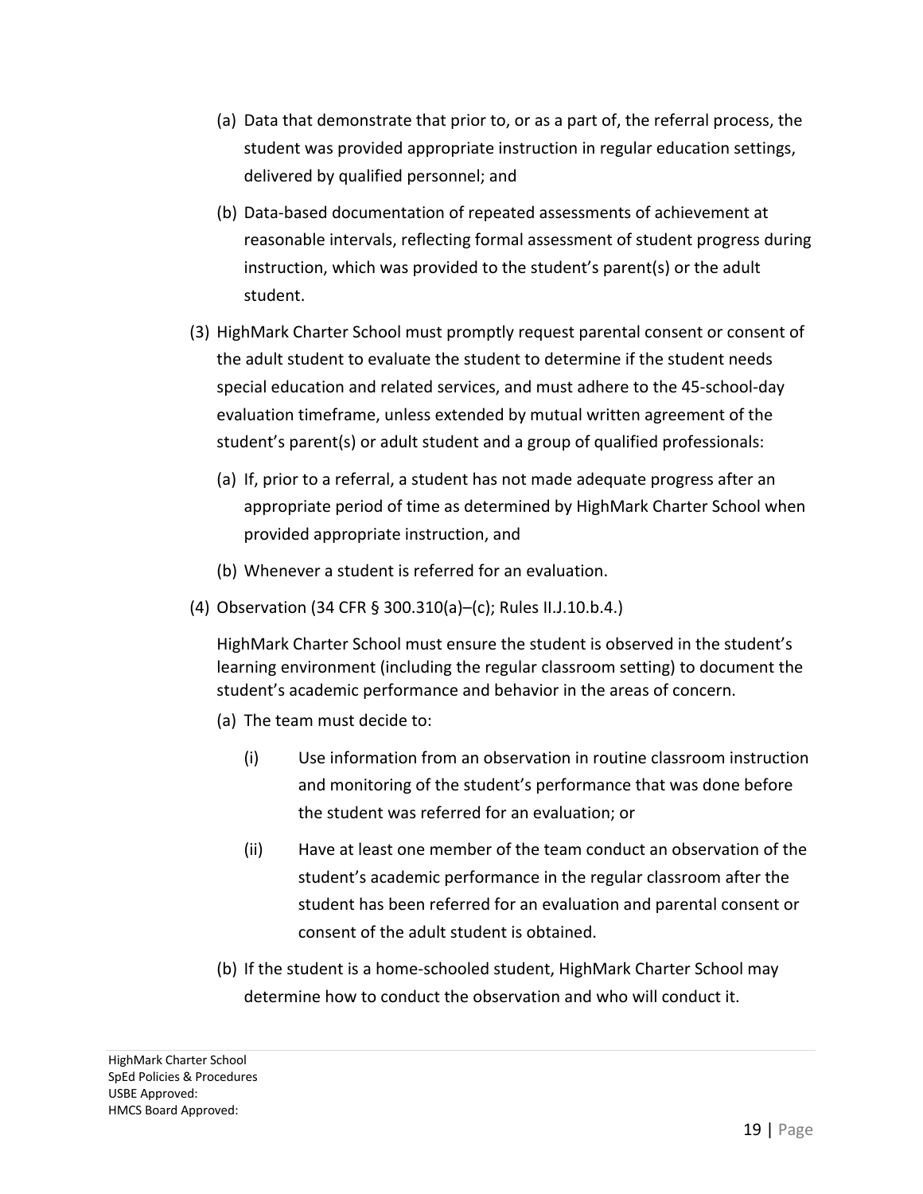(a) Data that demonstrate that prior to, or as a part of, the referral process, the student was provided appropriate instruction in regular education settings, delivered by qualified personnel; and

(b) Data-based documentation of repeated assessments of achievement at reasonable intervals, reflecting formal assessment of student progress during instruction, which was provided to the student's parent(s) or the adult student.

(3) HighMark Charter School must promptly request parental consent or consent of the adult student to evaluate the student to determine if the student needs special education and related services, and must adhere to the 45-school-day evaluation timeframe, unless extended by mutual written agreement of the student's parent(s) or adult student and a group of qualified professionals:

(a) If, prior to a referral, a student has not made adequate progress after an appropriate period of time as determined by HighMark Charter School when provided appropriate instruction, and

(b) Whenever a student is referred for an evaluation.

(4) Observation (34 CFR § 300.310(a)–(c); Rules II.J.10.b.4.)

HighMark Charter School must ensure the student is observed in the student's learning environment (including the regular classroom setting) to document the student's academic performance and behavior in the areas of concern.

(a) The team must decide to:

(i) Use information from an observation in routine classroom instruction and monitoring of the student's performance that was done before the student was referred for an evaluation; or

(ii) Have at least one member of the team conduct an observation of the student's academic performance in the regular classroom after the student has been referred for an evaluation and parental consent or consent of the adult student is obtained.

(b) If the student is a home-schooled student, HighMark Charter School may determine how to conduct the observation and who will conduct it.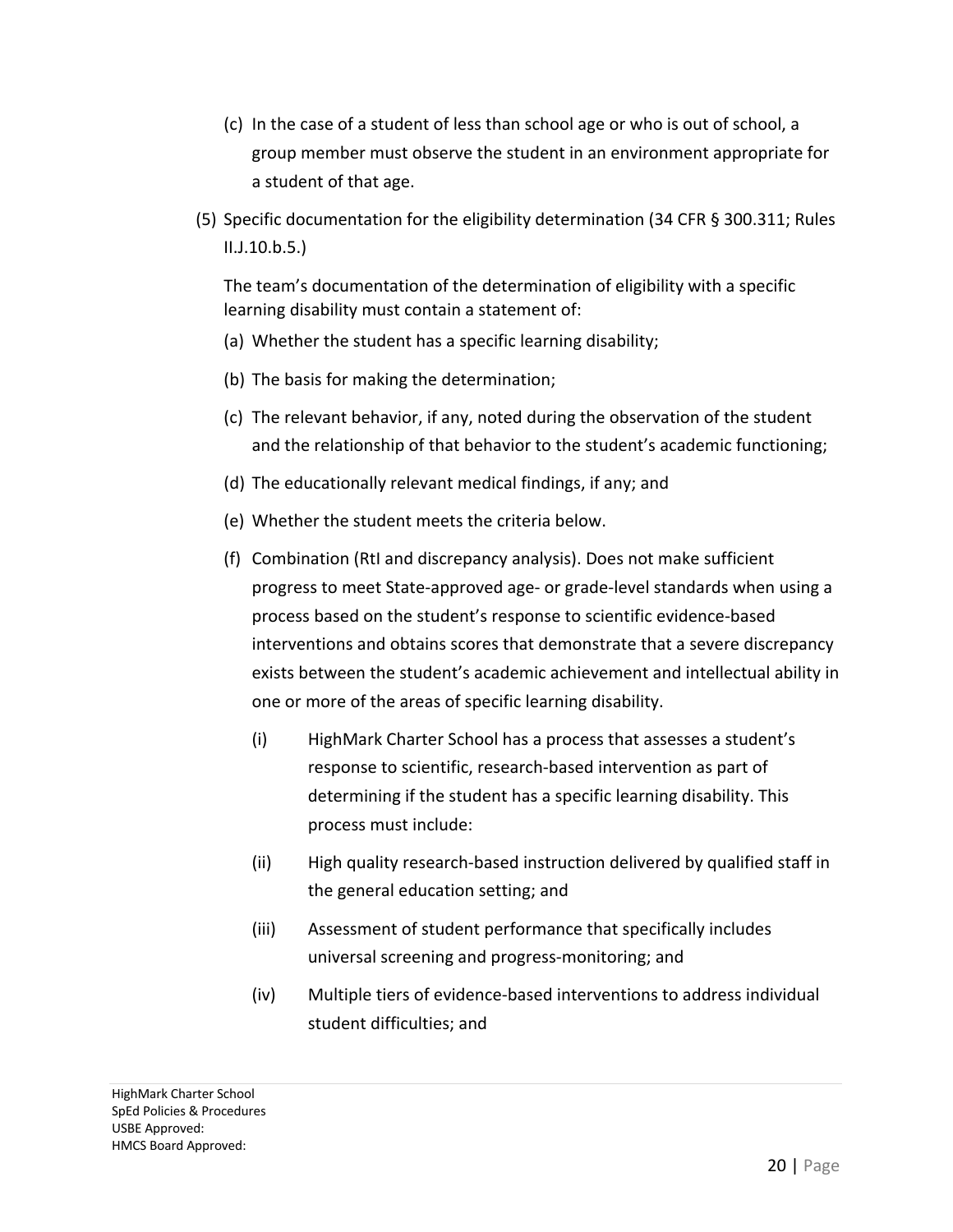(c) In the case of a student of less than school age or who is out of school, a group member must observe the student in an environment appropriate for a student of that age.

(5) Specific documentation for the eligibility determination (34 CFR § 300.311; Rules II.J.10.b.5.)

The team's documentation of the determination of eligibility with a specific learning disability must contain a statement of:

(a) Whether the student has a specific learning disability;

(b) The basis for making the determination;

(c) The relevant behavior, if any, noted during the observation of the student and the relationship of that behavior to the student's academic functioning;

(d) The educationally relevant medical findings, if any; and

(e) Whether the student meets the criteria below.

(f) Combination (RtI and discrepancy analysis). Does not make sufficient progress to meet State-approved age- or grade-level standards when using a process based on the student's response to scientific evidence-based interventions and obtains scores that demonstrate that a severe discrepancy exists between the student's academic achievement and intellectual ability in one or more of the areas of specific learning disability.

(i) HighMark Charter School has a process that assesses a student's response to scientific, research-based intervention as part of determining if the student has a specific learning disability. This process must include:

(ii) High quality research-based instruction delivered by qualified staff in the general education setting; and

(iii) Assessment of student performance that specifically includes universal screening and progress-monitoring; and

(iv) Multiple tiers of evidence-based interventions to address individual student difficulties; and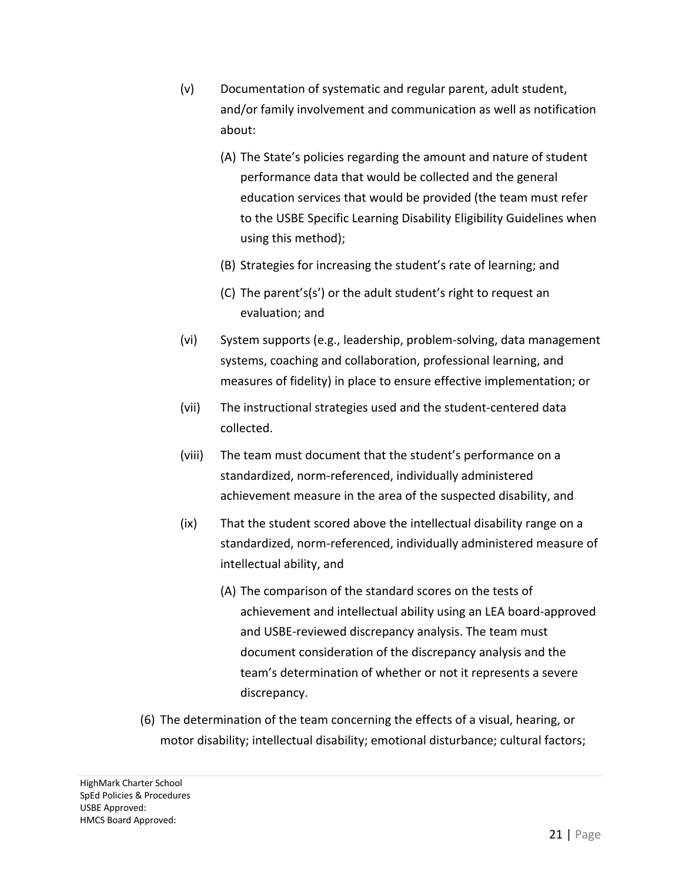(v) Documentation of systematic and regular parent, adult student, and/or family involvement and communication as well as notification about:

   (A) The State's policies regarding the amount and nature of student performance data that would be collected and the general education services that would be provided (the team must refer to the USBE Specific Learning Disability Eligibility Guidelines when using this method);

   (B) Strategies for increasing the student's rate of learning; and

   (C) The parent's(s') or the adult student's right to request an evaluation; and

(vi) System supports (e.g., leadership, problem-solving, data management systems, coaching and collaboration, professional learning, and measures of fidelity) in place to ensure effective implementation; or

(vii) The instructional strategies used and the student-centered data collected.

(viii) The team must document that the student's performance on a standardized, norm-referenced, individually administered achievement measure in the area of the suspected disability, and

(ix) That the student scored above the intellectual disability range on a standardized, norm-referenced, individually administered measure of intellectual ability, and

   (A) The comparison of the standard scores on the tests of achievement and intellectual ability using an LEA board-approved and USBE-reviewed discrepancy analysis. The team must document consideration of the discrepancy analysis and the team's determination of whether or not it represents a severe discrepancy.

(6) The determination of the team concerning the effects of a visual, hearing, or motor disability; intellectual disability; emotional disturbance; cultural factors;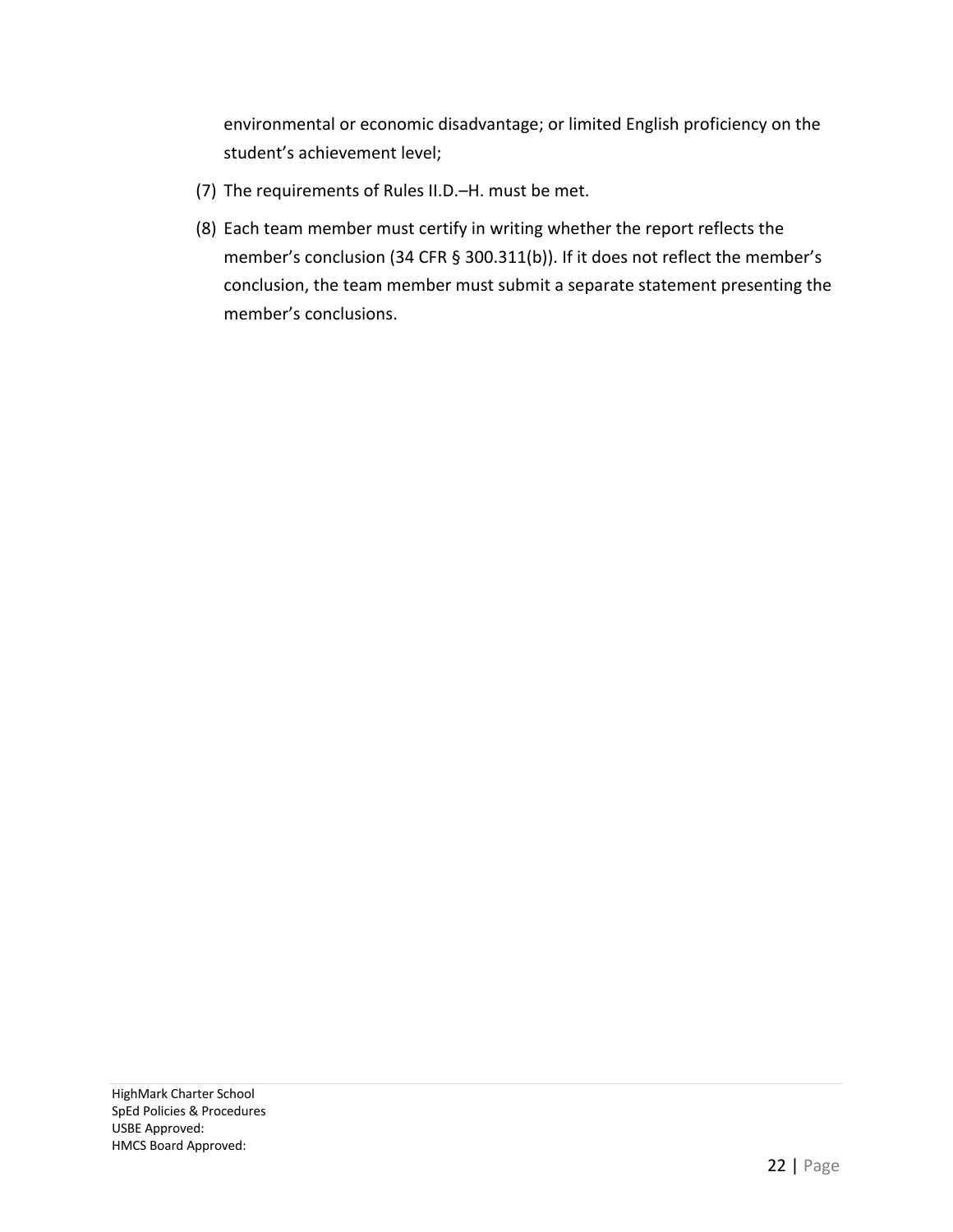environmental or economic disadvantage; or limited English proficiency on the student's achievement level;

(7) The requirements of Rules II.D.–H. must be met.

(8) Each team member must certify in writing whether the report reflects the member's conclusion (34 CFR § 300.311(b)). If it does not reflect the member's conclusion, the team member must submit a separate statement presenting the member's conclusions.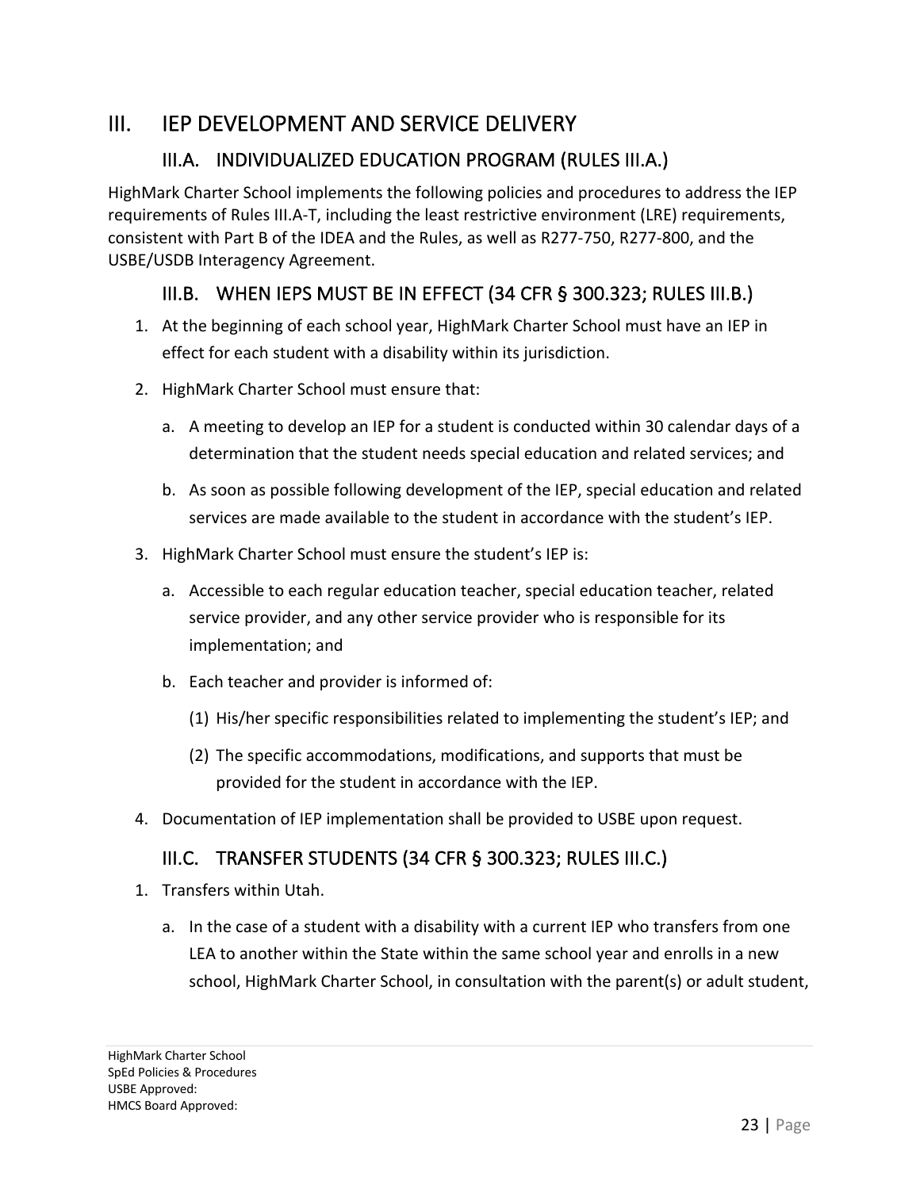# III. IEP DEVELOPMENT AND SERVICE DELIVERY

## III.A. INDIVIDUALIZED EDUCATION PROGRAM (RULES III.A.)

HighMark Charter School implements the following policies and procedures to address the IEP requirements of Rules III.A-T, including the least restrictive environment (LRE) requirements, consistent with Part B of the IDEA and the Rules, as well as R277-750, R277-800, and the USBE/USDB Interagency Agreement.

## III.B. WHEN IEPS MUST BE IN EFFECT (34 CFR § 300.323; RULES III.B.)

1. At the beginning of each school year, HighMark Charter School must have an IEP in effect for each student with a disability within its jurisdiction.
2. HighMark Charter School must ensure that:
   a. A meeting to develop an IEP for a student is conducted within 30 calendar days of a determination that the student needs special education and related services; and
   b. As soon as possible following development of the IEP, special education and related services are made available to the student in accordance with the student's IEP.
3. HighMark Charter School must ensure the student's IEP is:
   a. Accessible to each regular education teacher, special education teacher, related service provider, and any other service provider who is responsible for its implementation; and
   b. Each teacher and provider is informed of:
      (1) His/her specific responsibilities related to implementing the student's IEP; and
      (2) The specific accommodations, modifications, and supports that must be provided for the student in accordance with the IEP.
4. Documentation of IEP implementation shall be provided to USBE upon request.

## III.C. TRANSFER STUDENTS (34 CFR § 300.323; RULES III.C.)

1. Transfers within Utah.
   a. In the case of a student with a disability with a current IEP who transfers from one LEA to another within the State within the same school year and enrolls in a new school, HighMark Charter School, in consultation with the parent(s) or adult student,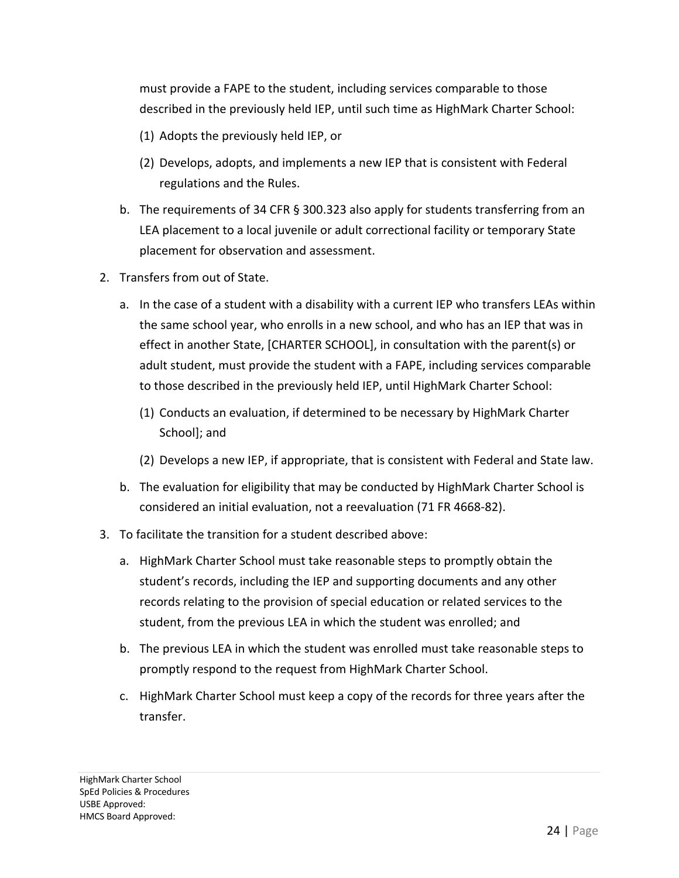must provide a FAPE to the student, including services comparable to those described in the previously held IEP, until such time as HighMark Charter School:

   (1) Adopts the previously held IEP, or

   (2) Develops, adopts, and implements a new IEP that is consistent with Federal regulations and the Rules.

   b. The requirements of 34 CFR § 300.323 also apply for students transferring from an LEA placement to a local juvenile or adult correctional facility or temporary State placement for observation and assessment.

2. Transfers from out of State.

   a. In the case of a student with a disability with a current IEP who transfers LEAs within the same school year, who enrolls in a new school, and who has an IEP that was in effect in another State, [CHARTER SCHOOL], in consultation with the parent(s) or adult student, must provide the student with a FAPE, including services comparable to those described in the previously held IEP, until HighMark Charter School:

      (1) Conducts an evaluation, if determined to be necessary by HighMark Charter School]; and

      (2) Develops a new IEP, if appropriate, that is consistent with Federal and State law.

   b. The evaluation for eligibility that may be conducted by HighMark Charter School is considered an initial evaluation, not a reevaluation (71 FR 4668-82).

3. To facilitate the transition for a student described above:

   a. HighMark Charter School must take reasonable steps to promptly obtain the student's records, including the IEP and supporting documents and any other records relating to the provision of special education or related services to the student, from the previous LEA in which the student was enrolled; and

   b. The previous LEA in which the student was enrolled must take reasonable steps to promptly respond to the request from HighMark Charter School.

   c. HighMark Charter School must keep a copy of the records for three years after the transfer.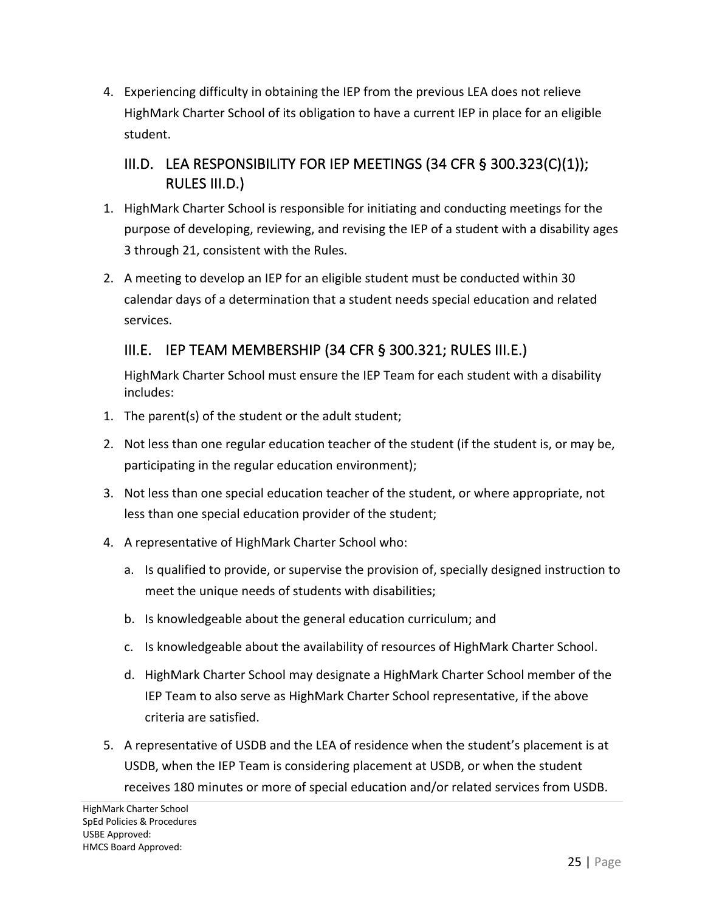4. Experiencing difficulty in obtaining the IEP from the previous LEA does not relieve HighMark Charter School of its obligation to have a current IEP in place for an eligible student.

## III.D. LEA RESPONSIBILITY FOR IEP MEETINGS (34 CFR § 300.323(C)(1)); RULES III.D.)

1. HighMark Charter School is responsible for initiating and conducting meetings for the purpose of developing, reviewing, and revising the IEP of a student with a disability ages 3 through 21, consistent with the Rules.
2. A meeting to develop an IEP for an eligible student must be conducted within 30 calendar days of a determination that a student needs special education and related services.

## III.E. IEP TEAM MEMBERSHIP (34 CFR § 300.321; RULES III.E.)

HighMark Charter School must ensure the IEP Team for each student with a disability includes:

1. The parent(s) of the student or the adult student;
2. Not less than one regular education teacher of the student (if the student is, or may be, participating in the regular education environment);
3. Not less than one special education teacher of the student, or where appropriate, not less than one special education provider of the student;
4. A representative of HighMark Charter School who:
   a. Is qualified to provide, or supervise the provision of, specially designed instruction to meet the unique needs of students with disabilities;
   b. Is knowledgeable about the general education curriculum; and
   c. Is knowledgeable about the availability of resources of HighMark Charter School.
   d. HighMark Charter School may designate a HighMark Charter School member of the IEP Team to also serve as HighMark Charter School representative, if the above criteria are satisfied.
5. A representative of USDB and the LEA of residence when the student's placement is at USDB, when the IEP Team is considering placement at USDB, or when the student receives 180 minutes or more of special education and/or related services from USDB.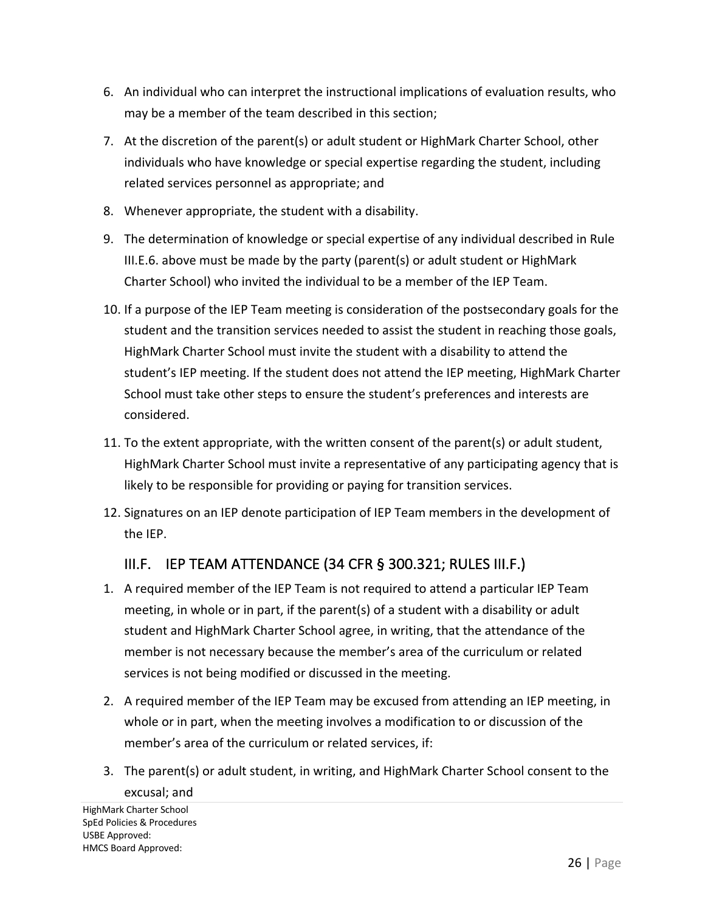6. An individual who can interpret the instructional implications of evaluation results, who may be a member of the team described in this section;
7. At the discretion of the parent(s) or adult student or HighMark Charter School, other individuals who have knowledge or special expertise regarding the student, including related services personnel as appropriate; and
8. Whenever appropriate, the student with a disability.
9. The determination of knowledge or special expertise of any individual described in Rule III.E.6. above must be made by the party (parent(s) or adult student or HighMark Charter School) who invited the individual to be a member of the IEP Team.
10. If a purpose of the IEP Team meeting is consideration of the postsecondary goals for the student and the transition services needed to assist the student in reaching those goals, HighMark Charter School must invite the student with a disability to attend the student's IEP meeting. If the student does not attend the IEP meeting, HighMark Charter School must take other steps to ensure the student's preferences and interests are considered.
11. To the extent appropriate, with the written consent of the parent(s) or adult student, HighMark Charter School must invite a representative of any participating agency that is likely to be responsible for providing or paying for transition services.
12. Signatures on an IEP denote participation of IEP Team members in the development of the IEP.

## III.F. IEP TEAM ATTENDANCE (34 CFR § 300.321; RULES III.F.)

1. A required member of the IEP Team is not required to attend a particular IEP Team meeting, in whole or in part, if the parent(s) of a student with a disability or adult student and HighMark Charter School agree, in writing, that the attendance of the member is not necessary because the member's area of the curriculum or related services is not being modified or discussed in the meeting.
2. A required member of the IEP Team may be excused from attending an IEP meeting, in whole or in part, when the meeting involves a modification to or discussion of the member's area of the curriculum or related services, if:
3. The parent(s) or adult student, in writing, and HighMark Charter School consent to the excusal; and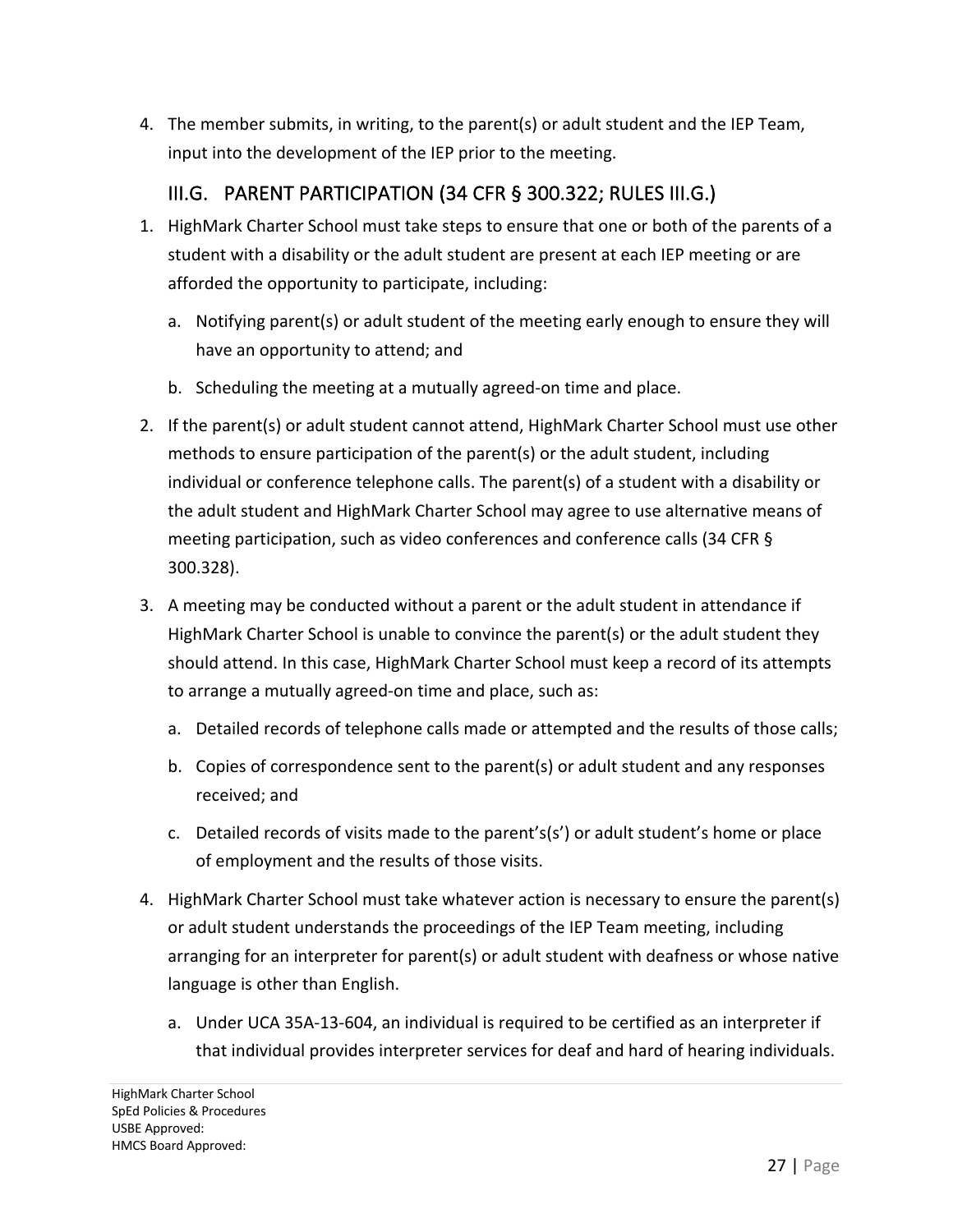4. The member submits, in writing, to the parent(s) or adult student and the IEP Team, input into the development of the IEP prior to the meeting.

### III.G. PARENT PARTICIPATION (34 CFR § 300.322; RULES III.G.)

1. HighMark Charter School must take steps to ensure that one or both of the parents of a student with a disability or the adult student are present at each IEP meeting or are afforded the opportunity to participate, including:
   a. Notifying parent(s) or adult student of the meeting early enough to ensure they will have an opportunity to attend; and
   b. Scheduling the meeting at a mutually agreed-on time and place.
2. If the parent(s) or adult student cannot attend, HighMark Charter School must use other methods to ensure participation of the parent(s) or the adult student, including individual or conference telephone calls. The parent(s) of a student with a disability or the adult student and HighMark Charter School may agree to use alternative means of meeting participation, such as video conferences and conference calls (34 CFR § 300.328).
3. A meeting may be conducted without a parent or the adult student in attendance if HighMark Charter School is unable to convince the parent(s) or the adult student they should attend. In this case, HighMark Charter School must keep a record of its attempts to arrange a mutually agreed-on time and place, such as:
   a. Detailed records of telephone calls made or attempted and the results of those calls;
   b. Copies of correspondence sent to the parent(s) or adult student and any responses received; and
   c. Detailed records of visits made to the parent's(s') or adult student's home or place of employment and the results of those visits.
4. HighMark Charter School must take whatever action is necessary to ensure the parent(s) or adult student understands the proceedings of the IEP Team meeting, including arranging for an interpreter for parent(s) or adult student with deafness or whose native language is other than English.
   a. Under UCA 35A-13-604, an individual is required to be certified as an interpreter if that individual provides interpreter services for deaf and hard of hearing individuals.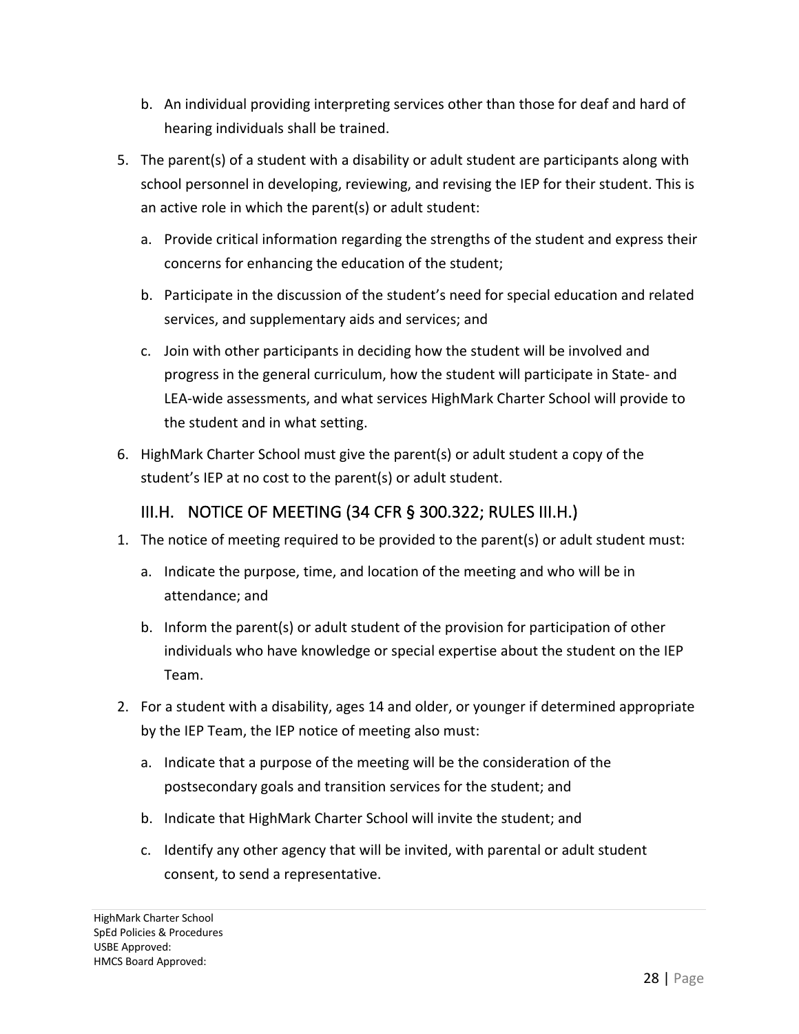b. An individual providing interpreting services other than those for deaf and hard of hearing individuals shall be trained.

5. The parent(s) of a student with a disability or adult student are participants along with school personnel in developing, reviewing, and revising the IEP for their student. This is an active role in which the parent(s) or adult student:

   a. Provide critical information regarding the strengths of the student and express their concerns for enhancing the education of the student;

   b. Participate in the discussion of the student's need for special education and related services, and supplementary aids and services; and

   c. Join with other participants in deciding how the student will be involved and progress in the general curriculum, how the student will participate in State- and LEA-wide assessments, and what services HighMark Charter School will provide to the student and in what setting.

6. HighMark Charter School must give the parent(s) or adult student a copy of the student's IEP at no cost to the parent(s) or adult student.

## III.H. NOTICE OF MEETING (34 CFR § 300.322; RULES III.H.)

1. The notice of meeting required to be provided to the parent(s) or adult student must:

   a. Indicate the purpose, time, and location of the meeting and who will be in attendance; and

   b. Inform the parent(s) or adult student of the provision for participation of other individuals who have knowledge or special expertise about the student on the IEP Team.

2. For a student with a disability, ages 14 and older, or younger if determined appropriate by the IEP Team, the IEP notice of meeting also must:

   a. Indicate that a purpose of the meeting will be the consideration of the postsecondary goals and transition services for the student; and

   b. Indicate that HighMark Charter School will invite the student; and

   c. Identify any other agency that will be invited, with parental or adult student consent, to send a representative.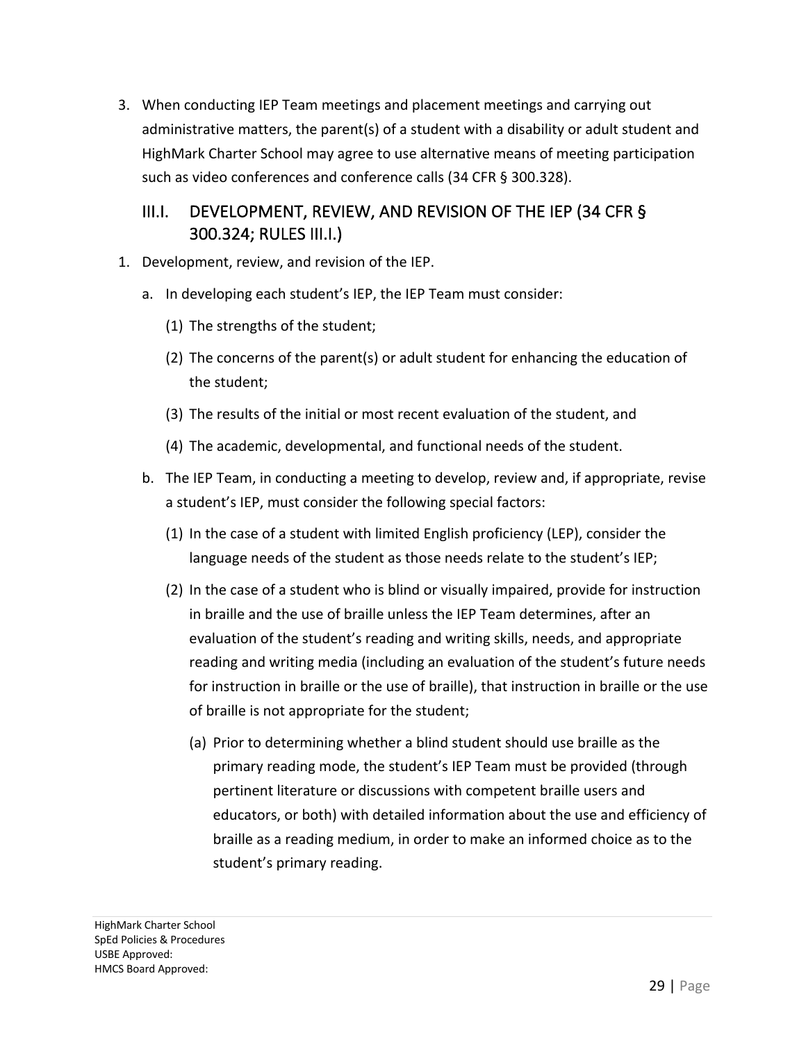3. When conducting IEP Team meetings and placement meetings and carrying out administrative matters, the parent(s) of a student with a disability or adult student and HighMark Charter School may agree to use alternative means of meeting participation such as video conferences and conference calls (34 CFR § 300.328).

## III.I. DEVELOPMENT, REVIEW, AND REVISION OF THE IEP (34 CFR § 300.324; RULES III.I.)

1. Development, review, and revision of the IEP.
   a. In developing each student's IEP, the IEP Team must consider:
      (1) The strengths of the student;
      (2) The concerns of the parent(s) or adult student for enhancing the education of the student;
      (3) The results of the initial or most recent evaluation of the student, and
      (4) The academic, developmental, and functional needs of the student.
   b. The IEP Team, in conducting a meeting to develop, review and, if appropriate, revise a student's IEP, must consider the following special factors:
      (1) In the case of a student with limited English proficiency (LEP), consider the language needs of the student as those needs relate to the student's IEP;
      (2) In the case of a student who is blind or visually impaired, provide for instruction in braille and the use of braille unless the IEP Team determines, after an evaluation of the student's reading and writing skills, needs, and appropriate reading and writing media (including an evaluation of the student's future needs for instruction in braille or the use of braille), that instruction in braille or the use of braille is not appropriate for the student;
         (a) Prior to determining whether a blind student should use braille as the primary reading mode, the student's IEP Team must be provided (through pertinent literature or discussions with competent braille users and educators, or both) with detailed information about the use and efficiency of braille as a reading medium, in order to make an informed choice as to the student's primary reading.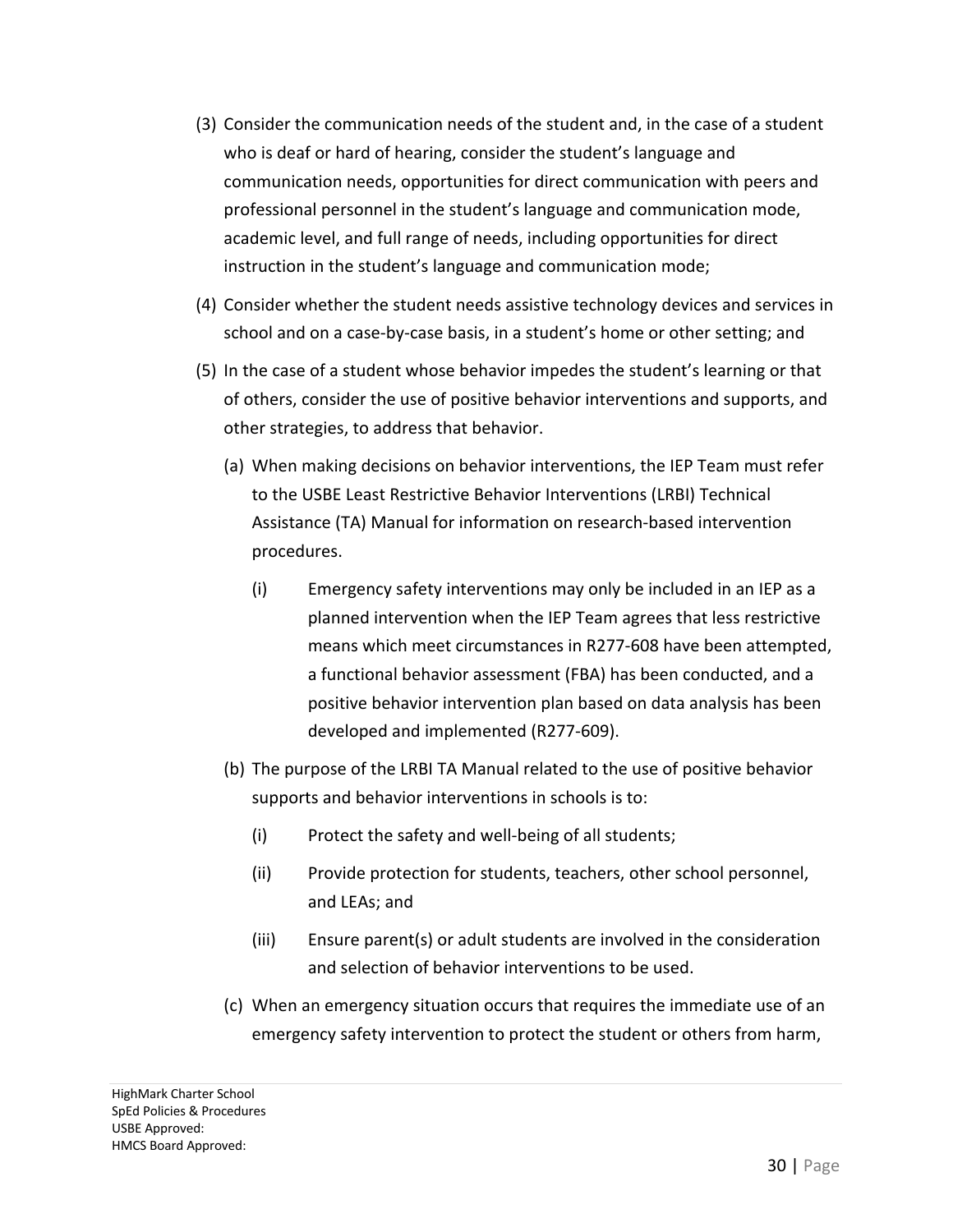(3) Consider the communication needs of the student and, in the case of a student who is deaf or hard of hearing, consider the student's language and communication needs, opportunities for direct communication with peers and professional personnel in the student's language and communication mode, academic level, and full range of needs, including opportunities for direct instruction in the student's language and communication mode;

(4) Consider whether the student needs assistive technology devices and services in school and on a case-by-case basis, in a student's home or other setting; and

(5) In the case of a student whose behavior impedes the student's learning or that of others, consider the use of positive behavior interventions and supports, and other strategies, to address that behavior.

  (a) When making decisions on behavior interventions, the IEP Team must refer to the USBE Least Restrictive Behavior Interventions (LRBI) Technical Assistance (TA) Manual for information on research-based intervention procedures.

    (i) Emergency safety interventions may only be included in an IEP as a planned intervention when the IEP Team agrees that less restrictive means which meet circumstances in R277-608 have been attempted, a functional behavior assessment (FBA) has been conducted, and a positive behavior intervention plan based on data analysis has been developed and implemented (R277-609).

  (b) The purpose of the LRBI TA Manual related to the use of positive behavior supports and behavior interventions in schools is to:

    (i) Protect the safety and well-being of all students;

    (ii) Provide protection for students, teachers, other school personnel, and LEAs; and

    (iii) Ensure parent(s) or adult students are involved in the consideration and selection of behavior interventions to be used.

  (c) When an emergency situation occurs that requires the immediate use of an emergency safety intervention to protect the student or others from harm,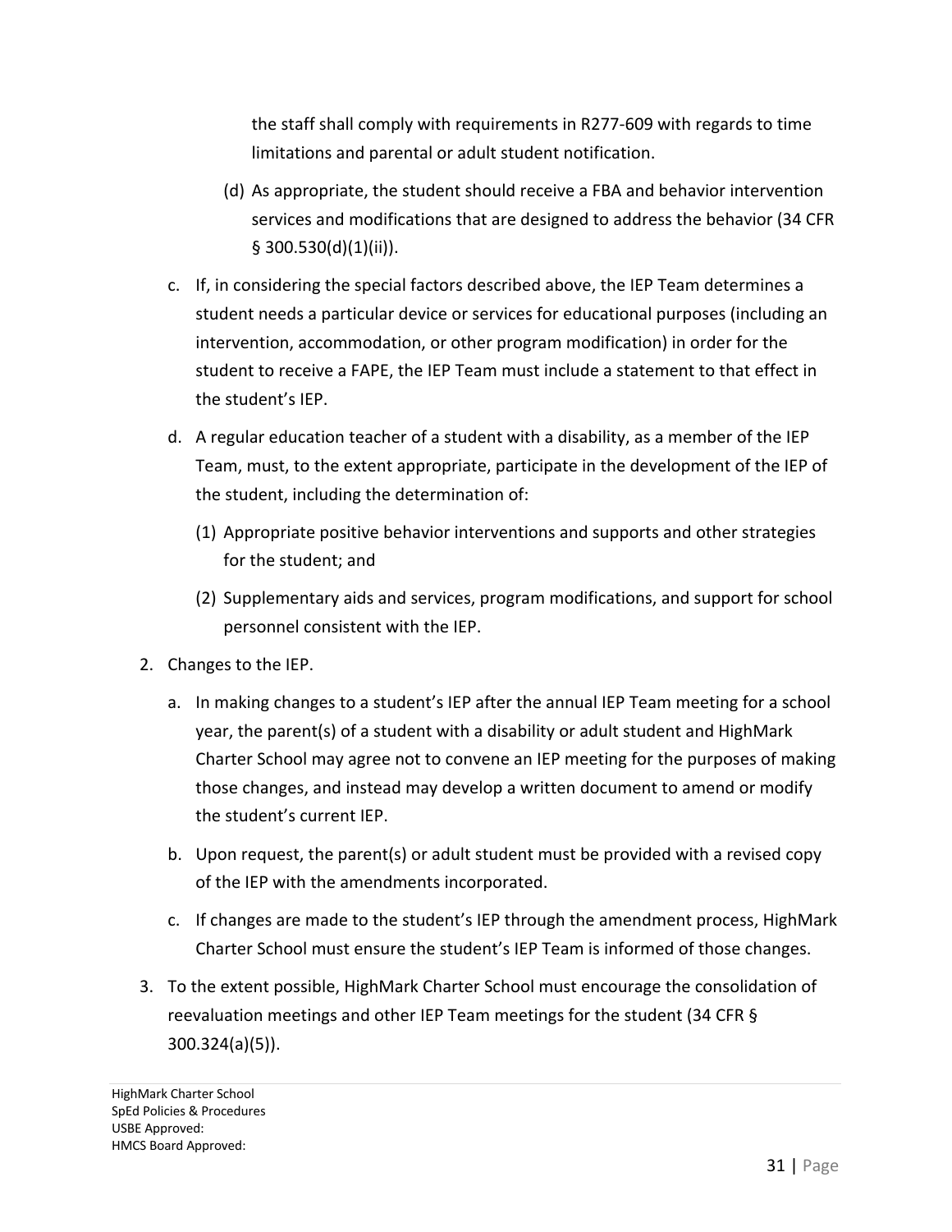the staff shall comply with requirements in R277-609 with regards to time limitations and parental or adult student notification.

(d) As appropriate, the student should receive a FBA and behavior intervention services and modifications that are designed to address the behavior (34 CFR § 300.530(d)(1)(ii)).

c. If, in considering the special factors described above, the IEP Team determines a student needs a particular device or services for educational purposes (including an intervention, accommodation, or other program modification) in order for the student to receive a FAPE, the IEP Team must include a statement to that effect in the student's IEP.

d. A regular education teacher of a student with a disability, as a member of the IEP Team, must, to the extent appropriate, participate in the development of the IEP of the student, including the determination of:

   (1) Appropriate positive behavior interventions and supports and other strategies for the student; and

   (2) Supplementary aids and services, program modifications, and support for school personnel consistent with the IEP.

2. Changes to the IEP.

   a. In making changes to a student's IEP after the annual IEP Team meeting for a school year, the parent(s) of a student with a disability or adult student and HighMark Charter School may agree not to convene an IEP meeting for the purposes of making those changes, and instead may develop a written document to amend or modify the student's current IEP.

   b. Upon request, the parent(s) or adult student must be provided with a revised copy of the IEP with the amendments incorporated.

   c. If changes are made to the student's IEP through the amendment process, HighMark Charter School must ensure the student's IEP Team is informed of those changes.

3. To the extent possible, HighMark Charter School must encourage the consolidation of reevaluation meetings and other IEP Team meetings for the student (34 CFR § 300.324(a)(5)).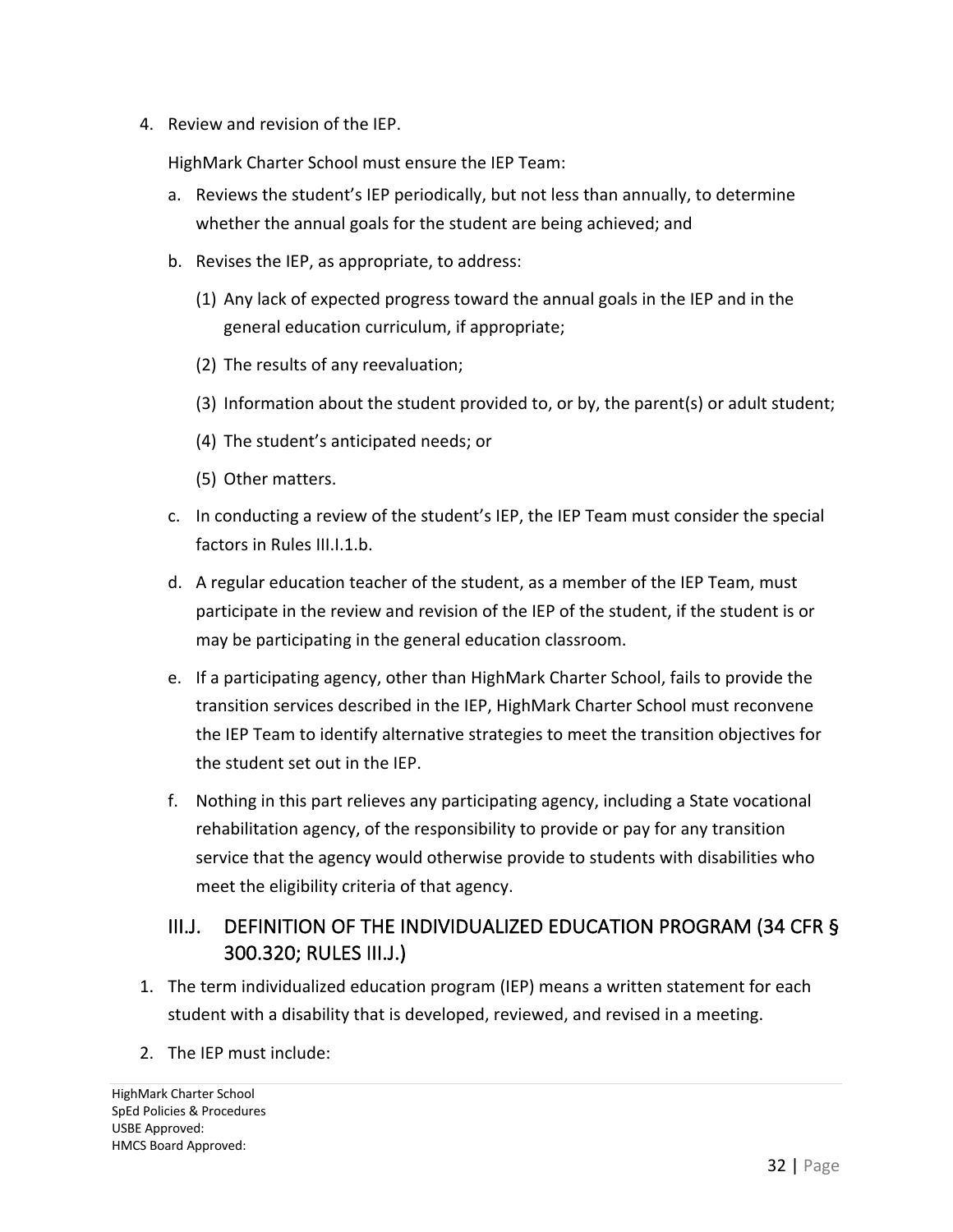4. Review and revision of the IEP.

   HighMark Charter School must ensure the IEP Team:

   a. Reviews the student's IEP periodically, but not less than annually, to determine whether the annual goals for the student are being achieved; and

   b. Revises the IEP, as appropriate, to address:

      (1) Any lack of expected progress toward the annual goals in the IEP and in the general education curriculum, if appropriate;

      (2) The results of any reevaluation;

      (3) Information about the student provided to, or by, the parent(s) or adult student;

      (4) The student's anticipated needs; or

      (5) Other matters.

   c. In conducting a review of the student's IEP, the IEP Team must consider the special factors in Rules III.I.1.b.

   d. A regular education teacher of the student, as a member of the IEP Team, must participate in the review and revision of the IEP of the student, if the student is or may be participating in the general education classroom.

   e. If a participating agency, other than HighMark Charter School, fails to provide the transition services described in the IEP, HighMark Charter School must reconvene the IEP Team to identify alternative strategies to meet the transition objectives for the student set out in the IEP.

   f. Nothing in this part relieves any participating agency, including a State vocational rehabilitation agency, of the responsibility to provide or pay for any transition service that the agency would otherwise provide to students with disabilities who meet the eligibility criteria of that agency.

## III.J. DEFINITION OF THE INDIVIDUALIZED EDUCATION PROGRAM (34 CFR § 300.320; RULES III.J.)

1. The term individualized education program (IEP) means a written statement for each student with a disability that is developed, reviewed, and revised in a meeting.

2. The IEP must include: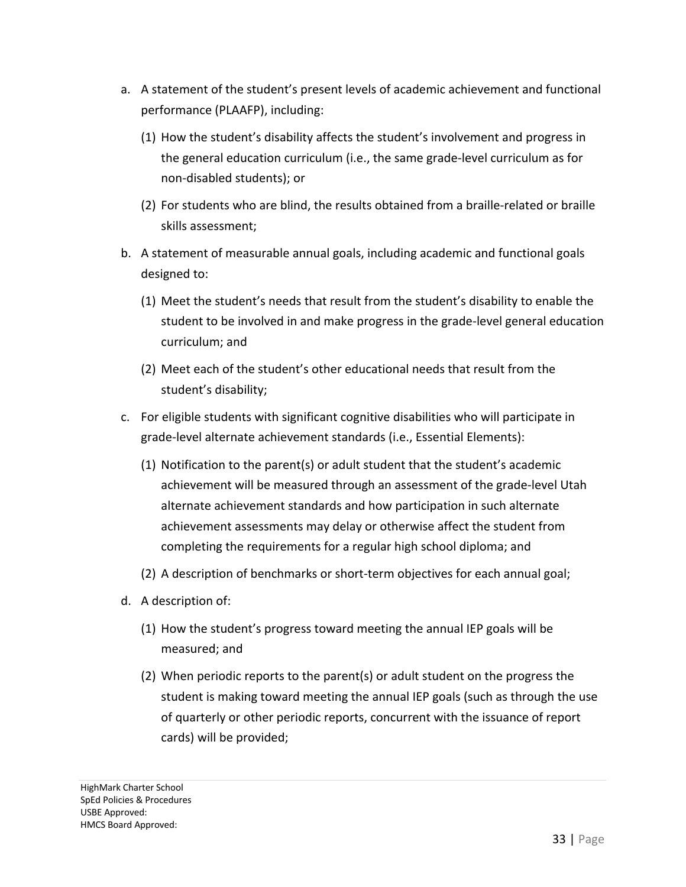a. A statement of the student's present levels of academic achievement and functional performance (PLAAFP), including:

   (1) How the student's disability affects the student's involvement and progress in the general education curriculum (i.e., the same grade-level curriculum as for non-disabled students); or

   (2) For students who are blind, the results obtained from a braille-related or braille skills assessment;

b. A statement of measurable annual goals, including academic and functional goals designed to:

   (1) Meet the student's needs that result from the student's disability to enable the student to be involved in and make progress in the grade-level general education curriculum; and

   (2) Meet each of the student's other educational needs that result from the student's disability;

c. For eligible students with significant cognitive disabilities who will participate in grade-level alternate achievement standards (i.e., Essential Elements):

   (1) Notification to the parent(s) or adult student that the student's academic achievement will be measured through an assessment of the grade-level Utah alternate achievement standards and how participation in such alternate achievement assessments may delay or otherwise affect the student from completing the requirements for a regular high school diploma; and

   (2) A description of benchmarks or short-term objectives for each annual goal;

d. A description of:

   (1) How the student's progress toward meeting the annual IEP goals will be measured; and

   (2) When periodic reports to the parent(s) or adult student on the progress the student is making toward meeting the annual IEP goals (such as through the use of quarterly or other periodic reports, concurrent with the issuance of report cards) will be provided;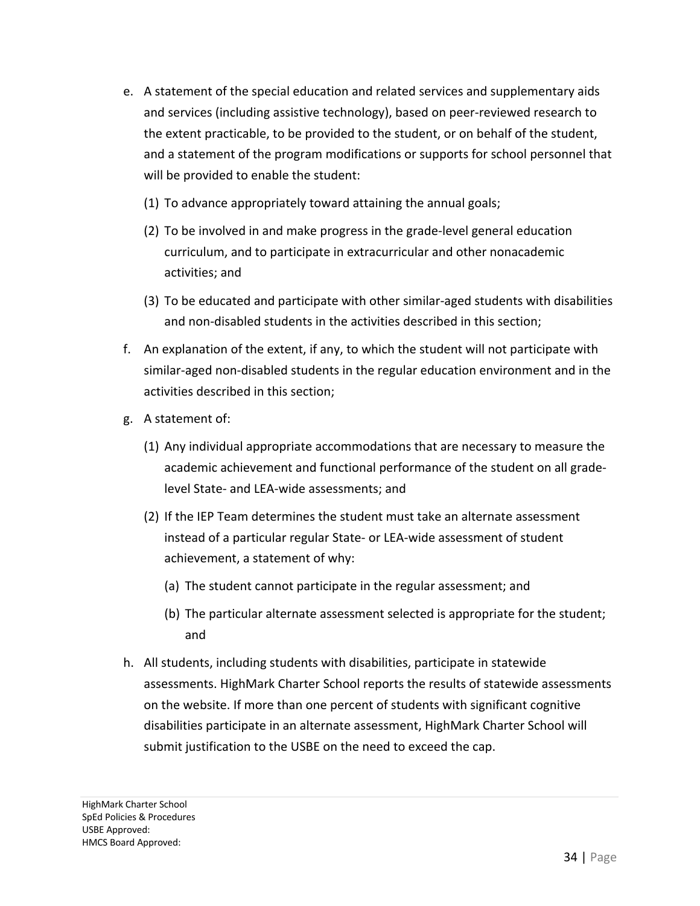e. A statement of the special education and related services and supplementary aids and services (including assistive technology), based on peer-reviewed research to the extent practicable, to be provided to the student, or on behalf of the student, and a statement of the program modifications or supports for school personnel that will be provided to enable the student:

   (1) To advance appropriately toward attaining the annual goals;

   (2) To be involved in and make progress in the grade-level general education curriculum, and to participate in extracurricular and other nonacademic activities; and

   (3) To be educated and participate with other similar-aged students with disabilities and non-disabled students in the activities described in this section;

f. An explanation of the extent, if any, to which the student will not participate with similar-aged non-disabled students in the regular education environment and in the activities described in this section;

g. A statement of:

   (1) Any individual appropriate accommodations that are necessary to measure the academic achievement and functional performance of the student on all grade-level State- and LEA-wide assessments; and

   (2) If the IEP Team determines the student must take an alternate assessment instead of a particular regular State- or LEA-wide assessment of student achievement, a statement of why:

      (a) The student cannot participate in the regular assessment; and

      (b) The particular alternate assessment selected is appropriate for the student; and

h. All students, including students with disabilities, participate in statewide assessments. HighMark Charter School reports the results of statewide assessments on the website. If more than one percent of students with significant cognitive disabilities participate in an alternate assessment, HighMark Charter School will submit justification to the USBE on the need to exceed the cap.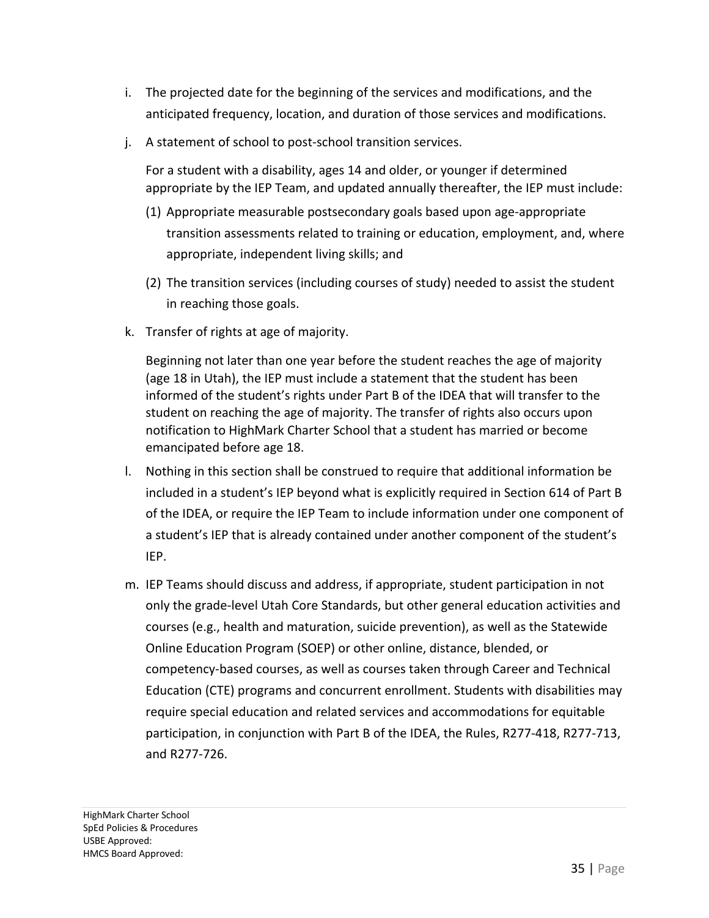i. The projected date for the beginning of the services and modifications, and the anticipated frequency, location, and duration of those services and modifications.

j. A statement of school to post-school transition services.

   For a student with a disability, ages 14 and older, or younger if determined appropriate by the IEP Team, and updated annually thereafter, the IEP must include:

   (1) Appropriate measurable postsecondary goals based upon age-appropriate transition assessments related to training or education, employment, and, where appropriate, independent living skills; and

   (2) The transition services (including courses of study) needed to assist the student in reaching those goals.

k. Transfer of rights at age of majority.

   Beginning not later than one year before the student reaches the age of majority (age 18 in Utah), the IEP must include a statement that the student has been informed of the student's rights under Part B of the IDEA that will transfer to the student on reaching the age of majority. The transfer of rights also occurs upon notification to HighMark Charter School that a student has married or become emancipated before age 18.

l. Nothing in this section shall be construed to require that additional information be included in a student's IEP beyond what is explicitly required in Section 614 of Part B of the IDEA, or require the IEP Team to include information under one component of a student's IEP that is already contained under another component of the student's IEP.

m. IEP Teams should discuss and address, if appropriate, student participation in not only the grade-level Utah Core Standards, but other general education activities and courses (e.g., health and maturation, suicide prevention), as well as the Statewide Online Education Program (SOEP) or other online, distance, blended, or competency-based courses, as well as courses taken through Career and Technical Education (CTE) programs and concurrent enrollment. Students with disabilities may require special education and related services and accommodations for equitable participation, in conjunction with Part B of the IDEA, the Rules, R277-418, R277-713, and R277-726.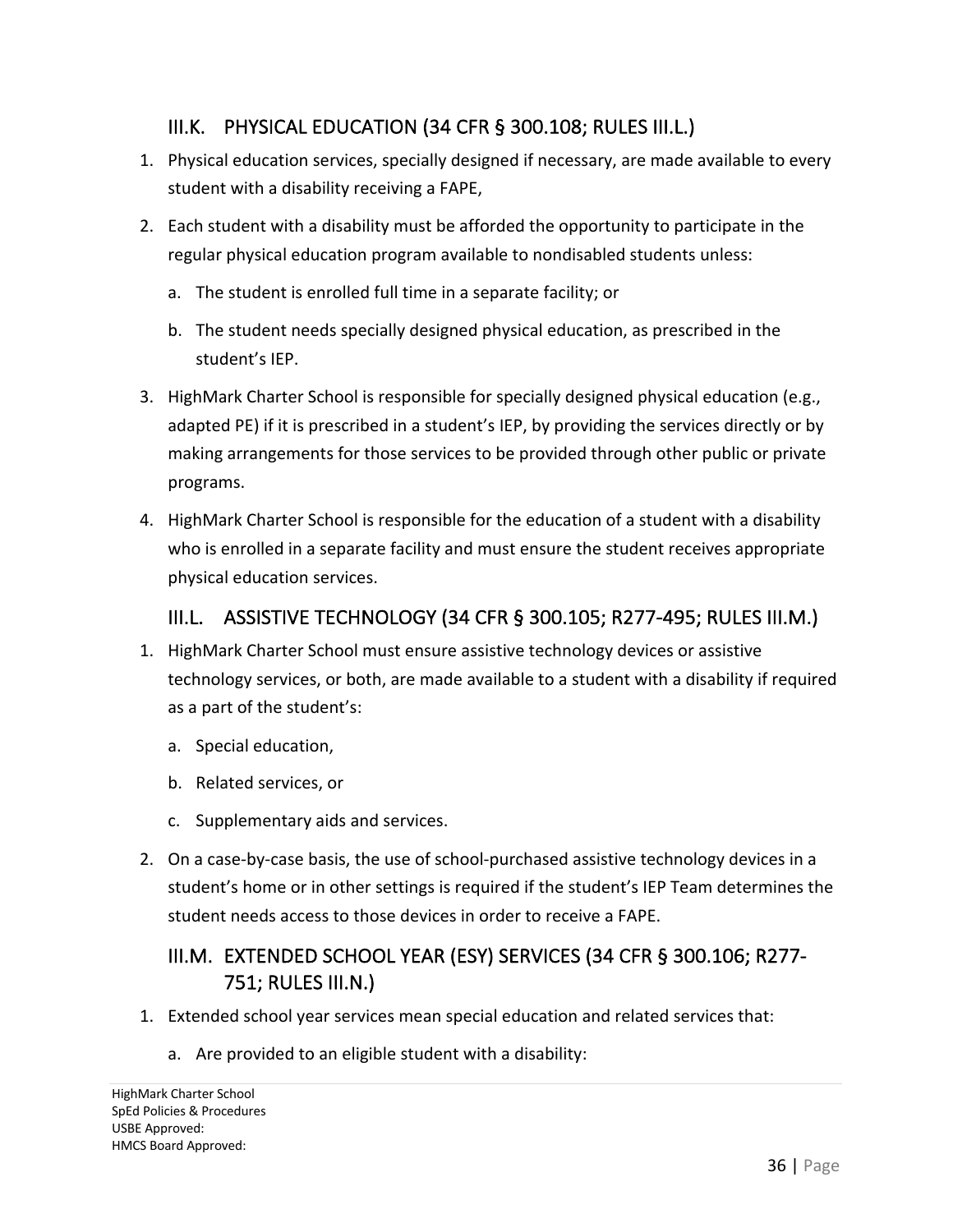## III.K. PHYSICAL EDUCATION (34 CFR § 300.108; RULES III.L.)

1. Physical education services, specially designed if necessary, are made available to every student with a disability receiving a FAPE,
2. Each student with a disability must be afforded the opportunity to participate in the regular physical education program available to nondisabled students unless:
   a. The student is enrolled full time in a separate facility; or
   b. The student needs specially designed physical education, as prescribed in the student's IEP.
3. HighMark Charter School is responsible for specially designed physical education (e.g., adapted PE) if it is prescribed in a student's IEP, by providing the services directly or by making arrangements for those services to be provided through other public or private programs.
4. HighMark Charter School is responsible for the education of a student with a disability who is enrolled in a separate facility and must ensure the student receives appropriate physical education services.

## III.L. ASSISTIVE TECHNOLOGY (34 CFR § 300.105; R277-495; RULES III.M.)

1. HighMark Charter School must ensure assistive technology devices or assistive technology services, or both, are made available to a student with a disability if required as a part of the student's:
   a. Special education,
   b. Related services, or
   c. Supplementary aids and services.
2. On a case-by-case basis, the use of school-purchased assistive technology devices in a student's home or in other settings is required if the student's IEP Team determines the student needs access to those devices in order to receive a FAPE.

## III.M. EXTENDED SCHOOL YEAR (ESY) SERVICES (34 CFR § 300.106; R277-751; RULES III.N.)

1. Extended school year services mean special education and related services that:
   a. Are provided to an eligible student with a disability: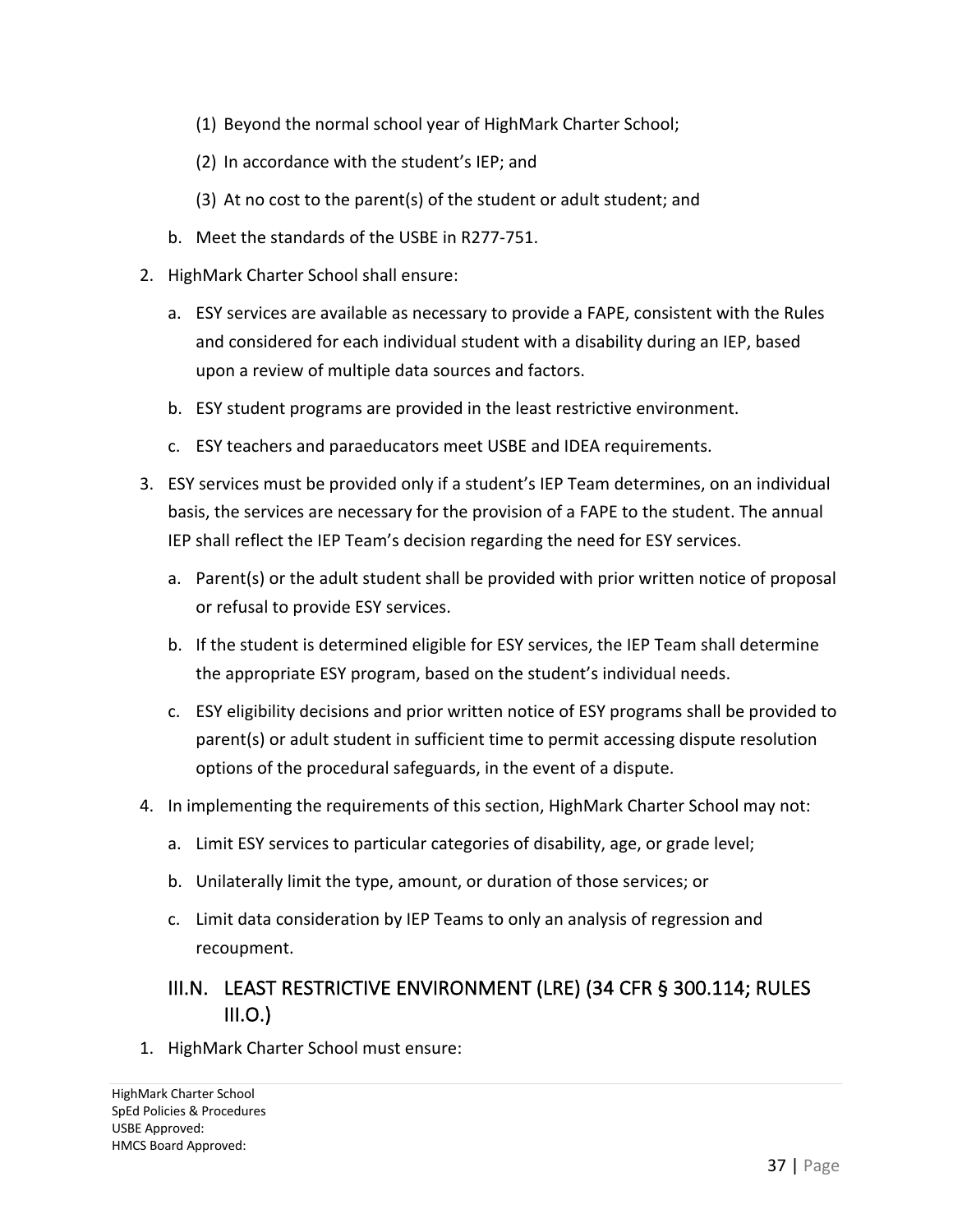(1) Beyond the normal school year of HighMark Charter School;

(2) In accordance with the student's IEP; and

(3) At no cost to the parent(s) of the student or adult student; and

b. Meet the standards of the USBE in R277-751.

2. HighMark Charter School shall ensure:

   a. ESY services are available as necessary to provide a FAPE, consistent with the Rules and considered for each individual student with a disability during an IEP, based upon a review of multiple data sources and factors.

   b. ESY student programs are provided in the least restrictive environment.

   c. ESY teachers and paraeducators meet USBE and IDEA requirements.

3. ESY services must be provided only if a student's IEP Team determines, on an individual basis, the services are necessary for the provision of a FAPE to the student. The annual IEP shall reflect the IEP Team's decision regarding the need for ESY services.

   a. Parent(s) or the adult student shall be provided with prior written notice of proposal or refusal to provide ESY services.

   b. If the student is determined eligible for ESY services, the IEP Team shall determine the appropriate ESY program, based on the student's individual needs.

   c. ESY eligibility decisions and prior written notice of ESY programs shall be provided to parent(s) or adult student in sufficient time to permit accessing dispute resolution options of the procedural safeguards, in the event of a dispute.

4. In implementing the requirements of this section, HighMark Charter School may not:

   a. Limit ESY services to particular categories of disability, age, or grade level;

   b. Unilaterally limit the type, amount, or duration of those services; or

   c. Limit data consideration by IEP Teams to only an analysis of regression and recoupment.

## III.N. LEAST RESTRICTIVE ENVIRONMENT (LRE) (34 CFR § 300.114; RULES III.O.)

1. HighMark Charter School must ensure: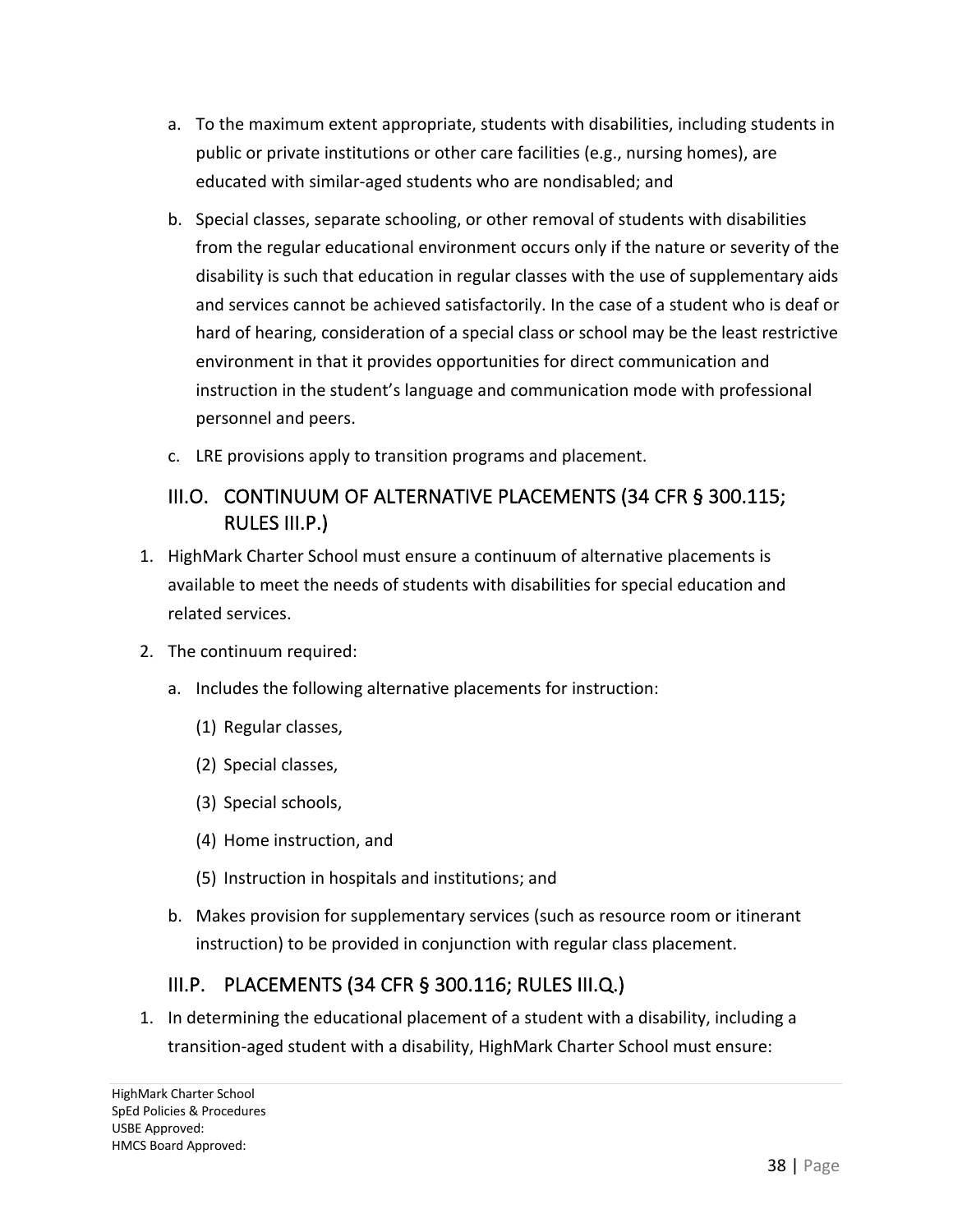a. To the maximum extent appropriate, students with disabilities, including students in public or private institutions or other care facilities (e.g., nursing homes), are educated with similar-aged students who are nondisabled; and

b. Special classes, separate schooling, or other removal of students with disabilities from the regular educational environment occurs only if the nature or severity of the disability is such that education in regular classes with the use of supplementary aids and services cannot be achieved satisfactorily. In the case of a student who is deaf or hard of hearing, consideration of a special class or school may be the least restrictive environment in that it provides opportunities for direct communication and instruction in the student's language and communication mode with professional personnel and peers.

c. LRE provisions apply to transition programs and placement.

## III.O. CONTINUUM OF ALTERNATIVE PLACEMENTS (34 CFR § 300.115; RULES III.P.)

1. HighMark Charter School must ensure a continuum of alternative placements is available to meet the needs of students with disabilities for special education and related services.
2. The continuum required:
   a. Includes the following alternative placements for instruction:
      (1) Regular classes,
      (2) Special classes,
      (3) Special schools,
      (4) Home instruction, and
      (5) Instruction in hospitals and institutions; and
   b. Makes provision for supplementary services (such as resource room or itinerant instruction) to be provided in conjunction with regular class placement.

## III.P. PLACEMENTS (34 CFR § 300.116; RULES III.Q.)

1. In determining the educational placement of a student with a disability, including a transition-aged student with a disability, HighMark Charter School must ensure: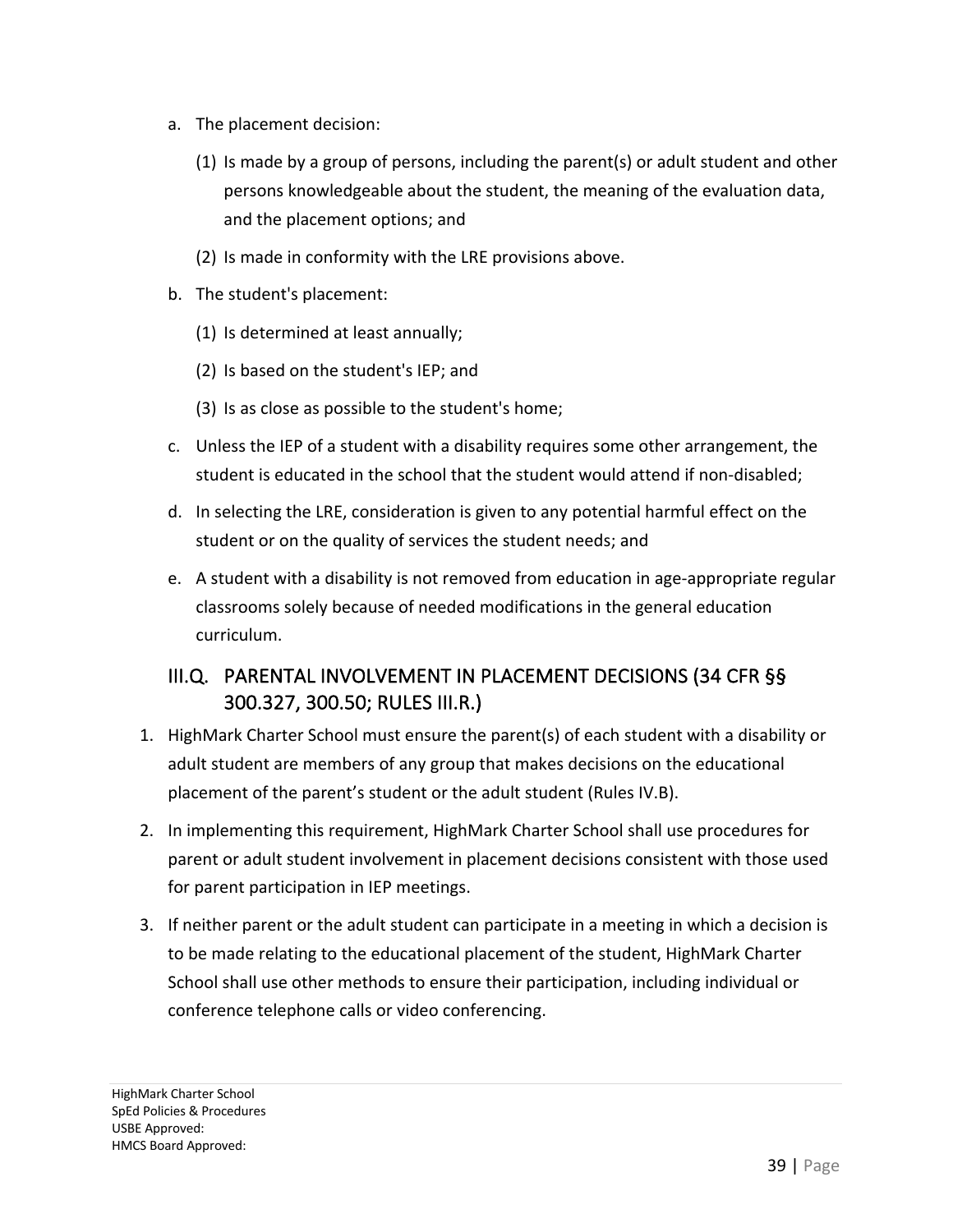a. The placement decision:

   (1) Is made by a group of persons, including the parent(s) or adult student and other persons knowledgeable about the student, the meaning of the evaluation data, and the placement options; and

   (2) Is made in conformity with the LRE provisions above.

b. The student's placement:

   (1) Is determined at least annually;

   (2) Is based on the student's IEP; and

   (3) Is as close as possible to the student's home;

c. Unless the IEP of a student with a disability requires some other arrangement, the student is educated in the school that the student would attend if non-disabled;

d. In selecting the LRE, consideration is given to any potential harmful effect on the student or on the quality of services the student needs; and

e. A student with a disability is not removed from education in age-appropriate regular classrooms solely because of needed modifications in the general education curriculum.

## III.Q. PARENTAL INVOLVEMENT IN PLACEMENT DECISIONS (34 CFR §§ 300.327, 300.50; RULES III.R.)

1. HighMark Charter School must ensure the parent(s) of each student with a disability or adult student are members of any group that makes decisions on the educational placement of the parent's student or the adult student (Rules IV.B).

2. In implementing this requirement, HighMark Charter School shall use procedures for parent or adult student involvement in placement decisions consistent with those used for parent participation in IEP meetings.

3. If neither parent or the adult student can participate in a meeting in which a decision is to be made relating to the educational placement of the student, HighMark Charter School shall use other methods to ensure their participation, including individual or conference telephone calls or video conferencing.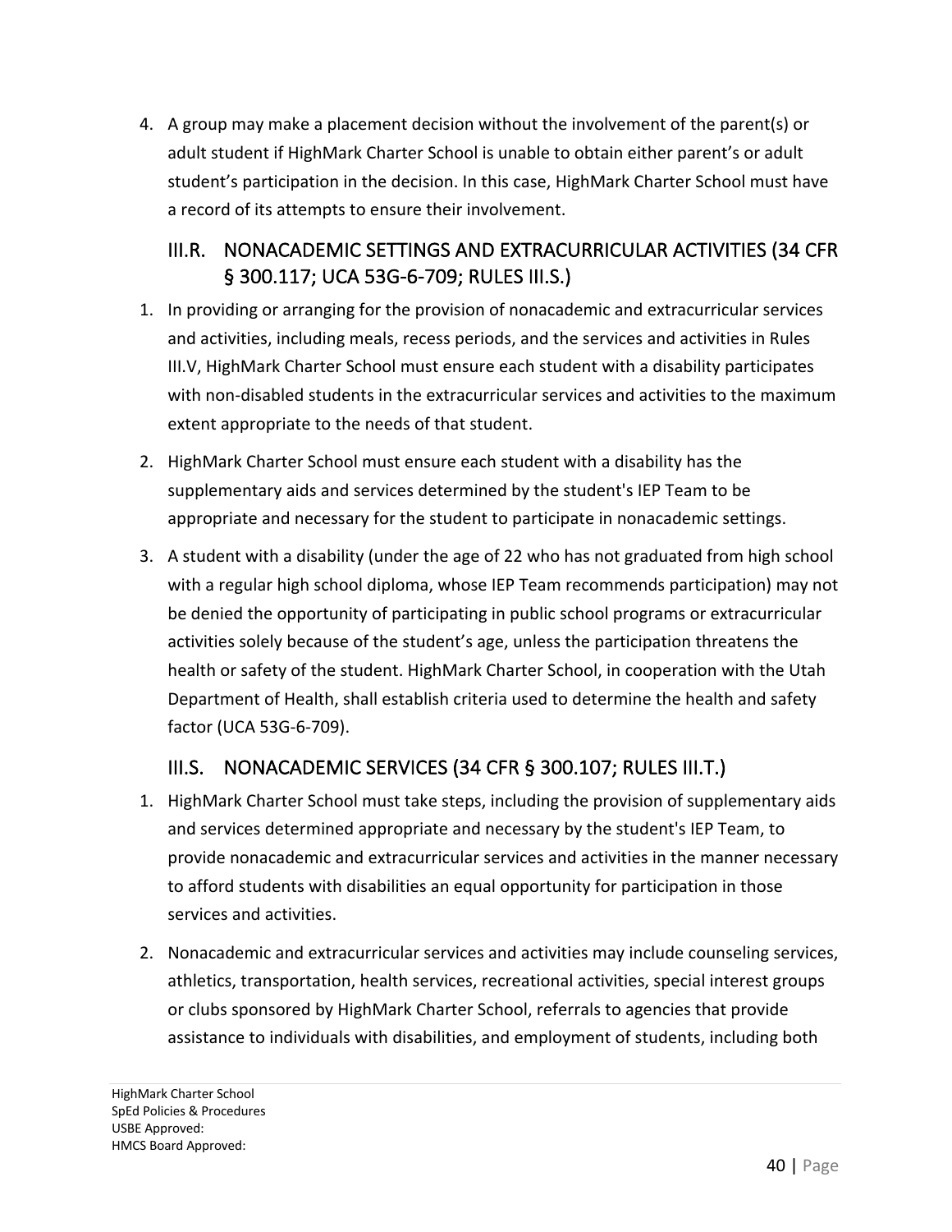4. A group may make a placement decision without the involvement of the parent(s) or adult student if HighMark Charter School is unable to obtain either parent's or adult student's participation in the decision. In this case, HighMark Charter School must have a record of its attempts to ensure their involvement.

## III.R. NONACADEMIC SETTINGS AND EXTRACURRICULAR ACTIVITIES (34 CFR § 300.117; UCA 53G-6-709; RULES III.S.)

1. In providing or arranging for the provision of nonacademic and extracurricular services and activities, including meals, recess periods, and the services and activities in Rules III.V, HighMark Charter School must ensure each student with a disability participates with non-disabled students in the extracurricular services and activities to the maximum extent appropriate to the needs of that student.
2. HighMark Charter School must ensure each student with a disability has the supplementary aids and services determined by the student's IEP Team to be appropriate and necessary for the student to participate in nonacademic settings.
3. A student with a disability (under the age of 22 who has not graduated from high school with a regular high school diploma, whose IEP Team recommends participation) may not be denied the opportunity of participating in public school programs or extracurricular activities solely because of the student's age, unless the participation threatens the health or safety of the student. HighMark Charter School, in cooperation with the Utah Department of Health, shall establish criteria used to determine the health and safety factor (UCA 53G-6-709).

## III.S. NONACADEMIC SERVICES (34 CFR § 300.107; RULES III.T.)

1. HighMark Charter School must take steps, including the provision of supplementary aids and services determined appropriate and necessary by the student's IEP Team, to provide nonacademic and extracurricular services and activities in the manner necessary to afford students with disabilities an equal opportunity for participation in those services and activities.
2. Nonacademic and extracurricular services and activities may include counseling services, athletics, transportation, health services, recreational activities, special interest groups or clubs sponsored by HighMark Charter School, referrals to agencies that provide assistance to individuals with disabilities, and employment of students, including both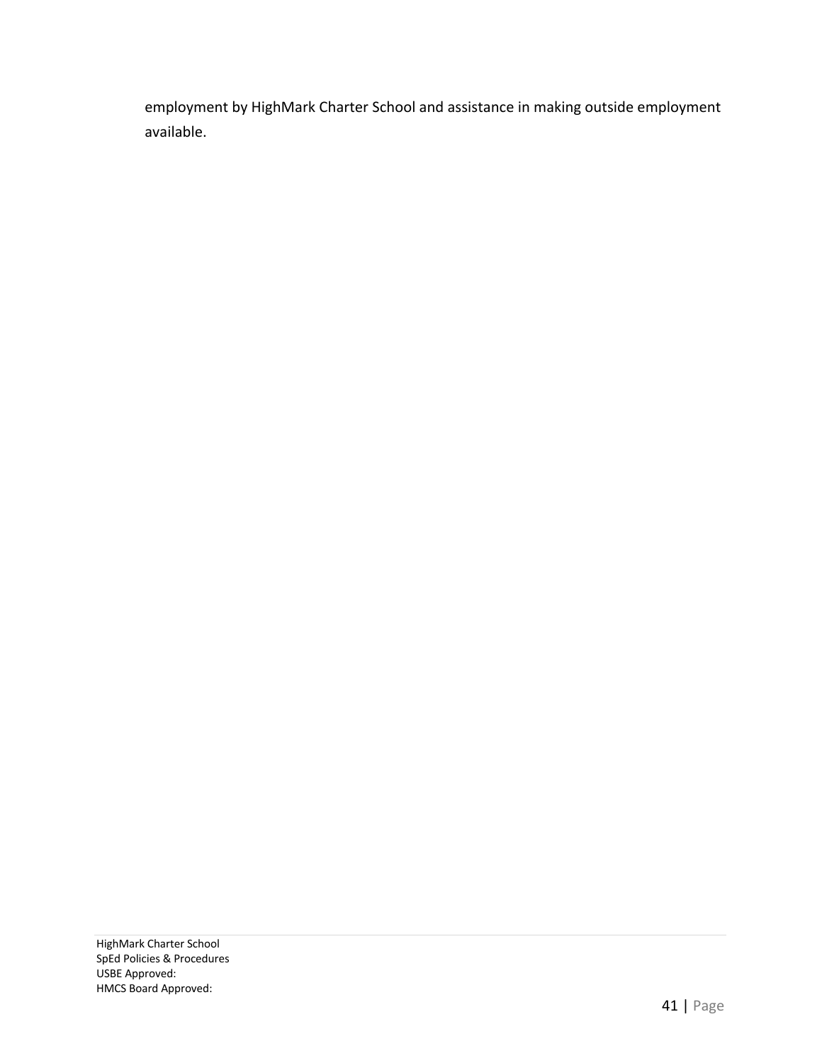employment by HighMark Charter School and assistance in making outside employment available.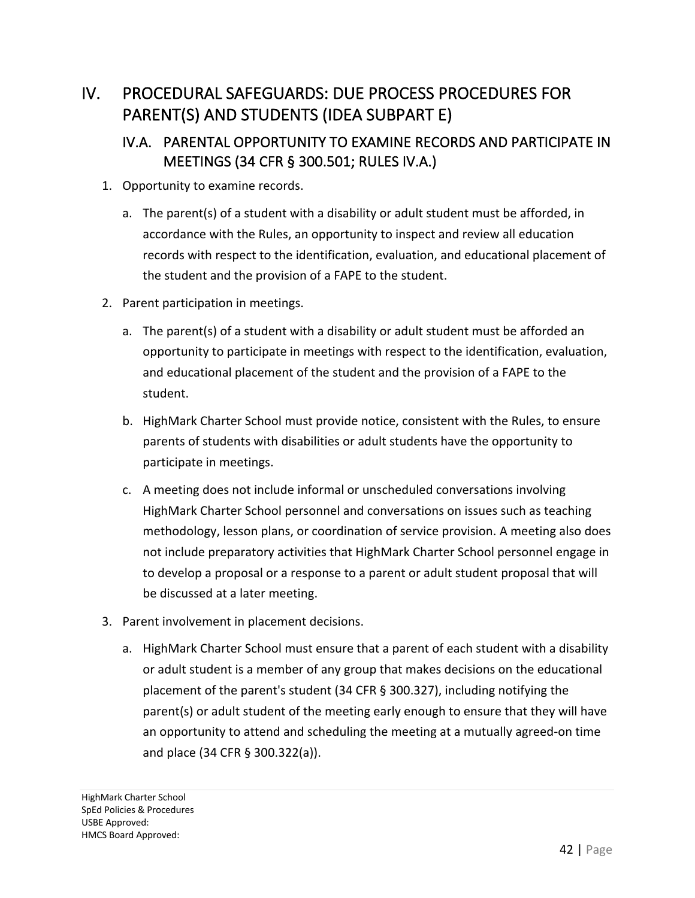# IV. PROCEDURAL SAFEGUARDS: DUE PROCESS PROCEDURES FOR PARENT(S) AND STUDENTS (IDEA SUBPART E)

## IV.A. PARENTAL OPPORTUNITY TO EXAMINE RECORDS AND PARTICIPATE IN MEETINGS (34 CFR § 300.501; RULES IV.A.)

1. Opportunity to examine records.
   a. The parent(s) of a student with a disability or adult student must be afforded, in accordance with the Rules, an opportunity to inspect and review all education records with respect to the identification, evaluation, and educational placement of the student and the provision of a FAPE to the student.
2. Parent participation in meetings.
   a. The parent(s) of a student with a disability or adult student must be afforded an opportunity to participate in meetings with respect to the identification, evaluation, and educational placement of the student and the provision of a FAPE to the student.
   b. HighMark Charter School must provide notice, consistent with the Rules, to ensure parents of students with disabilities or adult students have the opportunity to participate in meetings.
   c. A meeting does not include informal or unscheduled conversations involving HighMark Charter School personnel and conversations on issues such as teaching methodology, lesson plans, or coordination of service provision. A meeting also does not include preparatory activities that HighMark Charter School personnel engage in to develop a proposal or a response to a parent or adult student proposal that will be discussed at a later meeting.
3. Parent involvement in placement decisions.
   a. HighMark Charter School must ensure that a parent of each student with a disability or adult student is a member of any group that makes decisions on the educational placement of the parent's student (34 CFR § 300.327), including notifying the parent(s) or adult student of the meeting early enough to ensure that they will have an opportunity to attend and scheduling the meeting at a mutually agreed-on time and place (34 CFR § 300.322(a)).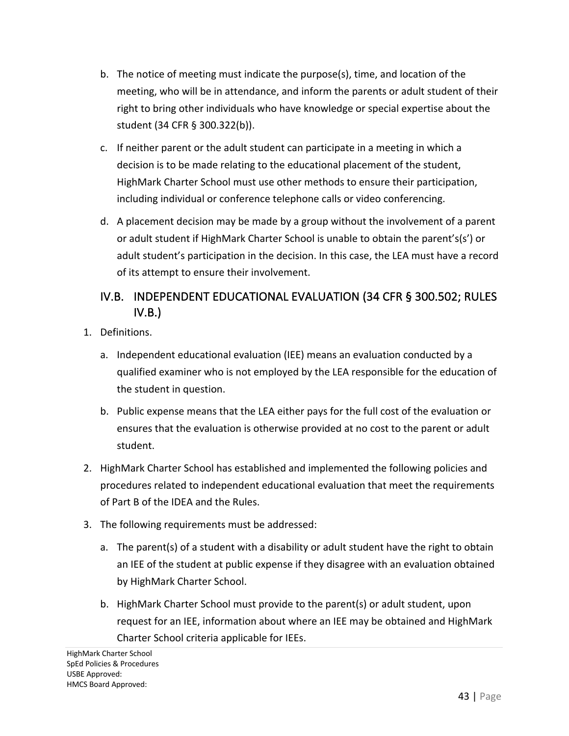b. The notice of meeting must indicate the purpose(s), time, and location of the meeting, who will be in attendance, and inform the parents or adult student of their right to bring other individuals who have knowledge or special expertise about the student (34 CFR § 300.322(b)).

c. If neither parent or the adult student can participate in a meeting in which a decision is to be made relating to the educational placement of the student, HighMark Charter School must use other methods to ensure their participation, including individual or conference telephone calls or video conferencing.

d. A placement decision may be made by a group without the involvement of a parent or adult student if HighMark Charter School is unable to obtain the parent's(s') or adult student's participation in the decision. In this case, the LEA must have a record of its attempt to ensure their involvement.

## IV.B. INDEPENDENT EDUCATIONAL EVALUATION (34 CFR § 300.502; RULES IV.B.)

1. Definitions.

   a. Independent educational evaluation (IEE) means an evaluation conducted by a qualified examiner who is not employed by the LEA responsible for the education of the student in question.

   b. Public expense means that the LEA either pays for the full cost of the evaluation or ensures that the evaluation is otherwise provided at no cost to the parent or adult student.

2. HighMark Charter School has established and implemented the following policies and procedures related to independent educational evaluation that meet the requirements of Part B of the IDEA and the Rules.

3. The following requirements must be addressed:

   a. The parent(s) of a student with a disability or adult student have the right to obtain an IEE of the student at public expense if they disagree with an evaluation obtained by HighMark Charter School.

   b. HighMark Charter School must provide to the parent(s) or adult student, upon request for an IEE, information about where an IEE may be obtained and HighMark Charter School criteria applicable for IEEs.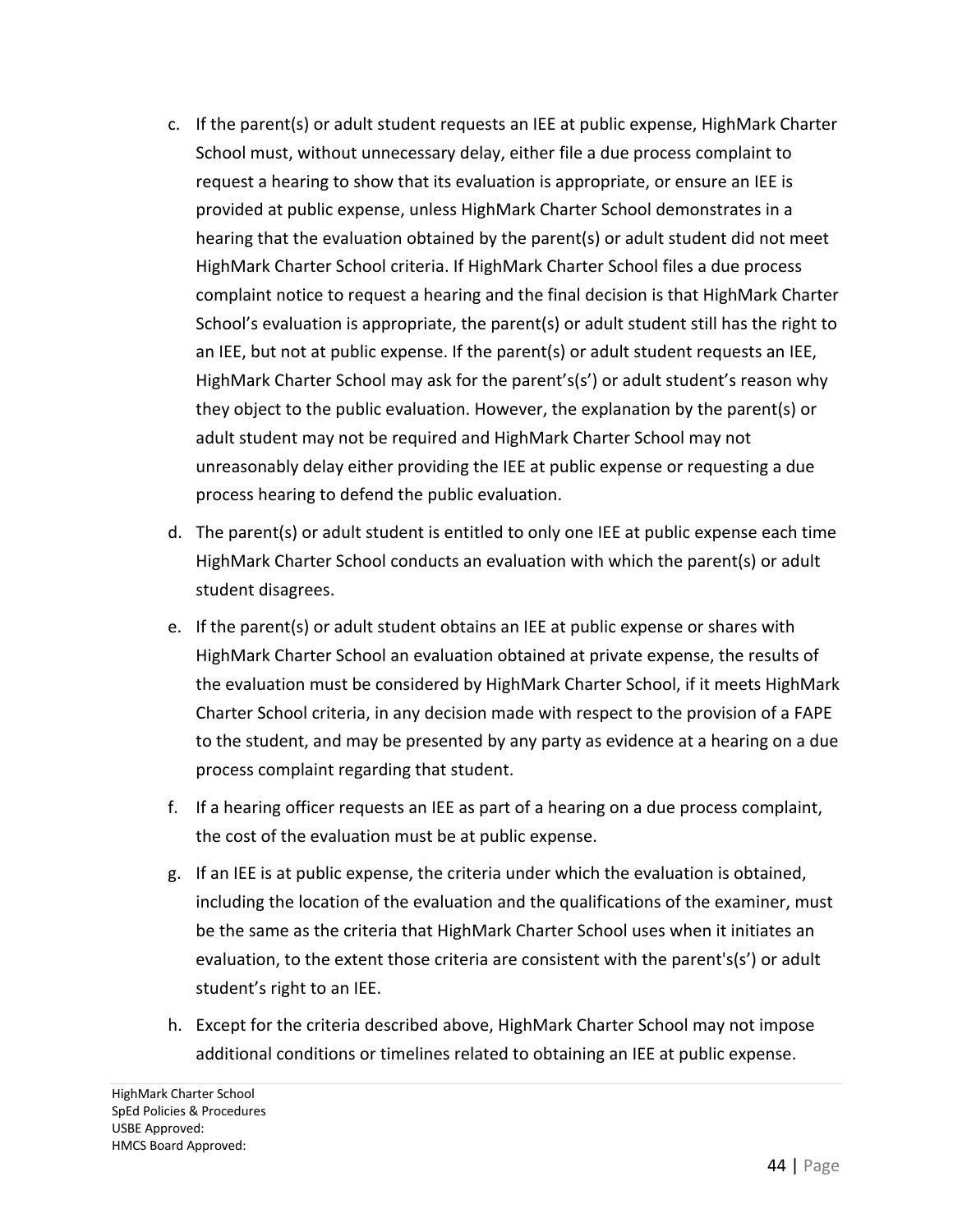c. If the parent(s) or adult student requests an IEE at public expense, HighMark Charter School must, without unnecessary delay, either file a due process complaint to request a hearing to show that its evaluation is appropriate, or ensure an IEE is provided at public expense, unless HighMark Charter School demonstrates in a hearing that the evaluation obtained by the parent(s) or adult student did not meet HighMark Charter School criteria. If HighMark Charter School files a due process complaint notice to request a hearing and the final decision is that HighMark Charter School's evaluation is appropriate, the parent(s) or adult student still has the right to an IEE, but not at public expense. If the parent(s) or adult student requests an IEE, HighMark Charter School may ask for the parent's(s') or adult student's reason why they object to the public evaluation. However, the explanation by the parent(s) or adult student may not be required and HighMark Charter School may not unreasonably delay either providing the IEE at public expense or requesting a due process hearing to defend the public evaluation.

d. The parent(s) or adult student is entitled to only one IEE at public expense each time HighMark Charter School conducts an evaluation with which the parent(s) or adult student disagrees.

e. If the parent(s) or adult student obtains an IEE at public expense or shares with HighMark Charter School an evaluation obtained at private expense, the results of the evaluation must be considered by HighMark Charter School, if it meets HighMark Charter School criteria, in any decision made with respect to the provision of a FAPE to the student, and may be presented by any party as evidence at a hearing on a due process complaint regarding that student.

f. If a hearing officer requests an IEE as part of a hearing on a due process complaint, the cost of the evaluation must be at public expense.

g. If an IEE is at public expense, the criteria under which the evaluation is obtained, including the location of the evaluation and the qualifications of the examiner, must be the same as the criteria that HighMark Charter School uses when it initiates an evaluation, to the extent those criteria are consistent with the parent's(s') or adult student's right to an IEE.

h. Except for the criteria described above, HighMark Charter School may not impose additional conditions or timelines related to obtaining an IEE at public expense.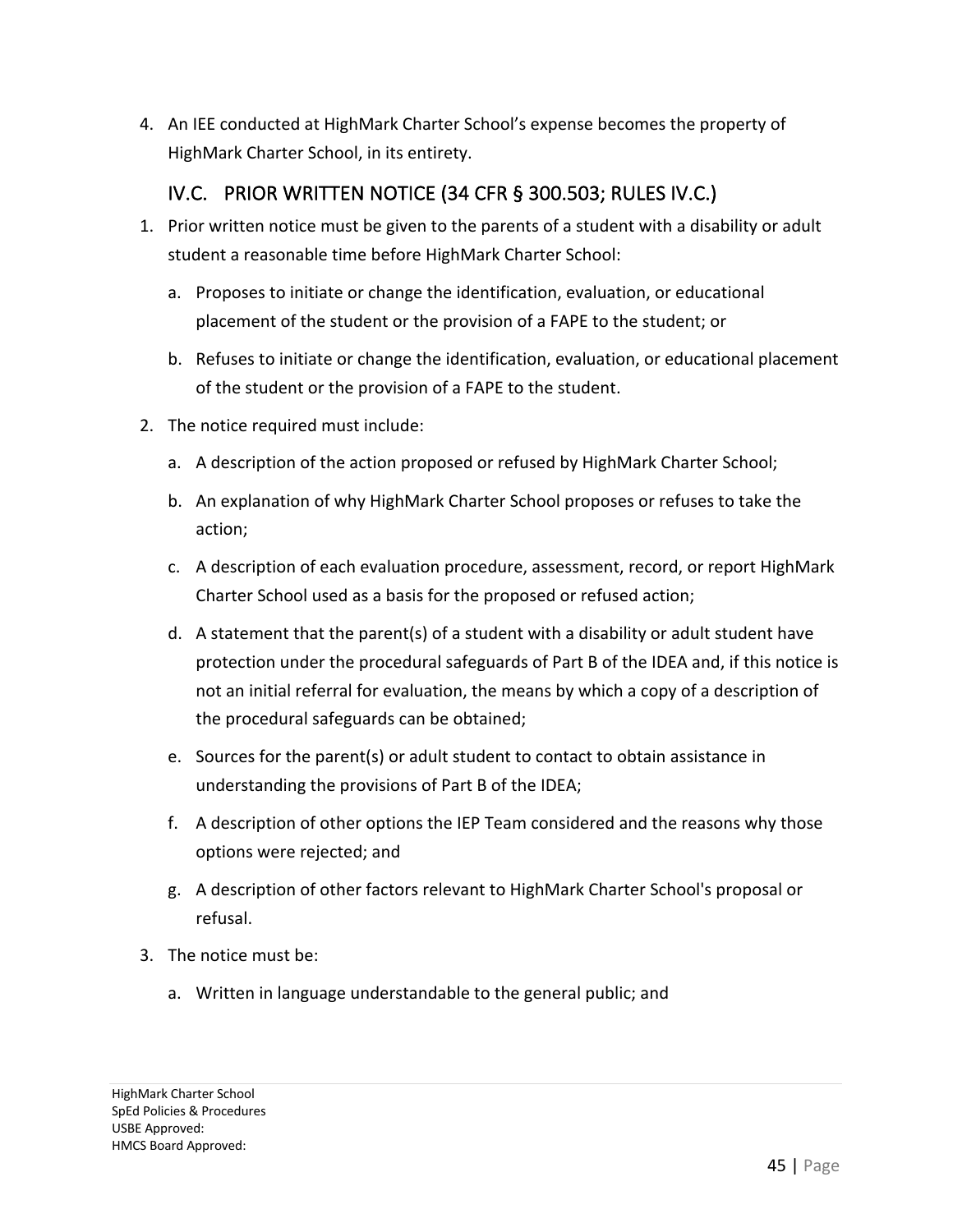4. An IEE conducted at HighMark Charter School's expense becomes the property of HighMark Charter School, in its entirety.

## IV.C. PRIOR WRITTEN NOTICE (34 CFR § 300.503; RULES IV.C.)

1. Prior written notice must be given to the parents of a student with a disability or adult student a reasonable time before HighMark Charter School:
   a. Proposes to initiate or change the identification, evaluation, or educational placement of the student or the provision of a FAPE to the student; or
   b. Refuses to initiate or change the identification, evaluation, or educational placement of the student or the provision of a FAPE to the student.
2. The notice required must include:
   a. A description of the action proposed or refused by HighMark Charter School;
   b. An explanation of why HighMark Charter School proposes or refuses to take the action;
   c. A description of each evaluation procedure, assessment, record, or report HighMark Charter School used as a basis for the proposed or refused action;
   d. A statement that the parent(s) of a student with a disability or adult student have protection under the procedural safeguards of Part B of the IDEA and, if this notice is not an initial referral for evaluation, the means by which a copy of a description of the procedural safeguards can be obtained;
   e. Sources for the parent(s) or adult student to contact to obtain assistance in understanding the provisions of Part B of the IDEA;
   f. A description of other options the IEP Team considered and the reasons why those options were rejected; and
   g. A description of other factors relevant to HighMark Charter School's proposal or refusal.
3. The notice must be:
   a. Written in language understandable to the general public; and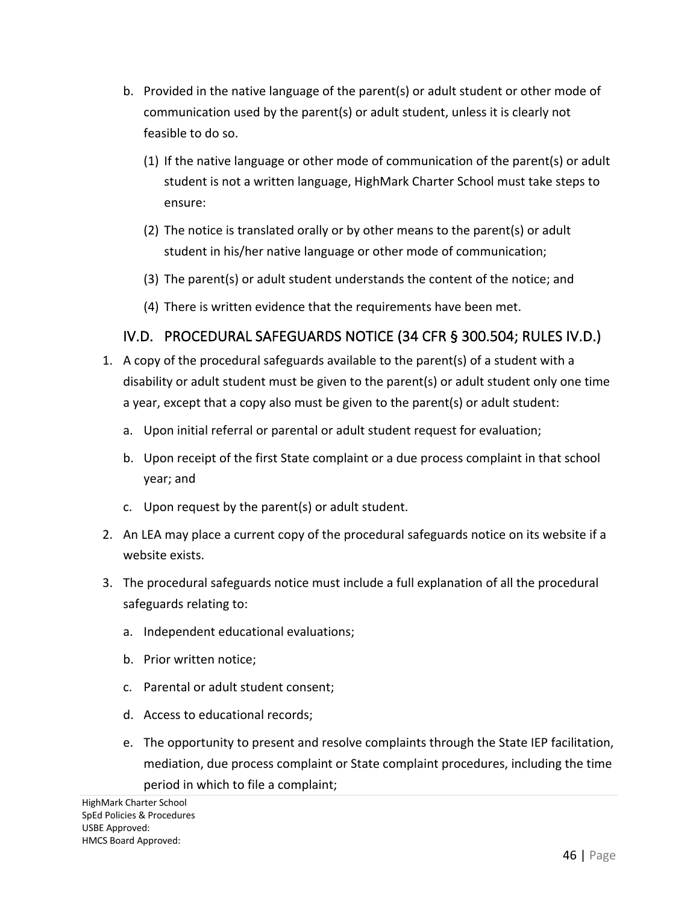b. Provided in the native language of the parent(s) or adult student or other mode of communication used by the parent(s) or adult student, unless it is clearly not feasible to do so.

   (1) If the native language or other mode of communication of the parent(s) or adult student is not a written language, HighMark Charter School must take steps to ensure:

   (2) The notice is translated orally or by other means to the parent(s) or adult student in his/her native language or other mode of communication;

   (3) The parent(s) or adult student understands the content of the notice; and

   (4) There is written evidence that the requirements have been met.

## IV.D. PROCEDURAL SAFEGUARDS NOTICE (34 CFR § 300.504; RULES IV.D.)

1. A copy of the procedural safeguards available to the parent(s) of a student with a disability or adult student must be given to the parent(s) or adult student only one time a year, except that a copy also must be given to the parent(s) or adult student:

   a. Upon initial referral or parental or adult student request for evaluation;

   b. Upon receipt of the first State complaint or a due process complaint in that school year; and

   c. Upon request by the parent(s) or adult student.

2. An LEA may place a current copy of the procedural safeguards notice on its website if a website exists.

3. The procedural safeguards notice must include a full explanation of all the procedural safeguards relating to:

   a. Independent educational evaluations;

   b. Prior written notice;

   c. Parental or adult student consent;

   d. Access to educational records;

   e. The opportunity to present and resolve complaints through the State IEP facilitation, mediation, due process complaint or State complaint procedures, including the time period in which to file a complaint;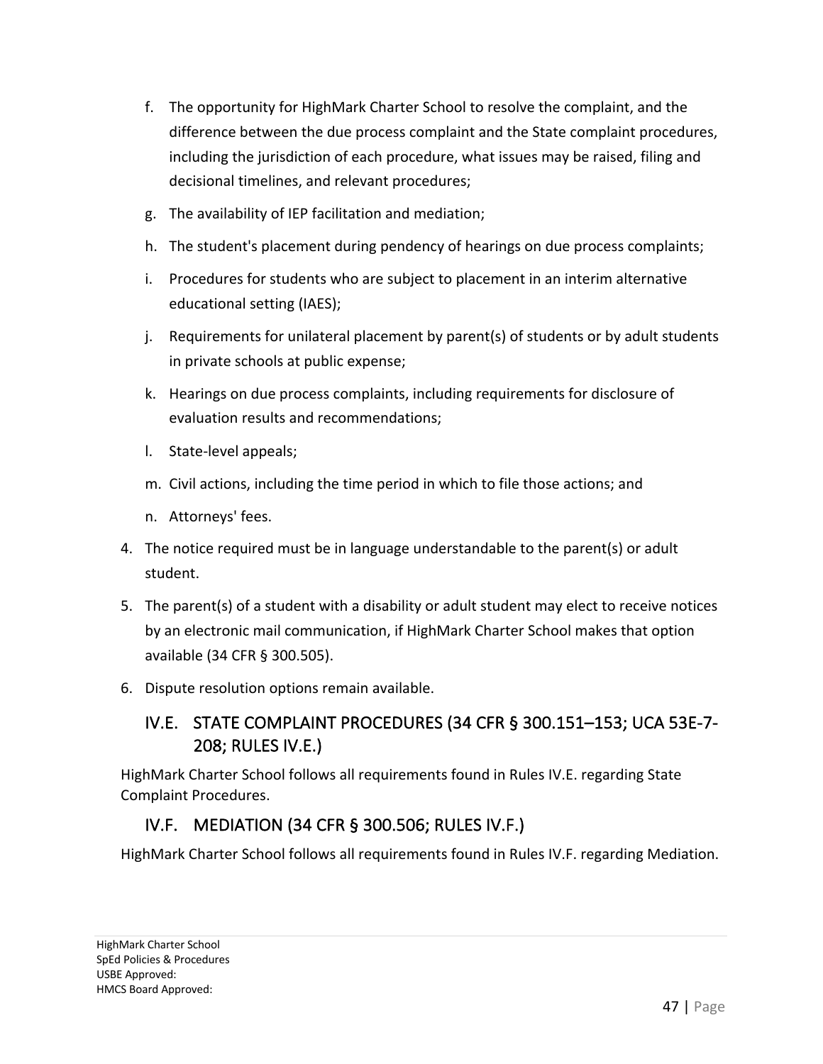f. The opportunity for HighMark Charter School to resolve the complaint, and the difference between the due process complaint and the State complaint procedures, including the jurisdiction of each procedure, what issues may be raised, filing and decisional timelines, and relevant procedures;
   g. The availability of IEP facilitation and mediation;
   h. The student's placement during pendency of hearings on due process complaints;
   i. Procedures for students who are subject to placement in an interim alternative educational setting (IAES);
   j. Requirements for unilateral placement by parent(s) of students or by adult students in private schools at public expense;
   k. Hearings on due process complaints, including requirements for disclosure of evaluation results and recommendations;
   l. State-level appeals;
   m. Civil actions, including the time period in which to file those actions; and
   n. Attorneys' fees.
4. The notice required must be in language understandable to the parent(s) or adult student.
5. The parent(s) of a student with a disability or adult student may elect to receive notices by an electronic mail communication, if HighMark Charter School makes that option available (34 CFR § 300.505).
6. Dispute resolution options remain available.

## IV.E. STATE COMPLAINT PROCEDURES (34 CFR § 300.151–153; UCA 53E-7-208; RULES IV.E.)

HighMark Charter School follows all requirements found in Rules IV.E. regarding State Complaint Procedures.

## IV.F. MEDIATION (34 CFR § 300.506; RULES IV.F.)

HighMark Charter School follows all requirements found in Rules IV.F. regarding Mediation.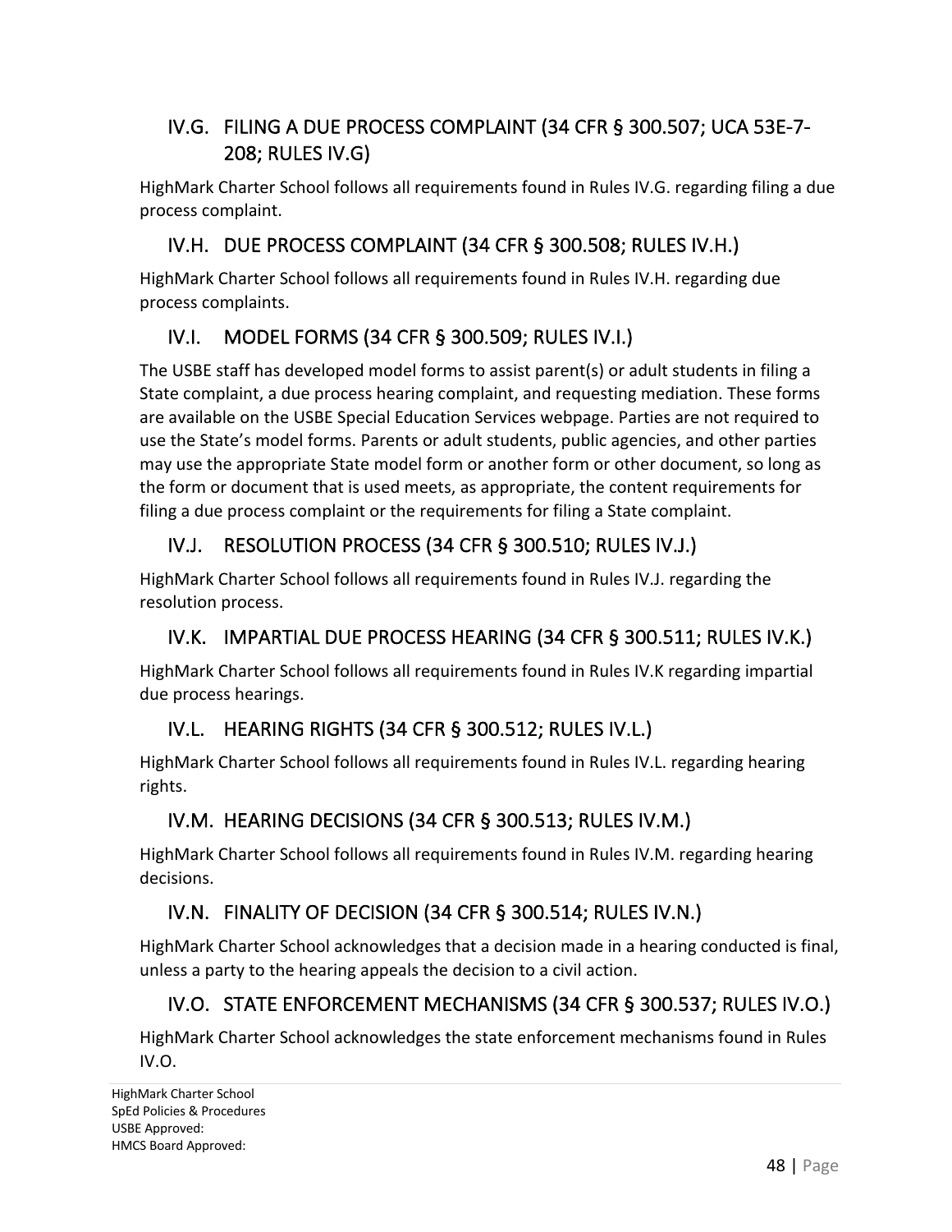## IV.G. FILING A DUE PROCESS COMPLAINT (34 CFR § 300.507; UCA 53E-7-208; RULES IV.G)

HighMark Charter School follows all requirements found in Rules IV.G. regarding filing a due process complaint.

## IV.H. DUE PROCESS COMPLAINT (34 CFR § 300.508; RULES IV.H.)

HighMark Charter School follows all requirements found in Rules IV.H. regarding due process complaints.

## IV.I. MODEL FORMS (34 CFR § 300.509; RULES IV.I.)

The USBE staff has developed model forms to assist parent(s) or adult students in filing a State complaint, a due process hearing complaint, and requesting mediation. These forms are available on the USBE Special Education Services webpage. Parties are not required to use the State's model forms. Parents or adult students, public agencies, and other parties may use the appropriate State model form or another form or other document, so long as the form or document that is used meets, as appropriate, the content requirements for filing a due process complaint or the requirements for filing a State complaint.

## IV.J. RESOLUTION PROCESS (34 CFR § 300.510; RULES IV.J.)

HighMark Charter School follows all requirements found in Rules IV.J. regarding the resolution process.

## IV.K. IMPARTIAL DUE PROCESS HEARING (34 CFR § 300.511; RULES IV.K.)

HighMark Charter School follows all requirements found in Rules IV.K regarding impartial due process hearings.

## IV.L. HEARING RIGHTS (34 CFR § 300.512; RULES IV.L.)

HighMark Charter School follows all requirements found in Rules IV.L. regarding hearing rights.

## IV.M. HEARING DECISIONS (34 CFR § 300.513; RULES IV.M.)

HighMark Charter School follows all requirements found in Rules IV.M. regarding hearing decisions.

## IV.N. FINALITY OF DECISION (34 CFR § 300.514; RULES IV.N.)

HighMark Charter School acknowledges that a decision made in a hearing conducted is final, unless a party to the hearing appeals the decision to a civil action.

## IV.O. STATE ENFORCEMENT MECHANISMS (34 CFR § 300.537; RULES IV.O.)

HighMark Charter School acknowledges the state enforcement mechanisms found in Rules IV.O.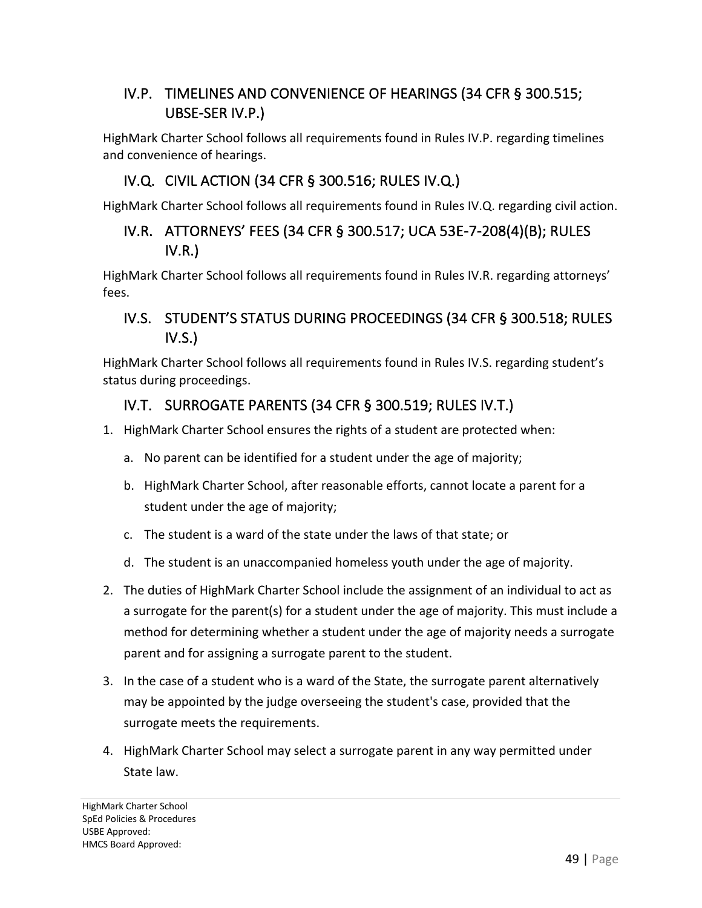## IV.P. TIMELINES AND CONVENIENCE OF HEARINGS (34 CFR § 300.515; UBSE-SER IV.P.)

HighMark Charter School follows all requirements found in Rules IV.P. regarding timelines and convenience of hearings.

## IV.Q. CIVIL ACTION (34 CFR § 300.516; RULES IV.Q.)

HighMark Charter School follows all requirements found in Rules IV.Q. regarding civil action.

## IV.R. ATTORNEYS' FEES (34 CFR § 300.517; UCA 53E-7-208(4)(B); RULES IV.R.)

HighMark Charter School follows all requirements found in Rules IV.R. regarding attorneys' fees.

## IV.S. STUDENT'S STATUS DURING PROCEEDINGS (34 CFR § 300.518; RULES IV.S.)

HighMark Charter School follows all requirements found in Rules IV.S. regarding student's status during proceedings.

## IV.T. SURROGATE PARENTS (34 CFR § 300.519; RULES IV.T.)

1. HighMark Charter School ensures the rights of a student are protected when:
   a. No parent can be identified for a student under the age of majority;
   b. HighMark Charter School, after reasonable efforts, cannot locate a parent for a student under the age of majority;
   c. The student is a ward of the state under the laws of that state; or
   d. The student is an unaccompanied homeless youth under the age of majority.
2. The duties of HighMark Charter School include the assignment of an individual to act as a surrogate for the parent(s) for a student under the age of majority. This must include a method for determining whether a student under the age of majority needs a surrogate parent and for assigning a surrogate parent to the student.
3. In the case of a student who is a ward of the State, the surrogate parent alternatively may be appointed by the judge overseeing the student's case, provided that the surrogate meets the requirements.
4. HighMark Charter School may select a surrogate parent in any way permitted under State law.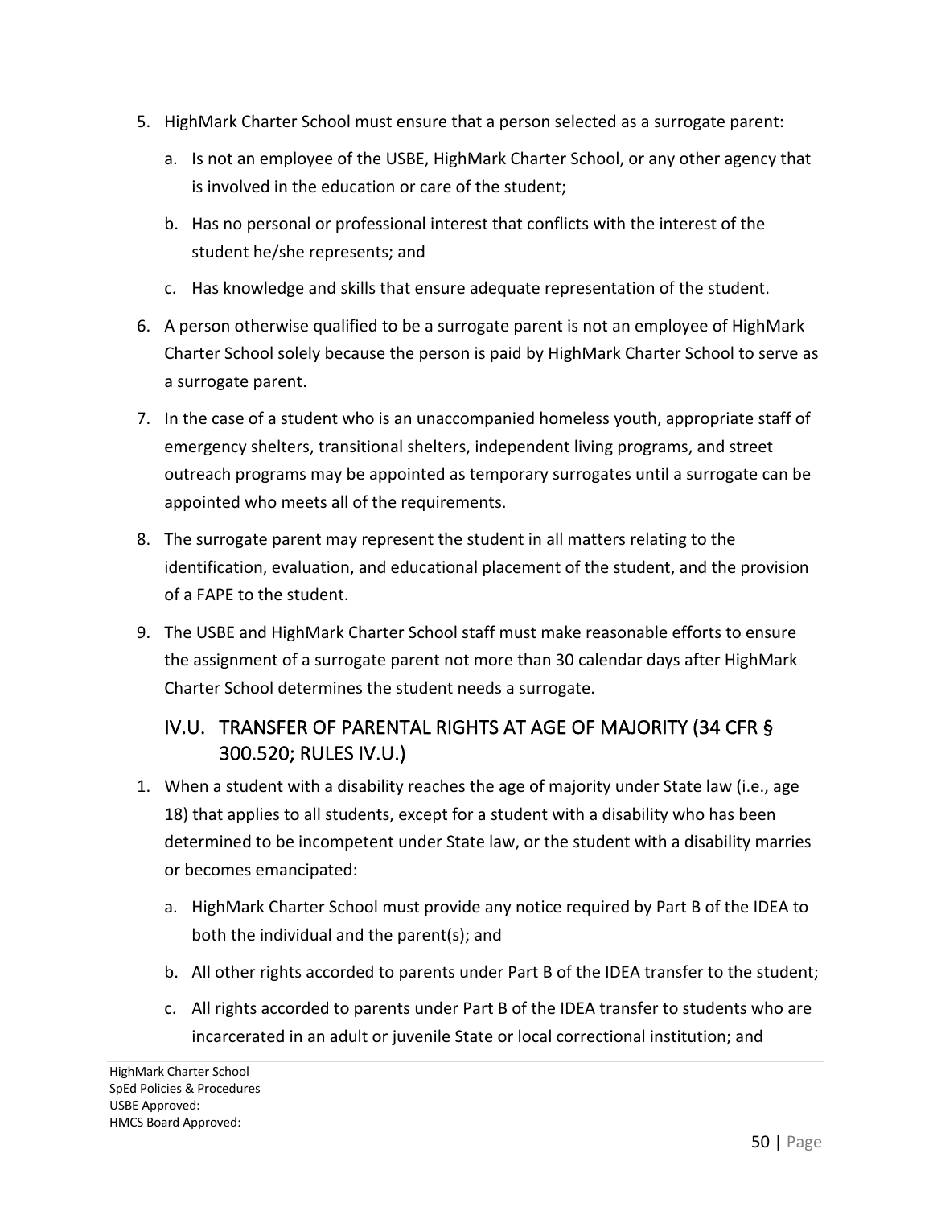5. HighMark Charter School must ensure that a person selected as a surrogate parent:
   a. Is not an employee of the USBE, HighMark Charter School, or any other agency that is involved in the education or care of the student;
   b. Has no personal or professional interest that conflicts with the interest of the student he/she represents; and
   c. Has knowledge and skills that ensure adequate representation of the student.
6. A person otherwise qualified to be a surrogate parent is not an employee of HighMark Charter School solely because the person is paid by HighMark Charter School to serve as a surrogate parent.
7. In the case of a student who is an unaccompanied homeless youth, appropriate staff of emergency shelters, transitional shelters, independent living programs, and street outreach programs may be appointed as temporary surrogates until a surrogate can be appointed who meets all of the requirements.
8. The surrogate parent may represent the student in all matters relating to the identification, evaluation, and educational placement of the student, and the provision of a FAPE to the student.
9. The USBE and HighMark Charter School staff must make reasonable efforts to ensure the assignment of a surrogate parent not more than 30 calendar days after HighMark Charter School determines the student needs a surrogate.

## IV.U. TRANSFER OF PARENTAL RIGHTS AT AGE OF MAJORITY (34 CFR § 300.520; RULES IV.U.)

1. When a student with a disability reaches the age of majority under State law (i.e., age 18) that applies to all students, except for a student with a disability who has been determined to be incompetent under State law, or the student with a disability marries or becomes emancipated:
   a. HighMark Charter School must provide any notice required by Part B of the IDEA to both the individual and the parent(s); and
   b. All other rights accorded to parents under Part B of the IDEA transfer to the student;
   c. All rights accorded to parents under Part B of the IDEA transfer to students who are incarcerated in an adult or juvenile State or local correctional institution; and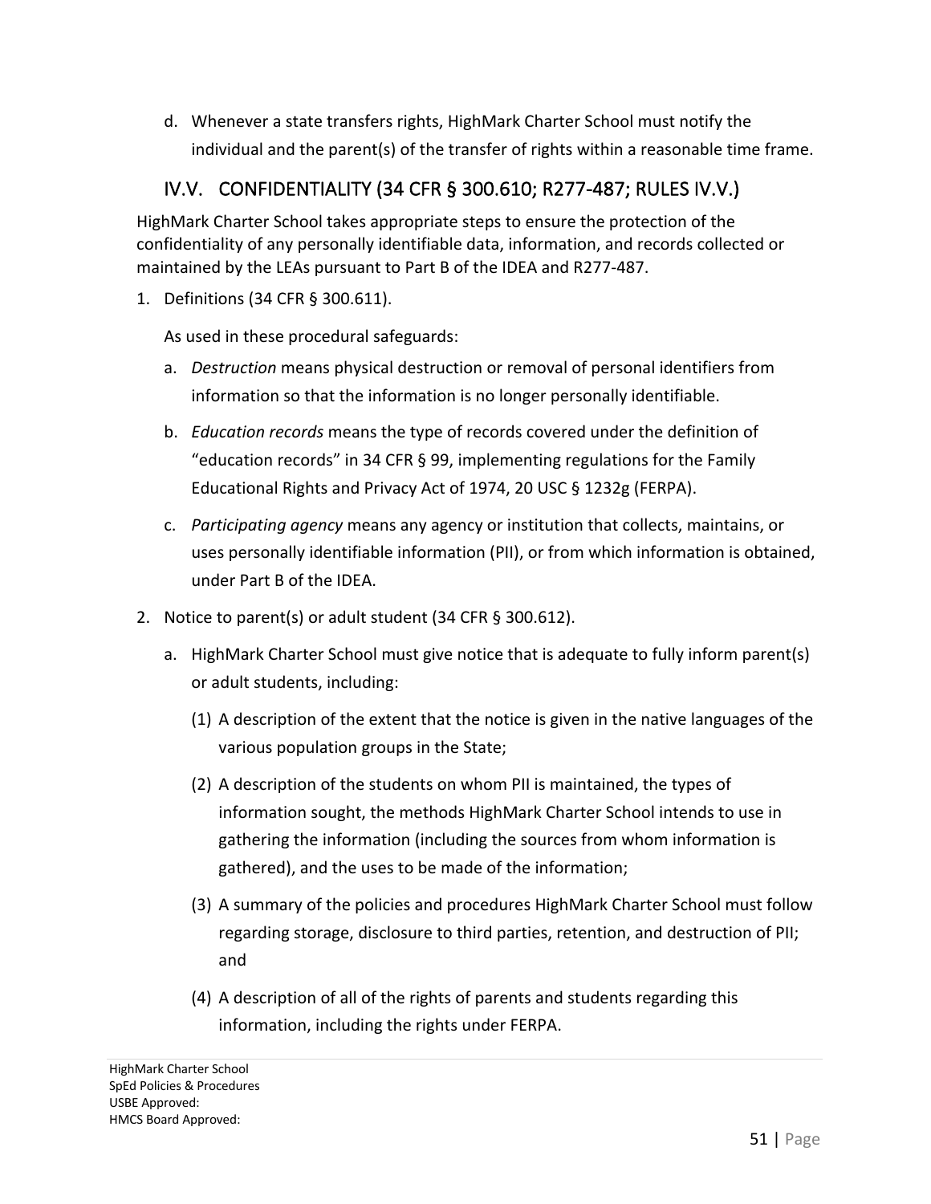d. Whenever a state transfers rights, HighMark Charter School must notify the individual and the parent(s) of the transfer of rights within a reasonable time frame.

## IV.V. CONFIDENTIALITY (34 CFR § 300.610; R277-487; RULES IV.V.)

HighMark Charter School takes appropriate steps to ensure the protection of the confidentiality of any personally identifiable data, information, and records collected or maintained by the LEAs pursuant to Part B of the IDEA and R277-487.

1. Definitions (34 CFR § 300.611).

   As used in these procedural safeguards:

   a. *Destruction* means physical destruction or removal of personal identifiers from information so that the information is no longer personally identifiable.

   b. *Education records* means the type of records covered under the definition of "education records" in 34 CFR § 99, implementing regulations for the Family Educational Rights and Privacy Act of 1974, 20 USC § 1232g (FERPA).

   c. *Participating agency* means any agency or institution that collects, maintains, or uses personally identifiable information (PII), or from which information is obtained, under Part B of the IDEA.

2. Notice to parent(s) or adult student (34 CFR § 300.612).

   a. HighMark Charter School must give notice that is adequate to fully inform parent(s) or adult students, including:

      (1) A description of the extent that the notice is given in the native languages of the various population groups in the State;

      (2) A description of the students on whom PII is maintained, the types of information sought, the methods HighMark Charter School intends to use in gathering the information (including the sources from whom information is gathered), and the uses to be made of the information;

      (3) A summary of the policies and procedures HighMark Charter School must follow regarding storage, disclosure to third parties, retention, and destruction of PII; and

      (4) A description of all of the rights of parents and students regarding this information, including the rights under FERPA.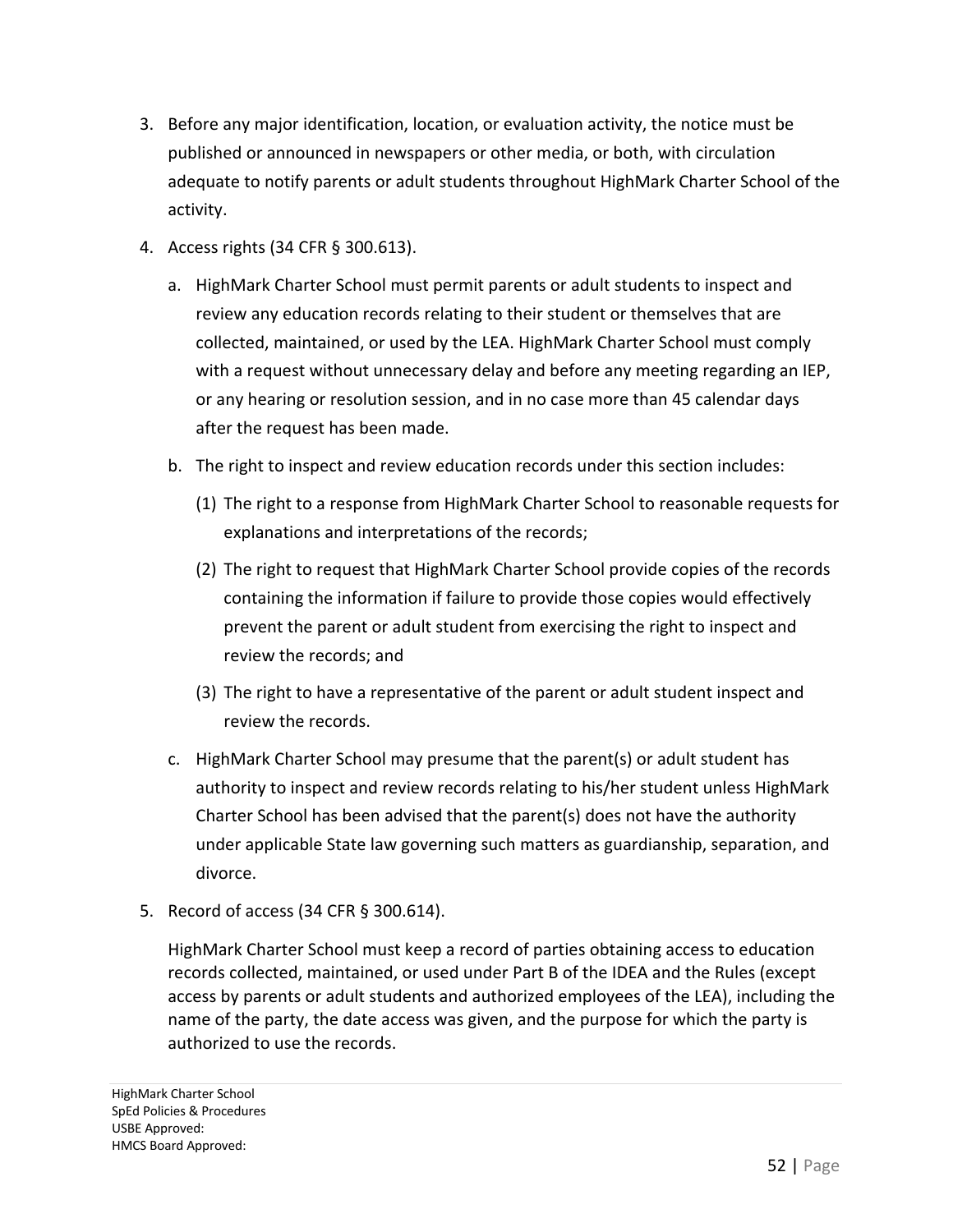3. Before any major identification, location, or evaluation activity, the notice must be published or announced in newspapers or other media, or both, with circulation adequate to notify parents or adult students throughout HighMark Charter School of the activity.
4. Access rights (34 CFR § 300.613).
   a. HighMark Charter School must permit parents or adult students to inspect and review any education records relating to their student or themselves that are collected, maintained, or used by the LEA. HighMark Charter School must comply with a request without unnecessary delay and before any meeting regarding an IEP, or any hearing or resolution session, and in no case more than 45 calendar days after the request has been made.
   b. The right to inspect and review education records under this section includes:
      (1) The right to a response from HighMark Charter School to reasonable requests for explanations and interpretations of the records;
      (2) The right to request that HighMark Charter School provide copies of the records containing the information if failure to provide those copies would effectively prevent the parent or adult student from exercising the right to inspect and review the records; and
      (3) The right to have a representative of the parent or adult student inspect and review the records.
   c. HighMark Charter School may presume that the parent(s) or adult student has authority to inspect and review records relating to his/her student unless HighMark Charter School has been advised that the parent(s) does not have the authority under applicable State law governing such matters as guardianship, separation, and divorce.
5. Record of access (34 CFR § 300.614).

   HighMark Charter School must keep a record of parties obtaining access to education records collected, maintained, or used under Part B of the IDEA and the Rules (except access by parents or adult students and authorized employees of the LEA), including the name of the party, the date access was given, and the purpose for which the party is authorized to use the records.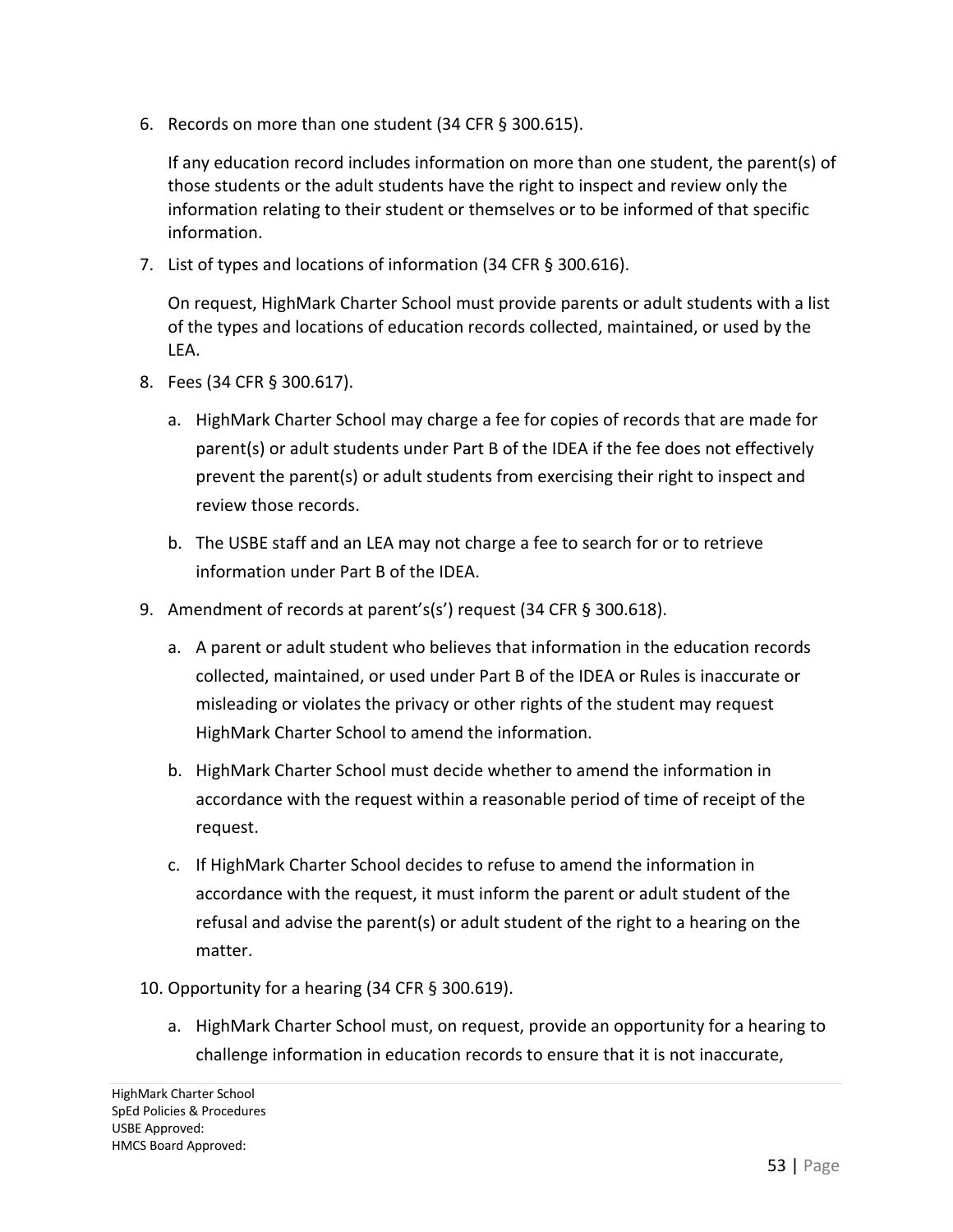6. Records on more than one student (34 CFR § 300.615).

   If any education record includes information on more than one student, the parent(s) of those students or the adult students have the right to inspect and review only the information relating to their student or themselves or to be informed of that specific information.

7. List of types and locations of information (34 CFR § 300.616).

   On request, HighMark Charter School must provide parents or adult students with a list of the types and locations of education records collected, maintained, or used by the LEA.

8. Fees (34 CFR § 300.617).

   a. HighMark Charter School may charge a fee for copies of records that are made for parent(s) or adult students under Part B of the IDEA if the fee does not effectively prevent the parent(s) or adult students from exercising their right to inspect and review those records.

   b. The USBE staff and an LEA may not charge a fee to search for or to retrieve information under Part B of the IDEA.

9. Amendment of records at parent's(s') request (34 CFR § 300.618).

   a. A parent or adult student who believes that information in the education records collected, maintained, or used under Part B of the IDEA or Rules is inaccurate or misleading or violates the privacy or other rights of the student may request HighMark Charter School to amend the information.

   b. HighMark Charter School must decide whether to amend the information in accordance with the request within a reasonable period of time of receipt of the request.

   c. If HighMark Charter School decides to refuse to amend the information in accordance with the request, it must inform the parent or adult student of the refusal and advise the parent(s) or adult student of the right to a hearing on the matter.

10. Opportunity for a hearing (34 CFR § 300.619).

    a. HighMark Charter School must, on request, provide an opportunity for a hearing to challenge information in education records to ensure that it is not inaccurate,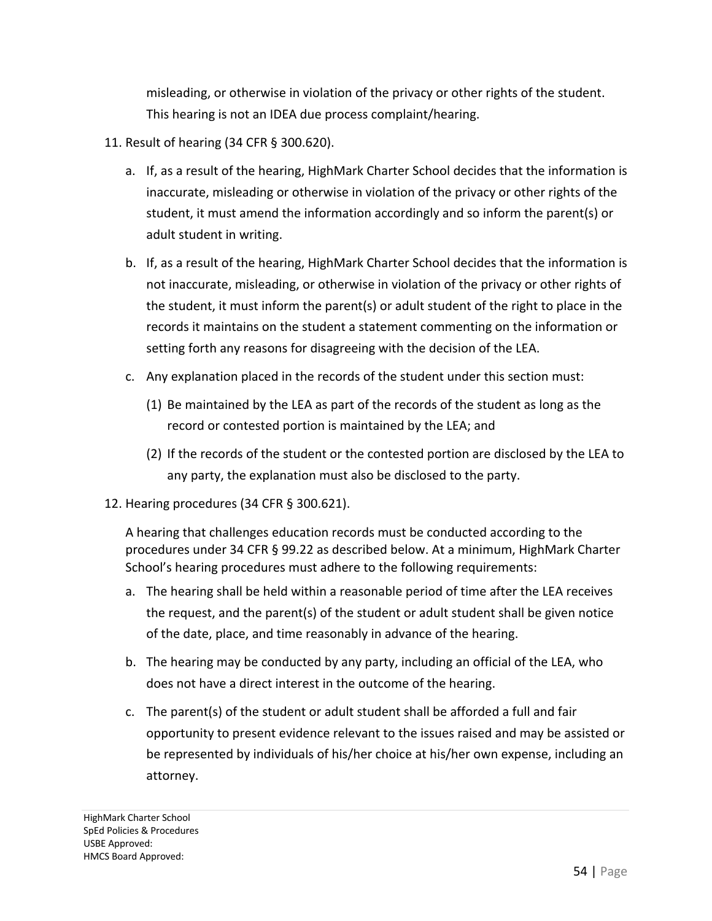misleading, or otherwise in violation of the privacy or other rights of the student. This hearing is not an IDEA due process complaint/hearing.

11. Result of hearing (34 CFR § 300.620).

    a. If, as a result of the hearing, HighMark Charter School decides that the information is inaccurate, misleading or otherwise in violation of the privacy or other rights of the student, it must amend the information accordingly and so inform the parent(s) or adult student in writing.

    b. If, as a result of the hearing, HighMark Charter School decides that the information is not inaccurate, misleading, or otherwise in violation of the privacy or other rights of the student, it must inform the parent(s) or adult student of the right to place in the records it maintains on the student a statement commenting on the information or setting forth any reasons for disagreeing with the decision of the LEA.

    c. Any explanation placed in the records of the student under this section must:

        (1) Be maintained by the LEA as part of the records of the student as long as the record or contested portion is maintained by the LEA; and

        (2) If the records of the student or the contested portion are disclosed by the LEA to any party, the explanation must also be disclosed to the party.

12. Hearing procedures (34 CFR § 300.621).

    A hearing that challenges education records must be conducted according to the procedures under 34 CFR § 99.22 as described below. At a minimum, HighMark Charter School's hearing procedures must adhere to the following requirements:

    a. The hearing shall be held within a reasonable period of time after the LEA receives the request, and the parent(s) of the student or adult student shall be given notice of the date, place, and time reasonably in advance of the hearing.

    b. The hearing may be conducted by any party, including an official of the LEA, who does not have a direct interest in the outcome of the hearing.

    c. The parent(s) of the student or adult student shall be afforded a full and fair opportunity to present evidence relevant to the issues raised and may be assisted or be represented by individuals of his/her choice at his/her own expense, including an attorney.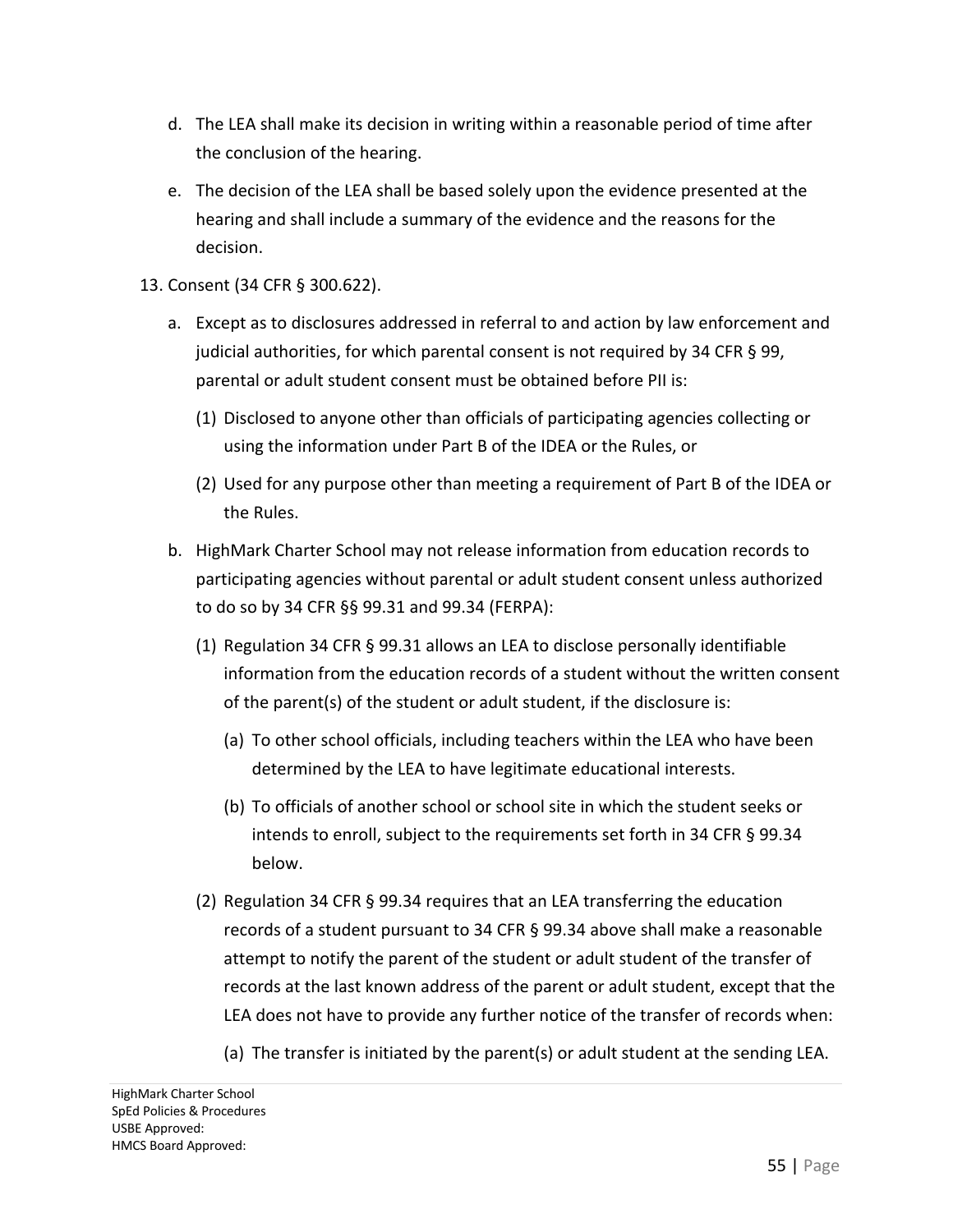d. The LEA shall make its decision in writing within a reasonable period of time after the conclusion of the hearing.

e. The decision of the LEA shall be based solely upon the evidence presented at the hearing and shall include a summary of the evidence and the reasons for the decision.

13. Consent (34 CFR § 300.622).

   a. Except as to disclosures addressed in referral to and action by law enforcement and judicial authorities, for which parental consent is not required by 34 CFR § 99, parental or adult student consent must be obtained before PII is:

      (1) Disclosed to anyone other than officials of participating agencies collecting or using the information under Part B of the IDEA or the Rules, or

      (2) Used for any purpose other than meeting a requirement of Part B of the IDEA or the Rules.

   b. HighMark Charter School may not release information from education records to participating agencies without parental or adult student consent unless authorized to do so by 34 CFR §§ 99.31 and 99.34 (FERPA):

      (1) Regulation 34 CFR § 99.31 allows an LEA to disclose personally identifiable information from the education records of a student without the written consent of the parent(s) of the student or adult student, if the disclosure is:

         (a) To other school officials, including teachers within the LEA who have been determined by the LEA to have legitimate educational interests.

         (b) To officials of another school or school site in which the student seeks or intends to enroll, subject to the requirements set forth in 34 CFR § 99.34 below.

      (2) Regulation 34 CFR § 99.34 requires that an LEA transferring the education records of a student pursuant to 34 CFR § 99.34 above shall make a reasonable attempt to notify the parent of the student or adult student of the transfer of records at the last known address of the parent or adult student, except that the LEA does not have to provide any further notice of the transfer of records when:

         (a) The transfer is initiated by the parent(s) or adult student at the sending LEA.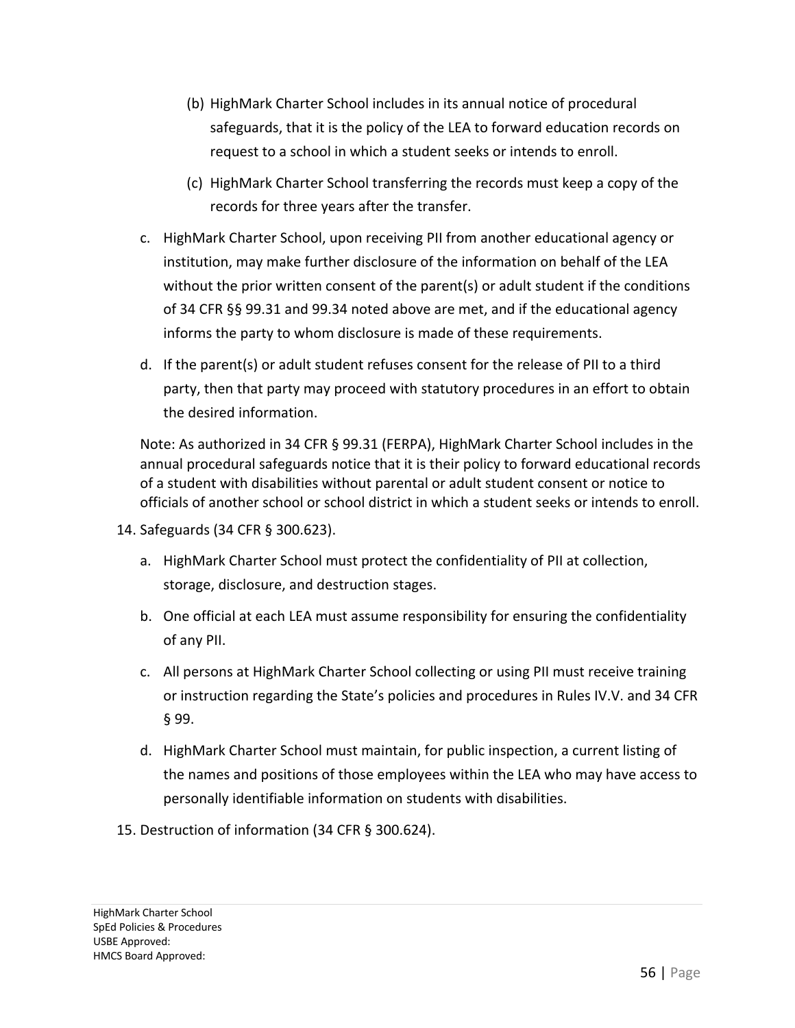(b) HighMark Charter School includes in its annual notice of procedural safeguards, that it is the policy of the LEA to forward education records on request to a school in which a student seeks or intends to enroll.

(c) HighMark Charter School transferring the records must keep a copy of the records for three years after the transfer.

c. HighMark Charter School, upon receiving PII from another educational agency or institution, may make further disclosure of the information on behalf of the LEA without the prior written consent of the parent(s) or adult student if the conditions of 34 CFR §§ 99.31 and 99.34 noted above are met, and if the educational agency informs the party to whom disclosure is made of these requirements.

d. If the parent(s) or adult student refuses consent for the release of PII to a third party, then that party may proceed with statutory procedures in an effort to obtain the desired information.

Note: As authorized in 34 CFR § 99.31 (FERPA), HighMark Charter School includes in the annual procedural safeguards notice that it is their policy to forward educational records of a student with disabilities without parental or adult student consent or notice to officials of another school or school district in which a student seeks or intends to enroll.

14. Safeguards (34 CFR § 300.623).

    a. HighMark Charter School must protect the confidentiality of PII at collection, storage, disclosure, and destruction stages.

    b. One official at each LEA must assume responsibility for ensuring the confidentiality of any PII.

    c. All persons at HighMark Charter School collecting or using PII must receive training or instruction regarding the State's policies and procedures in Rules IV.V. and 34 CFR § 99.

    d. HighMark Charter School must maintain, for public inspection, a current listing of the names and positions of those employees within the LEA who may have access to personally identifiable information on students with disabilities.

15. Destruction of information (34 CFR § 300.624).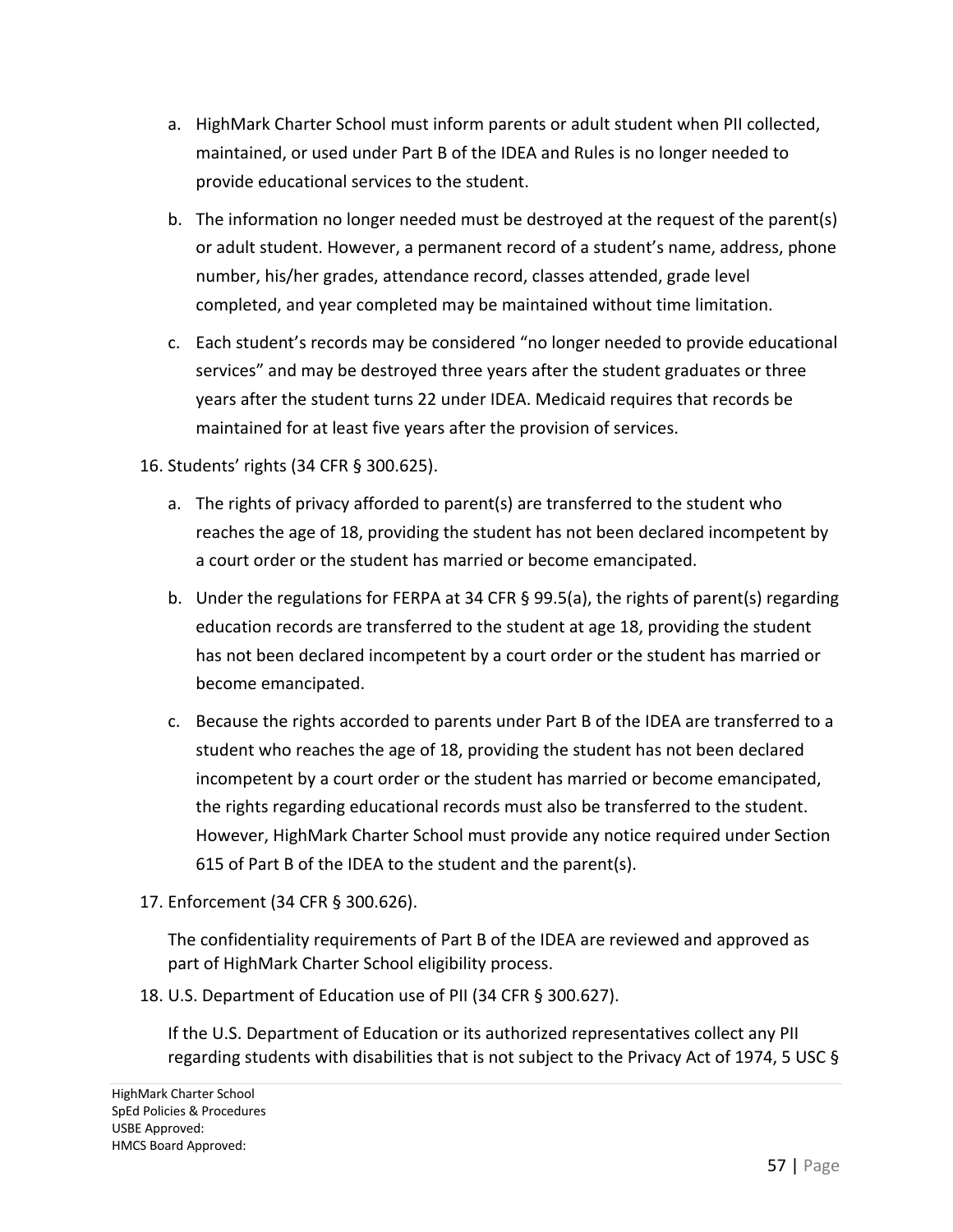a. HighMark Charter School must inform parents or adult student when PII collected, maintained, or used under Part B of the IDEA and Rules is no longer needed to provide educational services to the student.

   b. The information no longer needed must be destroyed at the request of the parent(s) or adult student. However, a permanent record of a student's name, address, phone number, his/her grades, attendance record, classes attended, grade level completed, and year completed may be maintained without time limitation.

   c. Each student's records may be considered "no longer needed to provide educational services" and may be destroyed three years after the student graduates or three years after the student turns 22 under IDEA. Medicaid requires that records be maintained for at least five years after the provision of services.

16. Students' rights (34 CFR § 300.625).

    a. The rights of privacy afforded to parent(s) are transferred to the student who reaches the age of 18, providing the student has not been declared incompetent by a court order or the student has married or become emancipated.

    b. Under the regulations for FERPA at 34 CFR § 99.5(a), the rights of parent(s) regarding education records are transferred to the student at age 18, providing the student has not been declared incompetent by a court order or the student has married or become emancipated.

    c. Because the rights accorded to parents under Part B of the IDEA are transferred to a student who reaches the age of 18, providing the student has not been declared incompetent by a court order or the student has married or become emancipated, the rights regarding educational records must also be transferred to the student. However, HighMark Charter School must provide any notice required under Section 615 of Part B of the IDEA to the student and the parent(s).

17. Enforcement (34 CFR § 300.626).

    The confidentiality requirements of Part B of the IDEA are reviewed and approved as part of HighMark Charter School eligibility process.

18. U.S. Department of Education use of PII (34 CFR § 300.627).

    If the U.S. Department of Education or its authorized representatives collect any PII regarding students with disabilities that is not subject to the Privacy Act of 1974, 5 USC §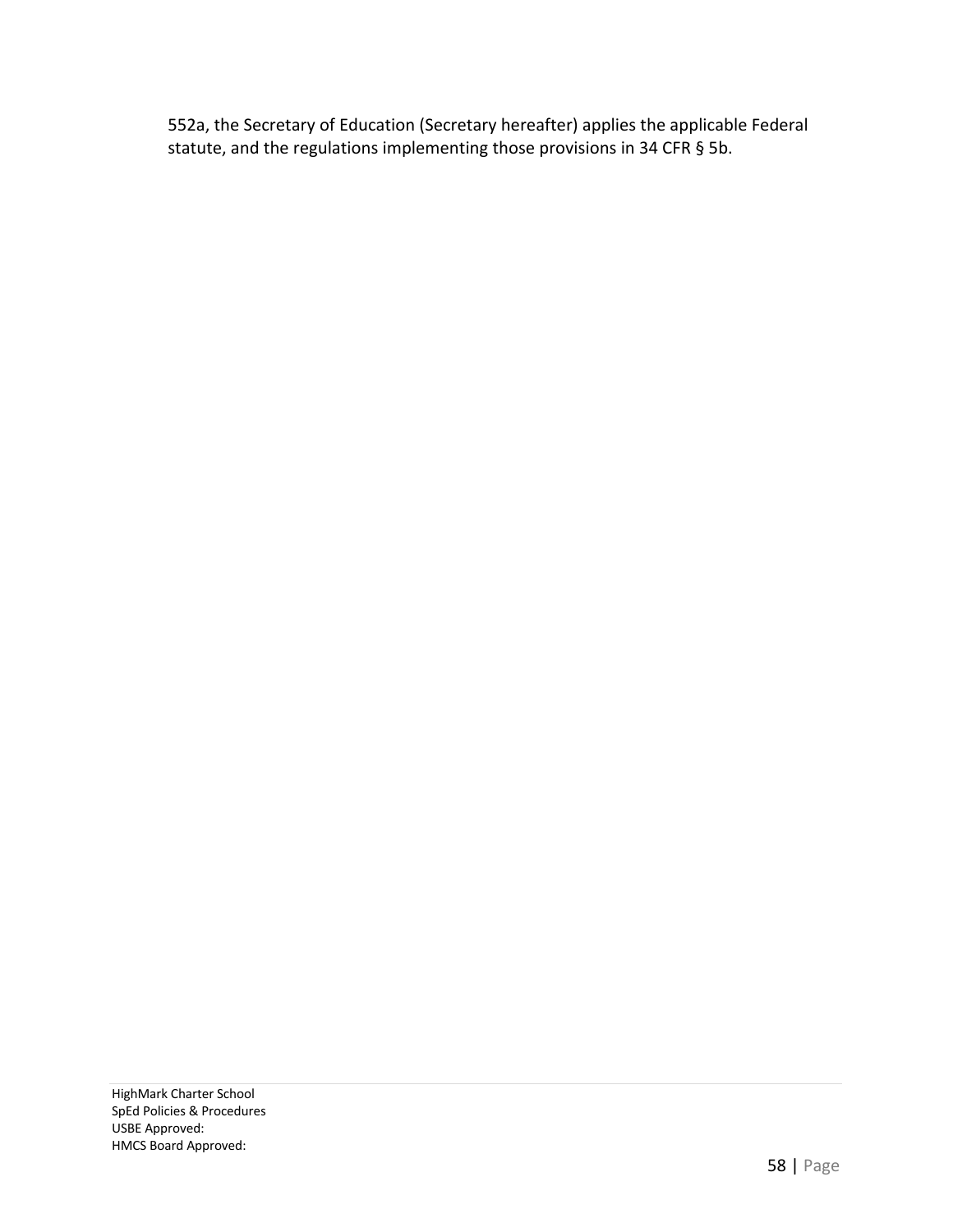552a, the Secretary of Education (Secretary hereafter) applies the applicable Federal statute, and the regulations implementing those provisions in 34 CFR § 5b.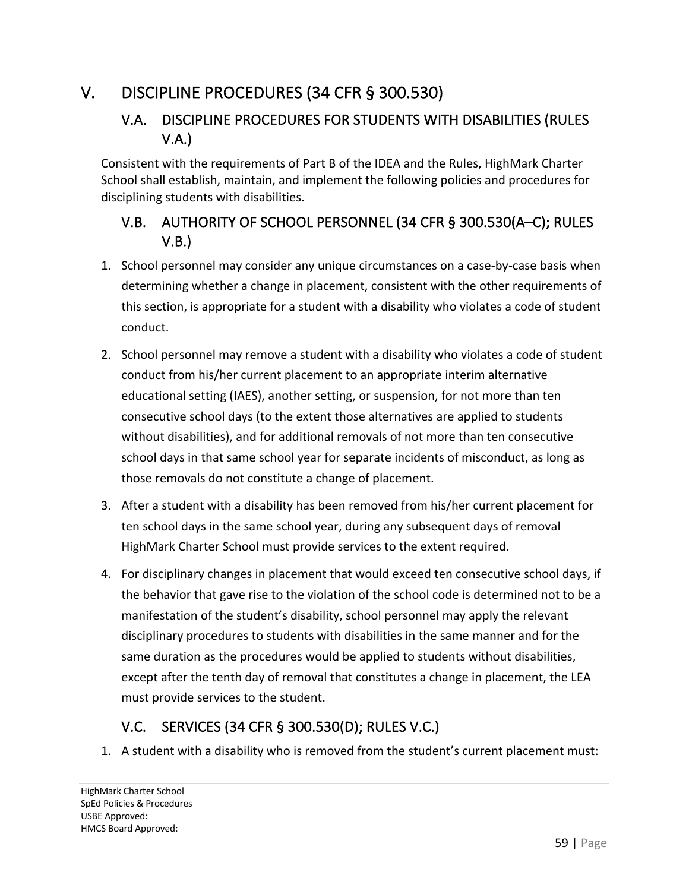# V. DISCIPLINE PROCEDURES (34 CFR § 300.530)

## V.A. DISCIPLINE PROCEDURES FOR STUDENTS WITH DISABILITIES (RULES V.A.)

Consistent with the requirements of Part B of the IDEA and the Rules, HighMark Charter School shall establish, maintain, and implement the following policies and procedures for disciplining students with disabilities.

## V.B. AUTHORITY OF SCHOOL PERSONNEL (34 CFR § 300.530(A–C); RULES V.B.)

1. School personnel may consider any unique circumstances on a case-by-case basis when determining whether a change in placement, consistent with the other requirements of this section, is appropriate for a student with a disability who violates a code of student conduct.
2. School personnel may remove a student with a disability who violates a code of student conduct from his/her current placement to an appropriate interim alternative educational setting (IAES), another setting, or suspension, for not more than ten consecutive school days (to the extent those alternatives are applied to students without disabilities), and for additional removals of not more than ten consecutive school days in that same school year for separate incidents of misconduct, as long as those removals do not constitute a change of placement.
3. After a student with a disability has been removed from his/her current placement for ten school days in the same school year, during any subsequent days of removal HighMark Charter School must provide services to the extent required.
4. For disciplinary changes in placement that would exceed ten consecutive school days, if the behavior that gave rise to the violation of the school code is determined not to be a manifestation of the student's disability, school personnel may apply the relevant disciplinary procedures to students with disabilities in the same manner and for the same duration as the procedures would be applied to students without disabilities, except after the tenth day of removal that constitutes a change in placement, the LEA must provide services to the student.

## V.C. SERVICES (34 CFR § 300.530(D); RULES V.C.)

1. A student with a disability who is removed from the student's current placement must: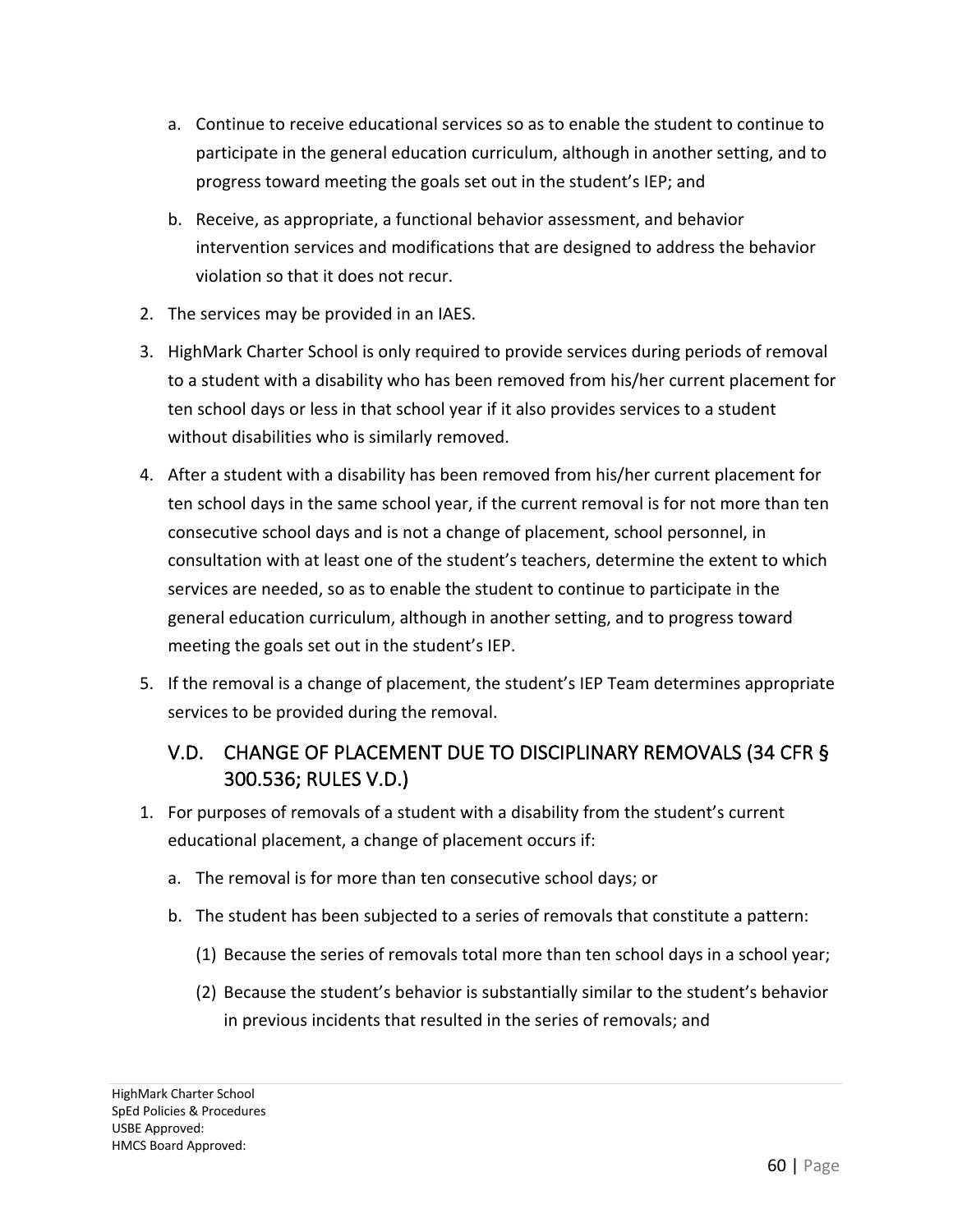a. Continue to receive educational services so as to enable the student to continue to participate in the general education curriculum, although in another setting, and to progress toward meeting the goals set out in the student's IEP; and
   b. Receive, as appropriate, a functional behavior assessment, and behavior intervention services and modifications that are designed to address the behavior violation so that it does not recur.
2. The services may be provided in an IAES.
3. HighMark Charter School is only required to provide services during periods of removal to a student with a disability who has been removed from his/her current placement for ten school days or less in that school year if it also provides services to a student without disabilities who is similarly removed.
4. After a student with a disability has been removed from his/her current placement for ten school days in the same school year, if the current removal is for not more than ten consecutive school days and is not a change of placement, school personnel, in consultation with at least one of the student's teachers, determine the extent to which services are needed, so as to enable the student to continue to participate in the general education curriculum, although in another setting, and to progress toward meeting the goals set out in the student's IEP.
5. If the removal is a change of placement, the student's IEP Team determines appropriate services to be provided during the removal.

## V.D. CHANGE OF PLACEMENT DUE TO DISCIPLINARY REMOVALS (34 CFR § 300.536; RULES V.D.)

1. For purposes of removals of a student with a disability from the student's current educational placement, a change of placement occurs if:
   a. The removal is for more than ten consecutive school days; or
   b. The student has been subjected to a series of removals that constitute a pattern:
      (1) Because the series of removals total more than ten school days in a school year;
      (2) Because the student's behavior is substantially similar to the student's behavior in previous incidents that resulted in the series of removals; and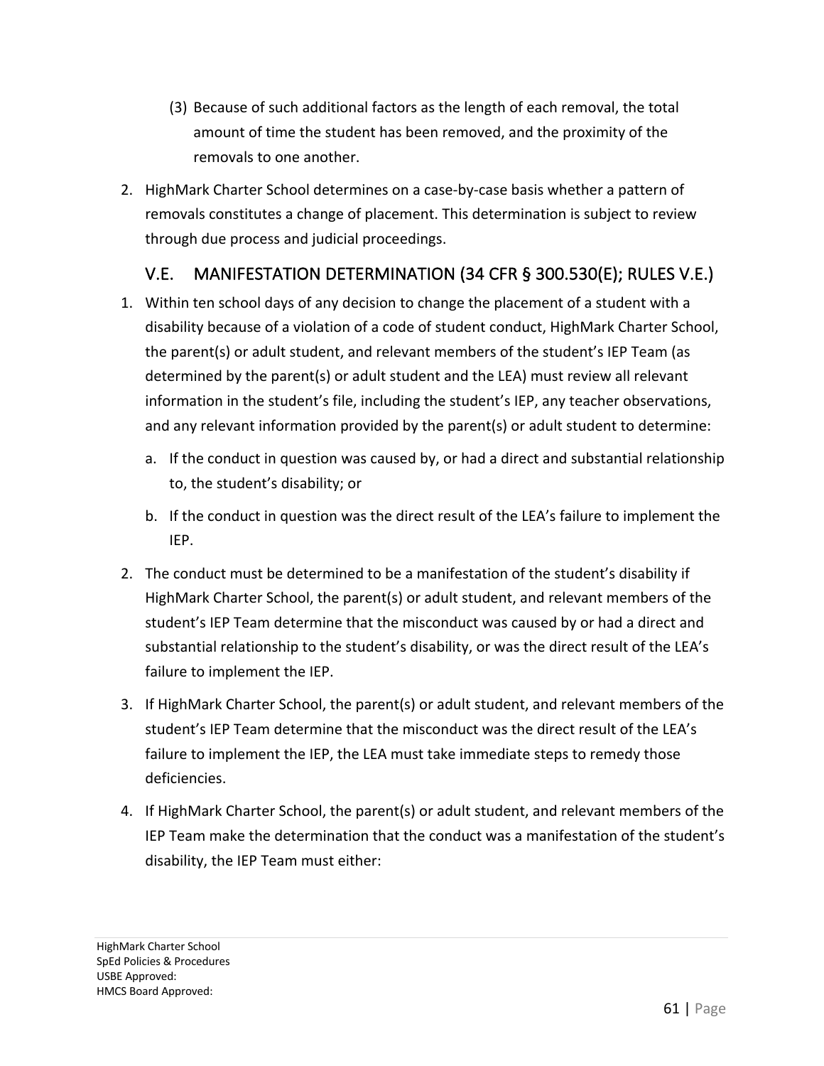(3) Because of such additional factors as the length of each removal, the total amount of time the student has been removed, and the proximity of the removals to one another.

2. HighMark Charter School determines on a case-by-case basis whether a pattern of removals constitutes a change of placement. This determination is subject to review through due process and judicial proceedings.

## V.E. MANIFESTATION DETERMINATION (34 CFR § 300.530(E); RULES V.E.)

1. Within ten school days of any decision to change the placement of a student with a disability because of a violation of a code of student conduct, HighMark Charter School, the parent(s) or adult student, and relevant members of the student's IEP Team (as determined by the parent(s) or adult student and the LEA) must review all relevant information in the student's file, including the student's IEP, any teacher observations, and any relevant information provided by the parent(s) or adult student to determine:
   a. If the conduct in question was caused by, or had a direct and substantial relationship to, the student's disability; or
   b. If the conduct in question was the direct result of the LEA's failure to implement the IEP.
2. The conduct must be determined to be a manifestation of the student's disability if HighMark Charter School, the parent(s) or adult student, and relevant members of the student's IEP Team determine that the misconduct was caused by or had a direct and substantial relationship to the student's disability, or was the direct result of the LEA's failure to implement the IEP.
3. If HighMark Charter School, the parent(s) or adult student, and relevant members of the student's IEP Team determine that the misconduct was the direct result of the LEA's failure to implement the IEP, the LEA must take immediate steps to remedy those deficiencies.
4. If HighMark Charter School, the parent(s) or adult student, and relevant members of the IEP Team make the determination that the conduct was a manifestation of the student's disability, the IEP Team must either: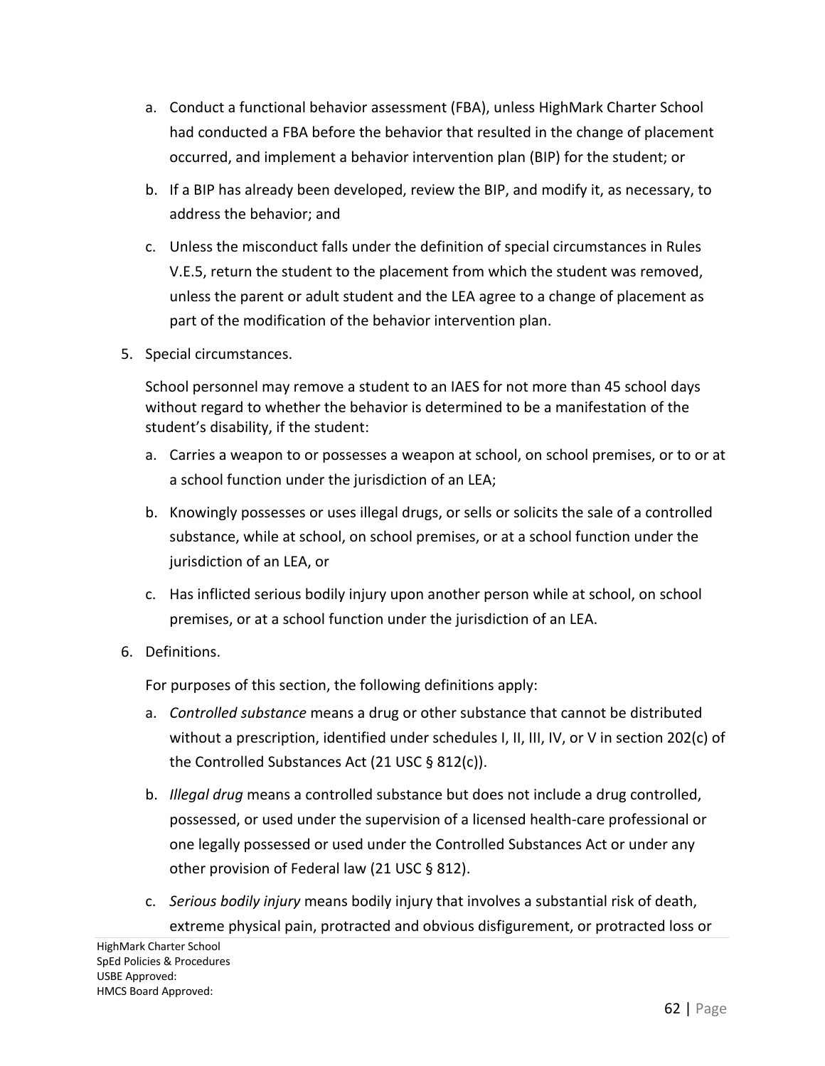a. Conduct a functional behavior assessment (FBA), unless HighMark Charter School had conducted a FBA before the behavior that resulted in the change of placement occurred, and implement a behavior intervention plan (BIP) for the student; or

b. If a BIP has already been developed, review the BIP, and modify it, as necessary, to address the behavior; and

c. Unless the misconduct falls under the definition of special circumstances in Rules V.E.5, return the student to the placement from which the student was removed, unless the parent or adult student and the LEA agree to a change of placement as part of the modification of the behavior intervention plan.

5. Special circumstances.

   School personnel may remove a student to an IAES for not more than 45 school days without regard to whether the behavior is determined to be a manifestation of the student's disability, if the student:

   a. Carries a weapon to or possesses a weapon at school, on school premises, or to or at a school function under the jurisdiction of an LEA;

   b. Knowingly possesses or uses illegal drugs, or sells or solicits the sale of a controlled substance, while at school, on school premises, or at a school function under the jurisdiction of an LEA, or

   c. Has inflicted serious bodily injury upon another person while at school, on school premises, or at a school function under the jurisdiction of an LEA.

6. Definitions.

   For purposes of this section, the following definitions apply:

   a. *Controlled substance* means a drug or other substance that cannot be distributed without a prescription, identified under schedules I, II, III, IV, or V in section 202(c) of the Controlled Substances Act (21 USC § 812(c)).

   b. *Illegal drug* means a controlled substance but does not include a drug controlled, possessed, or used under the supervision of a licensed health-care professional or one legally possessed or used under the Controlled Substances Act or under any other provision of Federal law (21 USC § 812).

   c. *Serious bodily injury* means bodily injury that involves a substantial risk of death, extreme physical pain, protracted and obvious disfigurement, or protracted loss or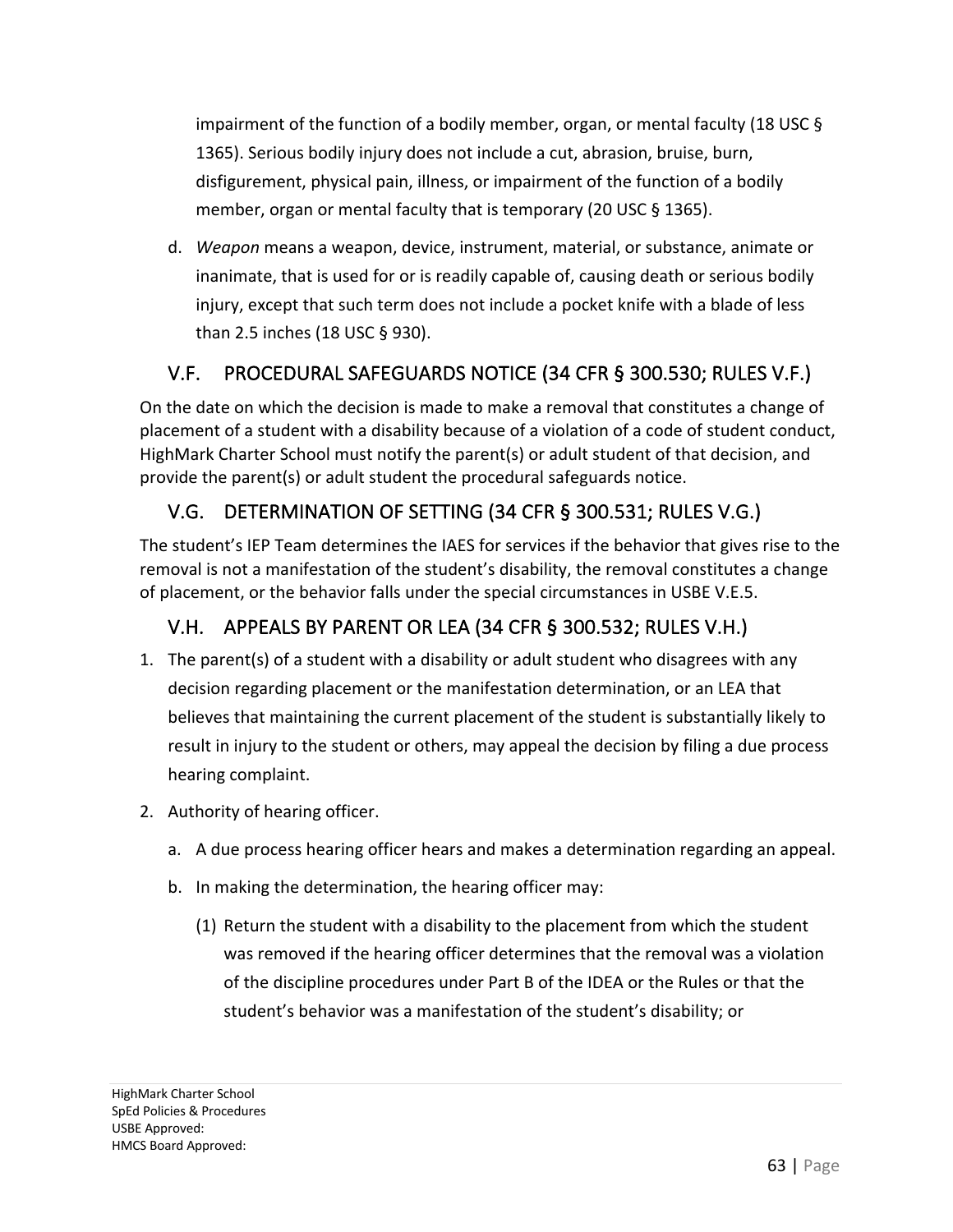impairment of the function of a bodily member, organ, or mental faculty (18 USC § 1365). Serious bodily injury does not include a cut, abrasion, bruise, burn, disfigurement, physical pain, illness, or impairment of the function of a bodily member, organ or mental faculty that is temporary (20 USC § 1365).

d. *Weapon* means a weapon, device, instrument, material, or substance, animate or inanimate, that is used for or is readily capable of, causing death or serious bodily injury, except that such term does not include a pocket knife with a blade of less than 2.5 inches (18 USC § 930).

## V.F. PROCEDURAL SAFEGUARDS NOTICE (34 CFR § 300.530; RULES V.F.)

On the date on which the decision is made to make a removal that constitutes a change of placement of a student with a disability because of a violation of a code of student conduct, HighMark Charter School must notify the parent(s) or adult student of that decision, and provide the parent(s) or adult student the procedural safeguards notice.

## V.G. DETERMINATION OF SETTING (34 CFR § 300.531; RULES V.G.)

The student's IEP Team determines the IAES for services if the behavior that gives rise to the removal is not a manifestation of the student's disability, the removal constitutes a change of placement, or the behavior falls under the special circumstances in USBE V.E.5.

## V.H. APPEALS BY PARENT OR LEA (34 CFR § 300.532; RULES V.H.)

1. The parent(s) of a student with a disability or adult student who disagrees with any decision regarding placement or the manifestation determination, or an LEA that believes that maintaining the current placement of the student is substantially likely to result in injury to the student or others, may appeal the decision by filing a due process hearing complaint.
2. Authority of hearing officer.
   a. A due process hearing officer hears and makes a determination regarding an appeal.
   b. In making the determination, the hearing officer may:
      (1) Return the student with a disability to the placement from which the student was removed if the hearing officer determines that the removal was a violation of the discipline procedures under Part B of the IDEA or the Rules or that the student's behavior was a manifestation of the student's disability; or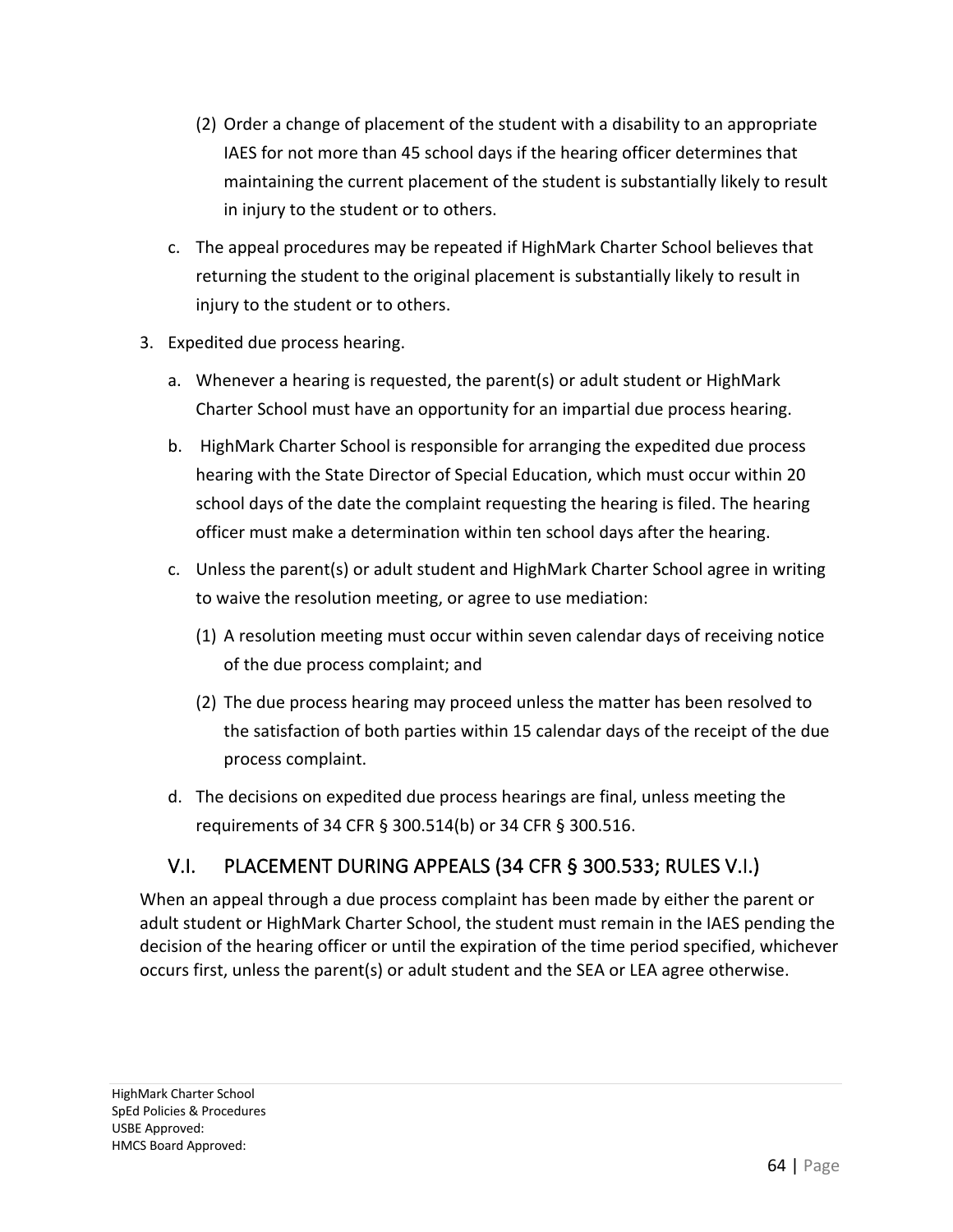(2) Order a change of placement of the student with a disability to an appropriate IAES for not more than 45 school days if the hearing officer determines that maintaining the current placement of the student is substantially likely to result in injury to the student or to others.

c. The appeal procedures may be repeated if HighMark Charter School believes that returning the student to the original placement is substantially likely to result in injury to the student or to others.

3. Expedited due process hearing.

   a. Whenever a hearing is requested, the parent(s) or adult student or HighMark Charter School must have an opportunity for an impartial due process hearing.

   b. HighMark Charter School is responsible for arranging the expedited due process hearing with the State Director of Special Education, which must occur within 20 school days of the date the complaint requesting the hearing is filed. The hearing officer must make a determination within ten school days after the hearing.

   c. Unless the parent(s) or adult student and HighMark Charter School agree in writing to waive the resolution meeting, or agree to use mediation:

      (1) A resolution meeting must occur within seven calendar days of receiving notice of the due process complaint; and

      (2) The due process hearing may proceed unless the matter has been resolved to the satisfaction of both parties within 15 calendar days of the receipt of the due process complaint.

   d. The decisions on expedited due process hearings are final, unless meeting the requirements of 34 CFR § 300.514(b) or 34 CFR § 300.516.

## V.I. PLACEMENT DURING APPEALS (34 CFR § 300.533; RULES V.I.)

When an appeal through a due process complaint has been made by either the parent or adult student or HighMark Charter School, the student must remain in the IAES pending the decision of the hearing officer or until the expiration of the time period specified, whichever occurs first, unless the parent(s) or adult student and the SEA or LEA agree otherwise.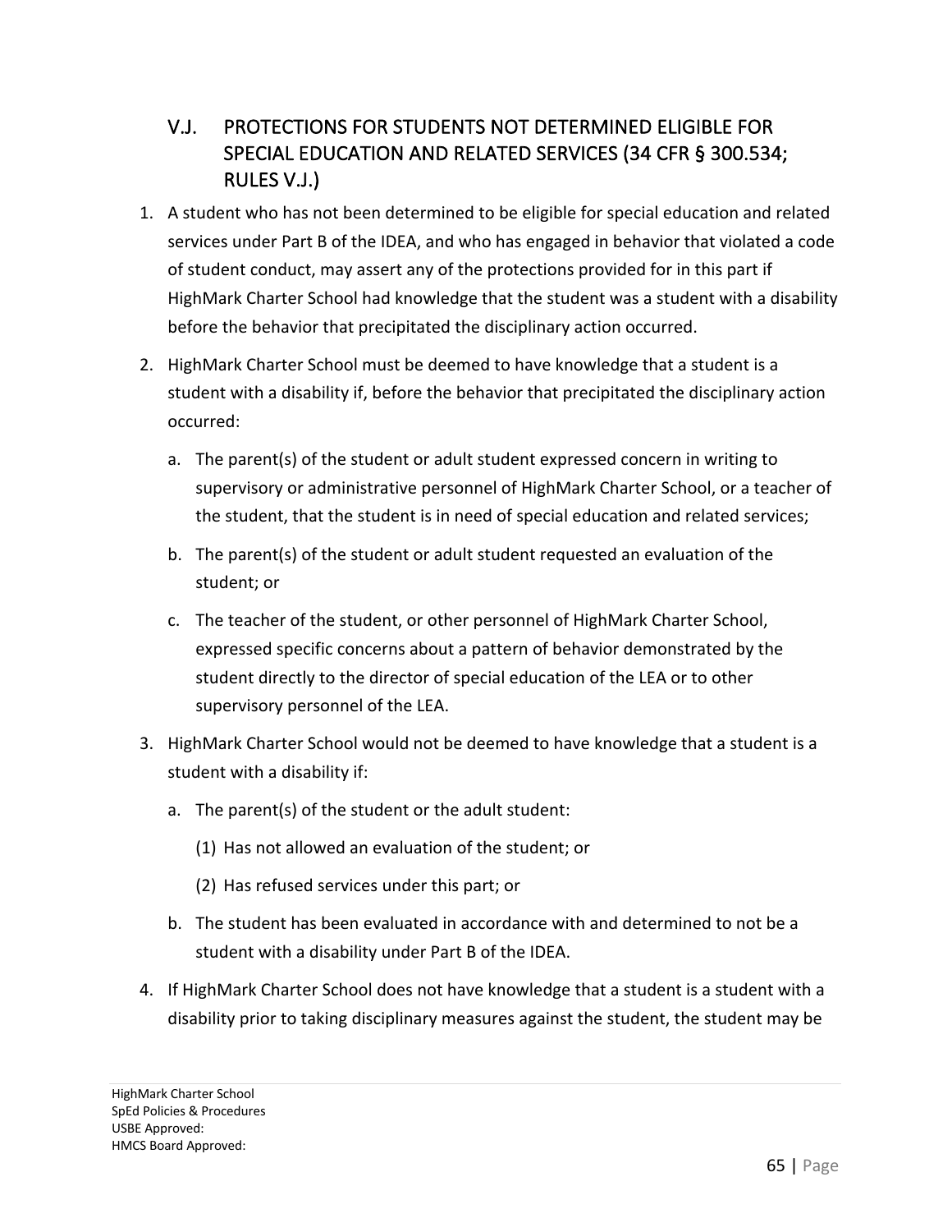## V.J. PROTECTIONS FOR STUDENTS NOT DETERMINED ELIGIBLE FOR SPECIAL EDUCATION AND RELATED SERVICES (34 CFR § 300.534; RULES V.J.)

1. A student who has not been determined to be eligible for special education and related services under Part B of the IDEA, and who has engaged in behavior that violated a code of student conduct, may assert any of the protections provided for in this part if HighMark Charter School had knowledge that the student was a student with a disability before the behavior that precipitated the disciplinary action occurred.
2. HighMark Charter School must be deemed to have knowledge that a student is a student with a disability if, before the behavior that precipitated the disciplinary action occurred:
   a. The parent(s) of the student or adult student expressed concern in writing to supervisory or administrative personnel of HighMark Charter School, or a teacher of the student, that the student is in need of special education and related services;
   b. The parent(s) of the student or adult student requested an evaluation of the student; or
   c. The teacher of the student, or other personnel of HighMark Charter School, expressed specific concerns about a pattern of behavior demonstrated by the student directly to the director of special education of the LEA or to other supervisory personnel of the LEA.
3. HighMark Charter School would not be deemed to have knowledge that a student is a student with a disability if:
   a. The parent(s) of the student or the adult student:
      (1) Has not allowed an evaluation of the student; or
      (2) Has refused services under this part; or
   b. The student has been evaluated in accordance with and determined to not be a student with a disability under Part B of the IDEA.
4. If HighMark Charter School does not have knowledge that a student is a student with a disability prior to taking disciplinary measures against the student, the student may be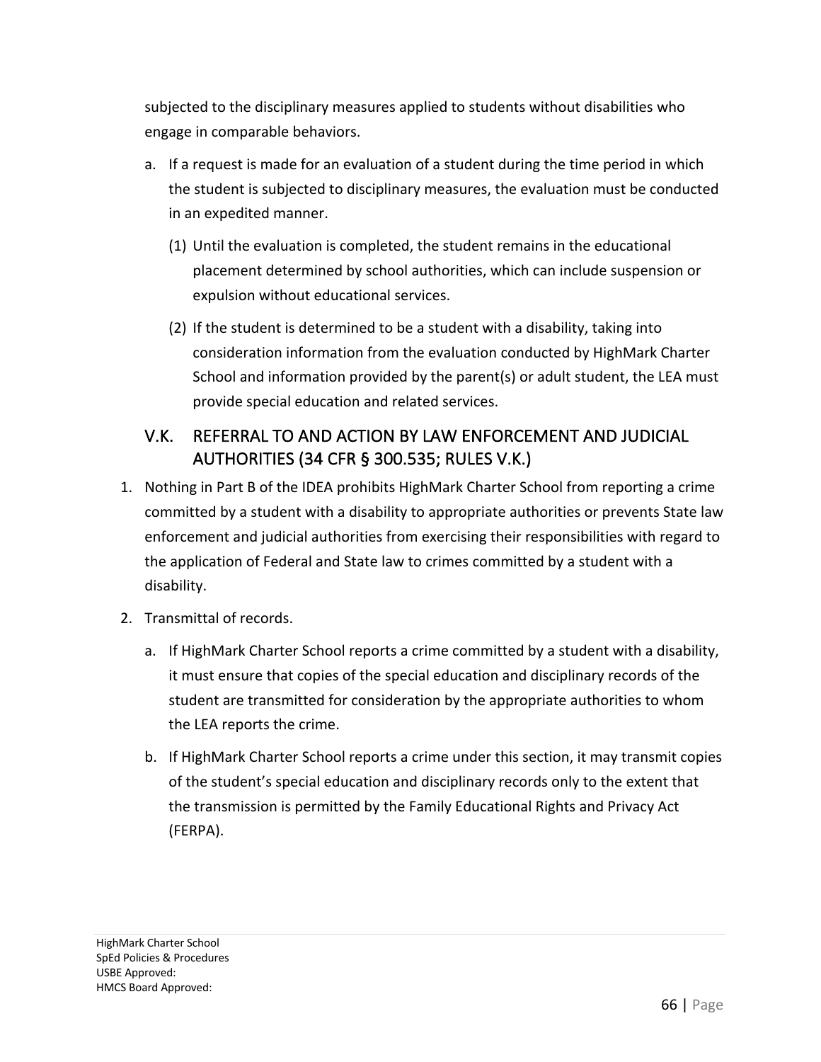subjected to the disciplinary measures applied to students without disabilities who engage in comparable behaviors.

a. If a request is made for an evaluation of a student during the time period in which the student is subjected to disciplinary measures, the evaluation must be conducted in an expedited manner.

   (1) Until the evaluation is completed, the student remains in the educational placement determined by school authorities, which can include suspension or expulsion without educational services.

   (2) If the student is determined to be a student with a disability, taking into consideration information from the evaluation conducted by HighMark Charter School and information provided by the parent(s) or adult student, the LEA must provide special education and related services.

## V.K. REFERRAL TO AND ACTION BY LAW ENFORCEMENT AND JUDICIAL AUTHORITIES (34 CFR § 300.535; RULES V.K.)

1. Nothing in Part B of the IDEA prohibits HighMark Charter School from reporting a crime committed by a student with a disability to appropriate authorities or prevents State law enforcement and judicial authorities from exercising their responsibilities with regard to the application of Federal and State law to crimes committed by a student with a disability.

2. Transmittal of records.

   a. If HighMark Charter School reports a crime committed by a student with a disability, it must ensure that copies of the special education and disciplinary records of the student are transmitted for consideration by the appropriate authorities to whom the LEA reports the crime.

   b. If HighMark Charter School reports a crime under this section, it may transmit copies of the student's special education and disciplinary records only to the extent that the transmission is permitted by the Family Educational Rights and Privacy Act (FERPA).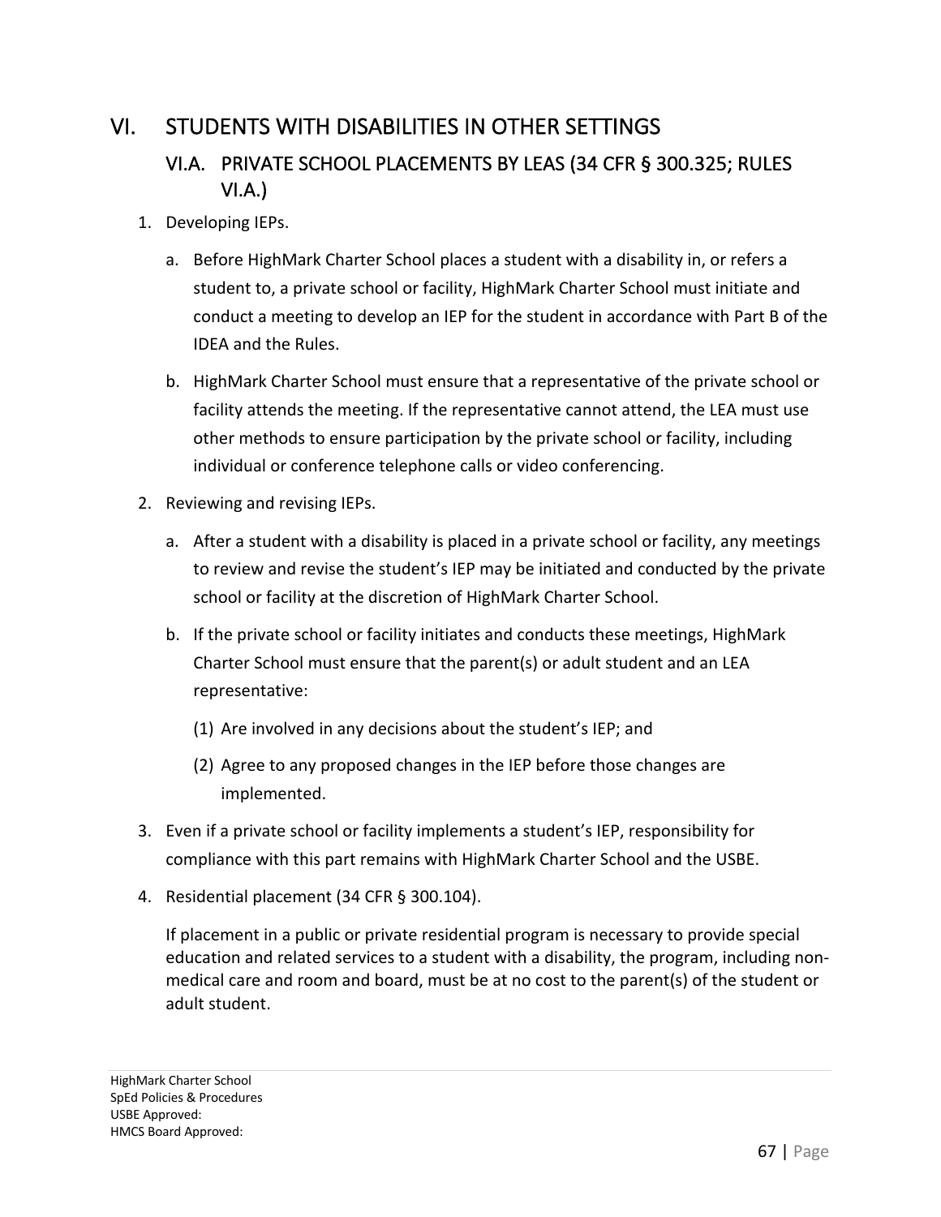# VI. STUDENTS WITH DISABILITIES IN OTHER SETTINGS

## VI.A. PRIVATE SCHOOL PLACEMENTS BY LEAS (34 CFR § 300.325; RULES VI.A.)

1. Developing IEPs.

   a. Before HighMark Charter School places a student with a disability in, or refers a student to, a private school or facility, HighMark Charter School must initiate and conduct a meeting to develop an IEP for the student in accordance with Part B of the IDEA and the Rules.

   b. HighMark Charter School must ensure that a representative of the private school or facility attends the meeting. If the representative cannot attend, the LEA must use other methods to ensure participation by the private school or facility, including individual or conference telephone calls or video conferencing.

2. Reviewing and revising IEPs.

   a. After a student with a disability is placed in a private school or facility, any meetings to review and revise the student's IEP may be initiated and conducted by the private school or facility at the discretion of HighMark Charter School.

   b. If the private school or facility initiates and conducts these meetings, HighMark Charter School must ensure that the parent(s) or adult student and an LEA representative:

      (1) Are involved in any decisions about the student's IEP; and

      (2) Agree to any proposed changes in the IEP before those changes are implemented.

3. Even if a private school or facility implements a student's IEP, responsibility for compliance with this part remains with HighMark Charter School and the USBE.

4. Residential placement (34 CFR § 300.104).

   If placement in a public or private residential program is necessary to provide special education and related services to a student with a disability, the program, including non-medical care and room and board, must be at no cost to the parent(s) of the student or adult student.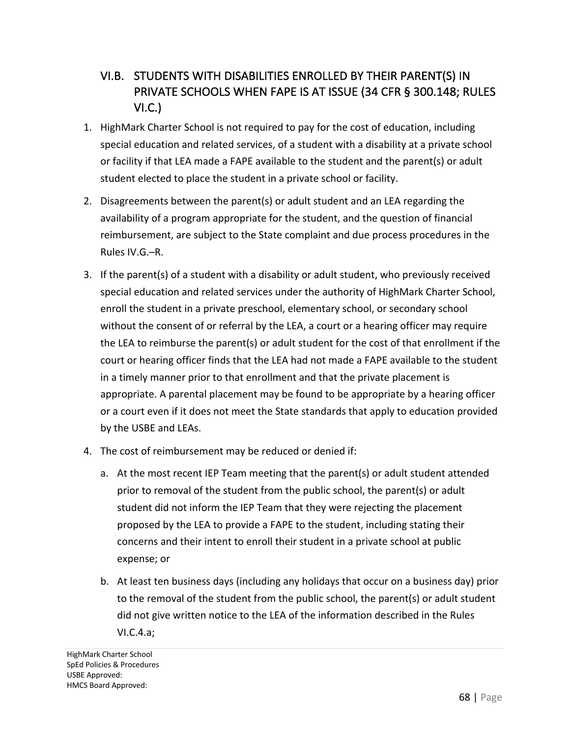## VI.B. STUDENTS WITH DISABILITIES ENROLLED BY THEIR PARENT(S) IN PRIVATE SCHOOLS WHEN FAPE IS AT ISSUE (34 CFR § 300.148; RULES VI.C.)

1. HighMark Charter School is not required to pay for the cost of education, including special education and related services, of a student with a disability at a private school or facility if that LEA made a FAPE available to the student and the parent(s) or adult student elected to place the student in a private school or facility.

2. Disagreements between the parent(s) or adult student and an LEA regarding the availability of a program appropriate for the student, and the question of financial reimbursement, are subject to the State complaint and due process procedures in the Rules IV.G.–R.

3. If the parent(s) of a student with a disability or adult student, who previously received special education and related services under the authority of HighMark Charter School, enroll the student in a private preschool, elementary school, or secondary school without the consent of or referral by the LEA, a court or a hearing officer may require the LEA to reimburse the parent(s) or adult student for the cost of that enrollment if the court or hearing officer finds that the LEA had not made a FAPE available to the student in a timely manner prior to that enrollment and that the private placement is appropriate. A parental placement may be found to be appropriate by a hearing officer or a court even if it does not meet the State standards that apply to education provided by the USBE and LEAs.

4. The cost of reimbursement may be reduced or denied if:

   a. At the most recent IEP Team meeting that the parent(s) or adult student attended prior to removal of the student from the public school, the parent(s) or adult student did not inform the IEP Team that they were rejecting the placement proposed by the LEA to provide a FAPE to the student, including stating their concerns and their intent to enroll their student in a private school at public expense; or

   b. At least ten business days (including any holidays that occur on a business day) prior to the removal of the student from the public school, the parent(s) or adult student did not give written notice to the LEA of the information described in the Rules VI.C.4.a;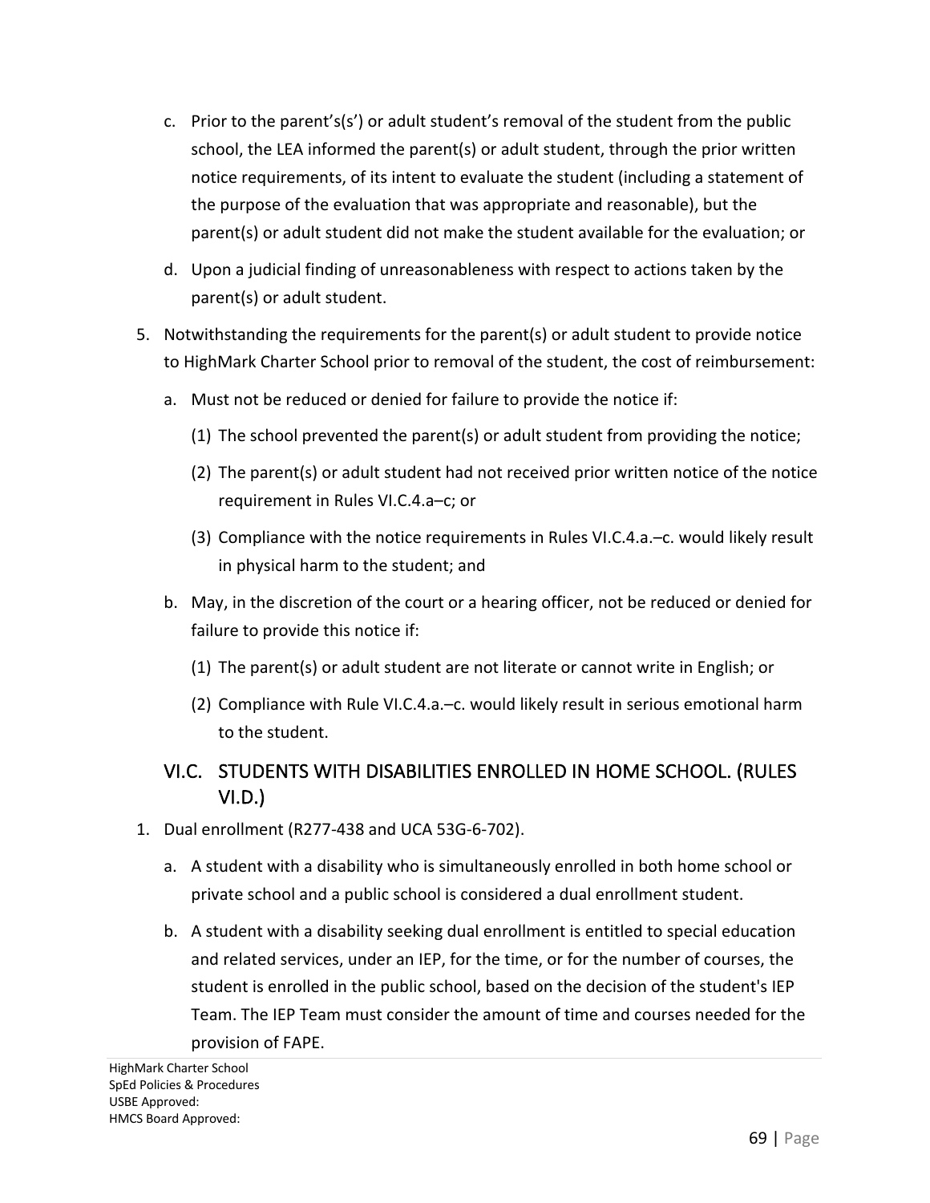c. Prior to the parent's(s') or adult student's removal of the student from the public school, the LEA informed the parent(s) or adult student, through the prior written notice requirements, of its intent to evaluate the student (including a statement of the purpose of the evaluation that was appropriate and reasonable), but the parent(s) or adult student did not make the student available for the evaluation; or

d. Upon a judicial finding of unreasonableness with respect to actions taken by the parent(s) or adult student.

5. Notwithstanding the requirements for the parent(s) or adult student to provide notice to HighMark Charter School prior to removal of the student, the cost of reimbursement:

   a. Must not be reduced or denied for failure to provide the notice if:

      (1) The school prevented the parent(s) or adult student from providing the notice;

      (2) The parent(s) or adult student had not received prior written notice of the notice requirement in Rules VI.C.4.a–c; or

      (3) Compliance with the notice requirements in Rules VI.C.4.a.–c. would likely result in physical harm to the student; and

   b. May, in the discretion of the court or a hearing officer, not be reduced or denied for failure to provide this notice if:

      (1) The parent(s) or adult student are not literate or cannot write in English; or

      (2) Compliance with Rule VI.C.4.a.–c. would likely result in serious emotional harm to the student.

## VI.C. STUDENTS WITH DISABILITIES ENROLLED IN HOME SCHOOL. (RULES VI.D.)

1. Dual enrollment (R277-438 and UCA 53G-6-702).

   a. A student with a disability who is simultaneously enrolled in both home school or private school and a public school is considered a dual enrollment student.

   b. A student with a disability seeking dual enrollment is entitled to special education and related services, under an IEP, for the time, or for the number of courses, the student is enrolled in the public school, based on the decision of the student's IEP Team. The IEP Team must consider the amount of time and courses needed for the provision of FAPE.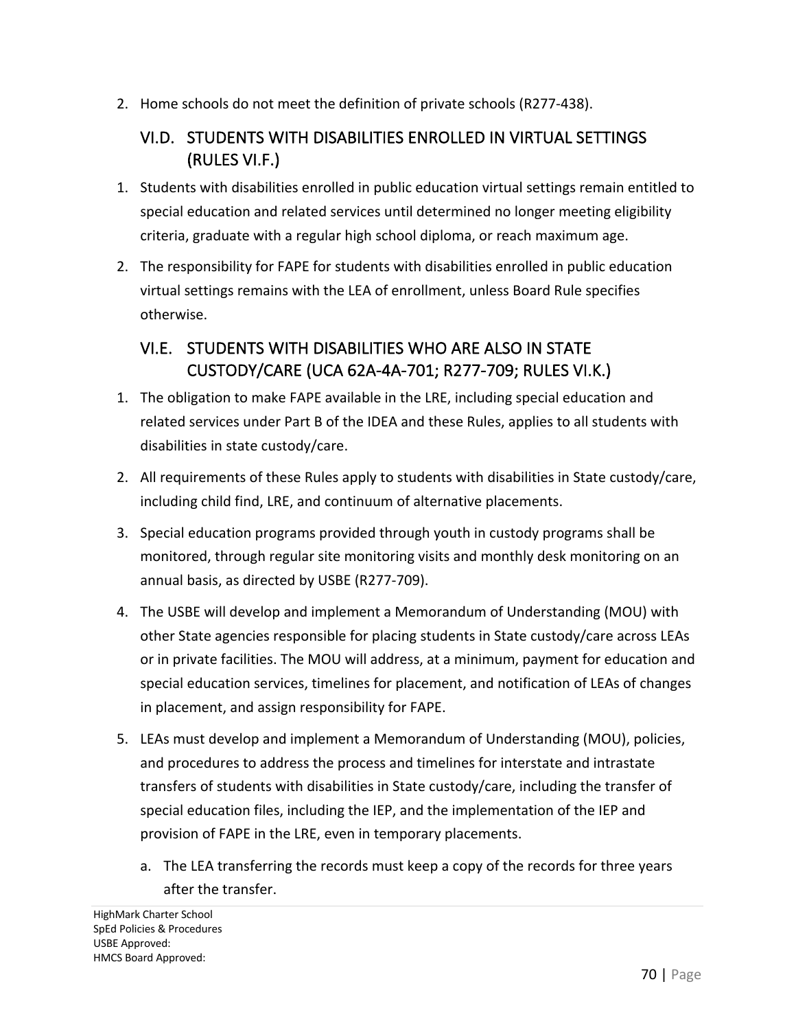2. Home schools do not meet the definition of private schools (R277-438).

## VI.D. STUDENTS WITH DISABILITIES ENROLLED IN VIRTUAL SETTINGS (RULES VI.F.)

1. Students with disabilities enrolled in public education virtual settings remain entitled to special education and related services until determined no longer meeting eligibility criteria, graduate with a regular high school diploma, or reach maximum age.
2. The responsibility for FAPE for students with disabilities enrolled in public education virtual settings remains with the LEA of enrollment, unless Board Rule specifies otherwise.

## VI.E. STUDENTS WITH DISABILITIES WHO ARE ALSO IN STATE CUSTODY/CARE (UCA 62A-4A-701; R277-709; RULES VI.K.)

1. The obligation to make FAPE available in the LRE, including special education and related services under Part B of the IDEA and these Rules, applies to all students with disabilities in state custody/care.
2. All requirements of these Rules apply to students with disabilities in State custody/care, including child find, LRE, and continuum of alternative placements.
3. Special education programs provided through youth in custody programs shall be monitored, through regular site monitoring visits and monthly desk monitoring on an annual basis, as directed by USBE (R277-709).
4. The USBE will develop and implement a Memorandum of Understanding (MOU) with other State agencies responsible for placing students in State custody/care across LEAs or in private facilities. The MOU will address, at a minimum, payment for education and special education services, timelines for placement, and notification of LEAs of changes in placement, and assign responsibility for FAPE.
5. LEAs must develop and implement a Memorandum of Understanding (MOU), policies, and procedures to address the process and timelines for interstate and intrastate transfers of students with disabilities in State custody/care, including the transfer of special education files, including the IEP, and the implementation of the IEP and provision of FAPE in the LRE, even in temporary placements.
   a. The LEA transferring the records must keep a copy of the records for three years after the transfer.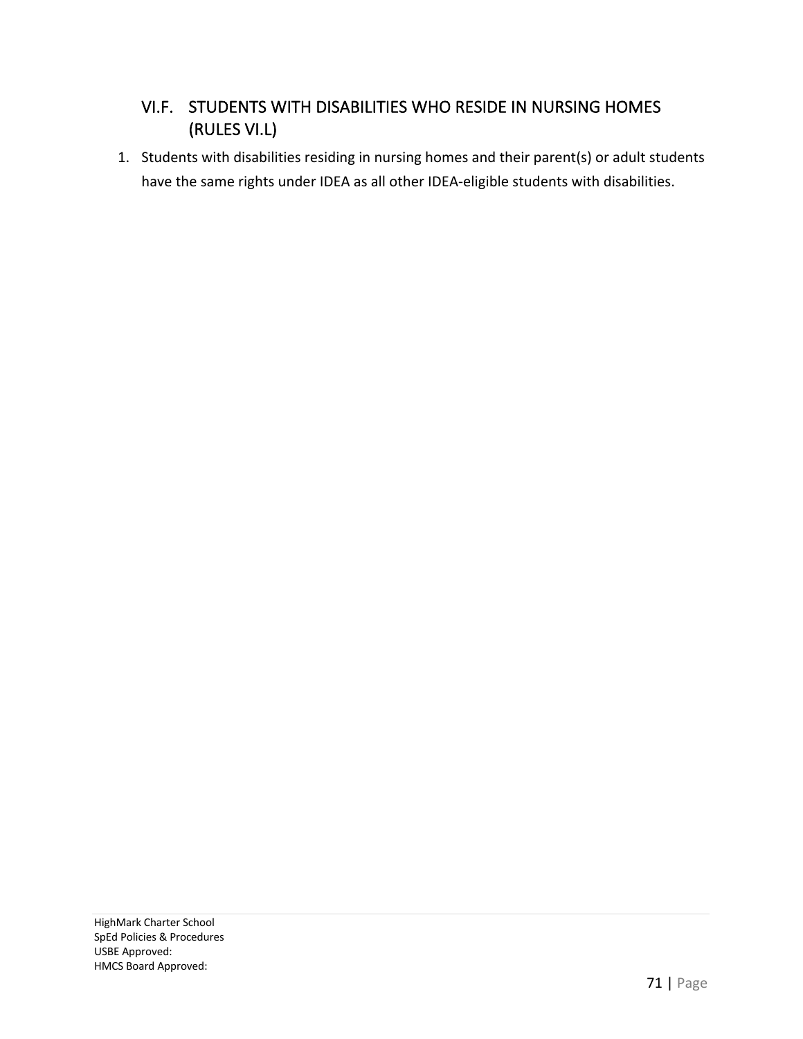## VI.F. STUDENTS WITH DISABILITIES WHO RESIDE IN NURSING HOMES (RULES VI.L)

1. Students with disabilities residing in nursing homes and their parent(s) or adult students have the same rights under IDEA as all other IDEA-eligible students with disabilities.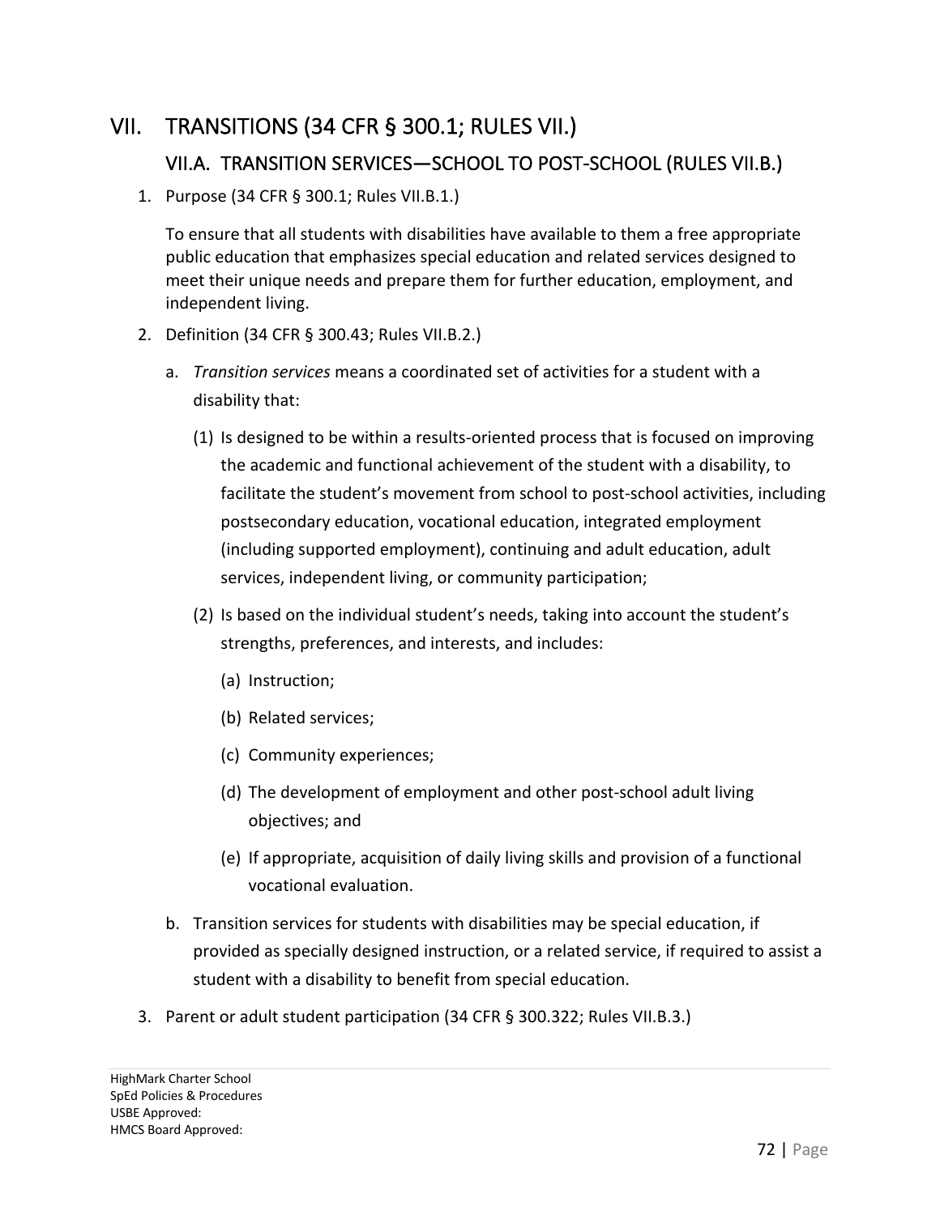# VII. TRANSITIONS (34 CFR § 300.1; RULES VII.)

## VII.A. TRANSITION SERVICES—SCHOOL TO POST-SCHOOL (RULES VII.B.)

1. Purpose (34 CFR § 300.1; Rules VII.B.1.)

   To ensure that all students with disabilities have available to them a free appropriate public education that emphasizes special education and related services designed to meet their unique needs and prepare them for further education, employment, and independent living.

2. Definition (34 CFR § 300.43; Rules VII.B.2.)

   a. *Transition services* means a coordinated set of activities for a student with a disability that:

      (1) Is designed to be within a results-oriented process that is focused on improving the academic and functional achievement of the student with a disability, to facilitate the student's movement from school to post-school activities, including postsecondary education, vocational education, integrated employment (including supported employment), continuing and adult education, adult services, independent living, or community participation;

      (2) Is based on the individual student's needs, taking into account the student's strengths, preferences, and interests, and includes:

         (a) Instruction;

         (b) Related services;

         (c) Community experiences;

         (d) The development of employment and other post-school adult living objectives; and

         (e) If appropriate, acquisition of daily living skills and provision of a functional vocational evaluation.

   b. Transition services for students with disabilities may be special education, if provided as specially designed instruction, or a related service, if required to assist a student with a disability to benefit from special education.

3. Parent or adult student participation (34 CFR § 300.322; Rules VII.B.3.)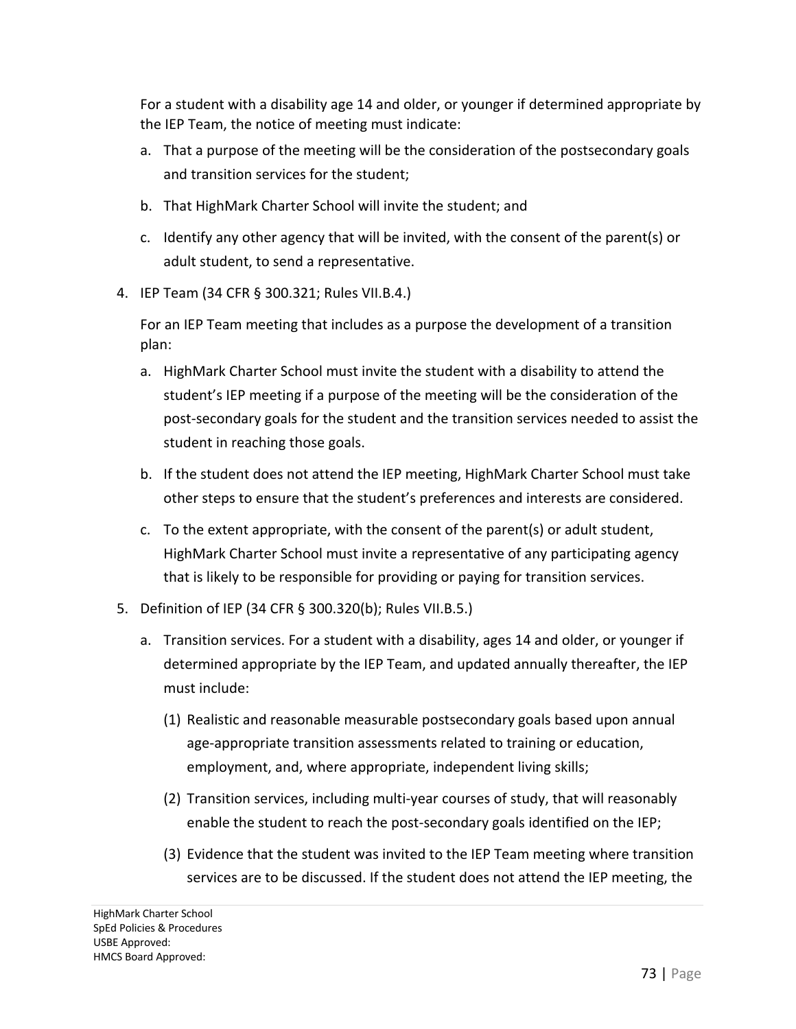For a student with a disability age 14 and older, or younger if determined appropriate by the IEP Team, the notice of meeting must indicate:

a. That a purpose of the meeting will be the consideration of the postsecondary goals and transition services for the student;

b. That HighMark Charter School will invite the student; and

c. Identify any other agency that will be invited, with the consent of the parent(s) or adult student, to send a representative.

4. IEP Team (34 CFR § 300.321; Rules VII.B.4.)

   For an IEP Team meeting that includes as a purpose the development of a transition plan:

   a. HighMark Charter School must invite the student with a disability to attend the student's IEP meeting if a purpose of the meeting will be the consideration of the post-secondary goals for the student and the transition services needed to assist the student in reaching those goals.

   b. If the student does not attend the IEP meeting, HighMark Charter School must take other steps to ensure that the student's preferences and interests are considered.

   c. To the extent appropriate, with the consent of the parent(s) or adult student, HighMark Charter School must invite a representative of any participating agency that is likely to be responsible for providing or paying for transition services.

5. Definition of IEP (34 CFR § 300.320(b); Rules VII.B.5.)

   a. Transition services. For a student with a disability, ages 14 and older, or younger if determined appropriate by the IEP Team, and updated annually thereafter, the IEP must include:

      (1) Realistic and reasonable measurable postsecondary goals based upon annual age-appropriate transition assessments related to training or education, employment, and, where appropriate, independent living skills;

      (2) Transition services, including multi-year courses of study, that will reasonably enable the student to reach the post-secondary goals identified on the IEP;

      (3) Evidence that the student was invited to the IEP Team meeting where transition services are to be discussed. If the student does not attend the IEP meeting, the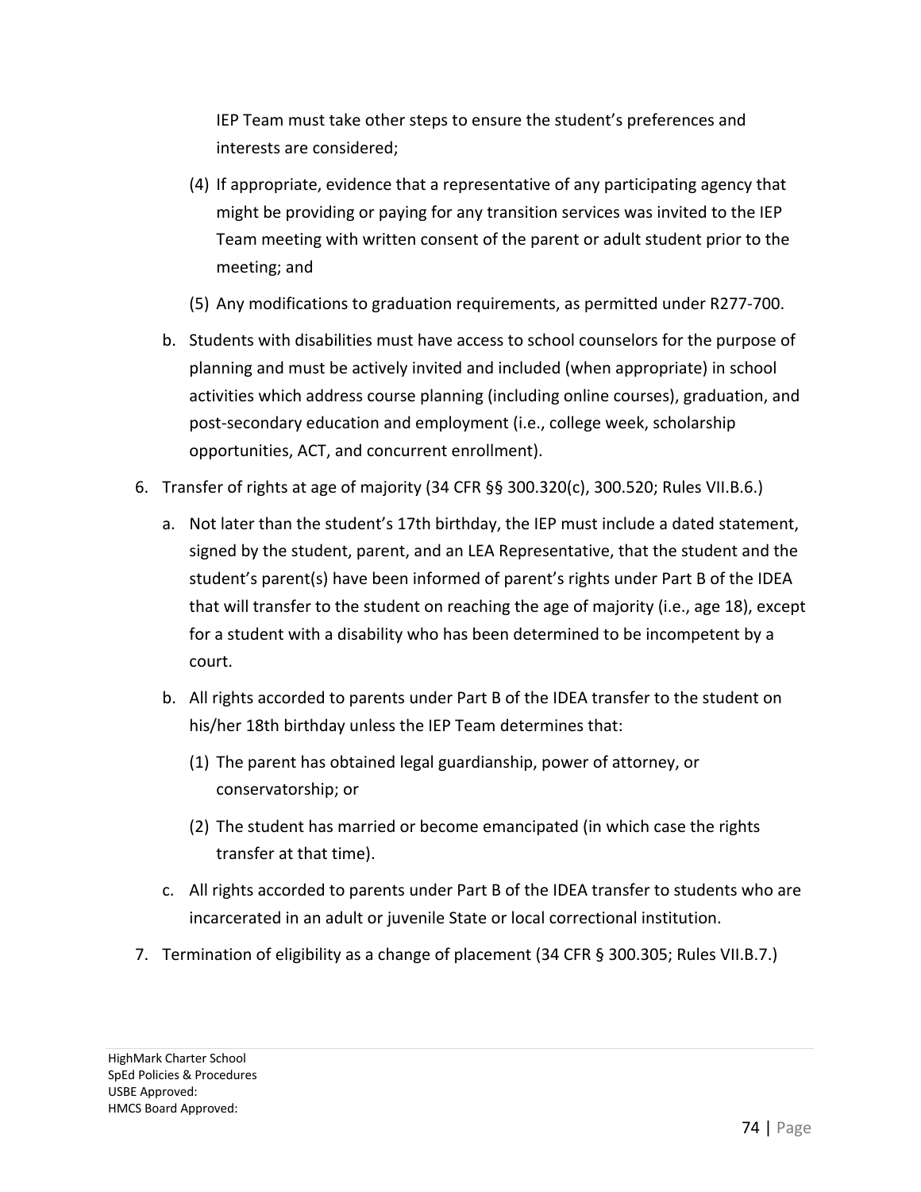IEP Team must take other steps to ensure the student's preferences and interests are considered;

(4) If appropriate, evidence that a representative of any participating agency that might be providing or paying for any transition services was invited to the IEP Team meeting with written consent of the parent or adult student prior to the meeting; and

(5) Any modifications to graduation requirements, as permitted under R277-700.

b. Students with disabilities must have access to school counselors for the purpose of planning and must be actively invited and included (when appropriate) in school activities which address course planning (including online courses), graduation, and post-secondary education and employment (i.e., college week, scholarship opportunities, ACT, and concurrent enrollment).

6. Transfer of rights at age of majority (34 CFR §§ 300.320(c), 300.520; Rules VII.B.6.)

   a. Not later than the student's 17th birthday, the IEP must include a dated statement, signed by the student, parent, and an LEA Representative, that the student and the student's parent(s) have been informed of parent's rights under Part B of the IDEA that will transfer to the student on reaching the age of majority (i.e., age 18), except for a student with a disability who has been determined to be incompetent by a court.

   b. All rights accorded to parents under Part B of the IDEA transfer to the student on his/her 18th birthday unless the IEP Team determines that:

      (1) The parent has obtained legal guardianship, power of attorney, or conservatorship; or

      (2) The student has married or become emancipated (in which case the rights transfer at that time).

   c. All rights accorded to parents under Part B of the IDEA transfer to students who are incarcerated in an adult or juvenile State or local correctional institution.

7. Termination of eligibility as a change of placement (34 CFR § 300.305; Rules VII.B.7.)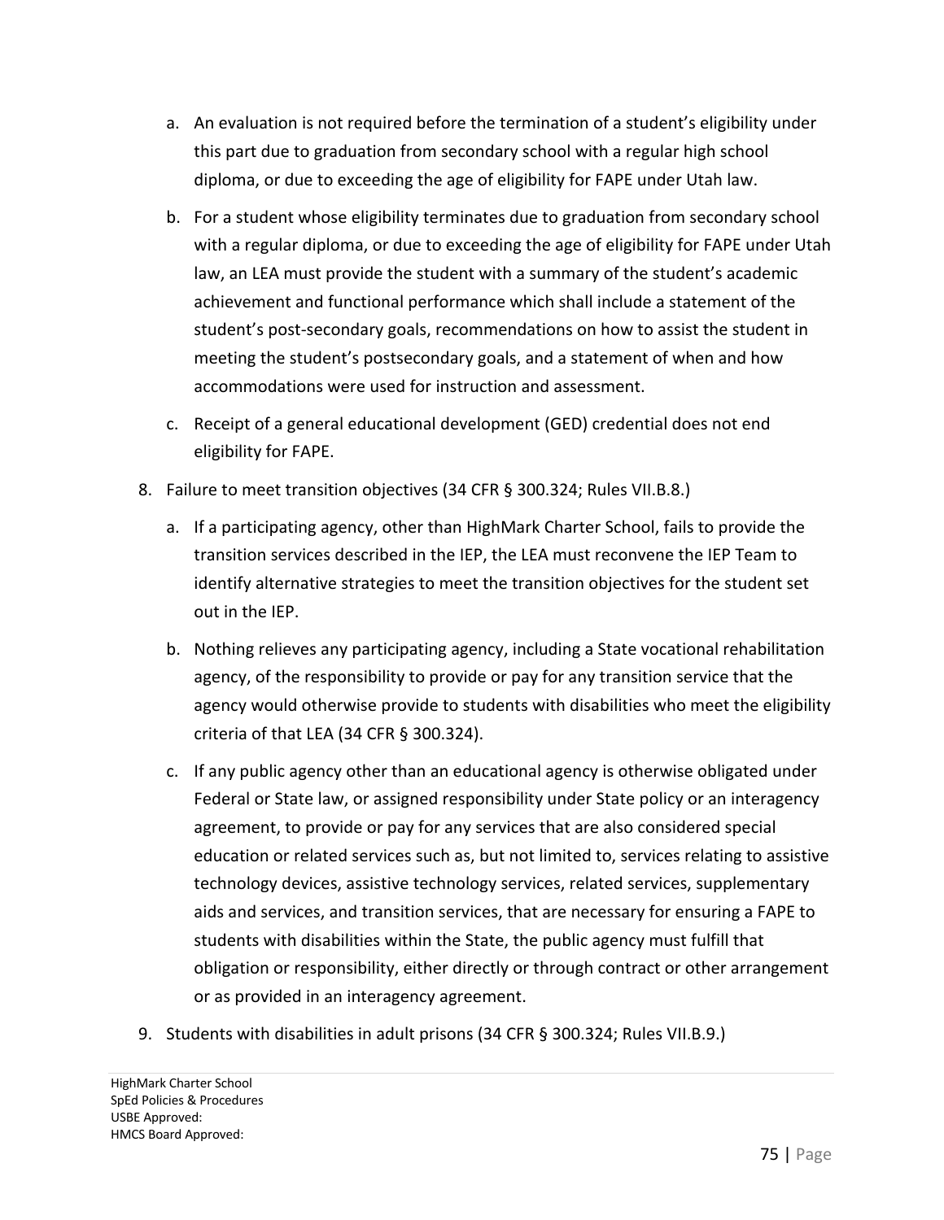a. An evaluation is not required before the termination of a student's eligibility under this part due to graduation from secondary school with a regular high school diploma, or due to exceeding the age of eligibility for FAPE under Utah law.

b. For a student whose eligibility terminates due to graduation from secondary school with a regular diploma, or due to exceeding the age of eligibility for FAPE under Utah law, an LEA must provide the student with a summary of the student's academic achievement and functional performance which shall include a statement of the student's post-secondary goals, recommendations on how to assist the student in meeting the student's postsecondary goals, and a statement of when and how accommodations were used for instruction and assessment.

c. Receipt of a general educational development (GED) credential does not end eligibility for FAPE.

8. Failure to meet transition objectives (34 CFR § 300.324; Rules VII.B.8.)

   a. If a participating agency, other than HighMark Charter School, fails to provide the transition services described in the IEP, the LEA must reconvene the IEP Team to identify alternative strategies to meet the transition objectives for the student set out in the IEP.

   b. Nothing relieves any participating agency, including a State vocational rehabilitation agency, of the responsibility to provide or pay for any transition service that the agency would otherwise provide to students with disabilities who meet the eligibility criteria of that LEA (34 CFR § 300.324).

   c. If any public agency other than an educational agency is otherwise obligated under Federal or State law, or assigned responsibility under State policy or an interagency agreement, to provide or pay for any services that are also considered special education or related services such as, but not limited to, services relating to assistive technology devices, assistive technology services, related services, supplementary aids and services, and transition services, that are necessary for ensuring a FAPE to students with disabilities within the State, the public agency must fulfill that obligation or responsibility, either directly or through contract or other arrangement or as provided in an interagency agreement.

9. Students with disabilities in adult prisons (34 CFR § 300.324; Rules VII.B.9.)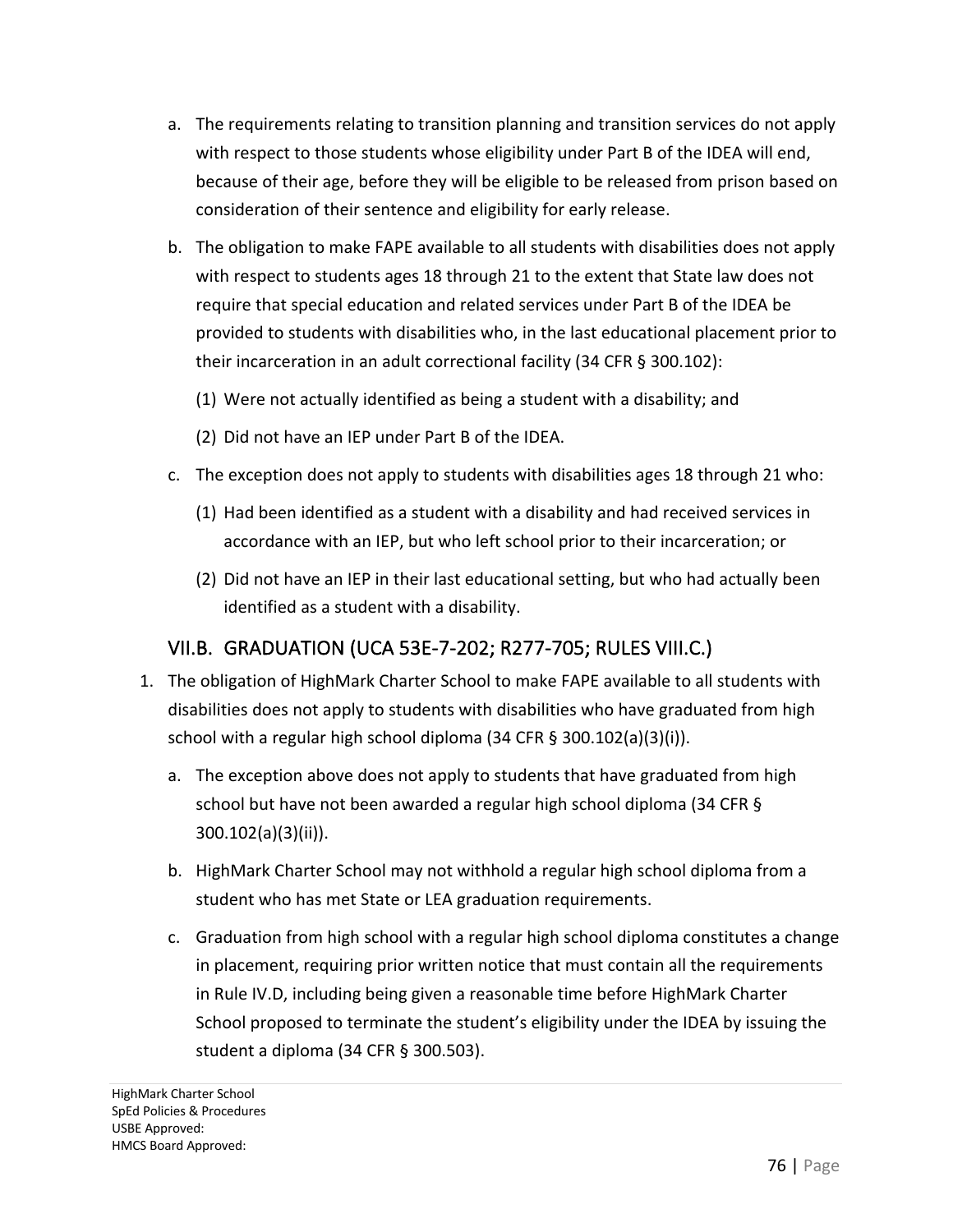a. The requirements relating to transition planning and transition services do not apply with respect to those students whose eligibility under Part B of the IDEA will end, because of their age, before they will be eligible to be released from prison based on consideration of their sentence and eligibility for early release.

b. The obligation to make FAPE available to all students with disabilities does not apply with respect to students ages 18 through 21 to the extent that State law does not require that special education and related services under Part B of the IDEA be provided to students with disabilities who, in the last educational placement prior to their incarceration in an adult correctional facility (34 CFR § 300.102):

   (1) Were not actually identified as being a student with a disability; and

   (2) Did not have an IEP under Part B of the IDEA.

c. The exception does not apply to students with disabilities ages 18 through 21 who:

   (1) Had been identified as a student with a disability and had received services in accordance with an IEP, but who left school prior to their incarceration; or

   (2) Did not have an IEP in their last educational setting, but who had actually been identified as a student with a disability.

## VII.B. GRADUATION (UCA 53E-7-202; R277-705; RULES VIII.C.)

1. The obligation of HighMark Charter School to make FAPE available to all students with disabilities does not apply to students with disabilities who have graduated from high school with a regular high school diploma (34 CFR § 300.102(a)(3)(i)).

   a. The exception above does not apply to students that have graduated from high school but have not been awarded a regular high school diploma (34 CFR § 300.102(a)(3)(ii)).

   b. HighMark Charter School may not withhold a regular high school diploma from a student who has met State or LEA graduation requirements.

   c. Graduation from high school with a regular high school diploma constitutes a change in placement, requiring prior written notice that must contain all the requirements in Rule IV.D, including being given a reasonable time before HighMark Charter School proposed to terminate the student's eligibility under the IDEA by issuing the student a diploma (34 CFR § 300.503).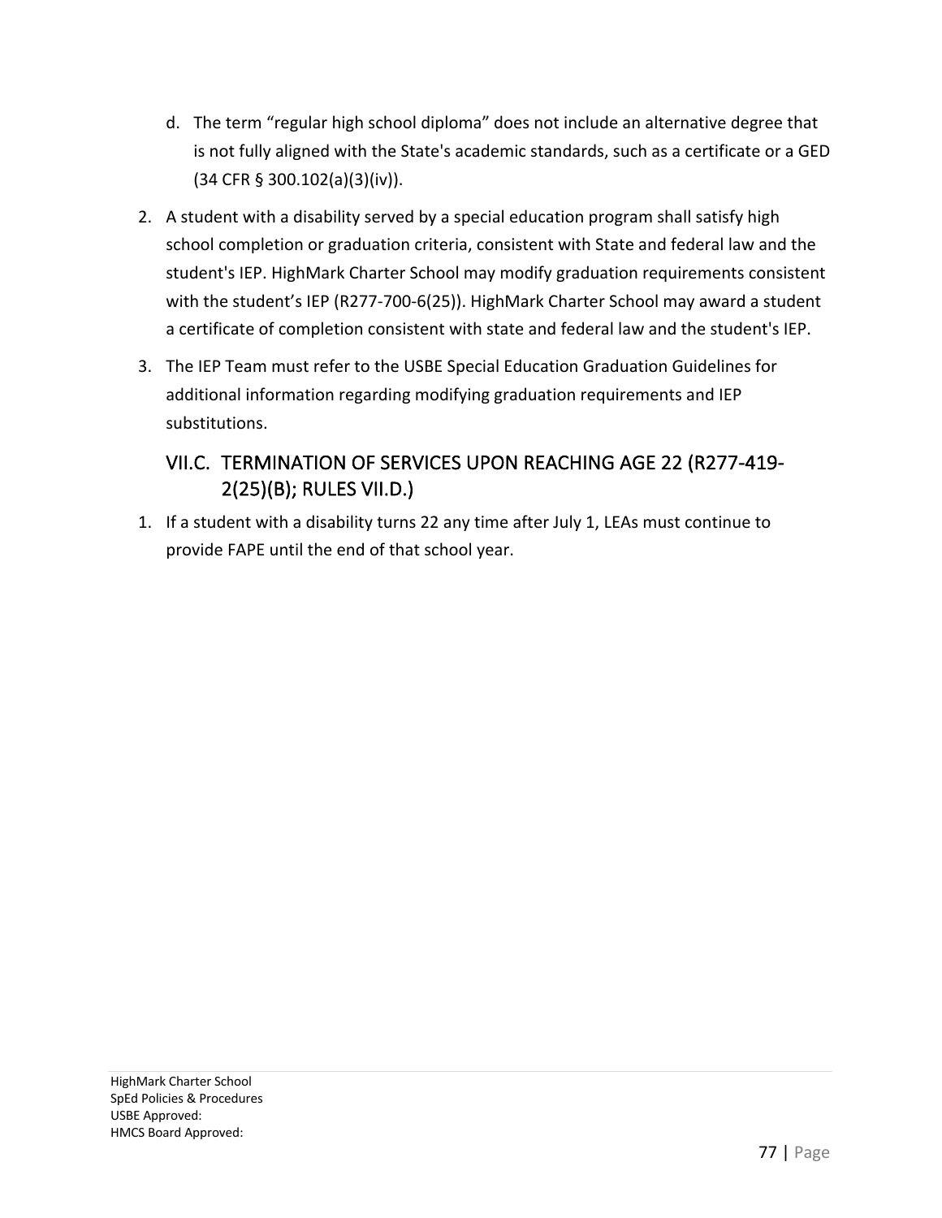d. The term "regular high school diploma" does not include an alternative degree that is not fully aligned with the State's academic standards, such as a certificate or a GED (34 CFR § 300.102(a)(3)(iv)).

2. A student with a disability served by a special education program shall satisfy high school completion or graduation criteria, consistent with State and federal law and the student's IEP. HighMark Charter School may modify graduation requirements consistent with the student's IEP (R277-700-6(25)). HighMark Charter School may award a student a certificate of completion consistent with state and federal law and the student's IEP.

3. The IEP Team must refer to the USBE Special Education Graduation Guidelines for additional information regarding modifying graduation requirements and IEP substitutions.

## VII.C. TERMINATION OF SERVICES UPON REACHING AGE 22 (R277-419-2(25)(B); RULES VII.D.)

1. If a student with a disability turns 22 any time after July 1, LEAs must continue to provide FAPE until the end of that school year.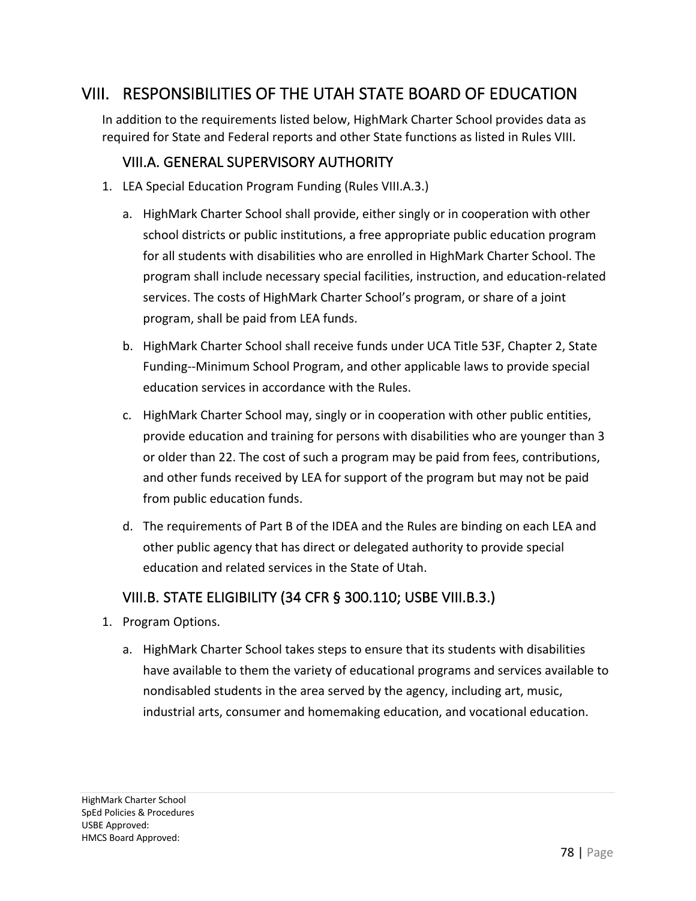# VIII. RESPONSIBILITIES OF THE UTAH STATE BOARD OF EDUCATION

In addition to the requirements listed below, HighMark Charter School provides data as required for State and Federal reports and other State functions as listed in Rules VIII.

## VIII.A. GENERAL SUPERVISORY AUTHORITY

1. LEA Special Education Program Funding (Rules VIII.A.3.)

   a. HighMark Charter School shall provide, either singly or in cooperation with other school districts or public institutions, a free appropriate public education program for all students with disabilities who are enrolled in HighMark Charter School. The program shall include necessary special facilities, instruction, and education-related services. The costs of HighMark Charter School's program, or share of a joint program, shall be paid from LEA funds.

   b. HighMark Charter School shall receive funds under UCA Title 53F, Chapter 2, State Funding--Minimum School Program, and other applicable laws to provide special education services in accordance with the Rules.

   c. HighMark Charter School may, singly or in cooperation with other public entities, provide education and training for persons with disabilities who are younger than 3 or older than 22. The cost of such a program may be paid from fees, contributions, and other funds received by LEA for support of the program but may not be paid from public education funds.

   d. The requirements of Part B of the IDEA and the Rules are binding on each LEA and other public agency that has direct or delegated authority to provide special education and related services in the State of Utah.

## VIII.B. STATE ELIGIBILITY (34 CFR § 300.110; USBE VIII.B.3.)

1. Program Options.

   a. HighMark Charter School takes steps to ensure that its students with disabilities have available to them the variety of educational programs and services available to nondisabled students in the area served by the agency, including art, music, industrial arts, consumer and homemaking education, and vocational education.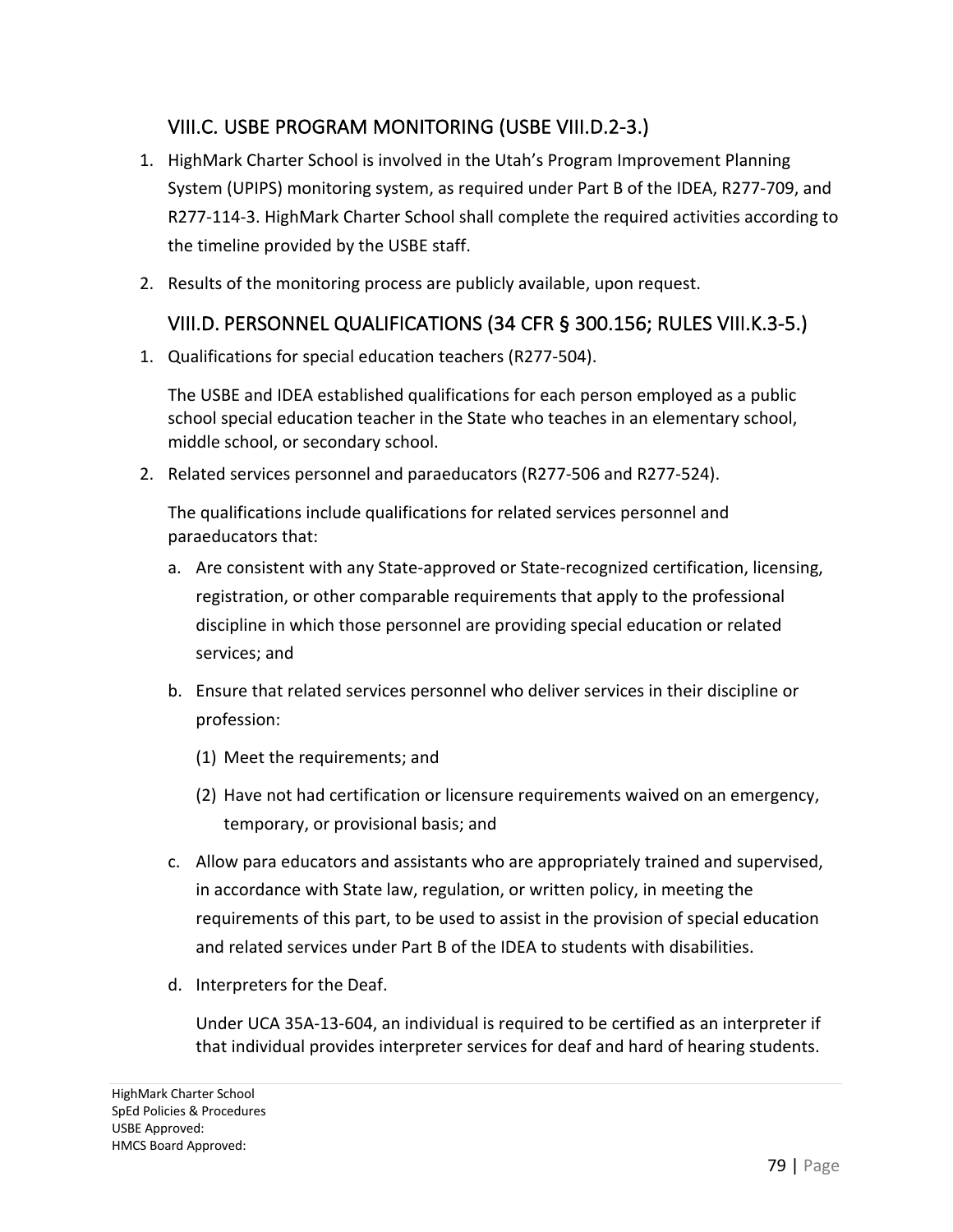## VIII.C. USBE PROGRAM MONITORING (USBE VIII.D.2-3.)

1. HighMark Charter School is involved in the Utah's Program Improvement Planning System (UPIPS) monitoring system, as required under Part B of the IDEA, R277-709, and R277-114-3. HighMark Charter School shall complete the required activities according to the timeline provided by the USBE staff.
2. Results of the monitoring process are publicly available, upon request.

## VIII.D. PERSONNEL QUALIFICATIONS (34 CFR § 300.156; RULES VIII.K.3-5.)

1. Qualifications for special education teachers (R277-504).

   The USBE and IDEA established qualifications for each person employed as a public school special education teacher in the State who teaches in an elementary school, middle school, or secondary school.

2. Related services personnel and paraeducators (R277-506 and R277-524).

   The qualifications include qualifications for related services personnel and paraeducators that:

   a. Are consistent with any State-approved or State-recognized certification, licensing, registration, or other comparable requirements that apply to the professional discipline in which those personnel are providing special education or related services; and

   b. Ensure that related services personnel who deliver services in their discipline or profession:

      (1) Meet the requirements; and

      (2) Have not had certification or licensure requirements waived on an emergency, temporary, or provisional basis; and

   c. Allow para educators and assistants who are appropriately trained and supervised, in accordance with State law, regulation, or written policy, in meeting the requirements of this part, to be used to assist in the provision of special education and related services under Part B of the IDEA to students with disabilities.

   d. Interpreters for the Deaf.

      Under UCA 35A-13-604, an individual is required to be certified as an interpreter if that individual provides interpreter services for deaf and hard of hearing students.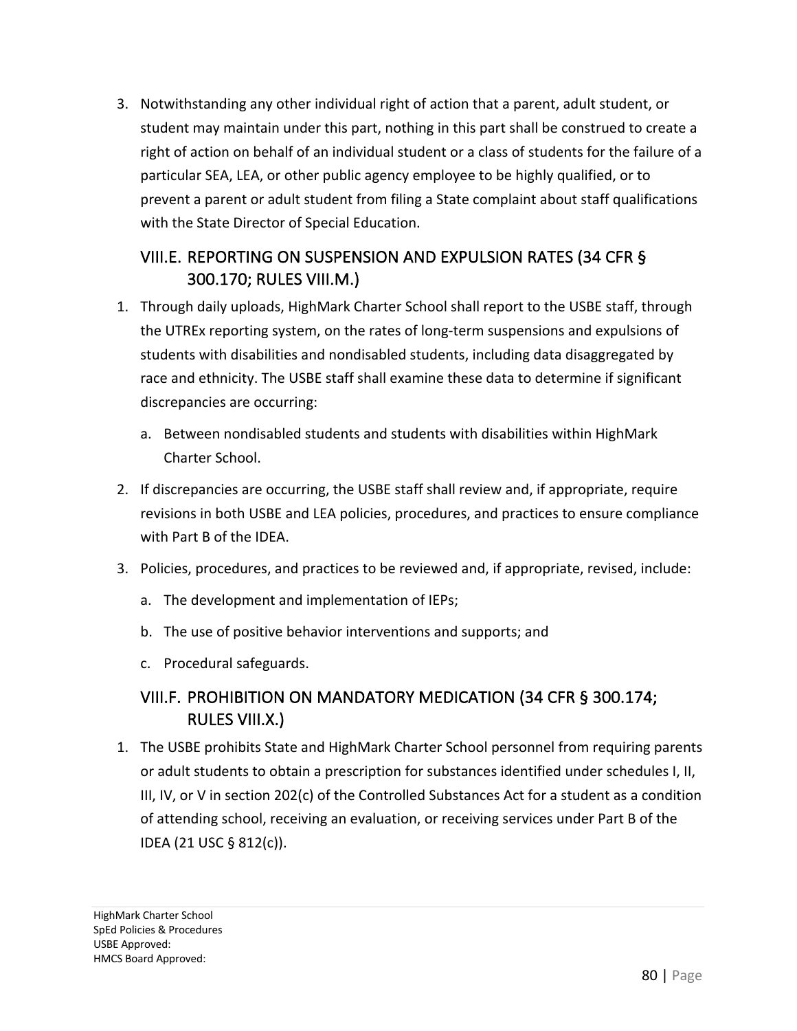3. Notwithstanding any other individual right of action that a parent, adult student, or student may maintain under this part, nothing in this part shall be construed to create a right of action on behalf of an individual student or a class of students for the failure of a particular SEA, LEA, or other public agency employee to be highly qualified, or to prevent a parent or adult student from filing a State complaint about staff qualifications with the State Director of Special Education.

## VIII.E. REPORTING ON SUSPENSION AND EXPULSION RATES (34 CFR § 300.170; RULES VIII.M.)

1. Through daily uploads, HighMark Charter School shall report to the USBE staff, through the UTREx reporting system, on the rates of long-term suspensions and expulsions of students with disabilities and nondisabled students, including data disaggregated by race and ethnicity. The USBE staff shall examine these data to determine if significant discrepancies are occurring:
   a. Between nondisabled students and students with disabilities within HighMark Charter School.
2. If discrepancies are occurring, the USBE staff shall review and, if appropriate, require revisions in both USBE and LEA policies, procedures, and practices to ensure compliance with Part B of the IDEA.
3. Policies, procedures, and practices to be reviewed and, if appropriate, revised, include:
   a. The development and implementation of IEPs;
   b. The use of positive behavior interventions and supports; and
   c. Procedural safeguards.

## VIII.F. PROHIBITION ON MANDATORY MEDICATION (34 CFR § 300.174; RULES VIII.X.)

1. The USBE prohibits State and HighMark Charter School personnel from requiring parents or adult students to obtain a prescription for substances identified under schedules I, II, III, IV, or V in section 202(c) of the Controlled Substances Act for a student as a condition of attending school, receiving an evaluation, or receiving services under Part B of the IDEA (21 USC § 812(c)).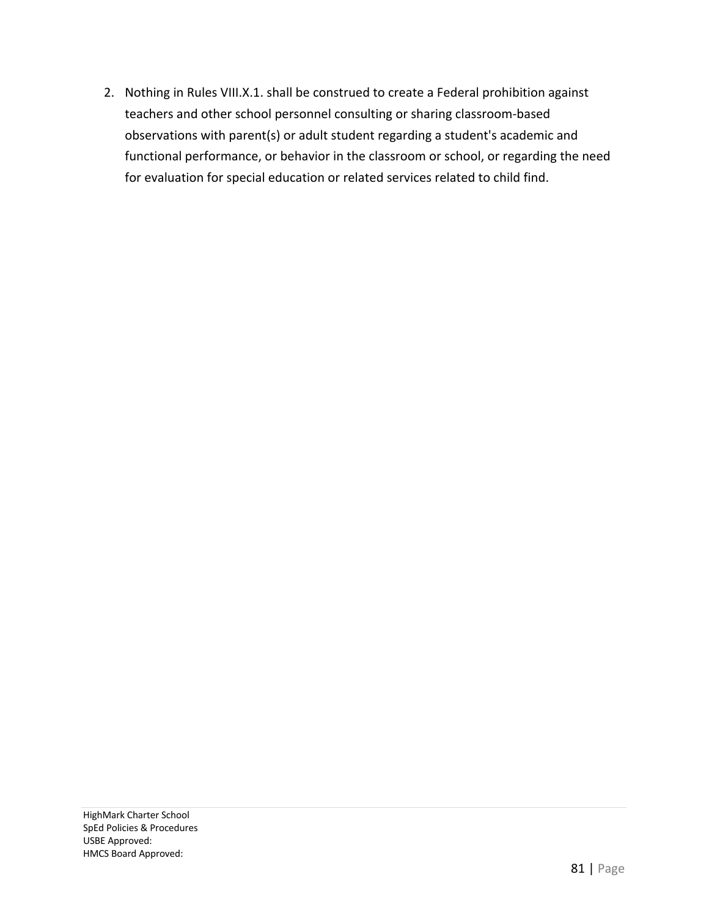2. Nothing in Rules VIII.X.1. shall be construed to create a Federal prohibition against teachers and other school personnel consulting or sharing classroom-based observations with parent(s) or adult student regarding a student's academic and functional performance, or behavior in the classroom or school, or regarding the need for evaluation for special education or related services related to child find.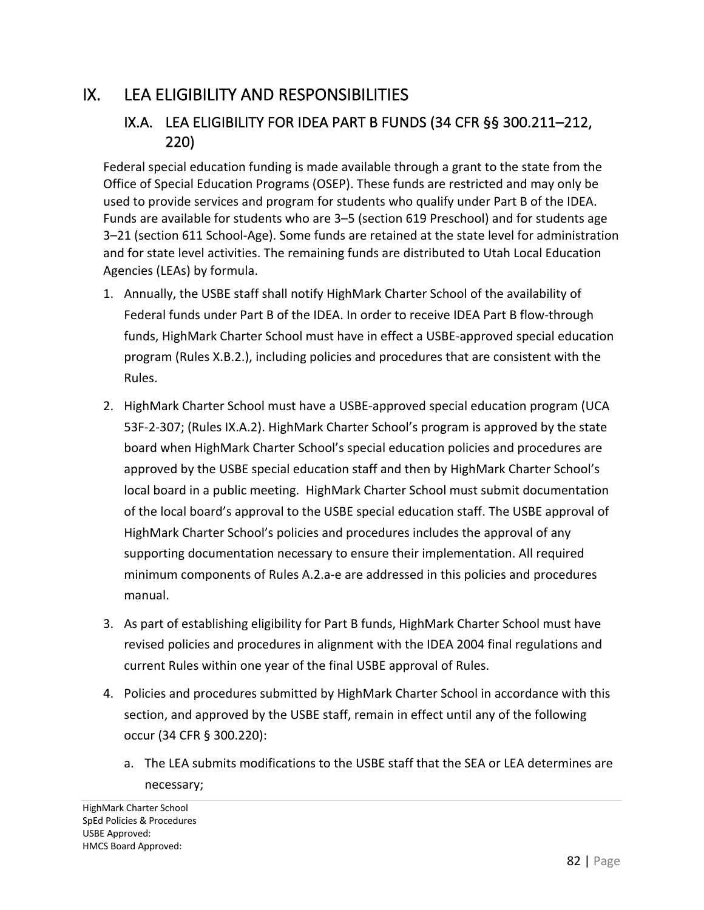# IX. LEA ELIGIBILITY AND RESPONSIBILITIES

## IX.A. LEA ELIGIBILITY FOR IDEA PART B FUNDS (34 CFR §§ 300.211–212, 220)

Federal special education funding is made available through a grant to the state from the Office of Special Education Programs (OSEP). These funds are restricted and may only be used to provide services and program for students who qualify under Part B of the IDEA. Funds are available for students who are 3–5 (section 619 Preschool) and for students age 3–21 (section 611 School-Age). Some funds are retained at the state level for administration and for state level activities. The remaining funds are distributed to Utah Local Education Agencies (LEAs) by formula.

1. Annually, the USBE staff shall notify HighMark Charter School of the availability of Federal funds under Part B of the IDEA. In order to receive IDEA Part B flow-through funds, HighMark Charter School must have in effect a USBE-approved special education program (Rules X.B.2.), including policies and procedures that are consistent with the Rules.
2. HighMark Charter School must have a USBE-approved special education program (UCA 53F-2-307; (Rules IX.A.2). HighMark Charter School's program is approved by the state board when HighMark Charter School's special education policies and procedures are approved by the USBE special education staff and then by HighMark Charter School's local board in a public meeting. HighMark Charter School must submit documentation of the local board's approval to the USBE special education staff. The USBE approval of HighMark Charter School's policies and procedures includes the approval of any supporting documentation necessary to ensure their implementation. All required minimum components of Rules A.2.a-e are addressed in this policies and procedures manual.
3. As part of establishing eligibility for Part B funds, HighMark Charter School must have revised policies and procedures in alignment with the IDEA 2004 final regulations and current Rules within one year of the final USBE approval of Rules.
4. Policies and procedures submitted by HighMark Charter School in accordance with this section, and approved by the USBE staff, remain in effect until any of the following occur (34 CFR § 300.220):
    a. The LEA submits modifications to the USBE staff that the SEA or LEA determines are necessary;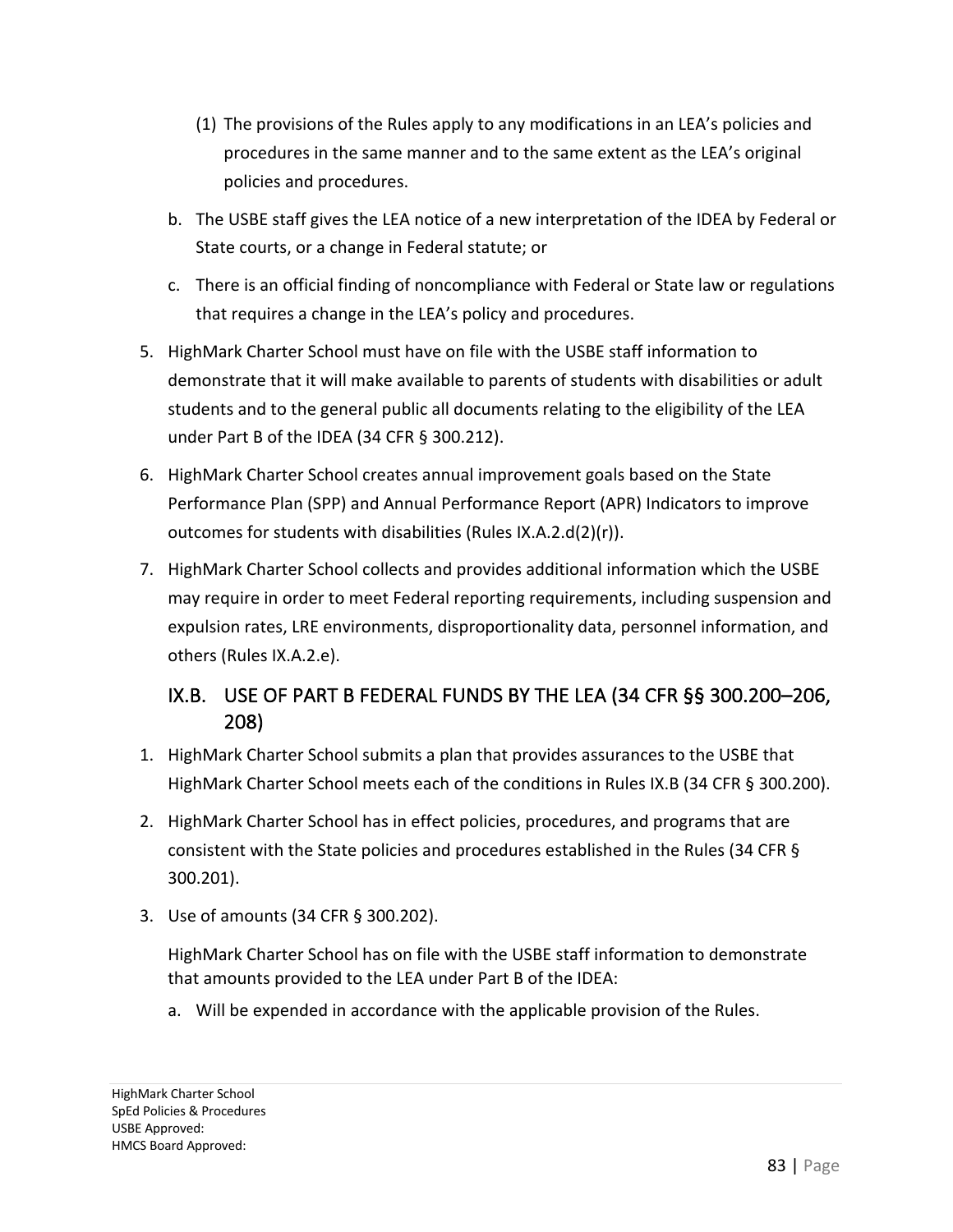(1) The provisions of the Rules apply to any modifications in an LEA's policies and procedures in the same manner and to the same extent as the LEA's original policies and procedures.

b. The USBE staff gives the LEA notice of a new interpretation of the IDEA by Federal or State courts, or a change in Federal statute; or

c. There is an official finding of noncompliance with Federal or State law or regulations that requires a change in the LEA's policy and procedures.

5. HighMark Charter School must have on file with the USBE staff information to demonstrate that it will make available to parents of students with disabilities or adult students and to the general public all documents relating to the eligibility of the LEA under Part B of the IDEA (34 CFR § 300.212).

6. HighMark Charter School creates annual improvement goals based on the State Performance Plan (SPP) and Annual Performance Report (APR) Indicators to improve outcomes for students with disabilities (Rules IX.A.2.d(2)(r)).

7. HighMark Charter School collects and provides additional information which the USBE may require in order to meet Federal reporting requirements, including suspension and expulsion rates, LRE environments, disproportionality data, personnel information, and others (Rules IX.A.2.e).

## IX.B. USE OF PART B FEDERAL FUNDS BY THE LEA (34 CFR §§ 300.200–206, 208)

1. HighMark Charter School submits a plan that provides assurances to the USBE that HighMark Charter School meets each of the conditions in Rules IX.B (34 CFR § 300.200).

2. HighMark Charter School has in effect policies, procedures, and programs that are consistent with the State policies and procedures established in the Rules (34 CFR § 300.201).

3. Use of amounts (34 CFR § 300.202).

   HighMark Charter School has on file with the USBE staff information to demonstrate that amounts provided to the LEA under Part B of the IDEA:

   a. Will be expended in accordance with the applicable provision of the Rules.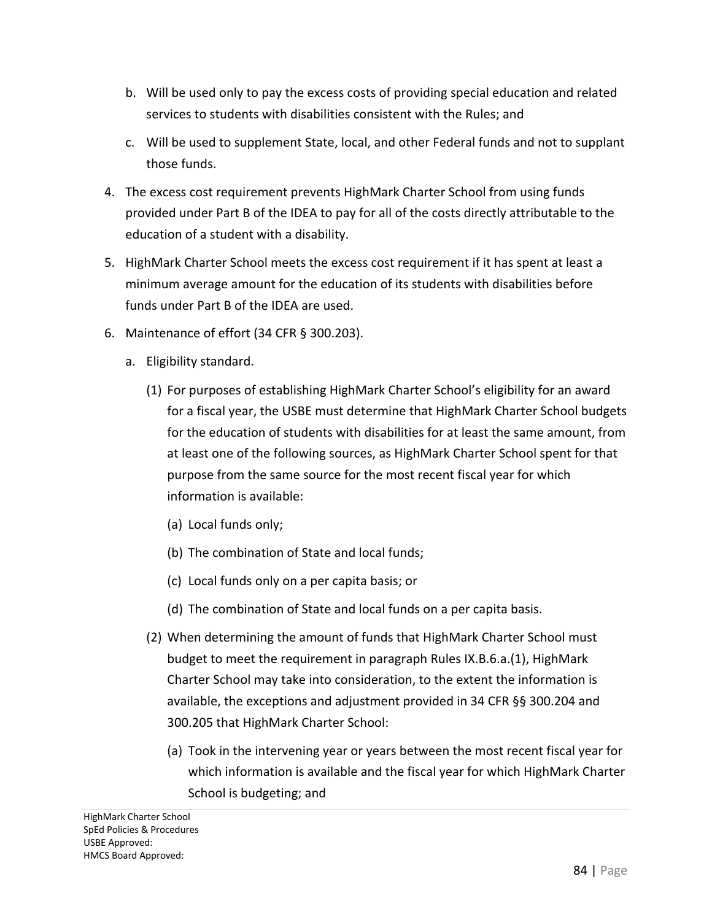b. Will be used only to pay the excess costs of providing special education and related services to students with disabilities consistent with the Rules; and

c. Will be used to supplement State, local, and other Federal funds and not to supplant those funds.

4. The excess cost requirement prevents HighMark Charter School from using funds provided under Part B of the IDEA to pay for all of the costs directly attributable to the education of a student with a disability.

5. HighMark Charter School meets the excess cost requirement if it has spent at least a minimum average amount for the education of its students with disabilities before funds under Part B of the IDEA are used.

6. Maintenance of effort (34 CFR § 300.203).

   a. Eligibility standard.

      (1) For purposes of establishing HighMark Charter School's eligibility for an award for a fiscal year, the USBE must determine that HighMark Charter School budgets for the education of students with disabilities for at least the same amount, from at least one of the following sources, as HighMark Charter School spent for that purpose from the same source for the most recent fiscal year for which information is available:

         (a) Local funds only;

         (b) The combination of State and local funds;

         (c) Local funds only on a per capita basis; or

         (d) The combination of State and local funds on a per capita basis.

      (2) When determining the amount of funds that HighMark Charter School must budget to meet the requirement in paragraph Rules IX.B.6.a.(1), HighMark Charter School may take into consideration, to the extent the information is available, the exceptions and adjustment provided in 34 CFR §§ 300.204 and 300.205 that HighMark Charter School:

         (a) Took in the intervening year or years between the most recent fiscal year for which information is available and the fiscal year for which HighMark Charter School is budgeting; and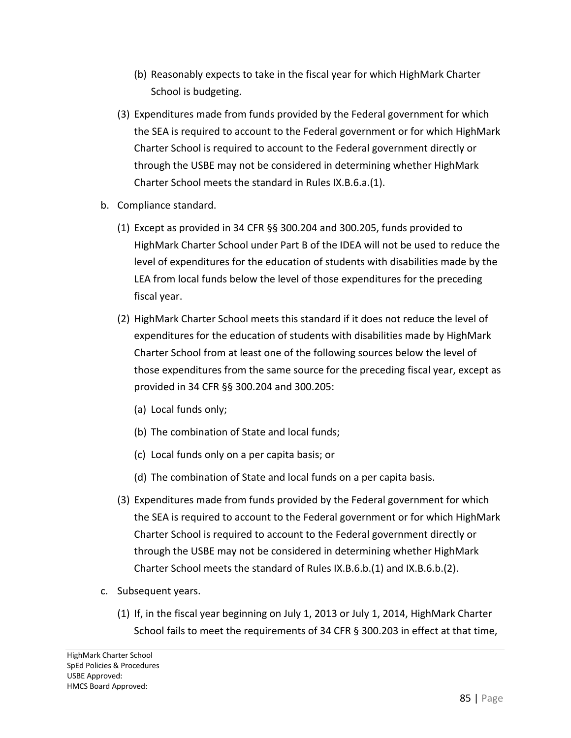(b) Reasonably expects to take in the fiscal year for which HighMark Charter School is budgeting.

(3) Expenditures made from funds provided by the Federal government for which the SEA is required to account to the Federal government or for which HighMark Charter School is required to account to the Federal government directly or through the USBE may not be considered in determining whether HighMark Charter School meets the standard in Rules IX.B.6.a.(1).

b. Compliance standard.

(1) Except as provided in 34 CFR §§ 300.204 and 300.205, funds provided to HighMark Charter School under Part B of the IDEA will not be used to reduce the level of expenditures for the education of students with disabilities made by the LEA from local funds below the level of those expenditures for the preceding fiscal year.

(2) HighMark Charter School meets this standard if it does not reduce the level of expenditures for the education of students with disabilities made by HighMark Charter School from at least one of the following sources below the level of those expenditures from the same source for the preceding fiscal year, except as provided in 34 CFR §§ 300.204 and 300.205:

(a) Local funds only;

(b) The combination of State and local funds;

(c) Local funds only on a per capita basis; or

(d) The combination of State and local funds on a per capita basis.

(3) Expenditures made from funds provided by the Federal government for which the SEA is required to account to the Federal government or for which HighMark Charter School is required to account to the Federal government directly or through the USBE may not be considered in determining whether HighMark Charter School meets the standard of Rules IX.B.6.b.(1) and IX.B.6.b.(2).

c. Subsequent years.

(1) If, in the fiscal year beginning on July 1, 2013 or July 1, 2014, HighMark Charter School fails to meet the requirements of 34 CFR § 300.203 in effect at that time,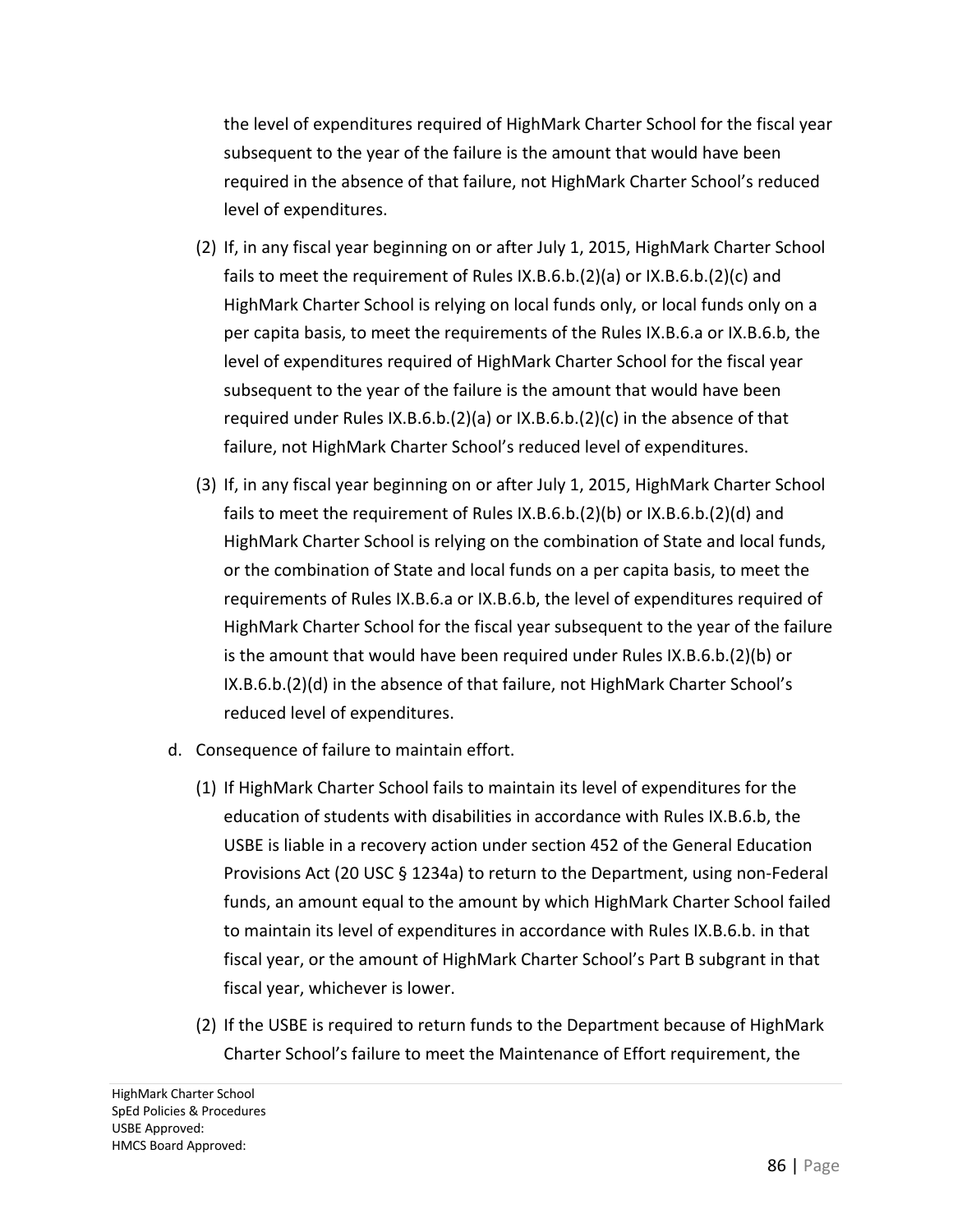the level of expenditures required of HighMark Charter School for the fiscal year subsequent to the year of the failure is the amount that would have been required in the absence of that failure, not HighMark Charter School's reduced level of expenditures.

(2) If, in any fiscal year beginning on or after July 1, 2015, HighMark Charter School fails to meet the requirement of Rules IX.B.6.b.(2)(a) or IX.B.6.b.(2)(c) and HighMark Charter School is relying on local funds only, or local funds only on a per capita basis, to meet the requirements of the Rules IX.B.6.a or IX.B.6.b, the level of expenditures required of HighMark Charter School for the fiscal year subsequent to the year of the failure is the amount that would have been required under Rules IX.B.6.b.(2)(a) or IX.B.6.b.(2)(c) in the absence of that failure, not HighMark Charter School's reduced level of expenditures.

(3) If, in any fiscal year beginning on or after July 1, 2015, HighMark Charter School fails to meet the requirement of Rules IX.B.6.b.(2)(b) or IX.B.6.b.(2)(d) and HighMark Charter School is relying on the combination of State and local funds, or the combination of State and local funds on a per capita basis, to meet the requirements of Rules IX.B.6.a or IX.B.6.b, the level of expenditures required of HighMark Charter School for the fiscal year subsequent to the year of the failure is the amount that would have been required under Rules IX.B.6.b.(2)(b) or IX.B.6.b.(2)(d) in the absence of that failure, not HighMark Charter School's reduced level of expenditures.

d. Consequence of failure to maintain effort.

(1) If HighMark Charter School fails to maintain its level of expenditures for the education of students with disabilities in accordance with Rules IX.B.6.b, the USBE is liable in a recovery action under section 452 of the General Education Provisions Act (20 USC § 1234a) to return to the Department, using non-Federal funds, an amount equal to the amount by which HighMark Charter School failed to maintain its level of expenditures in accordance with Rules IX.B.6.b. in that fiscal year, or the amount of HighMark Charter School's Part B subgrant in that fiscal year, whichever is lower.

(2) If the USBE is required to return funds to the Department because of HighMark Charter School's failure to meet the Maintenance of Effort requirement, the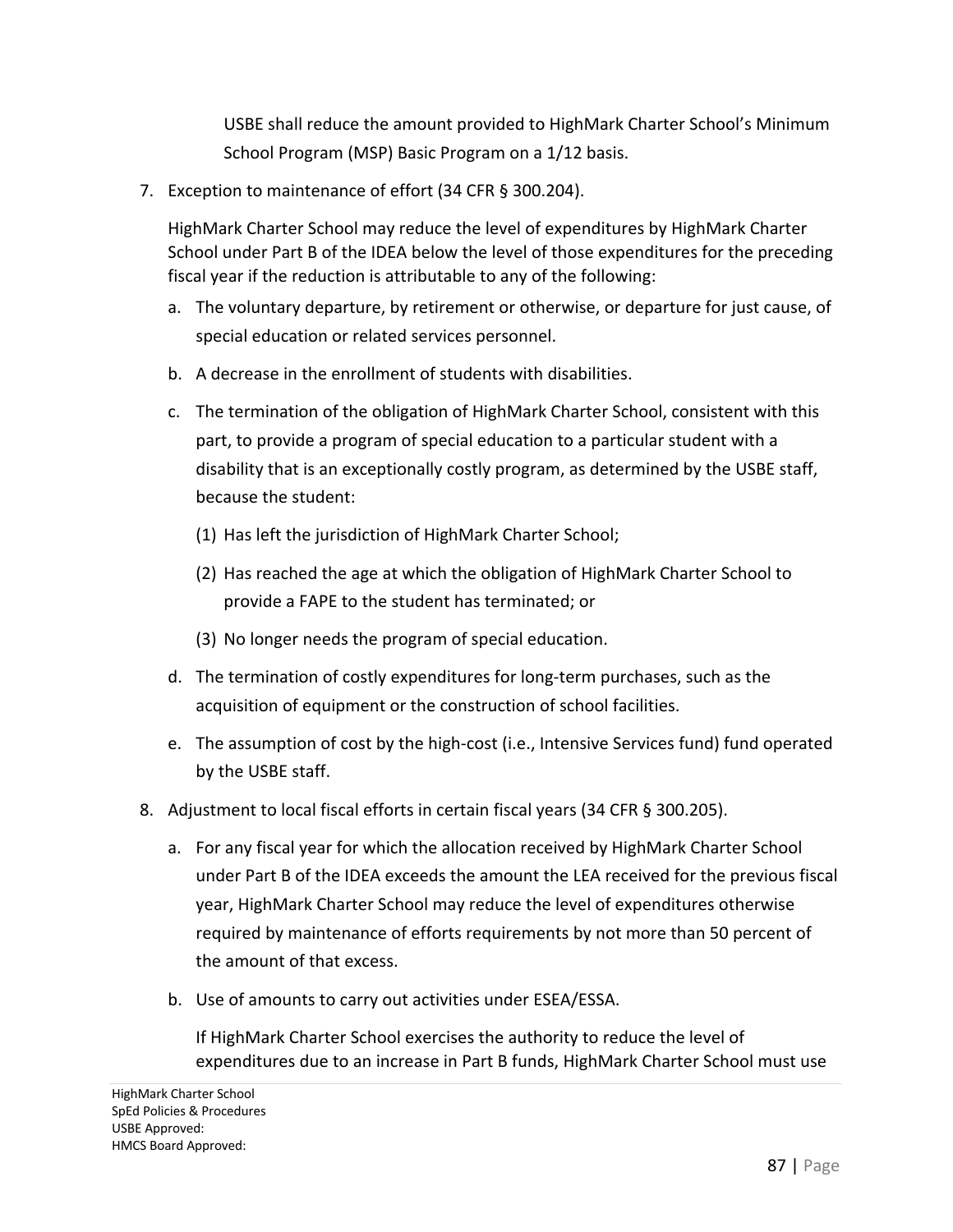USBE shall reduce the amount provided to HighMark Charter School's Minimum School Program (MSP) Basic Program on a 1/12 basis.

7. Exception to maintenance of effort (34 CFR § 300.204).

   HighMark Charter School may reduce the level of expenditures by HighMark Charter School under Part B of the IDEA below the level of those expenditures for the preceding fiscal year if the reduction is attributable to any of the following:

   a. The voluntary departure, by retirement or otherwise, or departure for just cause, of special education or related services personnel.
   b. A decrease in the enrollment of students with disabilities.
   c. The termination of the obligation of HighMark Charter School, consistent with this part, to provide a program of special education to a particular student with a disability that is an exceptionally costly program, as determined by the USBE staff, because the student:
      (1) Has left the jurisdiction of HighMark Charter School;
      (2) Has reached the age at which the obligation of HighMark Charter School to provide a FAPE to the student has terminated; or
      (3) No longer needs the program of special education.
   d. The termination of costly expenditures for long-term purchases, such as the acquisition of equipment or the construction of school facilities.
   e. The assumption of cost by the high-cost (i.e., Intensive Services fund) fund operated by the USBE staff.

8. Adjustment to local fiscal efforts in certain fiscal years (34 CFR § 300.205).

   a. For any fiscal year for which the allocation received by HighMark Charter School under Part B of the IDEA exceeds the amount the LEA received for the previous fiscal year, HighMark Charter School may reduce the level of expenditures otherwise required by maintenance of efforts requirements by not more than 50 percent of the amount of that excess.
   b. Use of amounts to carry out activities under ESEA/ESSA.

      If HighMark Charter School exercises the authority to reduce the level of expenditures due to an increase in Part B funds, HighMark Charter School must use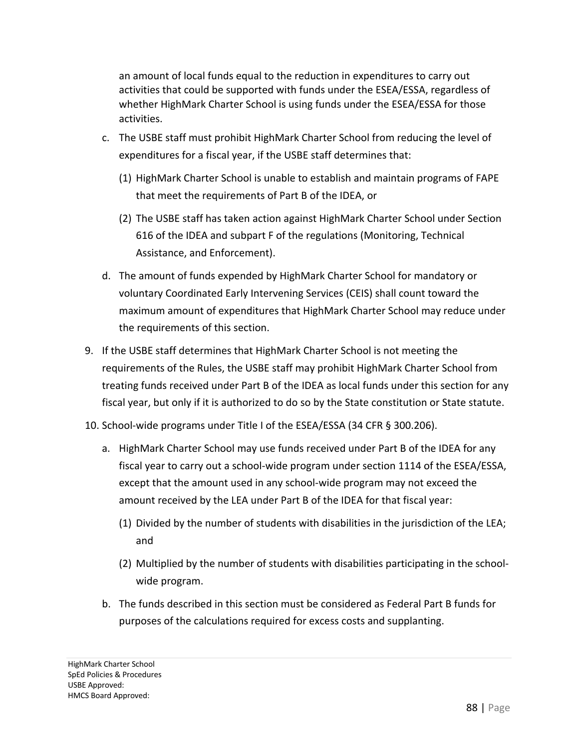an amount of local funds equal to the reduction in expenditures to carry out activities that could be supported with funds under the ESEA/ESSA, regardless of whether HighMark Charter School is using funds under the ESEA/ESSA for those activities.

c. The USBE staff must prohibit HighMark Charter School from reducing the level of expenditures for a fiscal year, if the USBE staff determines that:

   (1) HighMark Charter School is unable to establish and maintain programs of FAPE that meet the requirements of Part B of the IDEA, or

   (2) The USBE staff has taken action against HighMark Charter School under Section 616 of the IDEA and subpart F of the regulations (Monitoring, Technical Assistance, and Enforcement).

d. The amount of funds expended by HighMark Charter School for mandatory or voluntary Coordinated Early Intervening Services (CEIS) shall count toward the maximum amount of expenditures that HighMark Charter School may reduce under the requirements of this section.

9. If the USBE staff determines that HighMark Charter School is not meeting the requirements of the Rules, the USBE staff may prohibit HighMark Charter School from treating funds received under Part B of the IDEA as local funds under this section for any fiscal year, but only if it is authorized to do so by the State constitution or State statute.

10. School-wide programs under Title I of the ESEA/ESSA (34 CFR § 300.206).

   a. HighMark Charter School may use funds received under Part B of the IDEA for any fiscal year to carry out a school-wide program under section 1114 of the ESEA/ESSA, except that the amount used in any school-wide program may not exceed the amount received by the LEA under Part B of the IDEA for that fiscal year:

      (1) Divided by the number of students with disabilities in the jurisdiction of the LEA; and

      (2) Multiplied by the number of students with disabilities participating in the school-wide program.

   b. The funds described in this section must be considered as Federal Part B funds for purposes of the calculations required for excess costs and supplanting.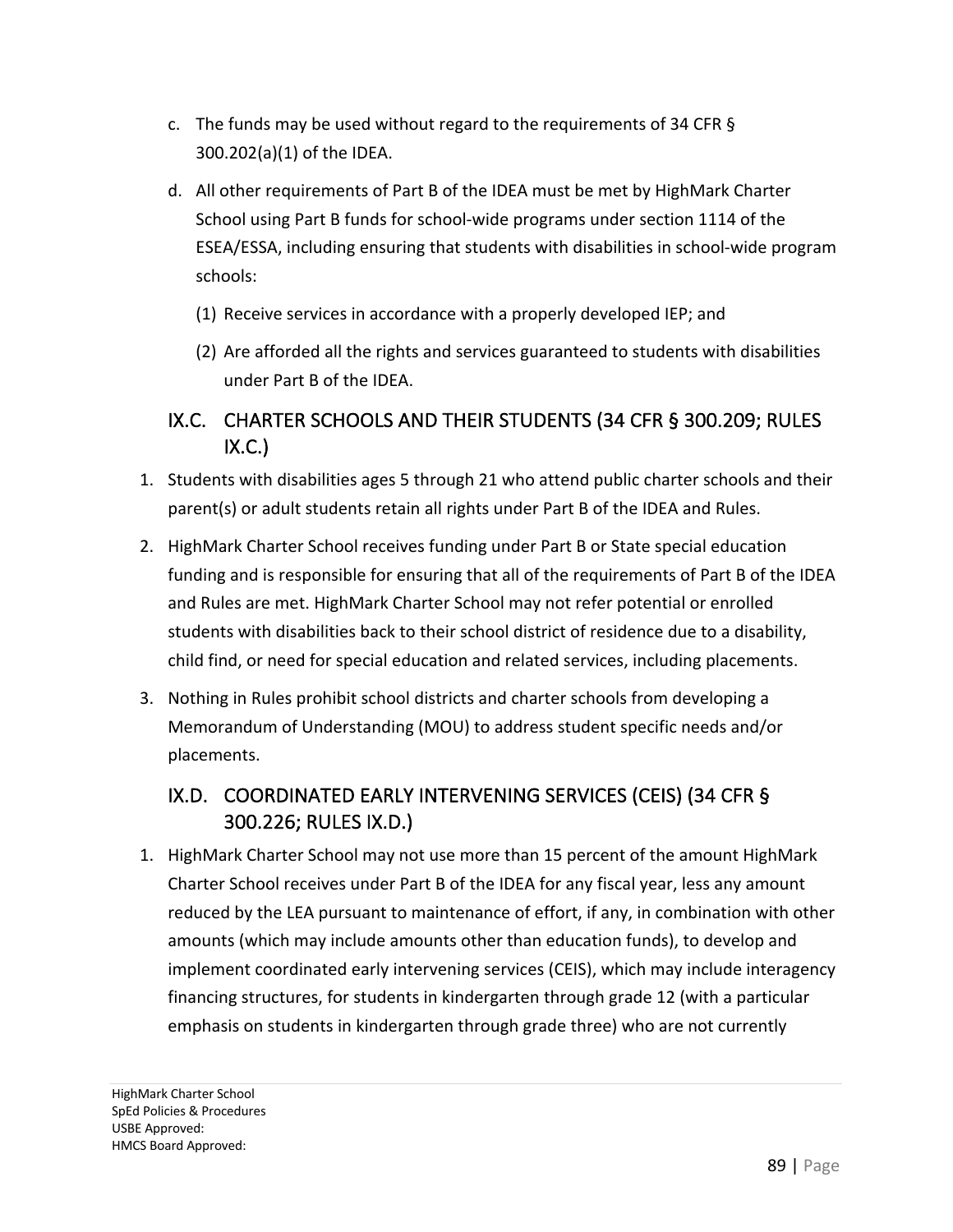c. The funds may be used without regard to the requirements of 34 CFR § 300.202(a)(1) of the IDEA.

d. All other requirements of Part B of the IDEA must be met by HighMark Charter School using Part B funds for school-wide programs under section 1114 of the ESEA/ESSA, including ensuring that students with disabilities in school-wide program schools:

   (1) Receive services in accordance with a properly developed IEP; and

   (2) Are afforded all the rights and services guaranteed to students with disabilities under Part B of the IDEA.

## IX.C. CHARTER SCHOOLS AND THEIR STUDENTS (34 CFR § 300.209; RULES IX.C.)

1. Students with disabilities ages 5 through 21 who attend public charter schools and their parent(s) or adult students retain all rights under Part B of the IDEA and Rules.

2. HighMark Charter School receives funding under Part B or State special education funding and is responsible for ensuring that all of the requirements of Part B of the IDEA and Rules are met. HighMark Charter School may not refer potential or enrolled students with disabilities back to their school district of residence due to a disability, child find, or need for special education and related services, including placements.

3. Nothing in Rules prohibit school districts and charter schools from developing a Memorandum of Understanding (MOU) to address student specific needs and/or placements.

## IX.D. COORDINATED EARLY INTERVENING SERVICES (CEIS) (34 CFR § 300.226; RULES IX.D.)

1. HighMark Charter School may not use more than 15 percent of the amount HighMark Charter School receives under Part B of the IDEA for any fiscal year, less any amount reduced by the LEA pursuant to maintenance of effort, if any, in combination with other amounts (which may include amounts other than education funds), to develop and implement coordinated early intervening services (CEIS), which may include interagency financing structures, for students in kindergarten through grade 12 (with a particular emphasis on students in kindergarten through grade three) who are not currently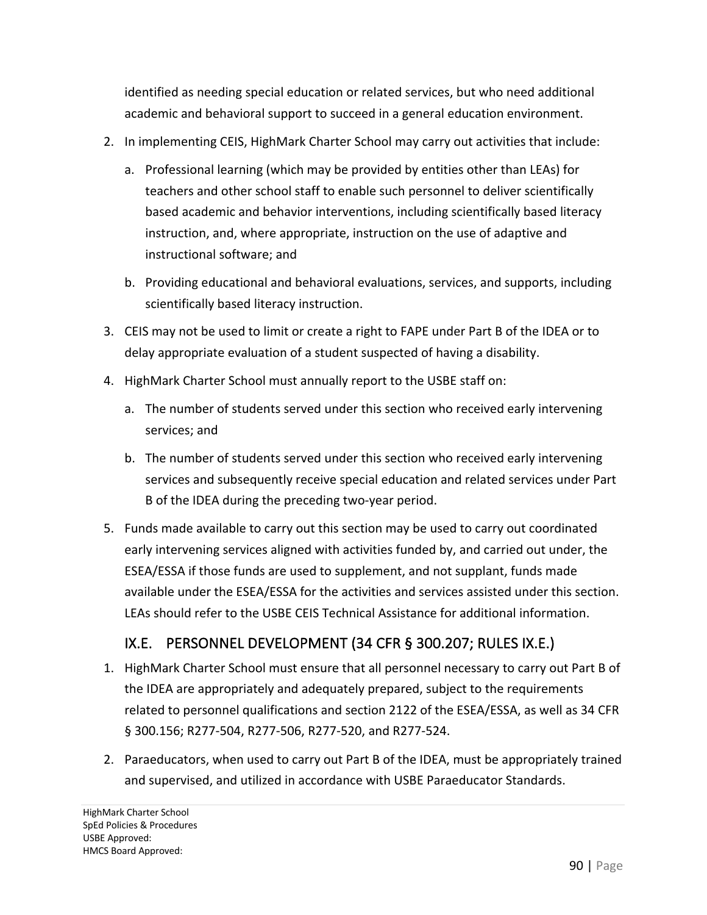identified as needing special education or related services, but who need additional academic and behavioral support to succeed in a general education environment.

2. In implementing CEIS, HighMark Charter School may carry out activities that include:
   a. Professional learning (which may be provided by entities other than LEAs) for teachers and other school staff to enable such personnel to deliver scientifically based academic and behavior interventions, including scientifically based literacy instruction, and, where appropriate, instruction on the use of adaptive and instructional software; and
   b. Providing educational and behavioral evaluations, services, and supports, including scientifically based literacy instruction.
3. CEIS may not be used to limit or create a right to FAPE under Part B of the IDEA or to delay appropriate evaluation of a student suspected of having a disability.
4. HighMark Charter School must annually report to the USBE staff on:
   a. The number of students served under this section who received early intervening services; and
   b. The number of students served under this section who received early intervening services and subsequently receive special education and related services under Part B of the IDEA during the preceding two-year period.
5. Funds made available to carry out this section may be used to carry out coordinated early intervening services aligned with activities funded by, and carried out under, the ESEA/ESSA if those funds are used to supplement, and not supplant, funds made available under the ESEA/ESSA for the activities and services assisted under this section. LEAs should refer to the USBE CEIS Technical Assistance for additional information.

## IX.E. PERSONNEL DEVELOPMENT (34 CFR § 300.207; RULES IX.E.)

1. HighMark Charter School must ensure that all personnel necessary to carry out Part B of the IDEA are appropriately and adequately prepared, subject to the requirements related to personnel qualifications and section 2122 of the ESEA/ESSA, as well as 34 CFR § 300.156; R277-504, R277-506, R277-520, and R277-524.
2. Paraeducators, when used to carry out Part B of the IDEA, must be appropriately trained and supervised, and utilized in accordance with USBE Paraeducator Standards.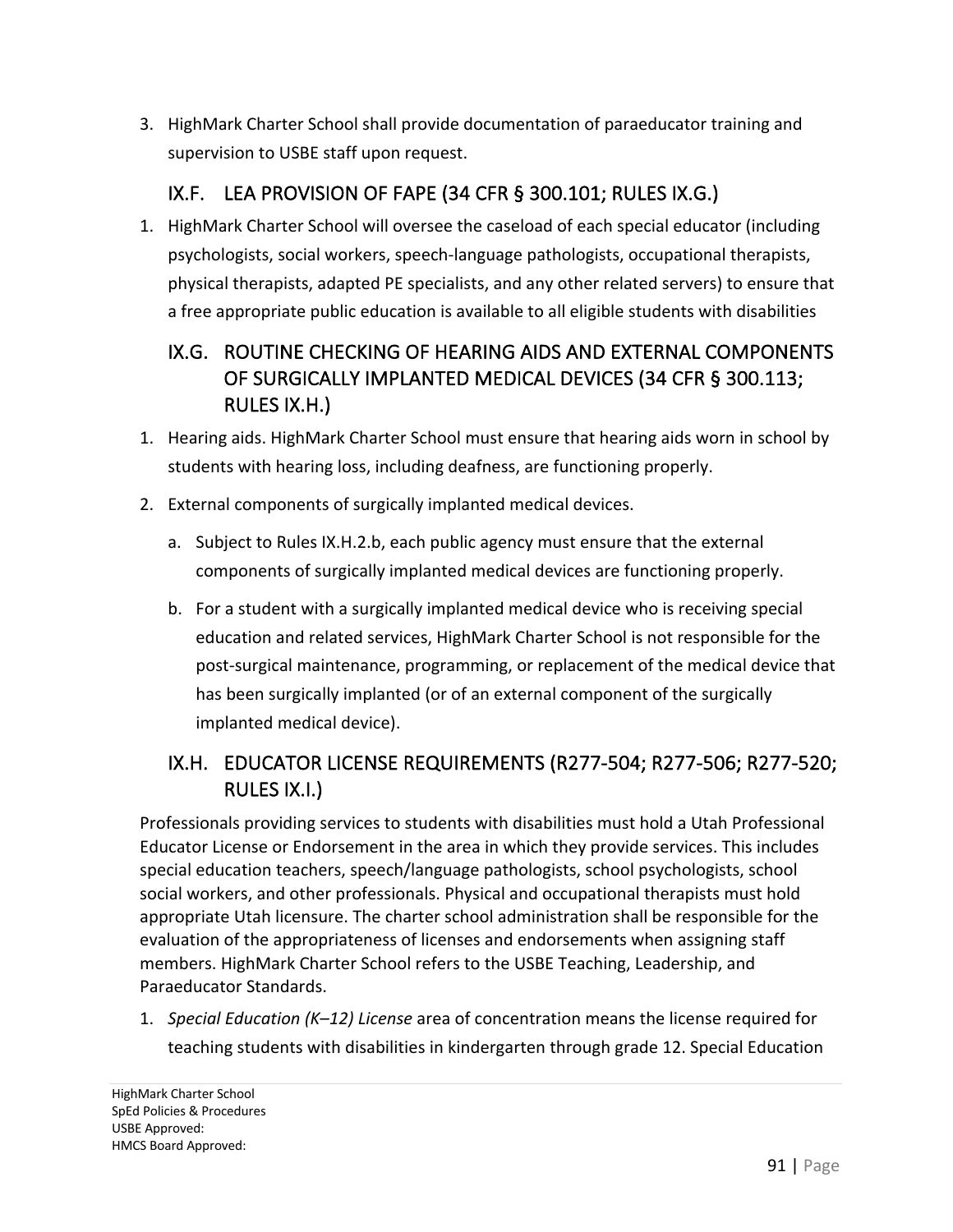3. HighMark Charter School shall provide documentation of paraeducator training and supervision to USBE staff upon request.

## IX.F. LEA PROVISION OF FAPE (34 CFR § 300.101; RULES IX.G.)

1. HighMark Charter School will oversee the caseload of each special educator (including psychologists, social workers, speech-language pathologists, occupational therapists, physical therapists, adapted PE specialists, and any other related servers) to ensure that a free appropriate public education is available to all eligible students with disabilities

## IX.G. ROUTINE CHECKING OF HEARING AIDS AND EXTERNAL COMPONENTS OF SURGICALLY IMPLANTED MEDICAL DEVICES (34 CFR § 300.113; RULES IX.H.)

1. Hearing aids. HighMark Charter School must ensure that hearing aids worn in school by students with hearing loss, including deafness, are functioning properly.
2. External components of surgically implanted medical devices.
   a. Subject to Rules IX.H.2.b, each public agency must ensure that the external components of surgically implanted medical devices are functioning properly.
   b. For a student with a surgically implanted medical device who is receiving special education and related services, HighMark Charter School is not responsible for the post-surgical maintenance, programming, or replacement of the medical device that has been surgically implanted (or of an external component of the surgically implanted medical device).

## IX.H. EDUCATOR LICENSE REQUIREMENTS (R277-504; R277-506; R277-520; RULES IX.I.)

Professionals providing services to students with disabilities must hold a Utah Professional Educator License or Endorsement in the area in which they provide services. This includes special education teachers, speech/language pathologists, school psychologists, school social workers, and other professionals. Physical and occupational therapists must hold appropriate Utah licensure. The charter school administration shall be responsible for the evaluation of the appropriateness of licenses and endorsements when assigning staff members. HighMark Charter School refers to the USBE Teaching, Leadership, and Paraeducator Standards.

1. *Special Education (K–12) License* area of concentration means the license required for teaching students with disabilities in kindergarten through grade 12. Special Education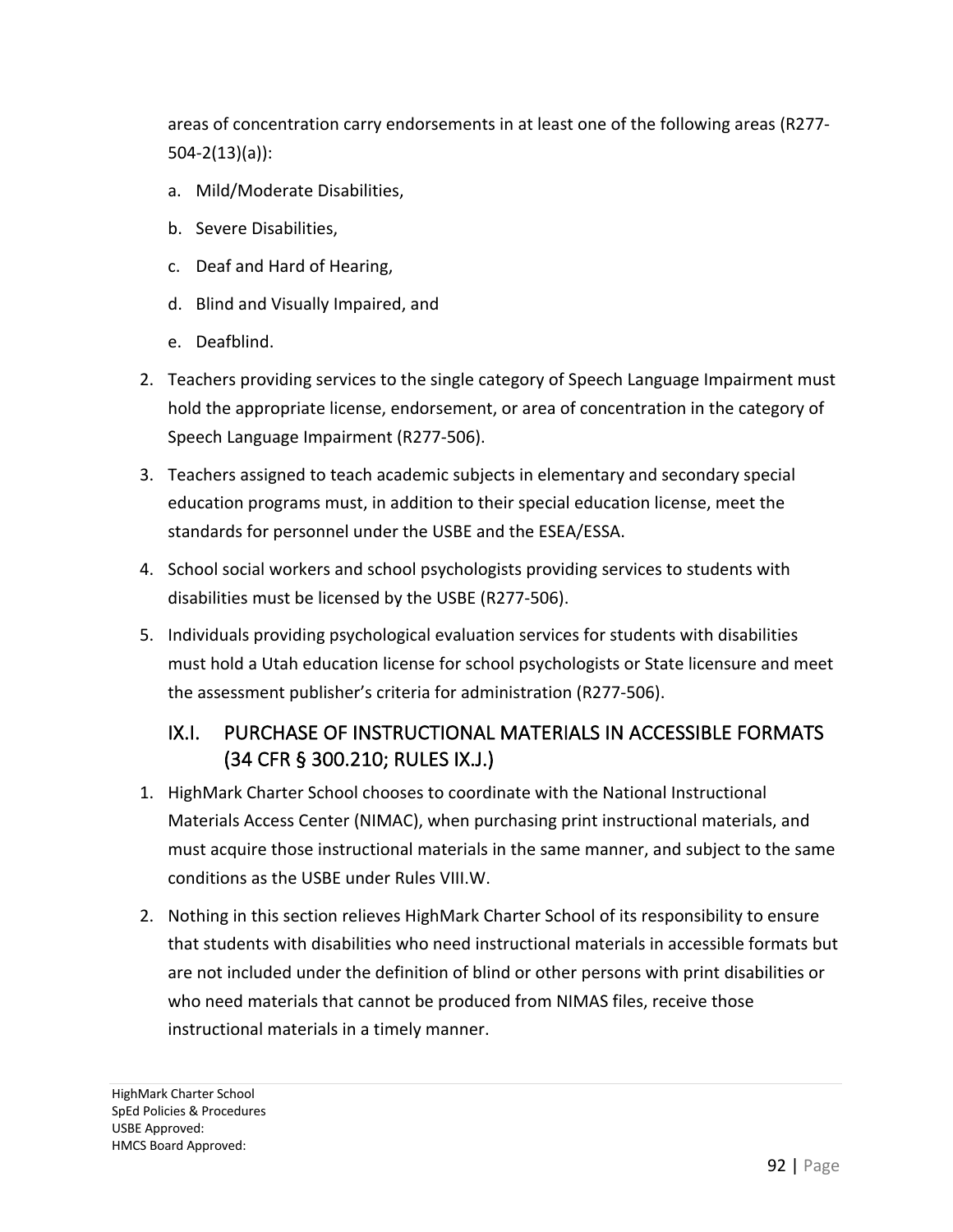areas of concentration carry endorsements in at least one of the following areas (R277-504-2(13)(a)):

a. Mild/Moderate Disabilities,
b. Severe Disabilities,
c. Deaf and Hard of Hearing,
d. Blind and Visually Impaired, and
e. Deafblind.

2. Teachers providing services to the single category of Speech Language Impairment must hold the appropriate license, endorsement, or area of concentration in the category of Speech Language Impairment (R277-506).
3. Teachers assigned to teach academic subjects in elementary and secondary special education programs must, in addition to their special education license, meet the standards for personnel under the USBE and the ESEA/ESSA.
4. School social workers and school psychologists providing services to students with disabilities must be licensed by the USBE (R277-506).
5. Individuals providing psychological evaluation services for students with disabilities must hold a Utah education license for school psychologists or State licensure and meet the assessment publisher's criteria for administration (R277-506).

## IX.I. PURCHASE OF INSTRUCTIONAL MATERIALS IN ACCESSIBLE FORMATS (34 CFR § 300.210; RULES IX.J.)

1. HighMark Charter School chooses to coordinate with the National Instructional Materials Access Center (NIMAC), when purchasing print instructional materials, and must acquire those instructional materials in the same manner, and subject to the same conditions as the USBE under Rules VIII.W.
2. Nothing in this section relieves HighMark Charter School of its responsibility to ensure that students with disabilities who need instructional materials in accessible formats but are not included under the definition of blind or other persons with print disabilities or who need materials that cannot be produced from NIMAS files, receive those instructional materials in a timely manner.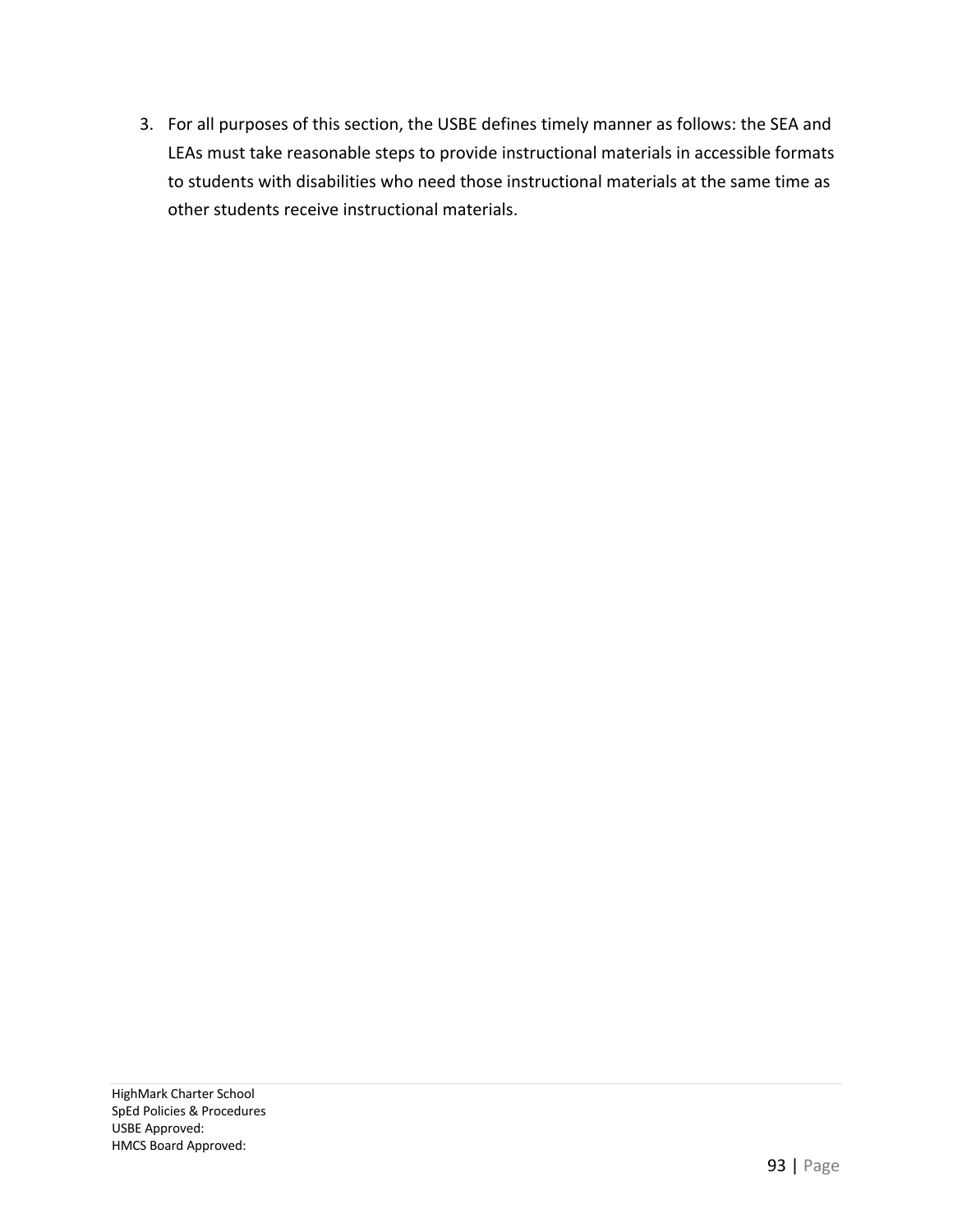3. For all purposes of this section, the USBE defines timely manner as follows: the SEA and LEAs must take reasonable steps to provide instructional materials in accessible formats to students with disabilities who need those instructional materials at the same time as other students receive instructional materials.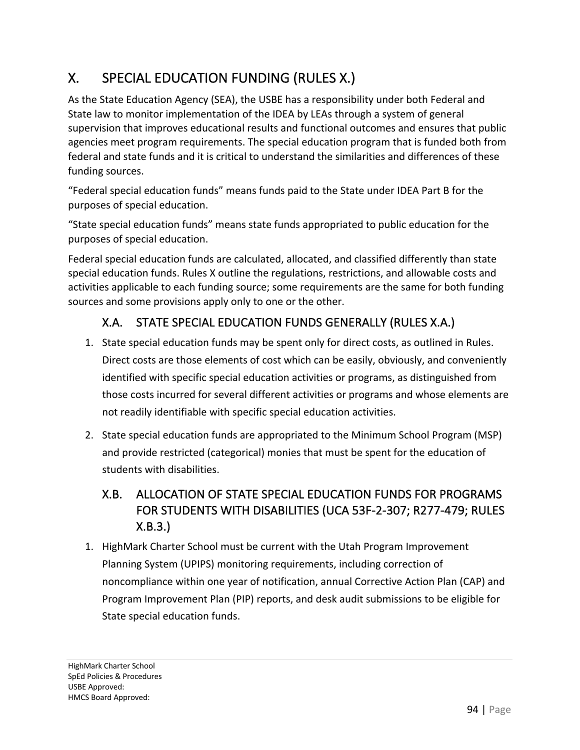# X. SPECIAL EDUCATION FUNDING (RULES X.)

As the State Education Agency (SEA), the USBE has a responsibility under both Federal and State law to monitor implementation of the IDEA by LEAs through a system of general supervision that improves educational results and functional outcomes and ensures that public agencies meet program requirements. The special education program that is funded both from federal and state funds and it is critical to understand the similarities and differences of these funding sources.

"Federal special education funds" means funds paid to the State under IDEA Part B for the purposes of special education.

"State special education funds" means state funds appropriated to public education for the purposes of special education.

Federal special education funds are calculated, allocated, and classified differently than state special education funds. Rules X outline the regulations, restrictions, and allowable costs and activities applicable to each funding source; some requirements are the same for both funding sources and some provisions apply only to one or the other.

## X.A. STATE SPECIAL EDUCATION FUNDS GENERALLY (RULES X.A.)

1. State special education funds may be spent only for direct costs, as outlined in Rules. Direct costs are those elements of cost which can be easily, obviously, and conveniently identified with specific special education activities or programs, as distinguished from those costs incurred for several different activities or programs and whose elements are not readily identifiable with specific special education activities.
2. State special education funds are appropriated to the Minimum School Program (MSP) and provide restricted (categorical) monies that must be spent for the education of students with disabilities.

## X.B. ALLOCATION OF STATE SPECIAL EDUCATION FUNDS FOR PROGRAMS FOR STUDENTS WITH DISABILITIES (UCA 53F-2-307; R277-479; RULES X.B.3.)

1. HighMark Charter School must be current with the Utah Program Improvement Planning System (UPIPS) monitoring requirements, including correction of noncompliance within one year of notification, annual Corrective Action Plan (CAP) and Program Improvement Plan (PIP) reports, and desk audit submissions to be eligible for State special education funds.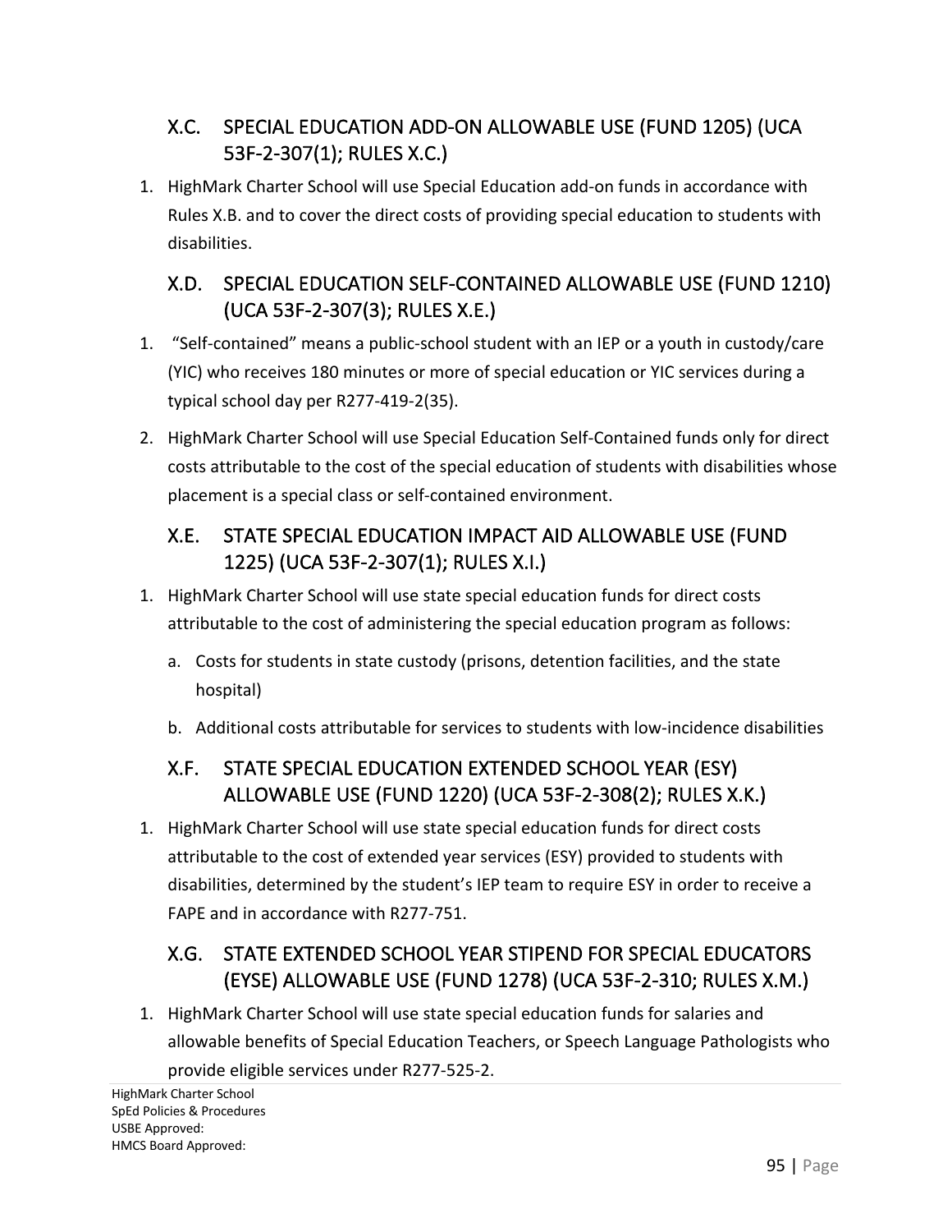### X.C. SPECIAL EDUCATION ADD-ON ALLOWABLE USE (FUND 1205) (UCA 53F-2-307(1); RULES X.C.)

1. HighMark Charter School will use Special Education add-on funds in accordance with Rules X.B. and to cover the direct costs of providing special education to students with disabilities.

### X.D. SPECIAL EDUCATION SELF-CONTAINED ALLOWABLE USE (FUND 1210) (UCA 53F-2-307(3); RULES X.E.)

1. "Self-contained" means a public-school student with an IEP or a youth in custody/care (YIC) who receives 180 minutes or more of special education or YIC services during a typical school day per R277-419-2(35).
2. HighMark Charter School will use Special Education Self-Contained funds only for direct costs attributable to the cost of the special education of students with disabilities whose placement is a special class or self-contained environment.

### X.E. STATE SPECIAL EDUCATION IMPACT AID ALLOWABLE USE (FUND 1225) (UCA 53F-2-307(1); RULES X.I.)

1. HighMark Charter School will use state special education funds for direct costs attributable to the cost of administering the special education program as follows:
   a. Costs for students in state custody (prisons, detention facilities, and the state hospital)
   b. Additional costs attributable for services to students with low-incidence disabilities

### X.F. STATE SPECIAL EDUCATION EXTENDED SCHOOL YEAR (ESY) ALLOWABLE USE (FUND 1220) (UCA 53F-2-308(2); RULES X.K.)

1. HighMark Charter School will use state special education funds for direct costs attributable to the cost of extended year services (ESY) provided to students with disabilities, determined by the student's IEP team to require ESY in order to receive a FAPE and in accordance with R277-751.

### X.G. STATE EXTENDED SCHOOL YEAR STIPEND FOR SPECIAL EDUCATORS (EYSE) ALLOWABLE USE (FUND 1278) (UCA 53F-2-310; RULES X.M.)

1. HighMark Charter School will use state special education funds for salaries and allowable benefits of Special Education Teachers, or Speech Language Pathologists who provide eligible services under R277-525-2.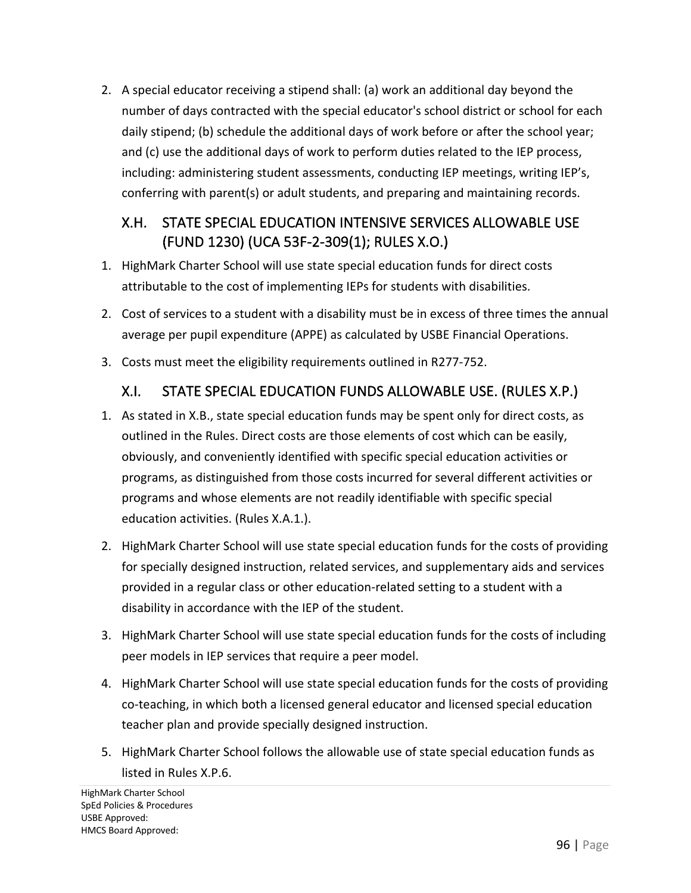2. A special educator receiving a stipend shall: (a) work an additional day beyond the number of days contracted with the special educator's school district or school for each daily stipend; (b) schedule the additional days of work before or after the school year; and (c) use the additional days of work to perform duties related to the IEP process, including: administering student assessments, conducting IEP meetings, writing IEP's, conferring with parent(s) or adult students, and preparing and maintaining records.

### X.H. STATE SPECIAL EDUCATION INTENSIVE SERVICES ALLOWABLE USE (FUND 1230) (UCA 53F-2-309(1); RULES X.O.)

1. HighMark Charter School will use state special education funds for direct costs attributable to the cost of implementing IEPs for students with disabilities.
2. Cost of services to a student with a disability must be in excess of three times the annual average per pupil expenditure (APPE) as calculated by USBE Financial Operations.
3. Costs must meet the eligibility requirements outlined in R277-752.

### X.I. STATE SPECIAL EDUCATION FUNDS ALLOWABLE USE. (RULES X.P.)

1. As stated in X.B., state special education funds may be spent only for direct costs, as outlined in the Rules. Direct costs are those elements of cost which can be easily, obviously, and conveniently identified with specific special education activities or programs, as distinguished from those costs incurred for several different activities or programs and whose elements are not readily identifiable with specific special education activities. (Rules X.A.1.).
2. HighMark Charter School will use state special education funds for the costs of providing for specially designed instruction, related services, and supplementary aids and services provided in a regular class or other education-related setting to a student with a disability in accordance with the IEP of the student.
3. HighMark Charter School will use state special education funds for the costs of including peer models in IEP services that require a peer model.
4. HighMark Charter School will use state special education funds for the costs of providing co-teaching, in which both a licensed general educator and licensed special education teacher plan and provide specially designed instruction.
5. HighMark Charter School follows the allowable use of state special education funds as listed in Rules X.P.6.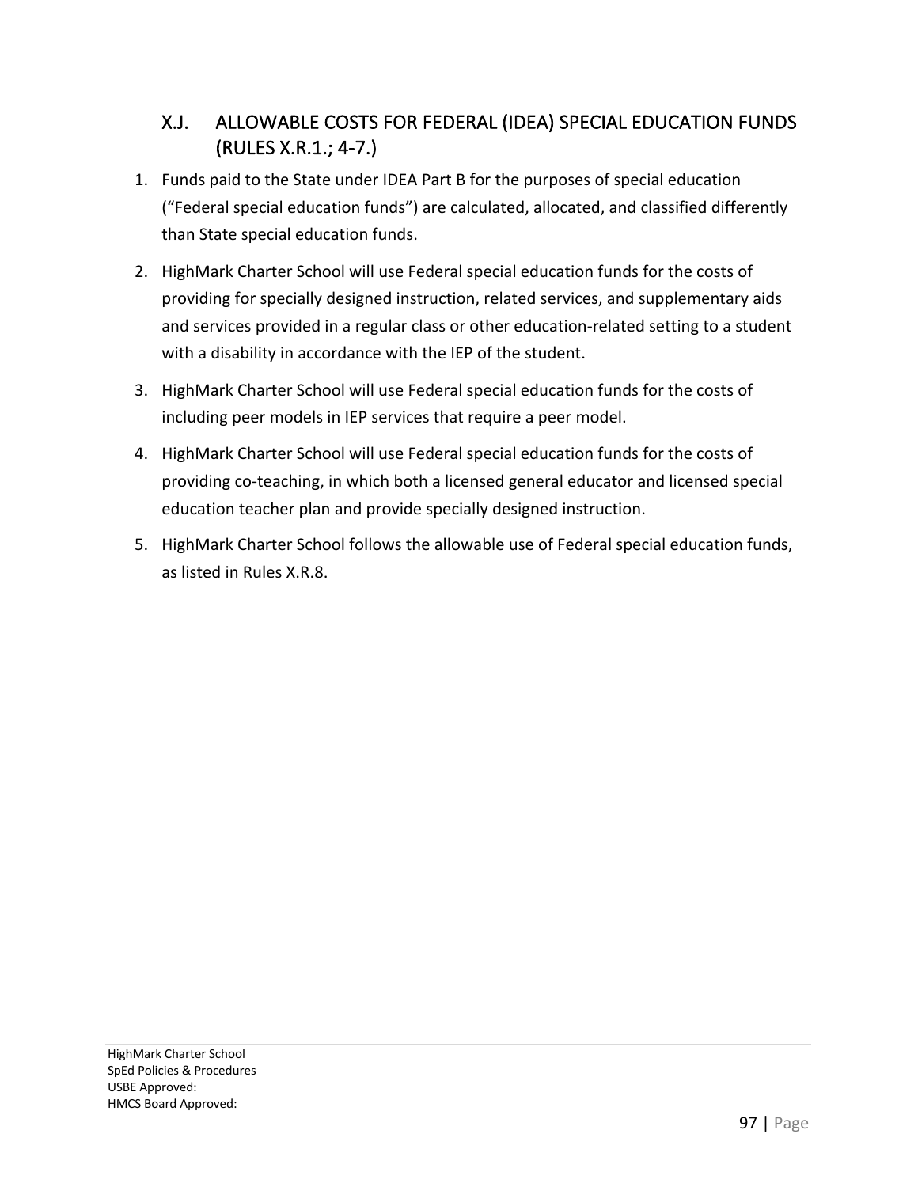## X.J. ALLOWABLE COSTS FOR FEDERAL (IDEA) SPECIAL EDUCATION FUNDS (RULES X.R.1.; 4-7.)

1. Funds paid to the State under IDEA Part B for the purposes of special education ("Federal special education funds") are calculated, allocated, and classified differently than State special education funds.
2. HighMark Charter School will use Federal special education funds for the costs of providing for specially designed instruction, related services, and supplementary aids and services provided in a regular class or other education-related setting to a student with a disability in accordance with the IEP of the student.
3. HighMark Charter School will use Federal special education funds for the costs of including peer models in IEP services that require a peer model.
4. HighMark Charter School will use Federal special education funds for the costs of providing co-teaching, in which both a licensed general educator and licensed special education teacher plan and provide specially designed instruction.
5. HighMark Charter School follows the allowable use of Federal special education funds, as listed in Rules X.R.8.